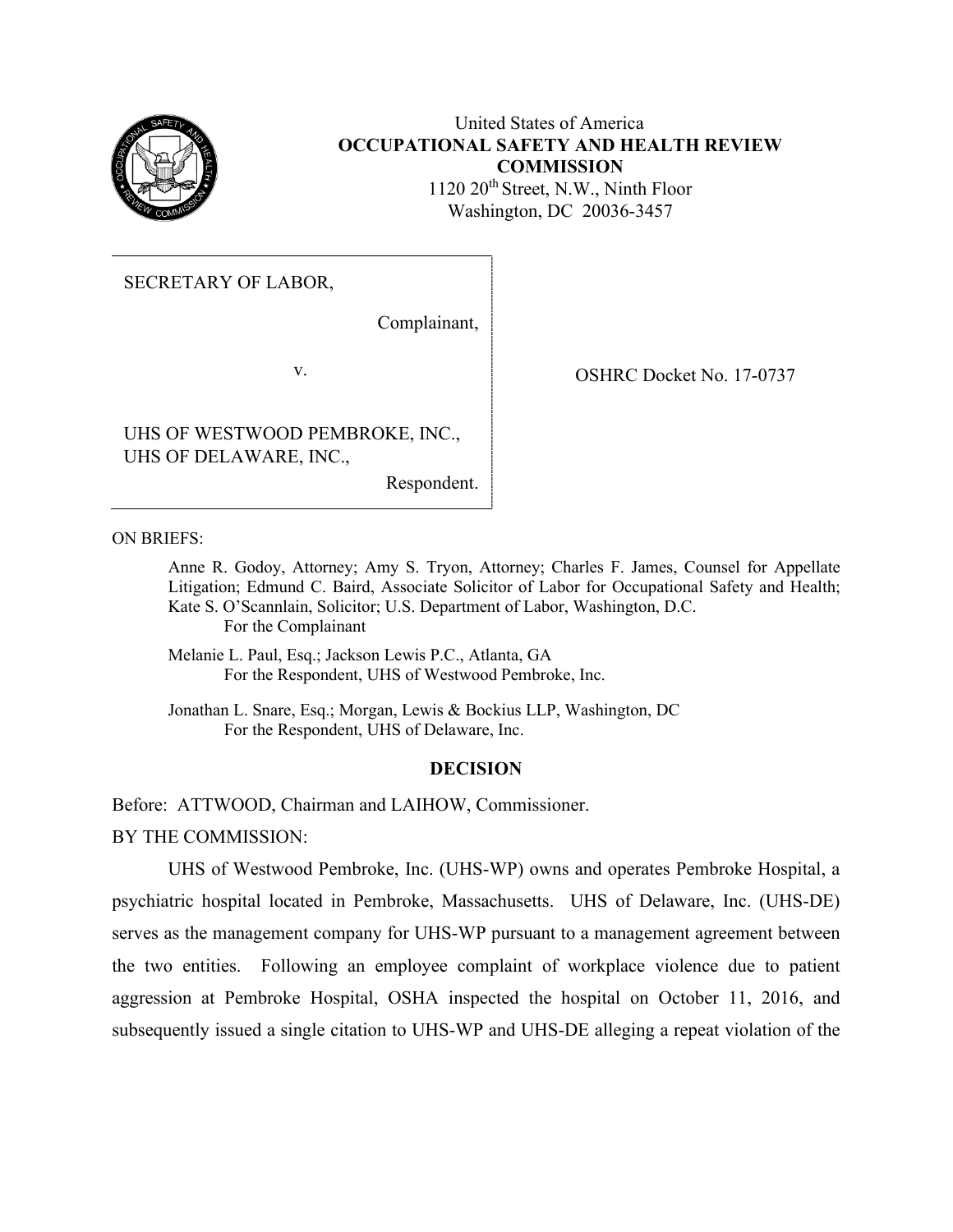United States of America
**OCCUPATIONAL SAFETY AND HEALTH REVIEW COMMISSION**
1120 20th Street, N.W., Ninth Floor
Washington, DC 20036-3457

| | |
|---|---|
| SECRETARY OF LABOR,<br><br>Complainant,<br><br>v.<br><br>UHS OF WESTWOOD PEMBROKE, INC., UHS OF DELAWARE, INC.,<br><br>Respondent. | OSHRC Docket No. 17-0737 |

ON BRIEFS:

Anne R. Godoy, Attorney; Amy S. Tryon, Attorney; Charles F. James, Counsel for Appellate Litigation; Edmund C. Baird, Associate Solicitor of Labor for Occupational Safety and Health; Kate S. O'Scannlain, Solicitor; U.S. Department of Labor, Washington, D.C.
For the Complainant

Melanie L. Paul, Esq.; Jackson Lewis P.C., Atlanta, GA
For the Respondent, UHS of Westwood Pembroke, Inc.

Jonathan L. Snare, Esq.; Morgan, Lewis & Bockius LLP, Washington, DC
For the Respondent, UHS of Delaware, Inc.

**DECISION**

Before: ATTWOOD, Chairman and LAIHOW, Commissioner.

BY THE COMMISSION:

UHS of Westwood Pembroke, Inc. (UHS-WP) owns and operates Pembroke Hospital, a psychiatric hospital located in Pembroke, Massachusetts. UHS of Delaware, Inc. (UHS-DE) serves as the management company for UHS-WP pursuant to a management agreement between the two entities. Following an employee complaint of workplace violence due to patient aggression at Pembroke Hospital, OSHA inspected the hospital on October 11, 2016, and subsequently issued a single citation to UHS-WP and UHS-DE alleging a repeat violation of the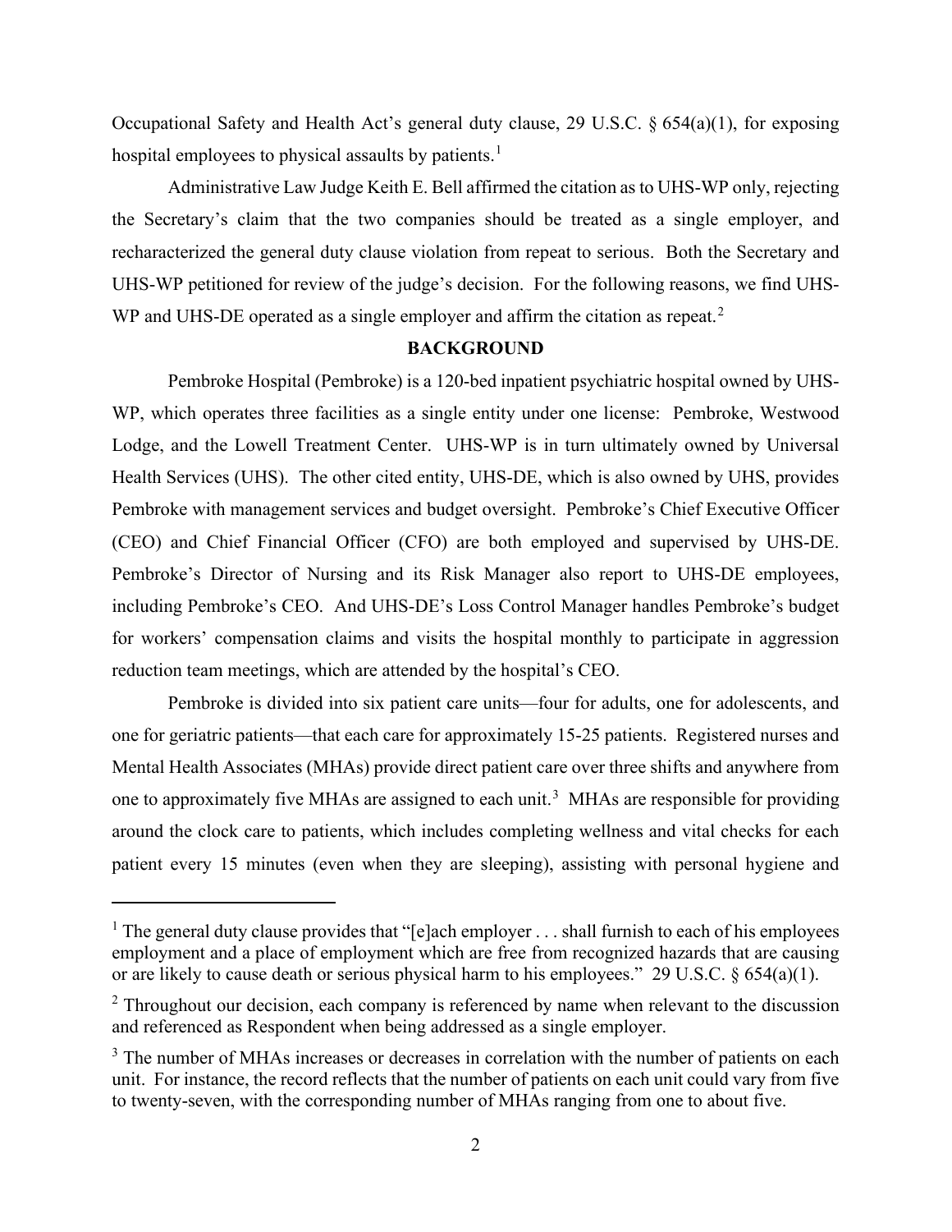Occupational Safety and Health Act's general duty clause, 29 U.S.C. § 654(a)(1), for exposing hospital employees to physical assaults by patients.[1]

Administrative Law Judge Keith E. Bell affirmed the citation as to UHS-WP only, rejecting the Secretary's claim that the two companies should be treated as a single employer, and recharacterized the general duty clause violation from repeat to serious. Both the Secretary and UHS-WP petitioned for review of the judge's decision. For the following reasons, we find UHS-WP and UHS-DE operated as a single employer and affirm the citation as repeat.[2]

## BACKGROUND

Pembroke Hospital (Pembroke) is a 120-bed inpatient psychiatric hospital owned by UHS-WP, which operates three facilities as a single entity under one license: Pembroke, Westwood Lodge, and the Lowell Treatment Center. UHS-WP is in turn ultimately owned by Universal Health Services (UHS). The other cited entity, UHS-DE, which is also owned by UHS, provides Pembroke with management services and budget oversight. Pembroke's Chief Executive Officer (CEO) and Chief Financial Officer (CFO) are both employed and supervised by UHS-DE. Pembroke's Director of Nursing and its Risk Manager also report to UHS-DE employees, including Pembroke's CEO. And UHS-DE's Loss Control Manager handles Pembroke's budget for workers' compensation claims and visits the hospital monthly to participate in aggression reduction team meetings, which are attended by the hospital's CEO.

Pembroke is divided into six patient care units—four for adults, one for adolescents, and one for geriatric patients—that each care for approximately 15-25 patients. Registered nurses and Mental Health Associates (MHAs) provide direct patient care over three shifts and anywhere from one to approximately five MHAs are assigned to each unit.[3] MHAs are responsible for providing around the clock care to patients, which includes completing wellness and vital checks for each patient every 15 minutes (even when they are sleeping), assisting with personal hygiene and

---

[1] The general duty clause provides that "[e]ach employer . . . shall furnish to each of his employees employment and a place of employment which are free from recognized hazards that are causing or are likely to cause death or serious physical harm to his employees." 29 U.S.C. § 654(a)(1).

[2] Throughout our decision, each company is referenced by name when relevant to the discussion and referenced as Respondent when being addressed as a single employer.

[3] The number of MHAs increases or decreases in correlation with the number of patients on each unit. For instance, the record reflects that the number of patients on each unit could vary from five to twenty-seven, with the corresponding number of MHAs ranging from one to about five.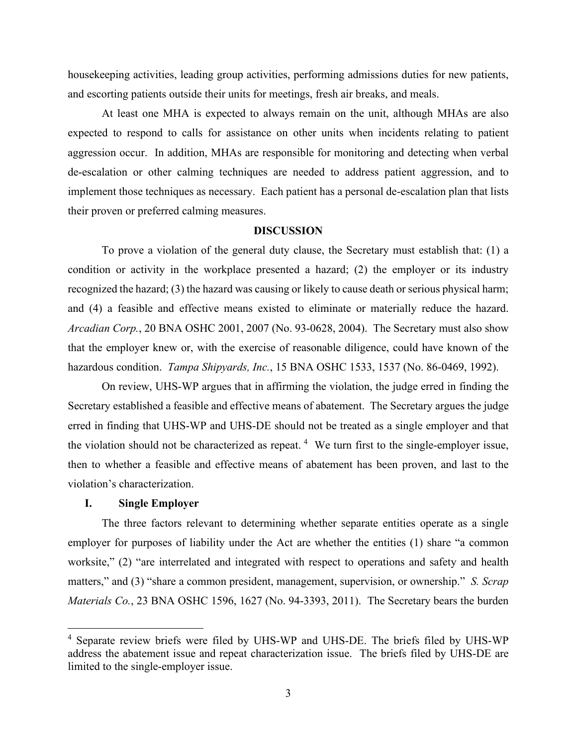housekeeping activities, leading group activities, performing admissions duties for new patients, and escorting patients outside their units for meetings, fresh air breaks, and meals.

At least one MHA is expected to always remain on the unit, although MHAs are also expected to respond to calls for assistance on other units when incidents relating to patient aggression occur. In addition, MHAs are responsible for monitoring and detecting when verbal de-escalation or other calming techniques are needed to address patient aggression, and to implement those techniques as necessary. Each patient has a personal de-escalation plan that lists their proven or preferred calming measures.

## DISCUSSION

To prove a violation of the general duty clause, the Secretary must establish that: (1) a condition or activity in the workplace presented a hazard; (2) the employer or its industry recognized the hazard; (3) the hazard was causing or likely to cause death or serious physical harm; and (4) a feasible and effective means existed to eliminate or materially reduce the hazard. *Arcadian Corp.*, 20 BNA OSHC 2001, 2007 (No. 93-0628, 2004). The Secretary must also show that the employer knew or, with the exercise of reasonable diligence, could have known of the hazardous condition. *Tampa Shipyards, Inc.*, 15 BNA OSHC 1533, 1537 (No. 86-0469, 1992).

On review, UHS-WP argues that in affirming the violation, the judge erred in finding the Secretary established a feasible and effective means of abatement. The Secretary argues the judge erred in finding that UHS-WP and UHS-DE should not be treated as a single employer and that the violation should not be characterized as repeat. [4] We turn first to the single-employer issue, then to whether a feasible and effective means of abatement has been proven, and last to the violation's characterization.

### I. Single Employer

The three factors relevant to determining whether separate entities operate as a single employer for purposes of liability under the Act are whether the entities (1) share "a common worksite," (2) "are interrelated and integrated with respect to operations and safety and health matters," and (3) "share a common president, management, supervision, or ownership." *S. Scrap Materials Co.*, 23 BNA OSHC 1596, 1627 (No. 94-3393, 2011). The Secretary bears the burden

---

[4] Separate review briefs were filed by UHS-WP and UHS-DE. The briefs filed by UHS-WP address the abatement issue and repeat characterization issue. The briefs filed by UHS-DE are limited to the single-employer issue.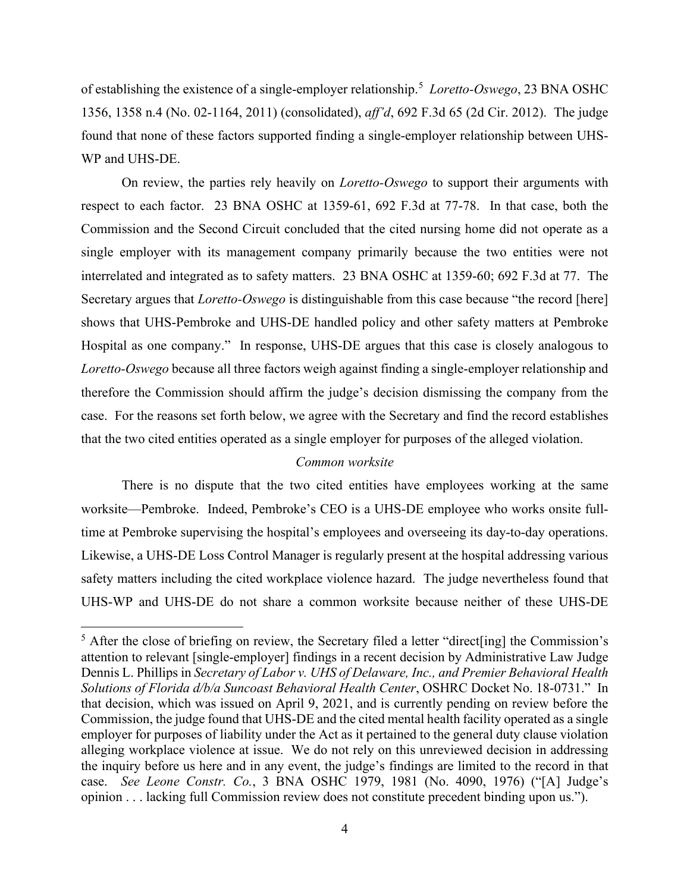of establishing the existence of a single-employer relationship.[5] *Loretto-Oswego*, 23 BNA OSHC 1356, 1358 n.4 (No. 02-1164, 2011) (consolidated), *aff'd*, 692 F.3d 65 (2d Cir. 2012). The judge found that none of these factors supported finding a single-employer relationship between UHS-WP and UHS-DE.

On review, the parties rely heavily on *Loretto-Oswego* to support their arguments with respect to each factor. 23 BNA OSHC at 1359-61, 692 F.3d at 77-78. In that case, both the Commission and the Second Circuit concluded that the cited nursing home did not operate as a single employer with its management company primarily because the two entities were not interrelated and integrated as to safety matters. 23 BNA OSHC at 1359-60; 692 F.3d at 77. The Secretary argues that *Loretto-Oswego* is distinguishable from this case because "the record [here] shows that UHS-Pembroke and UHS-DE handled policy and other safety matters at Pembroke Hospital as one company." In response, UHS-DE argues that this case is closely analogous to *Loretto-Oswego* because all three factors weigh against finding a single-employer relationship and therefore the Commission should affirm the judge's decision dismissing the company from the case. For the reasons set forth below, we agree with the Secretary and find the record establishes that the two cited entities operated as a single employer for purposes of the alleged violation.

*Common worksite*

There is no dispute that the two cited entities have employees working at the same worksite—Pembroke. Indeed, Pembroke's CEO is a UHS-DE employee who works onsite full-time at Pembroke supervising the hospital's employees and overseeing its day-to-day operations. Likewise, a UHS-DE Loss Control Manager is regularly present at the hospital addressing various safety matters including the cited workplace violence hazard. The judge nevertheless found that UHS-WP and UHS-DE do not share a common worksite because neither of these UHS-DE

[5] After the close of briefing on review, the Secretary filed a letter "direct[ing] the Commission's attention to relevant [single-employer] findings in a recent decision by Administrative Law Judge Dennis L. Phillips in *Secretary of Labor v. UHS of Delaware, Inc., and Premier Behavioral Health Solutions of Florida d/b/a Suncoast Behavioral Health Center*, OSHRC Docket No. 18-0731." In that decision, which was issued on April 9, 2021, and is currently pending on review before the Commission, the judge found that UHS-DE and the cited mental health facility operated as a single employer for purposes of liability under the Act as it pertained to the general duty clause violation alleging workplace violence at issue. We do not rely on this unreviewed decision in addressing the inquiry before us here and in any event, the judge's findings are limited to the record in that case. *See Leone Constr. Co.*, 3 BNA OSHC 1979, 1981 (No. 4090, 1976) ("[A] Judge's opinion . . . lacking full Commission review does not constitute precedent binding upon us.").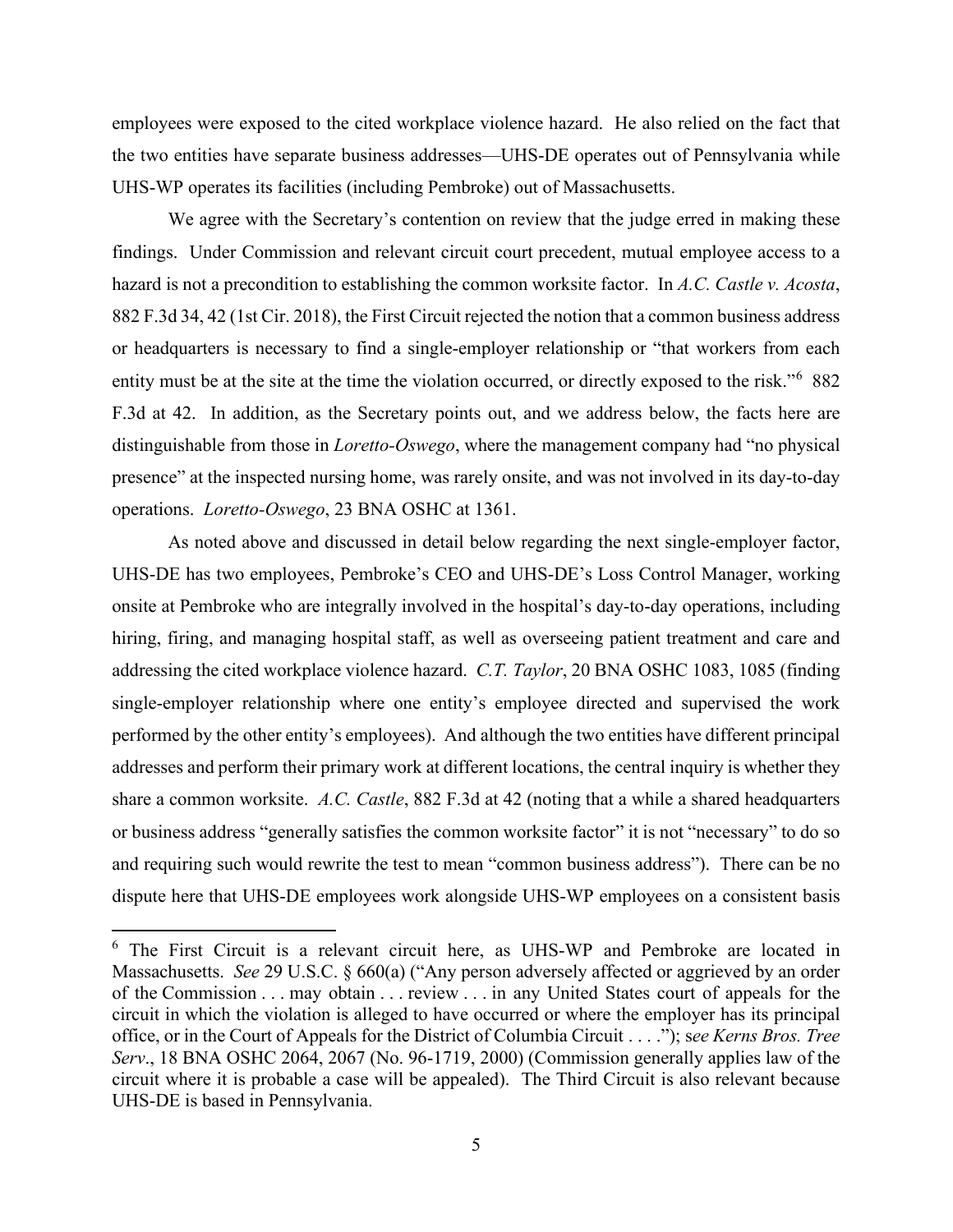employees were exposed to the cited workplace violence hazard. He also relied on the fact that the two entities have separate business addresses—UHS-DE operates out of Pennsylvania while UHS-WP operates its facilities (including Pembroke) out of Massachusetts.

We agree with the Secretary's contention on review that the judge erred in making these findings. Under Commission and relevant circuit court precedent, mutual employee access to a hazard is not a precondition to establishing the common worksite factor. In *A.C. Castle v. Acosta*, 882 F.3d 34, 42 (1st Cir. 2018), the First Circuit rejected the notion that a common business address or headquarters is necessary to find a single-employer relationship or "that workers from each entity must be at the site at the time the violation occurred, or directly exposed to the risk."[6] 882 F.3d at 42. In addition, as the Secretary points out, and we address below, the facts here are distinguishable from those in *Loretto-Oswego*, where the management company had "no physical presence" at the inspected nursing home, was rarely onsite, and was not involved in its day-to-day operations. *Loretto-Oswego*, 23 BNA OSHC at 1361.

As noted above and discussed in detail below regarding the next single-employer factor, UHS-DE has two employees, Pembroke's CEO and UHS-DE's Loss Control Manager, working onsite at Pembroke who are integrally involved in the hospital's day-to-day operations, including hiring, firing, and managing hospital staff, as well as overseeing patient treatment and care and addressing the cited workplace violence hazard. *C.T. Taylor*, 20 BNA OSHC 1083, 1085 (finding single-employer relationship where one entity's employee directed and supervised the work performed by the other entity's employees). And although the two entities have different principal addresses and perform their primary work at different locations, the central inquiry is whether they share a common worksite. *A.C. Castle*, 882 F.3d at 42 (noting that a while a shared headquarters or business address "generally satisfies the common worksite factor" it is not "necessary" to do so and requiring such would rewrite the test to mean "common business address"). There can be no dispute here that UHS-DE employees work alongside UHS-WP employees on a consistent basis

---

[6] The First Circuit is a relevant circuit here, as UHS-WP and Pembroke are located in Massachusetts. *See* 29 U.S.C. § 660(a) ("Any person adversely affected or aggrieved by an order of the Commission . . . may obtain . . . review . . . in any United States court of appeals for the circuit in which the violation is alleged to have occurred or where the employer has its principal office, or in the Court of Appeals for the District of Columbia Circuit . . . ."); s*ee Kerns Bros. Tree Serv*., 18 BNA OSHC 2064, 2067 (No. 96-1719, 2000) (Commission generally applies law of the circuit where it is probable a case will be appealed). The Third Circuit is also relevant because UHS-DE is based in Pennsylvania.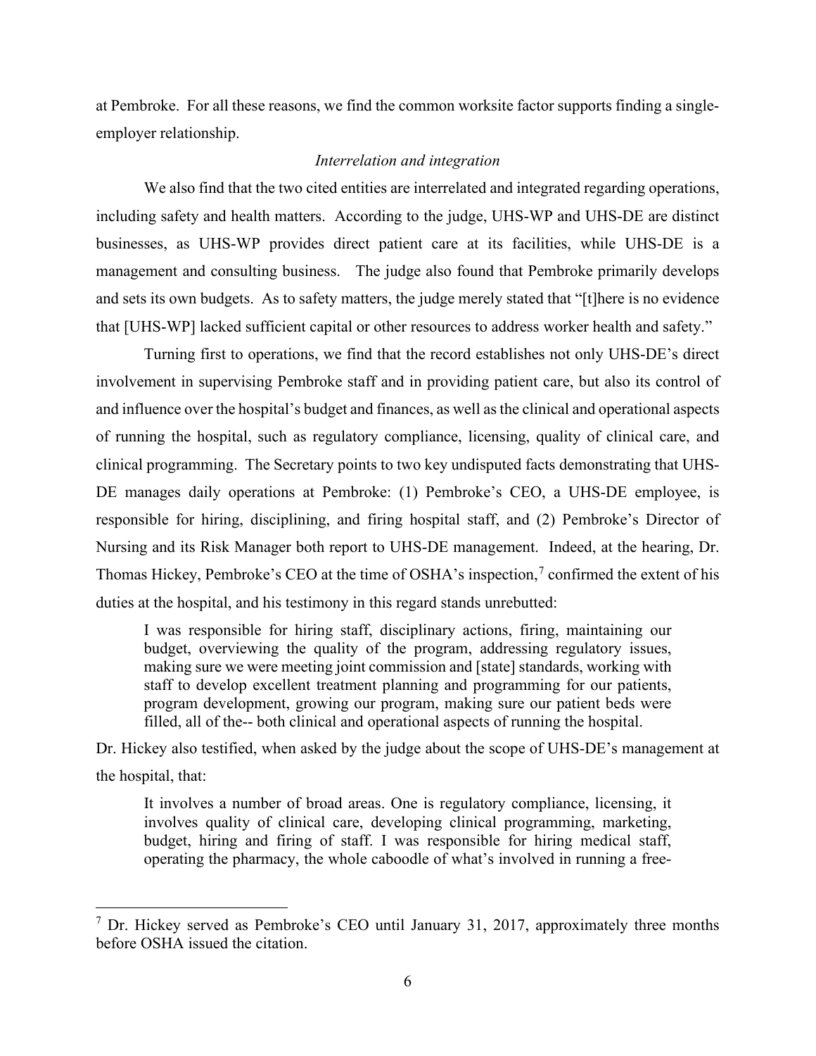at Pembroke. For all these reasons, we find the common worksite factor supports finding a single-employer relationship.

*Interrelation and integration*

We also find that the two cited entities are interrelated and integrated regarding operations, including safety and health matters. According to the judge, UHS-WP and UHS-DE are distinct businesses, as UHS-WP provides direct patient care at its facilities, while UHS-DE is a management and consulting business. The judge also found that Pembroke primarily develops and sets its own budgets. As to safety matters, the judge merely stated that "[t]here is no evidence that [UHS-WP] lacked sufficient capital or other resources to address worker health and safety."

Turning first to operations, we find that the record establishes not only UHS-DE's direct involvement in supervising Pembroke staff and in providing patient care, but also its control of and influence over the hospital's budget and finances, as well as the clinical and operational aspects of running the hospital, such as regulatory compliance, licensing, quality of clinical care, and clinical programming. The Secretary points to two key undisputed facts demonstrating that UHS-DE manages daily operations at Pembroke: (1) Pembroke's CEO, a UHS-DE employee, is responsible for hiring, disciplining, and firing hospital staff, and (2) Pembroke's Director of Nursing and its Risk Manager both report to UHS-DE management. Indeed, at the hearing, Dr. Thomas Hickey, Pembroke's CEO at the time of OSHA's inspection,[7] confirmed the extent of his duties at the hospital, and his testimony in this regard stands unrebutted:

> I was responsible for hiring staff, disciplinary actions, firing, maintaining our budget, overviewing the quality of the program, addressing regulatory issues, making sure we were meeting joint commission and [state] standards, working with staff to develop excellent treatment planning and programming for our patients, program development, growing our program, making sure our patient beds were filled, all of the-- both clinical and operational aspects of running the hospital.

Dr. Hickey also testified, when asked by the judge about the scope of UHS-DE's management at the hospital, that:

> It involves a number of broad areas. One is regulatory compliance, licensing, it involves quality of clinical care, developing clinical programming, marketing, budget, hiring and firing of staff. I was responsible for hiring medical staff, operating the pharmacy, the whole caboodle of what's involved in running a free-

[7] Dr. Hickey served as Pembroke's CEO until January 31, 2017, approximately three months before OSHA issued the citation.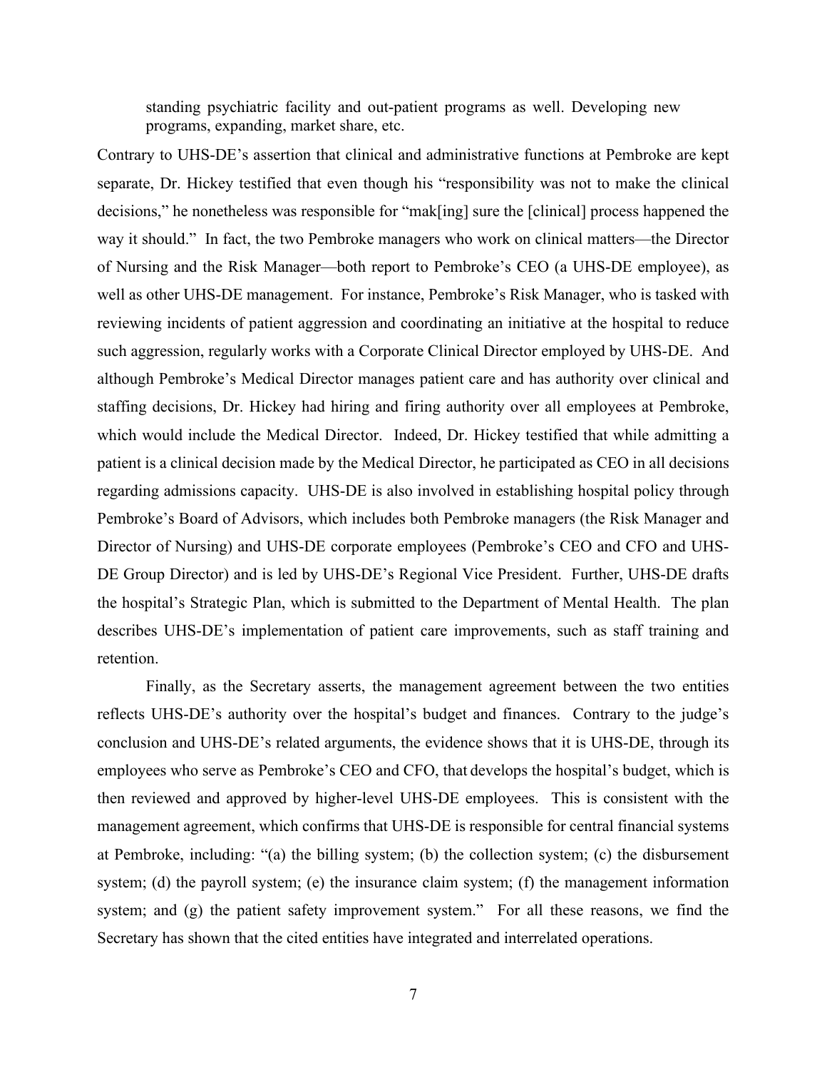standing psychiatric facility and out-patient programs as well. Developing new programs, expanding, market share, etc.

Contrary to UHS-DE's assertion that clinical and administrative functions at Pembroke are kept separate, Dr. Hickey testified that even though his "responsibility was not to make the clinical decisions," he nonetheless was responsible for "mak[ing] sure the [clinical] process happened the way it should." In fact, the two Pembroke managers who work on clinical matters—the Director of Nursing and the Risk Manager—both report to Pembroke's CEO (a UHS-DE employee), as well as other UHS-DE management. For instance, Pembroke's Risk Manager, who is tasked with reviewing incidents of patient aggression and coordinating an initiative at the hospital to reduce such aggression, regularly works with a Corporate Clinical Director employed by UHS-DE. And although Pembroke's Medical Director manages patient care and has authority over clinical and staffing decisions, Dr. Hickey had hiring and firing authority over all employees at Pembroke, which would include the Medical Director. Indeed, Dr. Hickey testified that while admitting a patient is a clinical decision made by the Medical Director, he participated as CEO in all decisions regarding admissions capacity. UHS-DE is also involved in establishing hospital policy through Pembroke's Board of Advisors, which includes both Pembroke managers (the Risk Manager and Director of Nursing) and UHS-DE corporate employees (Pembroke's CEO and CFO and UHS-DE Group Director) and is led by UHS-DE's Regional Vice President. Further, UHS-DE drafts the hospital's Strategic Plan, which is submitted to the Department of Mental Health. The plan describes UHS-DE's implementation of patient care improvements, such as staff training and retention.

Finally, as the Secretary asserts, the management agreement between the two entities reflects UHS-DE's authority over the hospital's budget and finances. Contrary to the judge's conclusion and UHS-DE's related arguments, the evidence shows that it is UHS-DE, through its employees who serve as Pembroke's CEO and CFO, that develops the hospital's budget, which is then reviewed and approved by higher-level UHS-DE employees. This is consistent with the management agreement, which confirms that UHS-DE is responsible for central financial systems at Pembroke, including: "(a) the billing system; (b) the collection system; (c) the disbursement system; (d) the payroll system; (e) the insurance claim system; (f) the management information system; and (g) the patient safety improvement system." For all these reasons, we find the Secretary has shown that the cited entities have integrated and interrelated operations.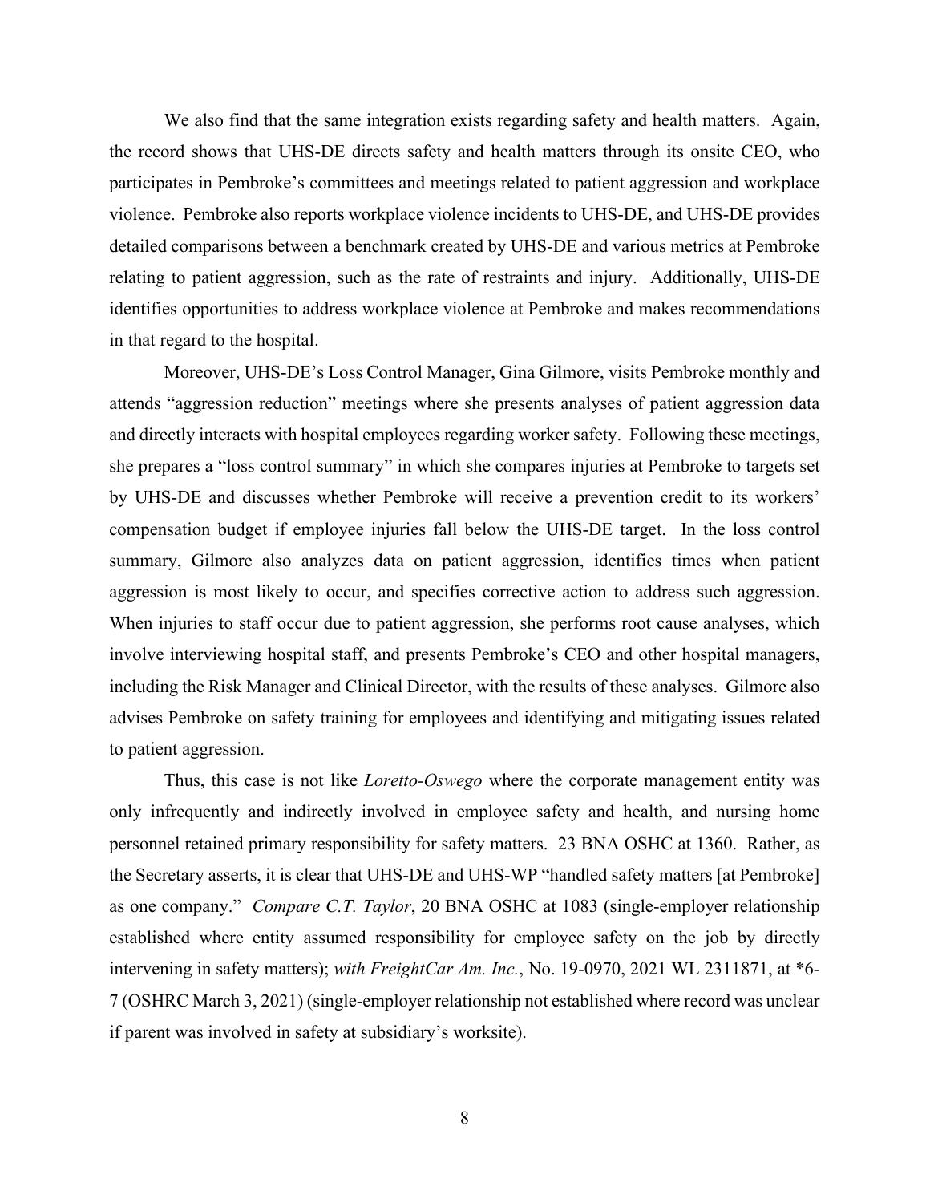We also find that the same integration exists regarding safety and health matters. Again, the record shows that UHS-DE directs safety and health matters through its onsite CEO, who participates in Pembroke's committees and meetings related to patient aggression and workplace violence. Pembroke also reports workplace violence incidents to UHS-DE, and UHS-DE provides detailed comparisons between a benchmark created by UHS-DE and various metrics at Pembroke relating to patient aggression, such as the rate of restraints and injury. Additionally, UHS-DE identifies opportunities to address workplace violence at Pembroke and makes recommendations in that regard to the hospital.

Moreover, UHS-DE's Loss Control Manager, Gina Gilmore, visits Pembroke monthly and attends "aggression reduction" meetings where she presents analyses of patient aggression data and directly interacts with hospital employees regarding worker safety. Following these meetings, she prepares a "loss control summary" in which she compares injuries at Pembroke to targets set by UHS-DE and discusses whether Pembroke will receive a prevention credit to its workers' compensation budget if employee injuries fall below the UHS-DE target. In the loss control summary, Gilmore also analyzes data on patient aggression, identifies times when patient aggression is most likely to occur, and specifies corrective action to address such aggression. When injuries to staff occur due to patient aggression, she performs root cause analyses, which involve interviewing hospital staff, and presents Pembroke's CEO and other hospital managers, including the Risk Manager and Clinical Director, with the results of these analyses. Gilmore also advises Pembroke on safety training for employees and identifying and mitigating issues related to patient aggression.

Thus, this case is not like *Loretto-Oswego* where the corporate management entity was only infrequently and indirectly involved in employee safety and health, and nursing home personnel retained primary responsibility for safety matters. 23 BNA OSHC at 1360. Rather, as the Secretary asserts, it is clear that UHS-DE and UHS-WP "handled safety matters [at Pembroke] as one company." *Compare C.T. Taylor*, 20 BNA OSHC at 1083 (single-employer relationship established where entity assumed responsibility for employee safety on the job by directly intervening in safety matters); *with FreightCar Am. Inc.*, No. 19-0970, 2021 WL 2311871, at *6-7 (OSHRC March 3, 2021) (single-employer relationship not established where record was unclear if parent was involved in safety at subsidiary's worksite).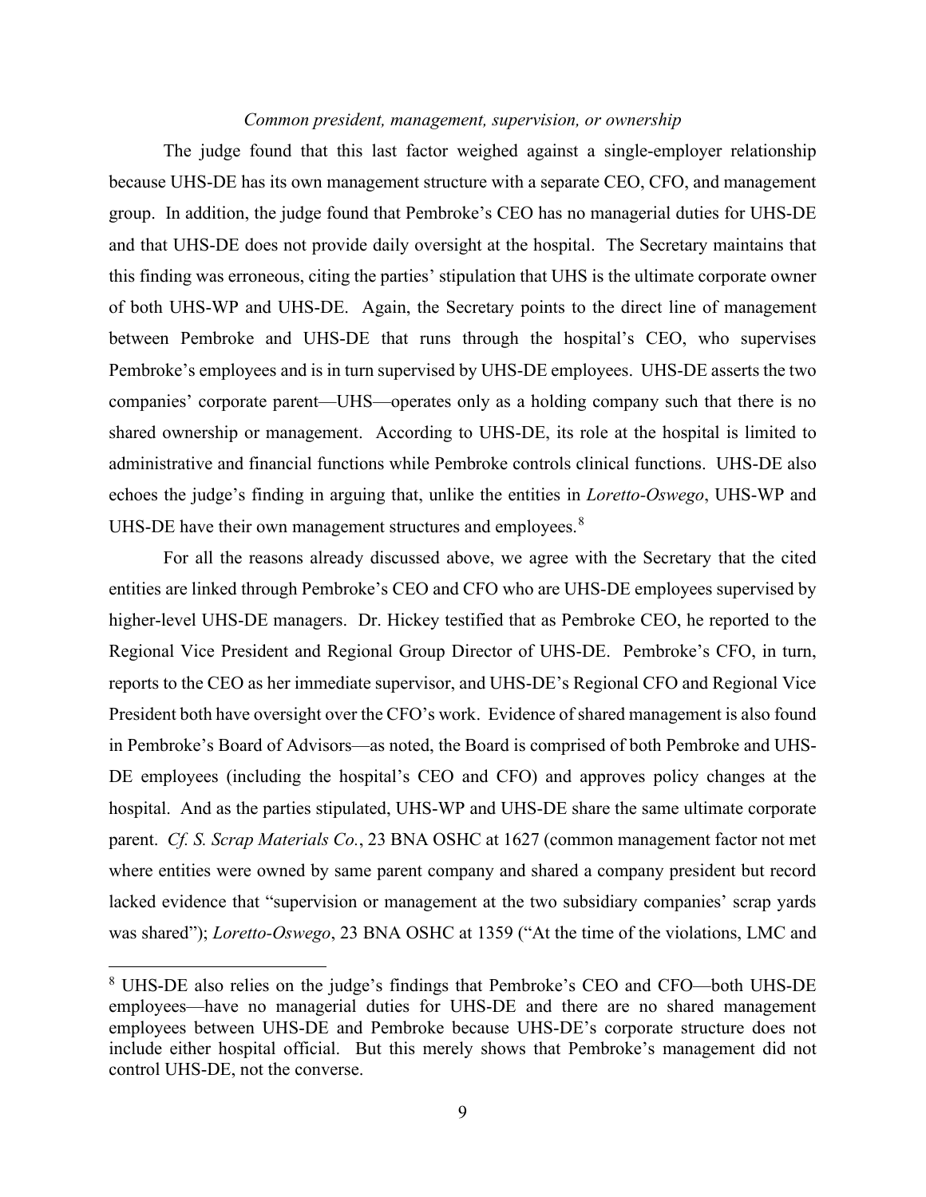*Common president, management, supervision, or ownership*

The judge found that this last factor weighed against a single-employer relationship because UHS-DE has its own management structure with a separate CEO, CFO, and management group. In addition, the judge found that Pembroke's CEO has no managerial duties for UHS-DE and that UHS-DE does not provide daily oversight at the hospital. The Secretary maintains that this finding was erroneous, citing the parties' stipulation that UHS is the ultimate corporate owner of both UHS-WP and UHS-DE. Again, the Secretary points to the direct line of management between Pembroke and UHS-DE that runs through the hospital's CEO, who supervises Pembroke's employees and is in turn supervised by UHS-DE employees. UHS-DE asserts the two companies' corporate parent—UHS—operates only as a holding company such that there is no shared ownership or management. According to UHS-DE, its role at the hospital is limited to administrative and financial functions while Pembroke controls clinical functions. UHS-DE also echoes the judge's finding in arguing that, unlike the entities in *Loretto-Oswego*, UHS-WP and UHS-DE have their own management structures and employees.[8]

For all the reasons already discussed above, we agree with the Secretary that the cited entities are linked through Pembroke's CEO and CFO who are UHS-DE employees supervised by higher-level UHS-DE managers. Dr. Hickey testified that as Pembroke CEO, he reported to the Regional Vice President and Regional Group Director of UHS-DE. Pembroke's CFO, in turn, reports to the CEO as her immediate supervisor, and UHS-DE's Regional CFO and Regional Vice President both have oversight over the CFO's work. Evidence of shared management is also found in Pembroke's Board of Advisors—as noted, the Board is comprised of both Pembroke and UHS-DE employees (including the hospital's CEO and CFO) and approves policy changes at the hospital. And as the parties stipulated, UHS-WP and UHS-DE share the same ultimate corporate parent. *Cf. S. Scrap Materials Co.*, 23 BNA OSHC at 1627 (common management factor not met where entities were owned by same parent company and shared a company president but record lacked evidence that "supervision or management at the two subsidiary companies' scrap yards was shared"); *Loretto-Oswego*, 23 BNA OSHC at 1359 ("At the time of the violations, LMC and

---

[8] UHS-DE also relies on the judge's findings that Pembroke's CEO and CFO—both UHS-DE employees—have no managerial duties for UHS-DE and there are no shared management employees between UHS-DE and Pembroke because UHS-DE's corporate structure does not include either hospital official. But this merely shows that Pembroke's management did not control UHS-DE, not the converse.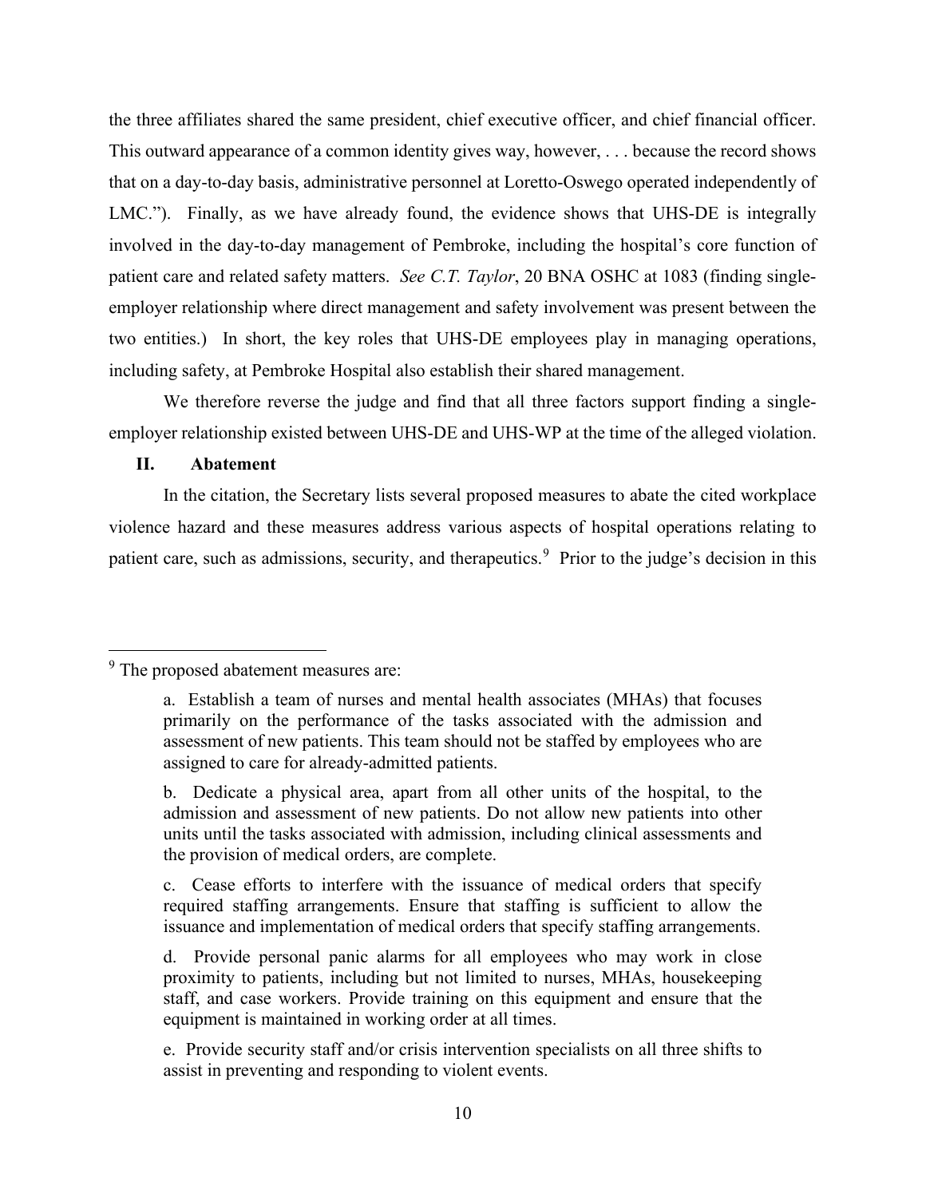the three affiliates shared the same president, chief executive officer, and chief financial officer. This outward appearance of a common identity gives way, however, . . . because the record shows that on a day-to-day basis, administrative personnel at Loretto-Oswego operated independently of LMC."). Finally, as we have already found, the evidence shows that UHS-DE is integrally involved in the day-to-day management of Pembroke, including the hospital's core function of patient care and related safety matters. *See C.T. Taylor*, 20 BNA OSHC at 1083 (finding single-employer relationship where direct management and safety involvement was present between the two entities.) In short, the key roles that UHS-DE employees play in managing operations, including safety, at Pembroke Hospital also establish their shared management.

We therefore reverse the judge and find that all three factors support finding a single-employer relationship existed between UHS-DE and UHS-WP at the time of the alleged violation.

## II. Abatement

In the citation, the Secretary lists several proposed measures to abate the cited workplace violence hazard and these measures address various aspects of hospital operations relating to patient care, such as admissions, security, and therapeutics.[9] Prior to the judge's decision in this

---

[9] The proposed abatement measures are:

> a. Establish a team of nurses and mental health associates (MHAs) that focuses primarily on the performance of the tasks associated with the admission and assessment of new patients. This team should not be staffed by employees who are assigned to care for already-admitted patients.
>
> b. Dedicate a physical area, apart from all other units of the hospital, to the admission and assessment of new patients. Do not allow new patients into other units until the tasks associated with admission, including clinical assessments and the provision of medical orders, are complete.
>
> c. Cease efforts to interfere with the issuance of medical orders that specify required staffing arrangements. Ensure that staffing is sufficient to allow the issuance and implementation of medical orders that specify staffing arrangements.
>
> d. Provide personal panic alarms for all employees who may work in close proximity to patients, including but not limited to nurses, MHAs, housekeeping staff, and case workers. Provide training on this equipment and ensure that the equipment is maintained in working order at all times.
>
> e. Provide security staff and/or crisis intervention specialists on all three shifts to assist in preventing and responding to violent events.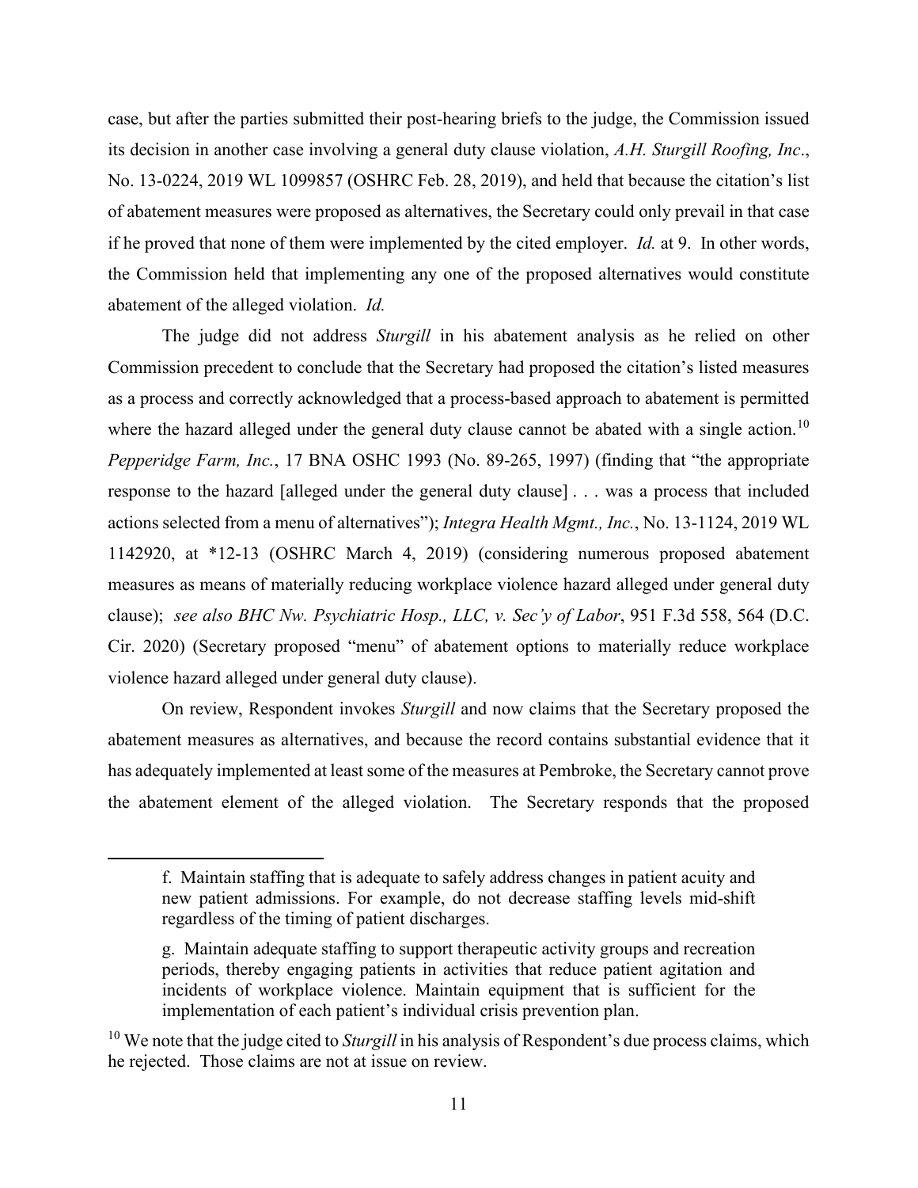case, but after the parties submitted their post-hearing briefs to the judge, the Commission issued its decision in another case involving a general duty clause violation, *A.H. Sturgill Roofing, Inc*., No. 13-0224, 2019 WL 1099857 (OSHRC Feb. 28, 2019), and held that because the citation's list of abatement measures were proposed as alternatives, the Secretary could only prevail in that case if he proved that none of them were implemented by the cited employer. *Id.* at 9. In other words, the Commission held that implementing any one of the proposed alternatives would constitute abatement of the alleged violation. *Id.*

The judge did not address *Sturgill* in his abatement analysis as he relied on other Commission precedent to conclude that the Secretary had proposed the citation's listed measures as a process and correctly acknowledged that a process-based approach to abatement is permitted where the hazard alleged under the general duty clause cannot be abated with a single action.[10] *Pepperidge Farm, Inc.*, 17 BNA OSHC 1993 (No. 89-265, 1997) (finding that "the appropriate response to the hazard [alleged under the general duty clause] . . . was a process that included actions selected from a menu of alternatives"); *Integra Health Mgmt., Inc.*, No. 13-1124, 2019 WL 1142920, at *12-13 (OSHRC March 4, 2019) (considering numerous proposed abatement measures as means of materially reducing workplace violence hazard alleged under general duty clause); *see also BHC Nw. Psychiatric Hosp., LLC, v. Sec'y of Labor*, 951 F.3d 558, 564 (D.C. Cir. 2020) (Secretary proposed "menu" of abatement options to materially reduce workplace violence hazard alleged under general duty clause).

On review, Respondent invokes *Sturgill* and now claims that the Secretary proposed the abatement measures as alternatives, and because the record contains substantial evidence that it has adequately implemented at least some of the measures at Pembroke, the Secretary cannot prove the abatement element of the alleged violation. The Secretary responds that the proposed

> f. Maintain staffing that is adequate to safely address changes in patient acuity and new patient admissions. For example, do not decrease staffing levels mid-shift regardless of the timing of patient discharges.
>
> g. Maintain adequate staffing to support therapeutic activity groups and recreation periods, thereby engaging patients in activities that reduce patient agitation and incidents of workplace violence. Maintain equipment that is sufficient for the implementation of each patient's individual crisis prevention plan.

[10] We note that the judge cited to *Sturgill* in his analysis of Respondent's due process claims, which he rejected. Those claims are not at issue on review.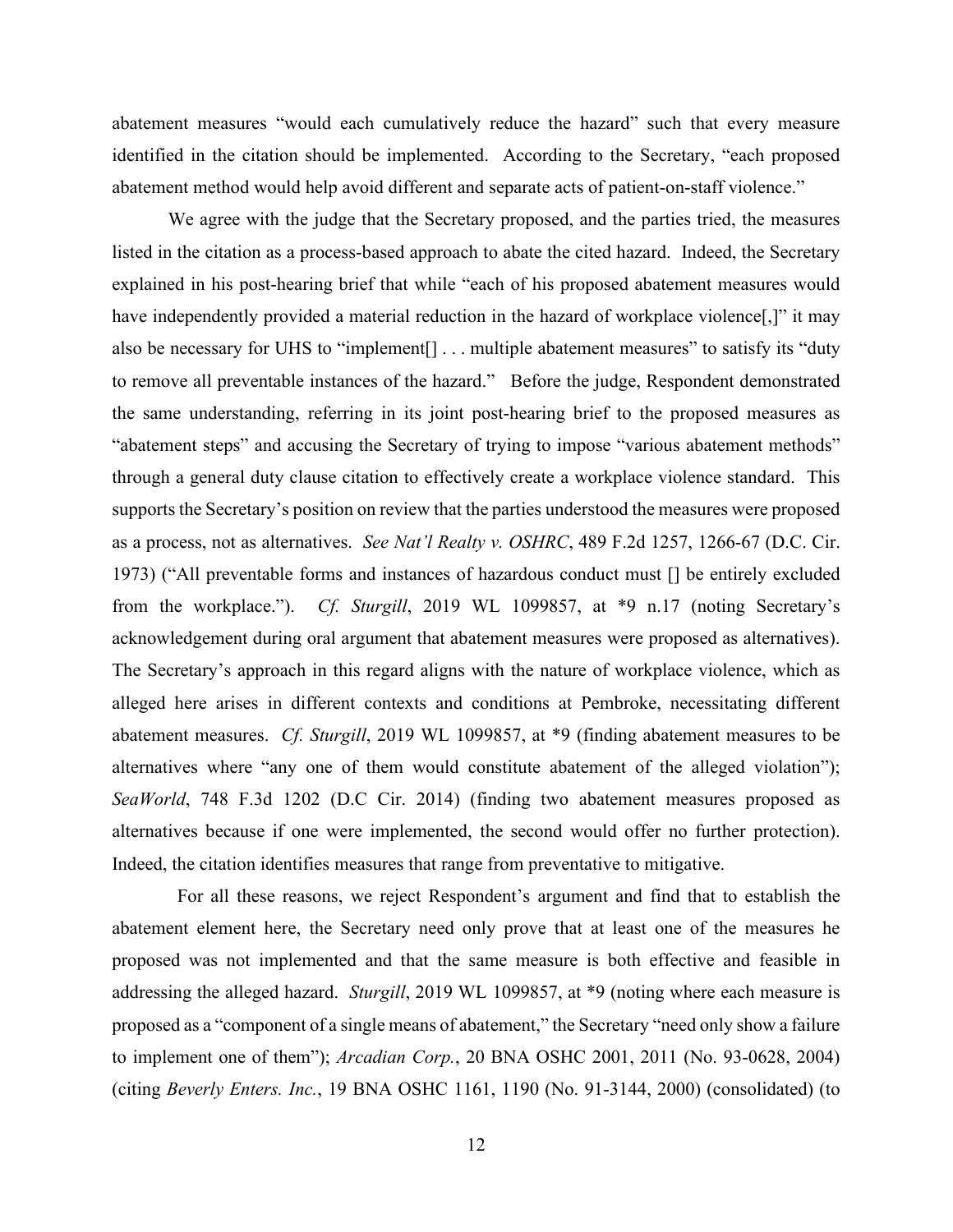abatement measures "would each cumulatively reduce the hazard" such that every measure identified in the citation should be implemented. According to the Secretary, "each proposed abatement method would help avoid different and separate acts of patient-on-staff violence."

We agree with the judge that the Secretary proposed, and the parties tried, the measures listed in the citation as a process-based approach to abate the cited hazard. Indeed, the Secretary explained in his post-hearing brief that while "each of his proposed abatement measures would have independently provided a material reduction in the hazard of workplace violence[,]" it may also be necessary for UHS to "implement[] . . . multiple abatement measures" to satisfy its "duty to remove all preventable instances of the hazard." Before the judge, Respondent demonstrated the same understanding, referring in its joint post-hearing brief to the proposed measures as "abatement steps" and accusing the Secretary of trying to impose "various abatement methods" through a general duty clause citation to effectively create a workplace violence standard. This supports the Secretary's position on review that the parties understood the measures were proposed as a process, not as alternatives. *See Nat'l Realty v. OSHRC*, 489 F.2d 1257, 1266-67 (D.C. Cir. 1973) ("All preventable forms and instances of hazardous conduct must [] be entirely excluded from the workplace."). *Cf. Sturgill*, 2019 WL 1099857, at *9 n.17 (noting Secretary's acknowledgement during oral argument that abatement measures were proposed as alternatives). The Secretary's approach in this regard aligns with the nature of workplace violence, which as alleged here arises in different contexts and conditions at Pembroke, necessitating different abatement measures. *Cf. Sturgill*, 2019 WL 1099857, at *9 (finding abatement measures to be alternatives where "any one of them would constitute abatement of the alleged violation"); *SeaWorld*, 748 F.3d 1202 (D.C Cir. 2014) (finding two abatement measures proposed as alternatives because if one were implemented, the second would offer no further protection). Indeed, the citation identifies measures that range from preventative to mitigative.

For all these reasons, we reject Respondent's argument and find that to establish the abatement element here, the Secretary need only prove that at least one of the measures he proposed was not implemented and that the same measure is both effective and feasible in addressing the alleged hazard. *Sturgill*, 2019 WL 1099857, at *9 (noting where each measure is proposed as a "component of a single means of abatement," the Secretary "need only show a failure to implement one of them"); *Arcadian Corp.*, 20 BNA OSHC 2001, 2011 (No. 93-0628, 2004) (citing *Beverly Enters. Inc.*, 19 BNA OSHC 1161, 1190 (No. 91-3144, 2000) (consolidated) (to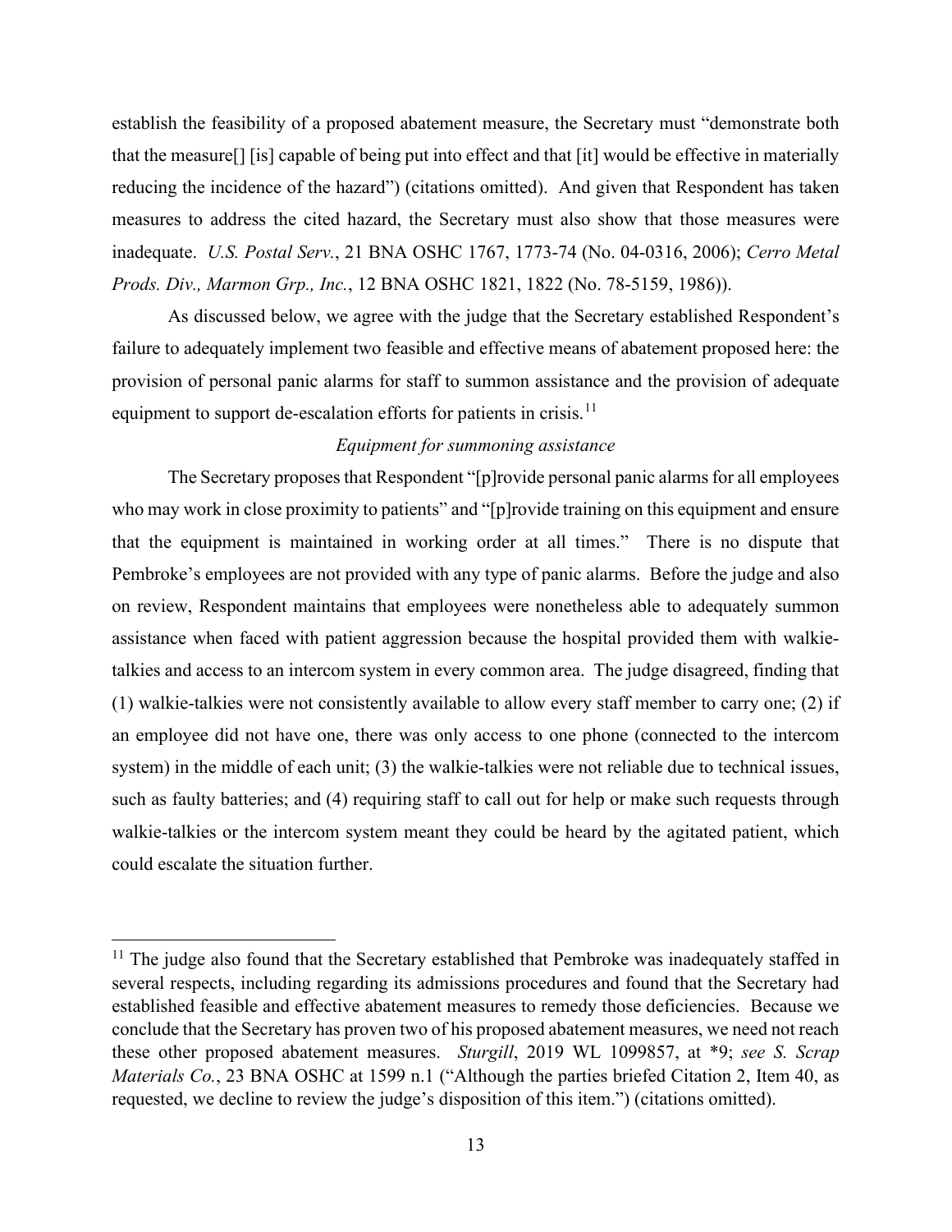establish the feasibility of a proposed abatement measure, the Secretary must "demonstrate both that the measure[] [is] capable of being put into effect and that [it] would be effective in materially reducing the incidence of the hazard") (citations omitted). And given that Respondent has taken measures to address the cited hazard, the Secretary must also show that those measures were inadequate. *U.S. Postal Serv.*, 21 BNA OSHC 1767, 1773-74 (No. 04-0316, 2006); *Cerro Metal Prods. Div., Marmon Grp., Inc.*, 12 BNA OSHC 1821, 1822 (No. 78-5159, 1986)).

As discussed below, we agree with the judge that the Secretary established Respondent's failure to adequately implement two feasible and effective means of abatement proposed here: the provision of personal panic alarms for staff to summon assistance and the provision of adequate equipment to support de-escalation efforts for patients in crisis.[11]

*Equipment for summoning assistance*

The Secretary proposes that Respondent "[p]rovide personal panic alarms for all employees who may work in close proximity to patients" and "[p]rovide training on this equipment and ensure that the equipment is maintained in working order at all times." There is no dispute that Pembroke's employees are not provided with any type of panic alarms. Before the judge and also on review, Respondent maintains that employees were nonetheless able to adequately summon assistance when faced with patient aggression because the hospital provided them with walkie-talkies and access to an intercom system in every common area. The judge disagreed, finding that (1) walkie-talkies were not consistently available to allow every staff member to carry one; (2) if an employee did not have one, there was only access to one phone (connected to the intercom system) in the middle of each unit; (3) the walkie-talkies were not reliable due to technical issues, such as faulty batteries; and (4) requiring staff to call out for help or make such requests through walkie-talkies or the intercom system meant they could be heard by the agitated patient, which could escalate the situation further.

[11] The judge also found that the Secretary established that Pembroke was inadequately staffed in several respects, including regarding its admissions procedures and found that the Secretary had established feasible and effective abatement measures to remedy those deficiencies. Because we conclude that the Secretary has proven two of his proposed abatement measures, we need not reach these other proposed abatement measures. *Sturgill*, 2019 WL 1099857, at *9; *see S. Scrap Materials Co.*, 23 BNA OSHC at 1599 n.1 ("Although the parties briefed Citation 2, Item 40, as requested, we decline to review the judge's disposition of this item.") (citations omitted).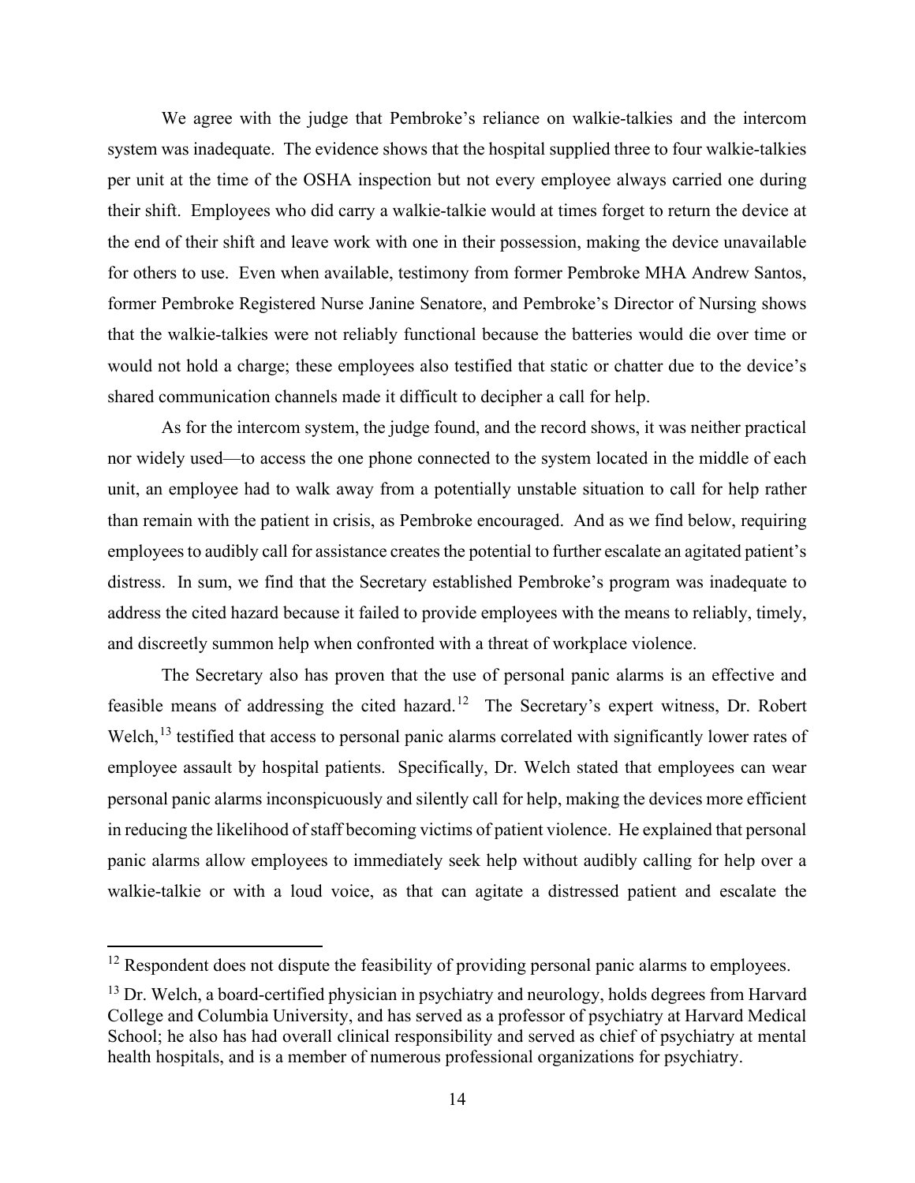We agree with the judge that Pembroke's reliance on walkie-talkies and the intercom system was inadequate. The evidence shows that the hospital supplied three to four walkie-talkies per unit at the time of the OSHA inspection but not every employee always carried one during their shift. Employees who did carry a walkie-talkie would at times forget to return the device at the end of their shift and leave work with one in their possession, making the device unavailable for others to use. Even when available, testimony from former Pembroke MHA Andrew Santos, former Pembroke Registered Nurse Janine Senatore, and Pembroke's Director of Nursing shows that the walkie-talkies were not reliably functional because the batteries would die over time or would not hold a charge; these employees also testified that static or chatter due to the device's shared communication channels made it difficult to decipher a call for help.

As for the intercom system, the judge found, and the record shows, it was neither practical nor widely used—to access the one phone connected to the system located in the middle of each unit, an employee had to walk away from a potentially unstable situation to call for help rather than remain with the patient in crisis, as Pembroke encouraged. And as we find below, requiring employees to audibly call for assistance creates the potential to further escalate an agitated patient's distress. In sum, we find that the Secretary established Pembroke's program was inadequate to address the cited hazard because it failed to provide employees with the means to reliably, timely, and discreetly summon help when confronted with a threat of workplace violence.

The Secretary also has proven that the use of personal panic alarms is an effective and feasible means of addressing the cited hazard.[12] The Secretary's expert witness, Dr. Robert Welch,[13] testified that access to personal panic alarms correlated with significantly lower rates of employee assault by hospital patients. Specifically, Dr. Welch stated that employees can wear personal panic alarms inconspicuously and silently call for help, making the devices more efficient in reducing the likelihood of staff becoming victims of patient violence. He explained that personal panic alarms allow employees to immediately seek help without audibly calling for help over a walkie-talkie or with a loud voice, as that can agitate a distressed patient and escalate the

---

[12] Respondent does not dispute the feasibility of providing personal panic alarms to employees.

[13] Dr. Welch, a board-certified physician in psychiatry and neurology, holds degrees from Harvard College and Columbia University, and has served as a professor of psychiatry at Harvard Medical School; he also has had overall clinical responsibility and served as chief of psychiatry at mental health hospitals, and is a member of numerous professional organizations for psychiatry.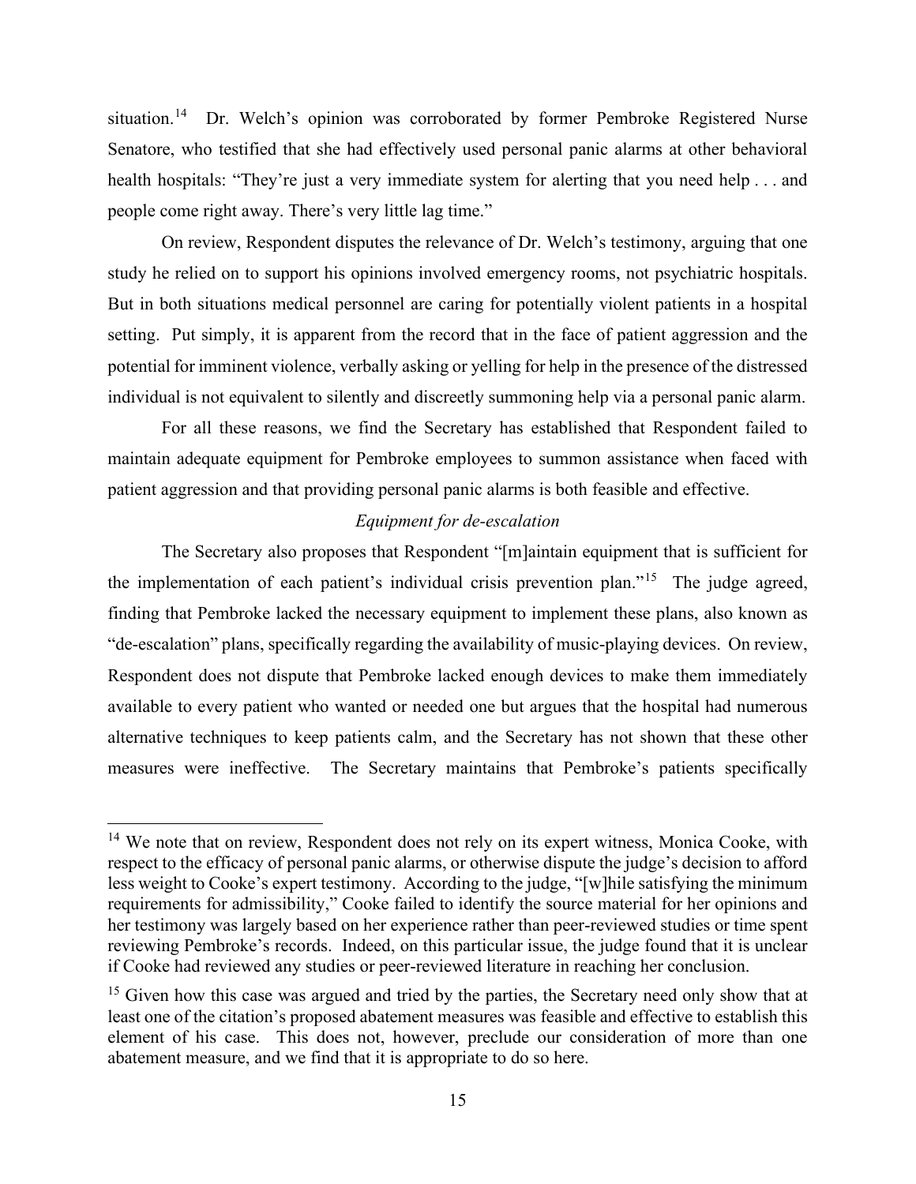situation.[14] Dr. Welch's opinion was corroborated by former Pembroke Registered Nurse Senatore, who testified that she had effectively used personal panic alarms at other behavioral health hospitals: "They're just a very immediate system for alerting that you need help . . . and people come right away. There's very little lag time."

On review, Respondent disputes the relevance of Dr. Welch's testimony, arguing that one study he relied on to support his opinions involved emergency rooms, not psychiatric hospitals. But in both situations medical personnel are caring for potentially violent patients in a hospital setting. Put simply, it is apparent from the record that in the face of patient aggression and the potential for imminent violence, verbally asking or yelling for help in the presence of the distressed individual is not equivalent to silently and discreetly summoning help via a personal panic alarm.

For all these reasons, we find the Secretary has established that Respondent failed to maintain adequate equipment for Pembroke employees to summon assistance when faced with patient aggression and that providing personal panic alarms is both feasible and effective.

*Equipment for de-escalation*

The Secretary also proposes that Respondent "[m]aintain equipment that is sufficient for the implementation of each patient's individual crisis prevention plan."[15] The judge agreed, finding that Pembroke lacked the necessary equipment to implement these plans, also known as "de-escalation" plans, specifically regarding the availability of music-playing devices. On review, Respondent does not dispute that Pembroke lacked enough devices to make them immediately available to every patient who wanted or needed one but argues that the hospital had numerous alternative techniques to keep patients calm, and the Secretary has not shown that these other measures were ineffective. The Secretary maintains that Pembroke's patients specifically

---

[14] We note that on review, Respondent does not rely on its expert witness, Monica Cooke, with respect to the efficacy of personal panic alarms, or otherwise dispute the judge's decision to afford less weight to Cooke's expert testimony. According to the judge, "[w]hile satisfying the minimum requirements for admissibility," Cooke failed to identify the source material for her opinions and her testimony was largely based on her experience rather than peer-reviewed studies or time spent reviewing Pembroke's records. Indeed, on this particular issue, the judge found that it is unclear if Cooke had reviewed any studies or peer-reviewed literature in reaching her conclusion.

[15] Given how this case was argued and tried by the parties, the Secretary need only show that at least one of the citation's proposed abatement measures was feasible and effective to establish this element of his case. This does not, however, preclude our consideration of more than one abatement measure, and we find that it is appropriate to do so here.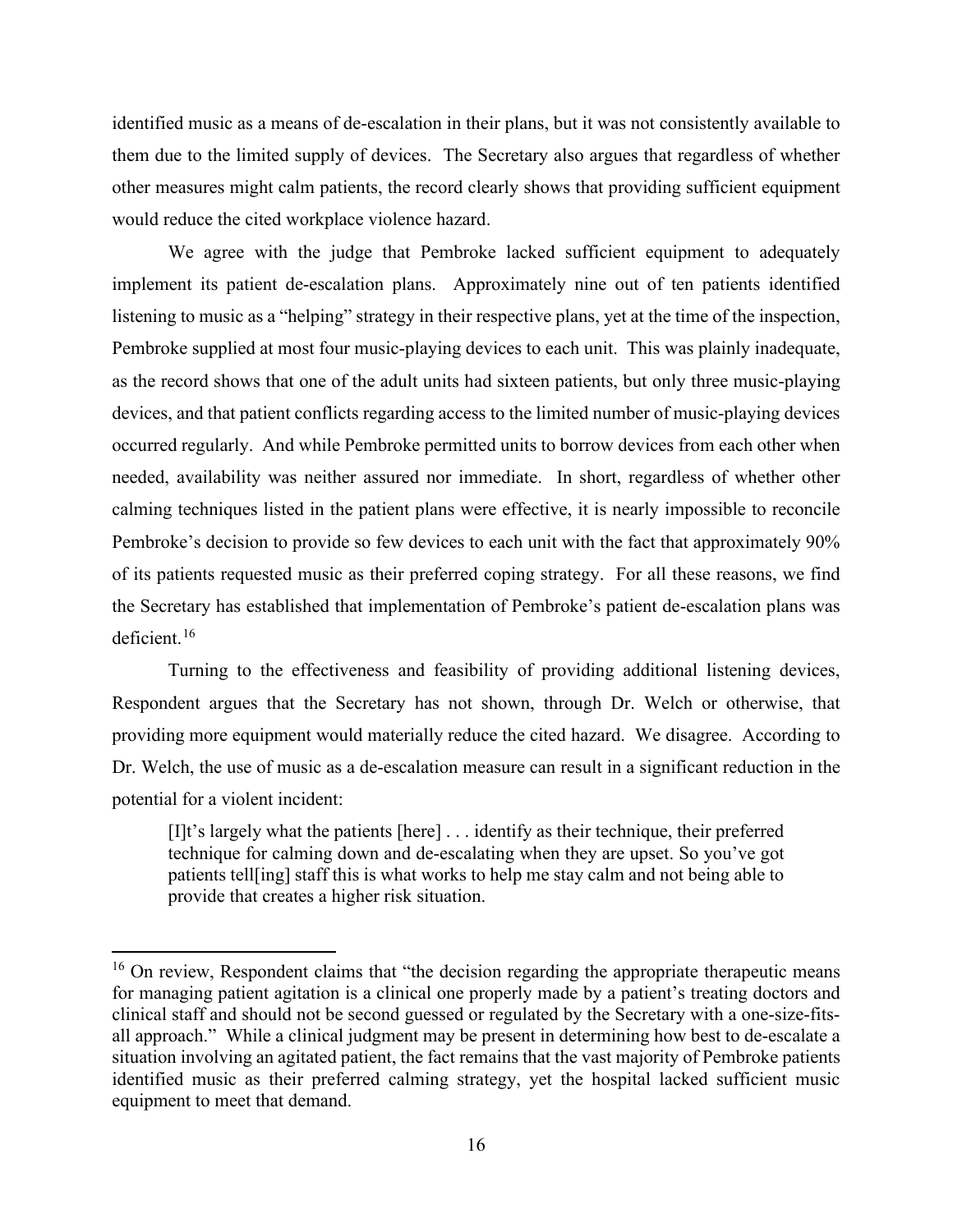identified music as a means of de-escalation in their plans, but it was not consistently available to them due to the limited supply of devices. The Secretary also argues that regardless of whether other measures might calm patients, the record clearly shows that providing sufficient equipment would reduce the cited workplace violence hazard.

We agree with the judge that Pembroke lacked sufficient equipment to adequately implement its patient de-escalation plans. Approximately nine out of ten patients identified listening to music as a "helping" strategy in their respective plans, yet at the time of the inspection, Pembroke supplied at most four music-playing devices to each unit. This was plainly inadequate, as the record shows that one of the adult units had sixteen patients, but only three music-playing devices, and that patient conflicts regarding access to the limited number of music-playing devices occurred regularly. And while Pembroke permitted units to borrow devices from each other when needed, availability was neither assured nor immediate. In short, regardless of whether other calming techniques listed in the patient plans were effective, it is nearly impossible to reconcile Pembroke's decision to provide so few devices to each unit with the fact that approximately 90% of its patients requested music as their preferred coping strategy. For all these reasons, we find the Secretary has established that implementation of Pembroke's patient de-escalation plans was deficient.[16]

Turning to the effectiveness and feasibility of providing additional listening devices, Respondent argues that the Secretary has not shown, through Dr. Welch or otherwise, that providing more equipment would materially reduce the cited hazard. We disagree. According to Dr. Welch, the use of music as a de-escalation measure can result in a significant reduction in the potential for a violent incident:

> [I]t's largely what the patients [here] . . . identify as their technique, their preferred technique for calming down and de-escalating when they are upset. So you've got patients tell[ing] staff this is what works to help me stay calm and not being able to provide that creates a higher risk situation.

---

[16] On review, Respondent claims that "the decision regarding the appropriate therapeutic means for managing patient agitation is a clinical one properly made by a patient's treating doctors and clinical staff and should not be second guessed or regulated by the Secretary with a one-size-fits-all approach." While a clinical judgment may be present in determining how best to de-escalate a situation involving an agitated patient, the fact remains that the vast majority of Pembroke patients identified music as their preferred calming strategy, yet the hospital lacked sufficient music equipment to meet that demand.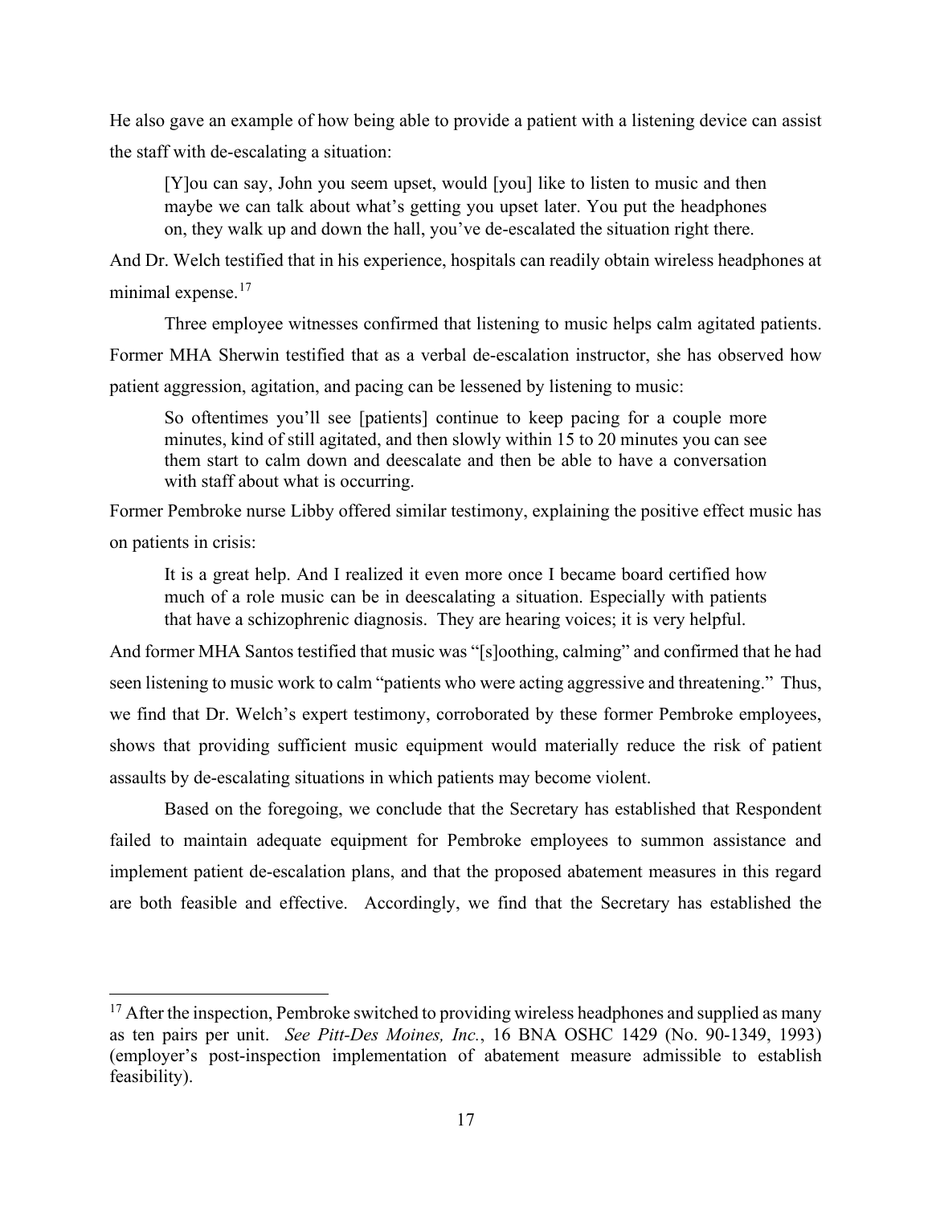He also gave an example of how being able to provide a patient with a listening device can assist the staff with de-escalating a situation:

> [Y]ou can say, John you seem upset, would [you] like to listen to music and then maybe we can talk about what's getting you upset later. You put the headphones on, they walk up and down the hall, you've de-escalated the situation right there.

And Dr. Welch testified that in his experience, hospitals can readily obtain wireless headphones at minimal expense.[17]

Three employee witnesses confirmed that listening to music helps calm agitated patients. Former MHA Sherwin testified that as a verbal de-escalation instructor, she has observed how patient aggression, agitation, and pacing can be lessened by listening to music:

> So oftentimes you'll see [patients] continue to keep pacing for a couple more minutes, kind of still agitated, and then slowly within 15 to 20 minutes you can see them start to calm down and deescalate and then be able to have a conversation with staff about what is occurring.

Former Pembroke nurse Libby offered similar testimony, explaining the positive effect music has on patients in crisis:

> It is a great help. And I realized it even more once I became board certified how much of a role music can be in deescalating a situation. Especially with patients that have a schizophrenic diagnosis. They are hearing voices; it is very helpful.

And former MHA Santos testified that music was "[s]oothing, calming" and confirmed that he had seen listening to music work to calm "patients who were acting aggressive and threatening." Thus, we find that Dr. Welch's expert testimony, corroborated by these former Pembroke employees, shows that providing sufficient music equipment would materially reduce the risk of patient assaults by de-escalating situations in which patients may become violent.

Based on the foregoing, we conclude that the Secretary has established that Respondent failed to maintain adequate equipment for Pembroke employees to summon assistance and implement patient de-escalation plans, and that the proposed abatement measures in this regard are both feasible and effective. Accordingly, we find that the Secretary has established the

---

[17] After the inspection, Pembroke switched to providing wireless headphones and supplied as many as ten pairs per unit. *See Pitt-Des Moines, Inc.*, 16 BNA OSHC 1429 (No. 90-1349, 1993) (employer's post-inspection implementation of abatement measure admissible to establish feasibility).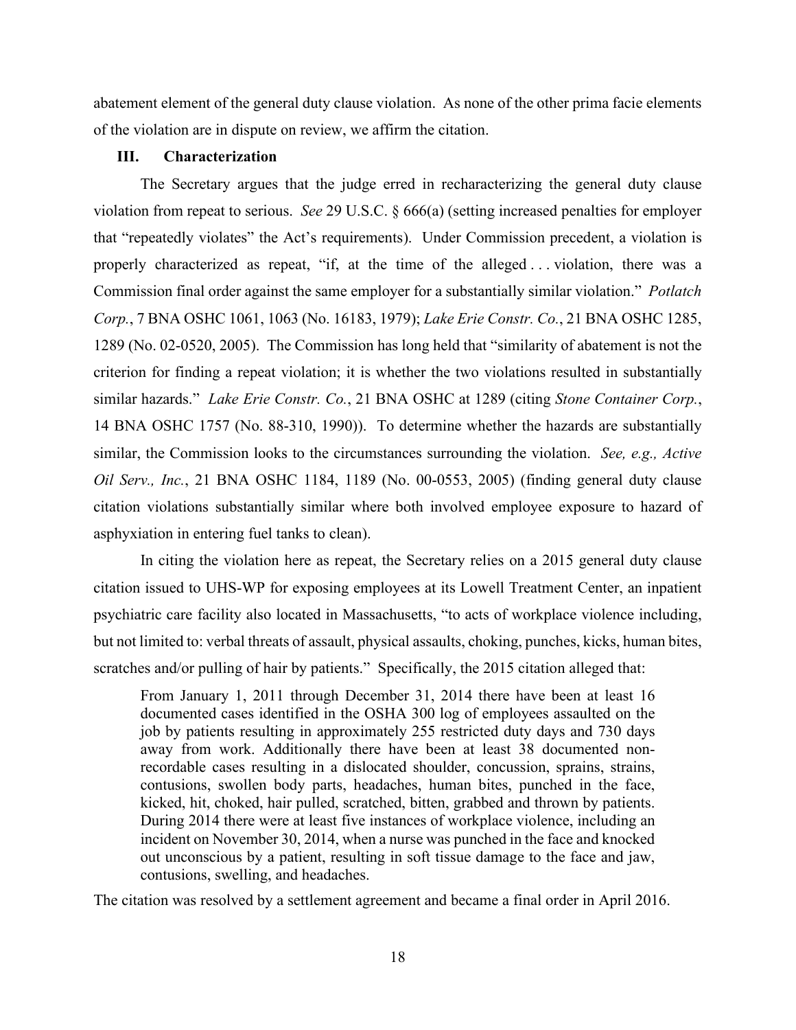abatement element of the general duty clause violation. As none of the other prima facie elements of the violation are in dispute on review, we affirm the citation.

### III. Characterization

The Secretary argues that the judge erred in recharacterizing the general duty clause violation from repeat to serious. *See* 29 U.S.C. § 666(a) (setting increased penalties for employer that "repeatedly violates" the Act's requirements). Under Commission precedent, a violation is properly characterized as repeat, "if, at the time of the alleged . . . violation, there was a Commission final order against the same employer for a substantially similar violation." *Potlatch Corp.*, 7 BNA OSHC 1061, 1063 (No. 16183, 1979); *Lake Erie Constr. Co.*, 21 BNA OSHC 1285, 1289 (No. 02-0520, 2005). The Commission has long held that "similarity of abatement is not the criterion for finding a repeat violation; it is whether the two violations resulted in substantially similar hazards." *Lake Erie Constr. Co.*, 21 BNA OSHC at 1289 (citing *Stone Container Corp.*, 14 BNA OSHC 1757 (No. 88-310, 1990)). To determine whether the hazards are substantially similar, the Commission looks to the circumstances surrounding the violation. *See, e.g., Active Oil Serv., Inc.*, 21 BNA OSHC 1184, 1189 (No. 00-0553, 2005) (finding general duty clause citation violations substantially similar where both involved employee exposure to hazard of asphyxiation in entering fuel tanks to clean).

In citing the violation here as repeat, the Secretary relies on a 2015 general duty clause citation issued to UHS-WP for exposing employees at its Lowell Treatment Center, an inpatient psychiatric care facility also located in Massachusetts, "to acts of workplace violence including, but not limited to: verbal threats of assault, physical assaults, choking, punches, kicks, human bites, scratches and/or pulling of hair by patients." Specifically, the 2015 citation alleged that:

> From January 1, 2011 through December 31, 2014 there have been at least 16 documented cases identified in the OSHA 300 log of employees assaulted on the job by patients resulting in approximately 255 restricted duty days and 730 days away from work. Additionally there have been at least 38 documented non-recordable cases resulting in a dislocated shoulder, concussion, sprains, strains, contusions, swollen body parts, headaches, human bites, punched in the face, kicked, hit, choked, hair pulled, scratched, bitten, grabbed and thrown by patients. During 2014 there were at least five instances of workplace violence, including an incident on November 30, 2014, when a nurse was punched in the face and knocked out unconscious by a patient, resulting in soft tissue damage to the face and jaw, contusions, swelling, and headaches.

The citation was resolved by a settlement agreement and became a final order in April 2016.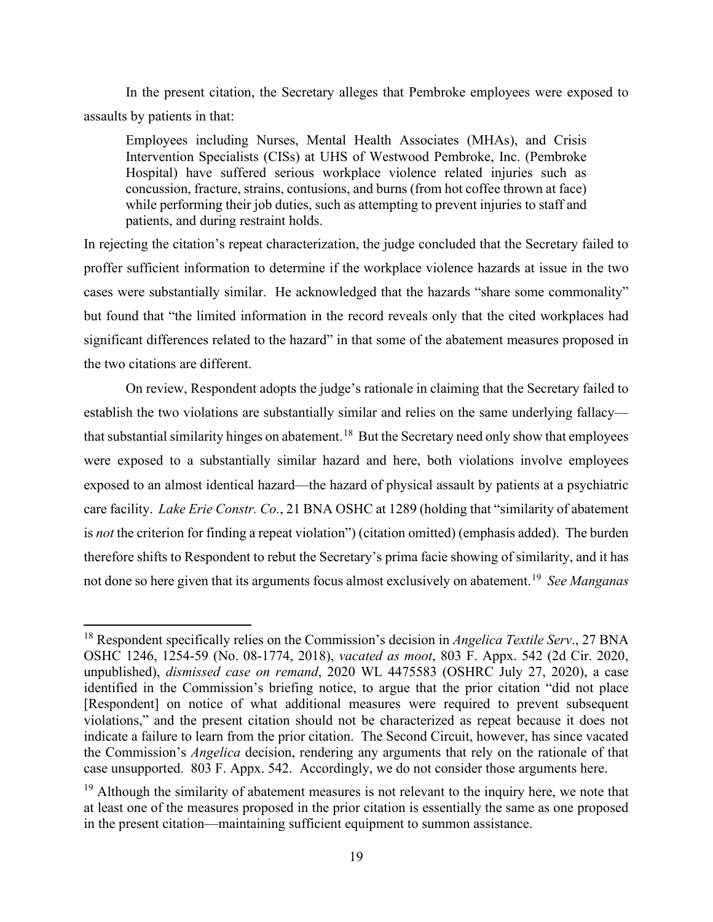In the present citation, the Secretary alleges that Pembroke employees were exposed to assaults by patients in that:

> Employees including Nurses, Mental Health Associates (MHAs), and Crisis Intervention Specialists (CISs) at UHS of Westwood Pembroke, Inc. (Pembroke Hospital) have suffered serious workplace violence related injuries such as concussion, fracture, strains, contusions, and burns (from hot coffee thrown at face) while performing their job duties, such as attempting to prevent injuries to staff and patients, and during restraint holds.

In rejecting the citation's repeat characterization, the judge concluded that the Secretary failed to proffer sufficient information to determine if the workplace violence hazards at issue in the two cases were substantially similar. He acknowledged that the hazards "share some commonality" but found that "the limited information in the record reveals only that the cited workplaces had significant differences related to the hazard" in that some of the abatement measures proposed in the two citations are different.

On review, Respondent adopts the judge's rationale in claiming that the Secretary failed to establish the two violations are substantially similar and relies on the same underlying fallacy—that substantial similarity hinges on abatement.[18] But the Secretary need only show that employees were exposed to a substantially similar hazard and here, both violations involve employees exposed to an almost identical hazard—the hazard of physical assault by patients at a psychiatric care facility. *Lake Erie Constr. Co.*, 21 BNA OSHC at 1289 (holding that "similarity of abatement is *not* the criterion for finding a repeat violation") (citation omitted) (emphasis added). The burden therefore shifts to Respondent to rebut the Secretary's prima facie showing of similarity, and it has not done so here given that its arguments focus almost exclusively on abatement.[19] *See Manganas*

---

[18] Respondent specifically relies on the Commission's decision in *Angelica Textile Serv*., 27 BNA OSHC 1246, 1254-59 (No. 08-1774, 2018), *vacated as moot*, 803 F. Appx. 542 (2d Cir. 2020, unpublished), *dismissed case on remand*, 2020 WL 4475583 (OSHRC July 27, 2020), a case identified in the Commission's briefing notice, to argue that the prior citation "did not place [Respondent] on notice of what additional measures were required to prevent subsequent violations," and the present citation should not be characterized as repeat because it does not indicate a failure to learn from the prior citation. The Second Circuit, however, has since vacated the Commission's *Angelica* decision, rendering any arguments that rely on the rationale of that case unsupported. 803 F. Appx. 542. Accordingly, we do not consider those arguments here.

[19] Although the similarity of abatement measures is not relevant to the inquiry here, we note that at least one of the measures proposed in the prior citation is essentially the same as one proposed in the present citation—maintaining sufficient equipment to summon assistance.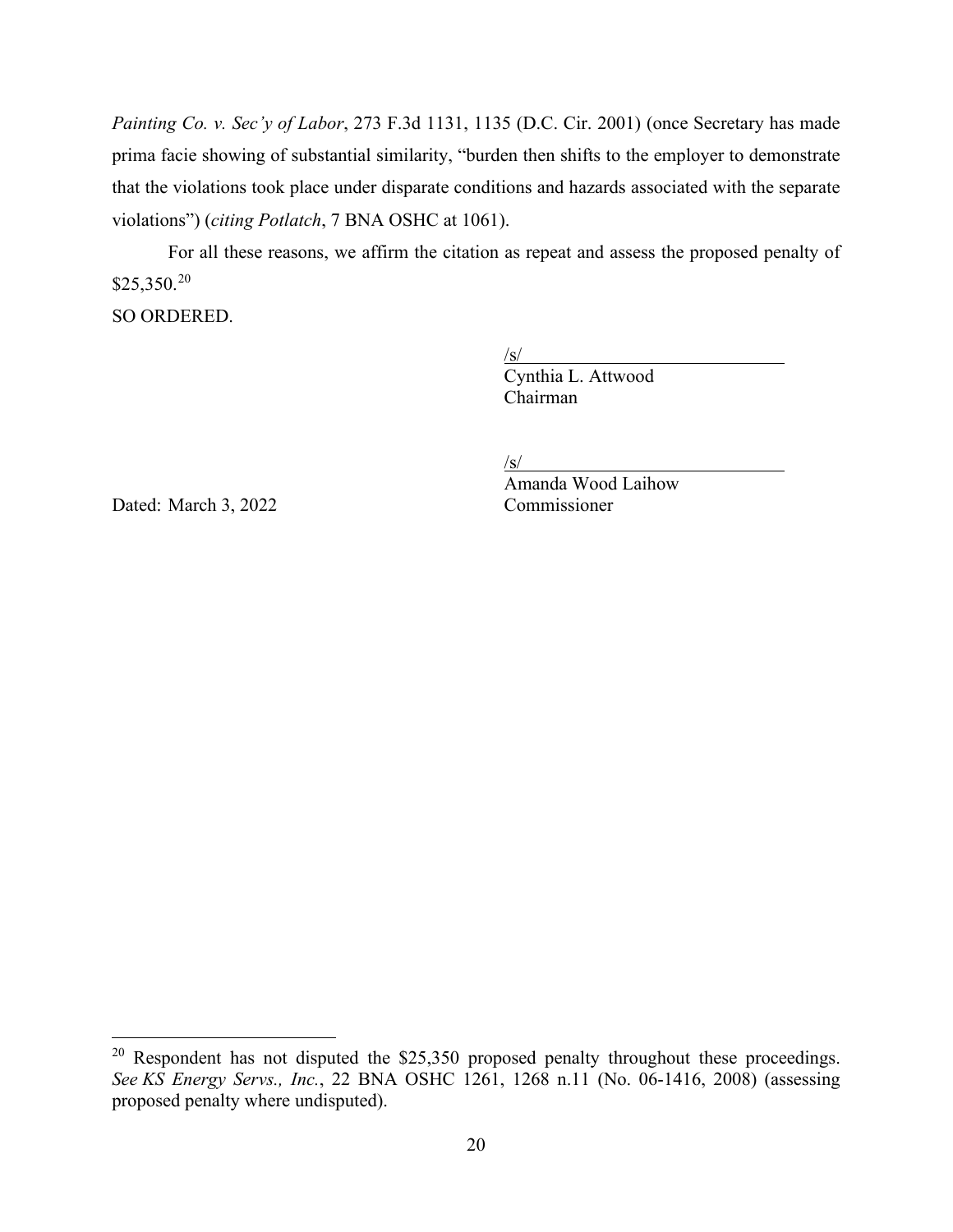*Painting Co. v. Sec'y of Labor*, 273 F.3d 1131, 1135 (D.C. Cir. 2001) (once Secretary has made prima facie showing of substantial similarity, "burden then shifts to the employer to demonstrate that the violations took place under disparate conditions and hazards associated with the separate violations") (*citing Potlatch*, 7 BNA OSHC at 1061).

For all these reasons, we affirm the citation as repeat and assess the proposed penalty of $25,350.[20]

SO ORDERED.

/s/
Cynthia L. Attwood
Chairman

/s/
Amanda Wood Laihow
Commissioner

Dated: March 3, 2022

[20] Respondent has not disputed the $25,350 proposed penalty throughout these proceedings. *See KS Energy Servs., Inc.*, 22 BNA OSHC 1261, 1268 n.11 (No. 06-1416, 2008) (assessing proposed penalty where undisputed).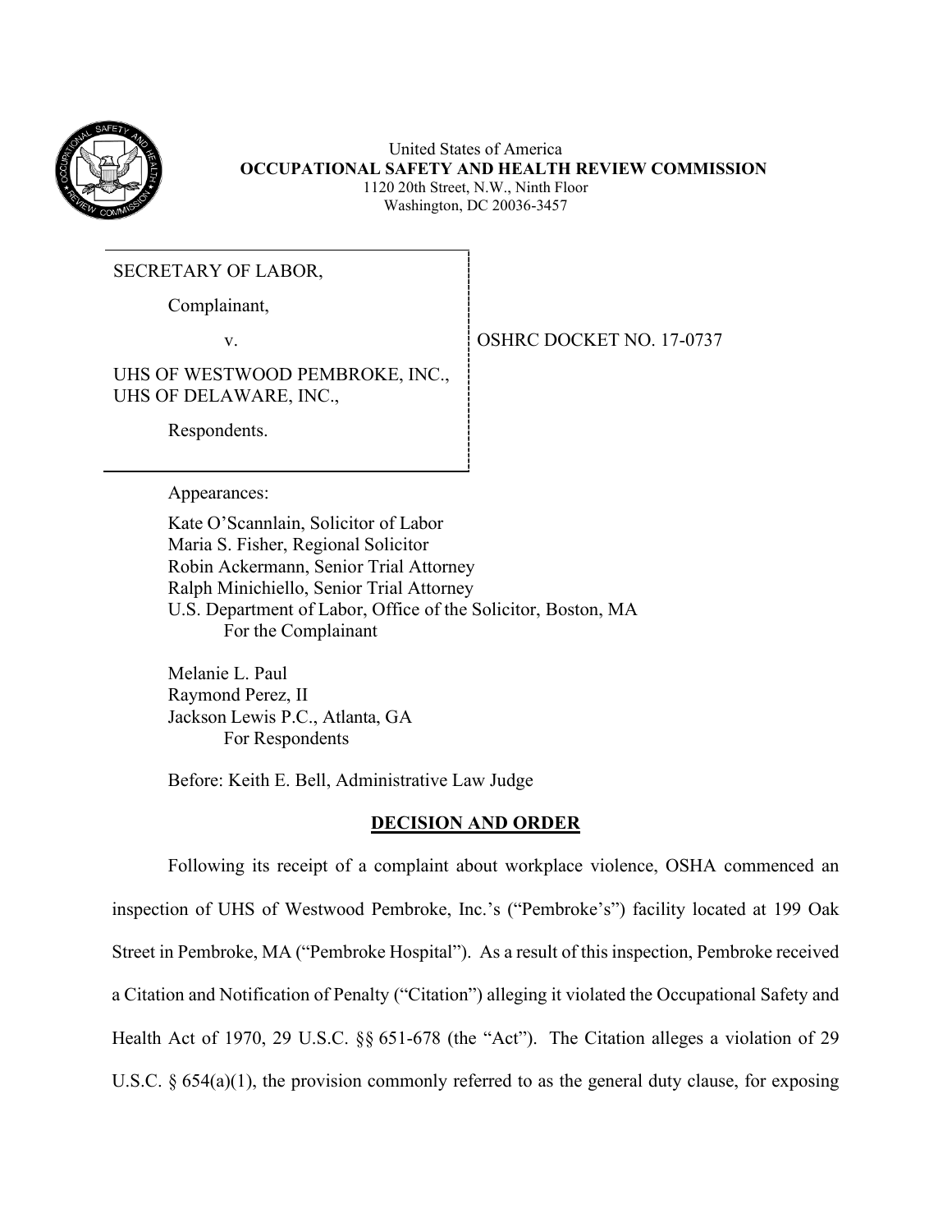United States of America
**OCCUPATIONAL SAFETY AND HEALTH REVIEW COMMISSION**
1120 20th Street, N.W., Ninth Floor
Washington, DC 20036-3457

SECRETARY OF LABOR,

Complainant,

v.

UHS OF WESTWOOD PEMBROKE, INC.,
UHS OF DELAWARE, INC.,

Respondents.

OSHRC DOCKET NO. 17-0737

Appearances:

Kate O'Scannlain, Solicitor of Labor
Maria S. Fisher, Regional Solicitor
Robin Ackermann, Senior Trial Attorney
Ralph Minichiello, Senior Trial Attorney
U.S. Department of Labor, Office of the Solicitor, Boston, MA
For the Complainant

Melanie L. Paul
Raymond Perez, II
Jackson Lewis P.C., Atlanta, GA
For Respondents

Before: Keith E. Bell, Administrative Law Judge

## DECISION AND ORDER

Following its receipt of a complaint about workplace violence, OSHA commenced an inspection of UHS of Westwood Pembroke, Inc.'s ("Pembroke's") facility located at 199 Oak Street in Pembroke, MA ("Pembroke Hospital"). As a result of this inspection, Pembroke received a Citation and Notification of Penalty ("Citation") alleging it violated the Occupational Safety and Health Act of 1970, 29 U.S.C. §§ 651-678 (the "Act"). The Citation alleges a violation of 29 U.S.C. § 654(a)(1), the provision commonly referred to as the general duty clause, for exposing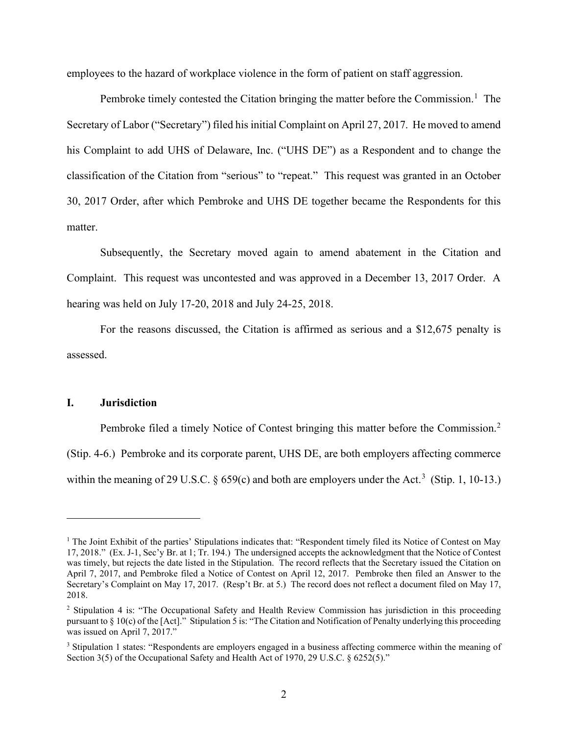employees to the hazard of workplace violence in the form of patient on staff aggression.

Pembroke timely contested the Citation bringing the matter before the Commission.[1] The Secretary of Labor ("Secretary") filed his initial Complaint on April 27, 2017. He moved to amend his Complaint to add UHS of Delaware, Inc. ("UHS DE") as a Respondent and to change the classification of the Citation from "serious" to "repeat." This request was granted in an October 30, 2017 Order, after which Pembroke and UHS DE together became the Respondents for this matter.

Subsequently, the Secretary moved again to amend abatement in the Citation and Complaint. This request was uncontested and was approved in a December 13, 2017 Order. A hearing was held on July 17-20, 2018 and July 24-25, 2018.

For the reasons discussed, the Citation is affirmed as serious and a $12,675 penalty is assessed.

## I. Jurisdiction

Pembroke filed a timely Notice of Contest bringing this matter before the Commission.[2] (Stip. 4-6.) Pembroke and its corporate parent, UHS DE, are both employers affecting commerce within the meaning of 29 U.S.C. § 659(c) and both are employers under the Act.[3] (Stip. 1, 10-13.)

---

[1] The Joint Exhibit of the parties' Stipulations indicates that: "Respondent timely filed its Notice of Contest on May 17, 2018." (Ex. J-1, Sec'y Br. at 1; Tr. 194.) The undersigned accepts the acknowledgment that the Notice of Contest was timely, but rejects the date listed in the Stipulation. The record reflects that the Secretary issued the Citation on April 7, 2017, and Pembroke filed a Notice of Contest on April 12, 2017. Pembroke then filed an Answer to the Secretary's Complaint on May 17, 2017. (Resp't Br. at 5.) The record does not reflect a document filed on May 17, 2018.

[2] Stipulation 4 is: "The Occupational Safety and Health Review Commission has jurisdiction in this proceeding pursuant to § 10(c) of the [Act]." Stipulation 5 is: "The Citation and Notification of Penalty underlying this proceeding was issued on April 7, 2017."

[3] Stipulation 1 states: "Respondents are employers engaged in a business affecting commerce within the meaning of Section 3(5) of the Occupational Safety and Health Act of 1970, 29 U.S.C. § 6252(5)."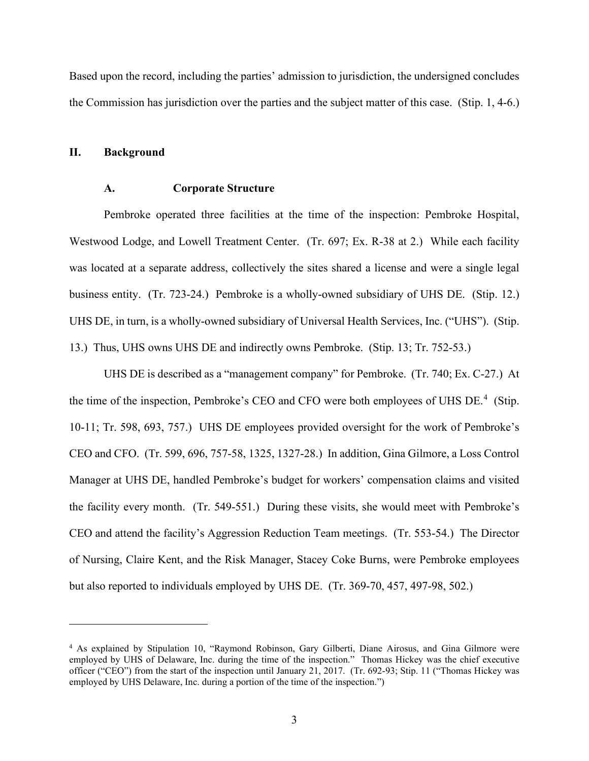Based upon the record, including the parties' admission to jurisdiction, the undersigned concludes the Commission has jurisdiction over the parties and the subject matter of this case. (Stip. 1, 4-6.)

## II. Background

### A. Corporate Structure

Pembroke operated three facilities at the time of the inspection: Pembroke Hospital, Westwood Lodge, and Lowell Treatment Center. (Tr. 697; Ex. R-38 at 2.) While each facility was located at a separate address, collectively the sites shared a license and were a single legal business entity. (Tr. 723-24.) Pembroke is a wholly-owned subsidiary of UHS DE. (Stip. 12.) UHS DE, in turn, is a wholly-owned subsidiary of Universal Health Services, Inc. ("UHS"). (Stip. 13.) Thus, UHS owns UHS DE and indirectly owns Pembroke. (Stip. 13; Tr. 752-53.)

UHS DE is described as a "management company" for Pembroke. (Tr. 740; Ex. C-27.) At the time of the inspection, Pembroke's CEO and CFO were both employees of UHS DE.[4] (Stip. 10-11; Tr. 598, 693, 757.) UHS DE employees provided oversight for the work of Pembroke's CEO and CFO. (Tr. 599, 696, 757-58, 1325, 1327-28.) In addition, Gina Gilmore, a Loss Control Manager at UHS DE, handled Pembroke's budget for workers' compensation claims and visited the facility every month. (Tr. 549-551.) During these visits, she would meet with Pembroke's CEO and attend the facility's Aggression Reduction Team meetings. (Tr. 553-54.) The Director of Nursing, Claire Kent, and the Risk Manager, Stacey Coke Burns, were Pembroke employees but also reported to individuals employed by UHS DE. (Tr. 369-70, 457, 497-98, 502.)

---

[4] As explained by Stipulation 10, "Raymond Robinson, Gary Gilberti, Diane Airosus, and Gina Gilmore were employed by UHS of Delaware, Inc. during the time of the inspection." Thomas Hickey was the chief executive officer ("CEO") from the start of the inspection until January 21, 2017. (Tr. 692-93; Stip. 11 ("Thomas Hickey was employed by UHS Delaware, Inc. during a portion of the time of the inspection.")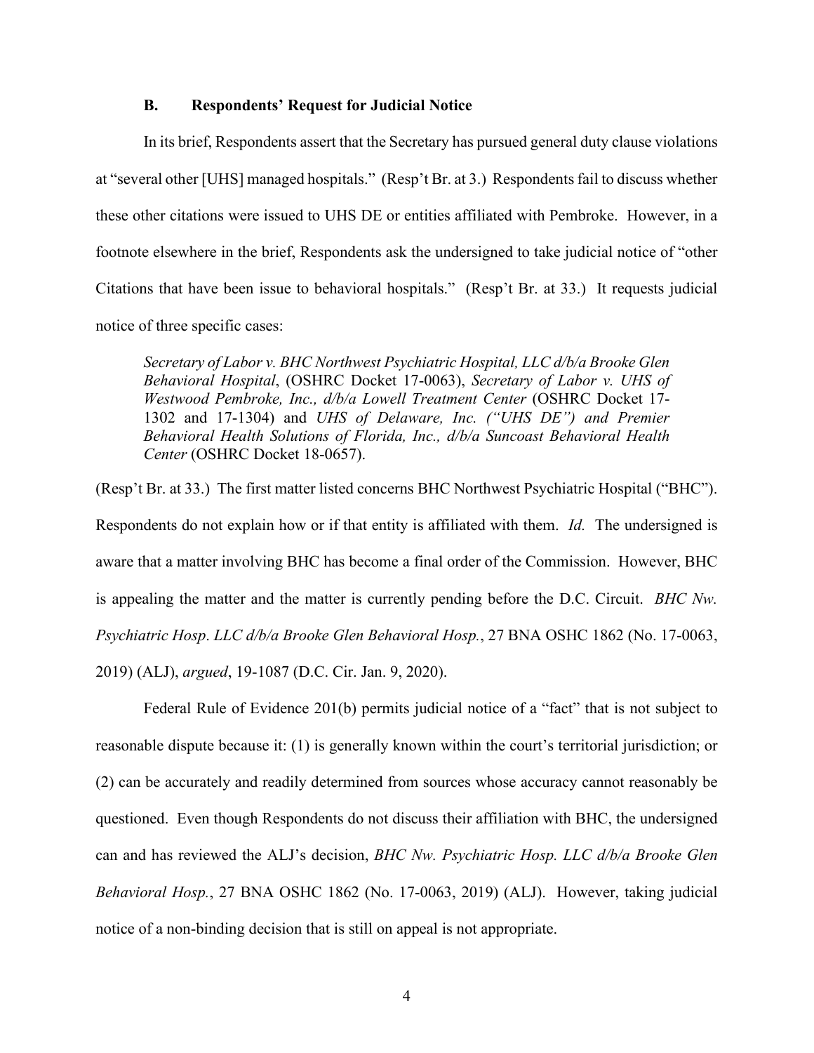### B. Respondents' Request for Judicial Notice

In its brief, Respondents assert that the Secretary has pursued general duty clause violations at "several other [UHS] managed hospitals." (Resp't Br. at 3.) Respondents fail to discuss whether these other citations were issued to UHS DE or entities affiliated with Pembroke. However, in a footnote elsewhere in the brief, Respondents ask the undersigned to take judicial notice of "other Citations that have been issue to behavioral hospitals." (Resp't Br. at 33.) It requests judicial notice of three specific cases:

> *Secretary of Labor v. BHC Northwest Psychiatric Hospital, LLC d/b/a Brooke Glen Behavioral Hospital*, (OSHRC Docket 17-0063), *Secretary of Labor v. UHS of Westwood Pembroke, Inc., d/b/a Lowell Treatment Center* (OSHRC Docket 17-1302 and 17-1304) and *UHS of Delaware, Inc. ("UHS DE") and Premier Behavioral Health Solutions of Florida, Inc., d/b/a Suncoast Behavioral Health Center* (OSHRC Docket 18-0657).

(Resp't Br. at 33.) The first matter listed concerns BHC Northwest Psychiatric Hospital ("BHC"). Respondents do not explain how or if that entity is affiliated with them. *Id.* The undersigned is aware that a matter involving BHC has become a final order of the Commission. However, BHC is appealing the matter and the matter is currently pending before the D.C. Circuit. *BHC Nw. Psychiatric Hosp. LLC d/b/a Brooke Glen Behavioral Hosp.*, 27 BNA OSHC 1862 (No. 17-0063, 2019) (ALJ), *argued*, 19-1087 (D.C. Cir. Jan. 9, 2020).

Federal Rule of Evidence 201(b) permits judicial notice of a "fact" that is not subject to reasonable dispute because it: (1) is generally known within the court's territorial jurisdiction; or (2) can be accurately and readily determined from sources whose accuracy cannot reasonably be questioned. Even though Respondents do not discuss their affiliation with BHC, the undersigned can and has reviewed the ALJ's decision, *BHC Nw. Psychiatric Hosp. LLC d/b/a Brooke Glen Behavioral Hosp.*, 27 BNA OSHC 1862 (No. 17-0063, 2019) (ALJ). However, taking judicial notice of a non-binding decision that is still on appeal is not appropriate.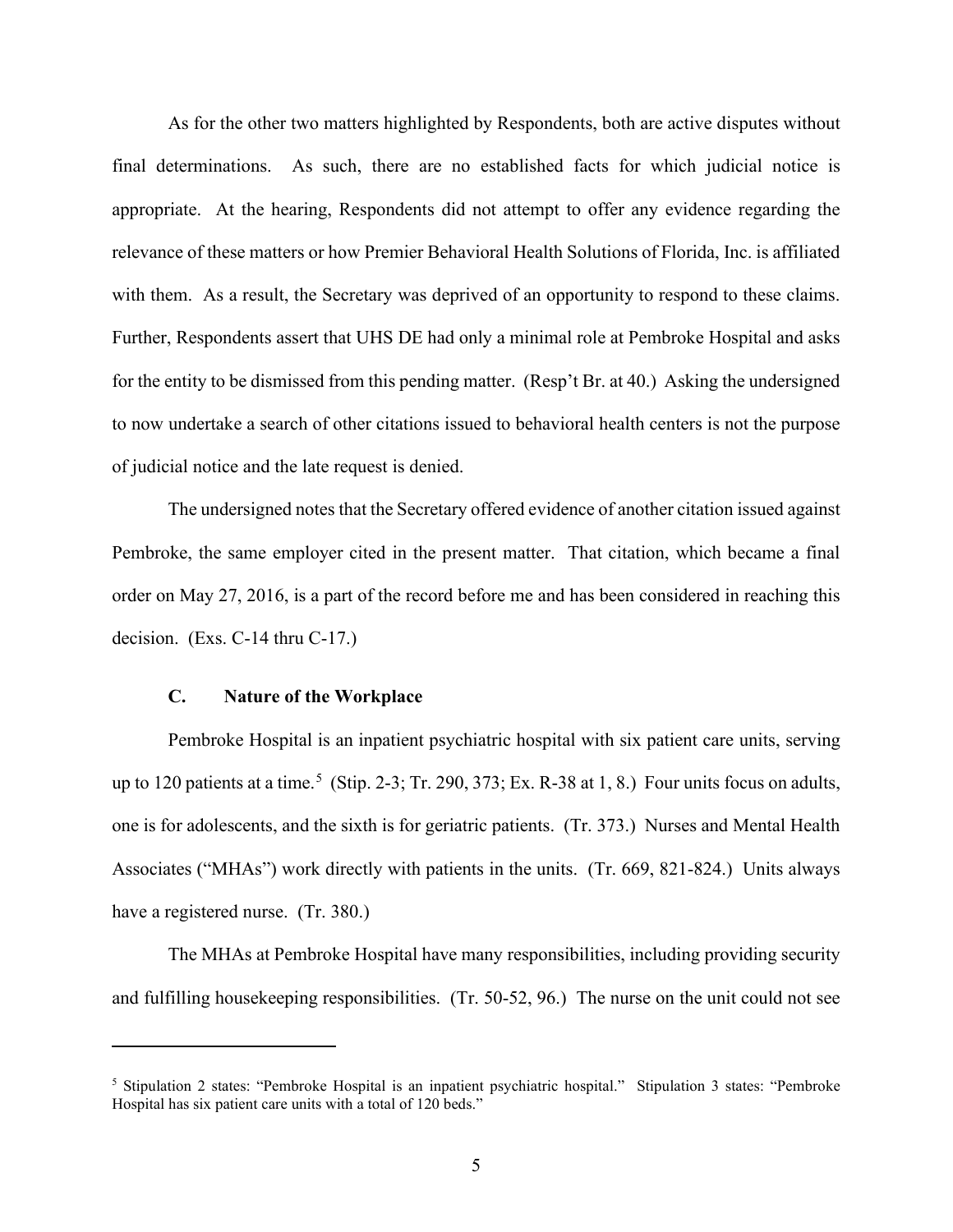As for the other two matters highlighted by Respondents, both are active disputes without final determinations. As such, there are no established facts for which judicial notice is appropriate. At the hearing, Respondents did not attempt to offer any evidence regarding the relevance of these matters or how Premier Behavioral Health Solutions of Florida, Inc. is affiliated with them. As a result, the Secretary was deprived of an opportunity to respond to these claims. Further, Respondents assert that UHS DE had only a minimal role at Pembroke Hospital and asks for the entity to be dismissed from this pending matter. (Resp't Br. at 40.) Asking the undersigned to now undertake a search of other citations issued to behavioral health centers is not the purpose of judicial notice and the late request is denied.

The undersigned notes that the Secretary offered evidence of another citation issued against Pembroke, the same employer cited in the present matter. That citation, which became a final order on May 27, 2016, is a part of the record before me and has been considered in reaching this decision. (Exs. C-14 thru C-17.)

### C. Nature of the Workplace

Pembroke Hospital is an inpatient psychiatric hospital with six patient care units, serving up to 120 patients at a time.[5] (Stip. 2-3; Tr. 290, 373; Ex. R-38 at 1, 8.) Four units focus on adults, one is for adolescents, and the sixth is for geriatric patients. (Tr. 373.) Nurses and Mental Health Associates ("MHAs") work directly with patients in the units. (Tr. 669, 821-824.) Units always have a registered nurse. (Tr. 380.)

The MHAs at Pembroke Hospital have many responsibilities, including providing security and fulfilling housekeeping responsibilities. (Tr. 50-52, 96.) The nurse on the unit could not see

---

[5] Stipulation 2 states: "Pembroke Hospital is an inpatient psychiatric hospital." Stipulation 3 states: "Pembroke Hospital has six patient care units with a total of 120 beds."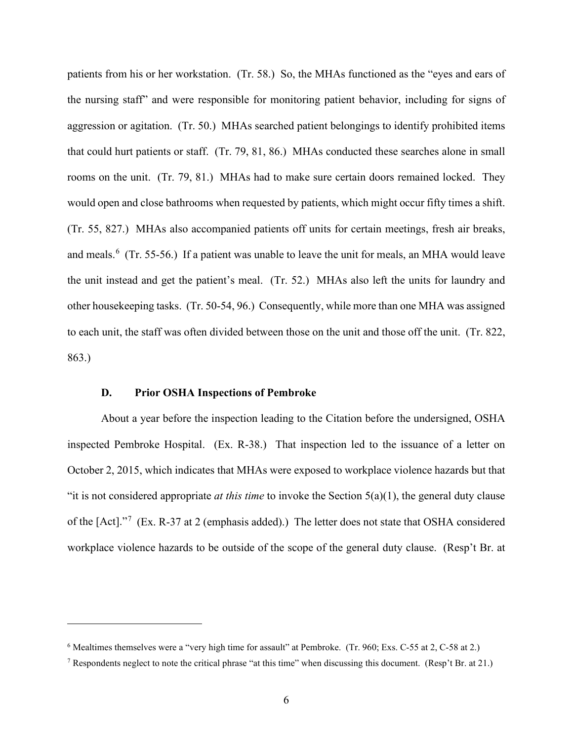patients from his or her workstation. (Tr. 58.) So, the MHAs functioned as the "eyes and ears of the nursing staff" and were responsible for monitoring patient behavior, including for signs of aggression or agitation. (Tr. 50.) MHAs searched patient belongings to identify prohibited items that could hurt patients or staff. (Tr. 79, 81, 86.) MHAs conducted these searches alone in small rooms on the unit. (Tr. 79, 81.) MHAs had to make sure certain doors remained locked. They would open and close bathrooms when requested by patients, which might occur fifty times a shift. (Tr. 55, 827.) MHAs also accompanied patients off units for certain meetings, fresh air breaks, and meals.[6] (Tr. 55-56.) If a patient was unable to leave the unit for meals, an MHA would leave the unit instead and get the patient's meal. (Tr. 52.) MHAs also left the units for laundry and other housekeeping tasks. (Tr. 50-54, 96.) Consequently, while more than one MHA was assigned to each unit, the staff was often divided between those on the unit and those off the unit. (Tr. 822, 863.)

### D. Prior OSHA Inspections of Pembroke

About a year before the inspection leading to the Citation before the undersigned, OSHA inspected Pembroke Hospital. (Ex. R-38.) That inspection led to the issuance of a letter on October 2, 2015, which indicates that MHAs were exposed to workplace violence hazards but that "it is not considered appropriate *at this time* to invoke the Section 5(a)(1), the general duty clause of the [Act]."[7] (Ex. R-37 at 2 (emphasis added).) The letter does not state that OSHA considered workplace violence hazards to be outside of the scope of the general duty clause. (Resp't Br. at

---

[6] Mealtimes themselves were a "very high time for assault" at Pembroke. (Tr. 960; Exs. C-55 at 2, C-58 at 2.)

[7] Respondents neglect to note the critical phrase "at this time" when discussing this document. (Resp't Br. at 21.)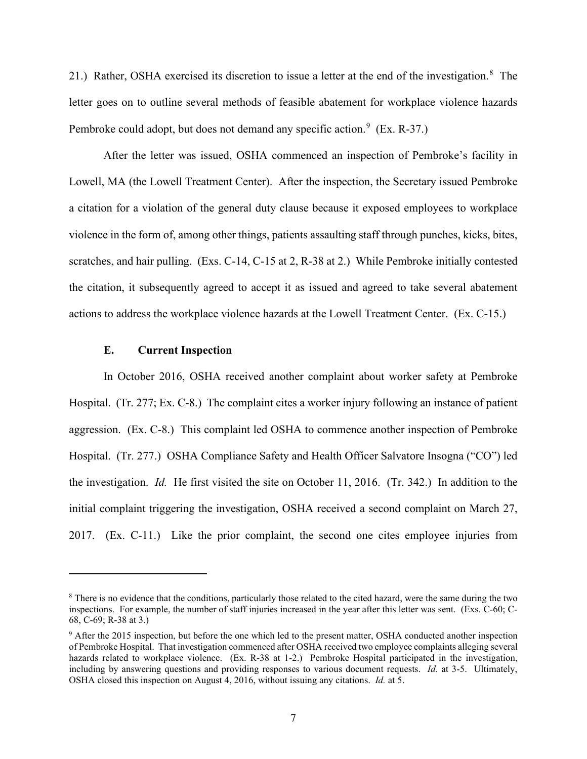21.) Rather, OSHA exercised its discretion to issue a letter at the end of the investigation.[8] The letter goes on to outline several methods of feasible abatement for workplace violence hazards Pembroke could adopt, but does not demand any specific action.[9] (Ex. R-37.)

After the letter was issued, OSHA commenced an inspection of Pembroke's facility in Lowell, MA (the Lowell Treatment Center). After the inspection, the Secretary issued Pembroke a citation for a violation of the general duty clause because it exposed employees to workplace violence in the form of, among other things, patients assaulting staff through punches, kicks, bites, scratches, and hair pulling. (Exs. C-14, C-15 at 2, R-38 at 2.) While Pembroke initially contested the citation, it subsequently agreed to accept it as issued and agreed to take several abatement actions to address the workplace violence hazards at the Lowell Treatment Center. (Ex. C-15.)

### E. Current Inspection

In October 2016, OSHA received another complaint about worker safety at Pembroke Hospital. (Tr. 277; Ex. C-8.) The complaint cites a worker injury following an instance of patient aggression. (Ex. C-8.) This complaint led OSHA to commence another inspection of Pembroke Hospital. (Tr. 277.) OSHA Compliance Safety and Health Officer Salvatore Insogna ("CO") led the investigation. *Id.* He first visited the site on October 11, 2016. (Tr. 342.) In addition to the initial complaint triggering the investigation, OSHA received a second complaint on March 27, 2017. (Ex. C-11.) Like the prior complaint, the second one cites employee injuries from

---

[8] There is no evidence that the conditions, particularly those related to the cited hazard, were the same during the two inspections. For example, the number of staff injuries increased in the year after this letter was sent. (Exs. C-60; C-68, C-69; R-38 at 3.)

[9] After the 2015 inspection, but before the one which led to the present matter, OSHA conducted another inspection of Pembroke Hospital. That investigation commenced after OSHA received two employee complaints alleging several hazards related to workplace violence. (Ex. R-38 at 1-2.) Pembroke Hospital participated in the investigation, including by answering questions and providing responses to various document requests. *Id.* at 3-5. Ultimately, OSHA closed this inspection on August 4, 2016, without issuing any citations. *Id.* at 5.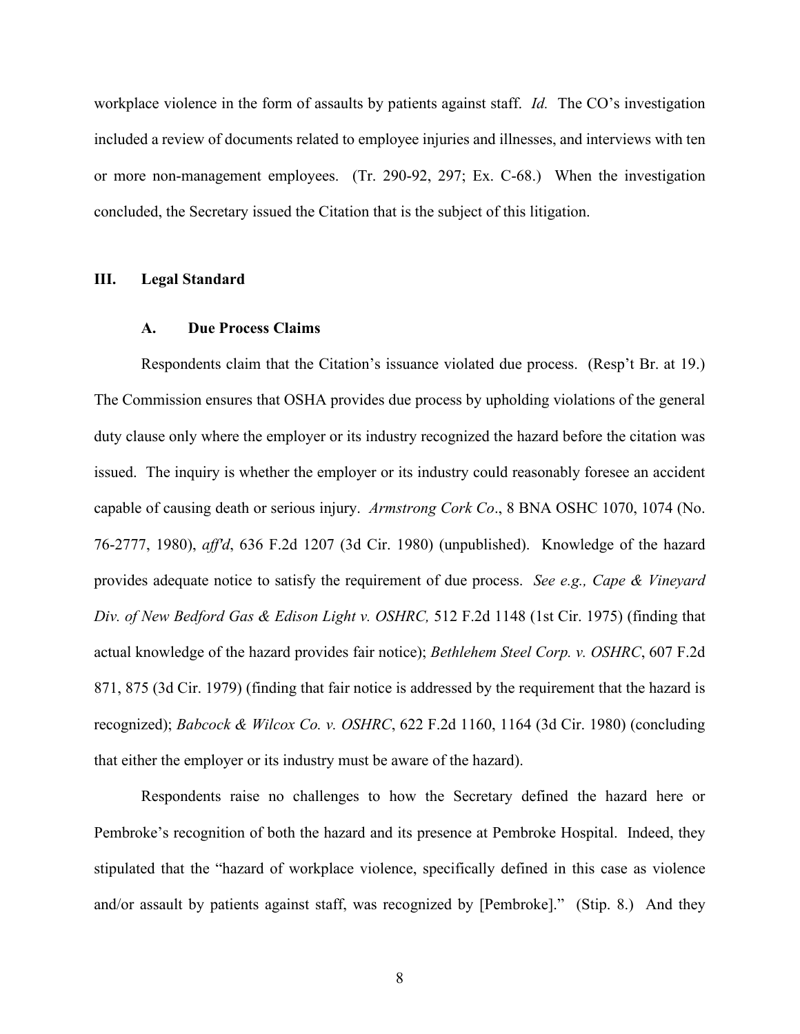workplace violence in the form of assaults by patients against staff. *Id.* The CO's investigation included a review of documents related to employee injuries and illnesses, and interviews with ten or more non-management employees. (Tr. 290-92, 297; Ex. C-68.) When the investigation concluded, the Secretary issued the Citation that is the subject of this litigation.

## III. Legal Standard

### A. Due Process Claims

Respondents claim that the Citation's issuance violated due process. (Resp't Br. at 19.) The Commission ensures that OSHA provides due process by upholding violations of the general duty clause only where the employer or its industry recognized the hazard before the citation was issued. The inquiry is whether the employer or its industry could reasonably foresee an accident capable of causing death or serious injury. *Armstrong Cork Co*., 8 BNA OSHC 1070, 1074 (No. 76-2777, 1980), *aff'd*, 636 F.2d 1207 (3d Cir. 1980) (unpublished). Knowledge of the hazard provides adequate notice to satisfy the requirement of due process. *See e.g., Cape & Vineyard Div. of New Bedford Gas & Edison Light v. OSHRC,* 512 F.2d 1148 (1st Cir. 1975) (finding that actual knowledge of the hazard provides fair notice); *Bethlehem Steel Corp. v. OSHRC*, 607 F.2d 871, 875 (3d Cir. 1979) (finding that fair notice is addressed by the requirement that the hazard is recognized); *Babcock & Wilcox Co. v. OSHRC*, 622 F.2d 1160, 1164 (3d Cir. 1980) (concluding that either the employer or its industry must be aware of the hazard).

Respondents raise no challenges to how the Secretary defined the hazard here or Pembroke's recognition of both the hazard and its presence at Pembroke Hospital. Indeed, they stipulated that the "hazard of workplace violence, specifically defined in this case as violence and/or assault by patients against staff, was recognized by [Pembroke]." (Stip. 8.) And they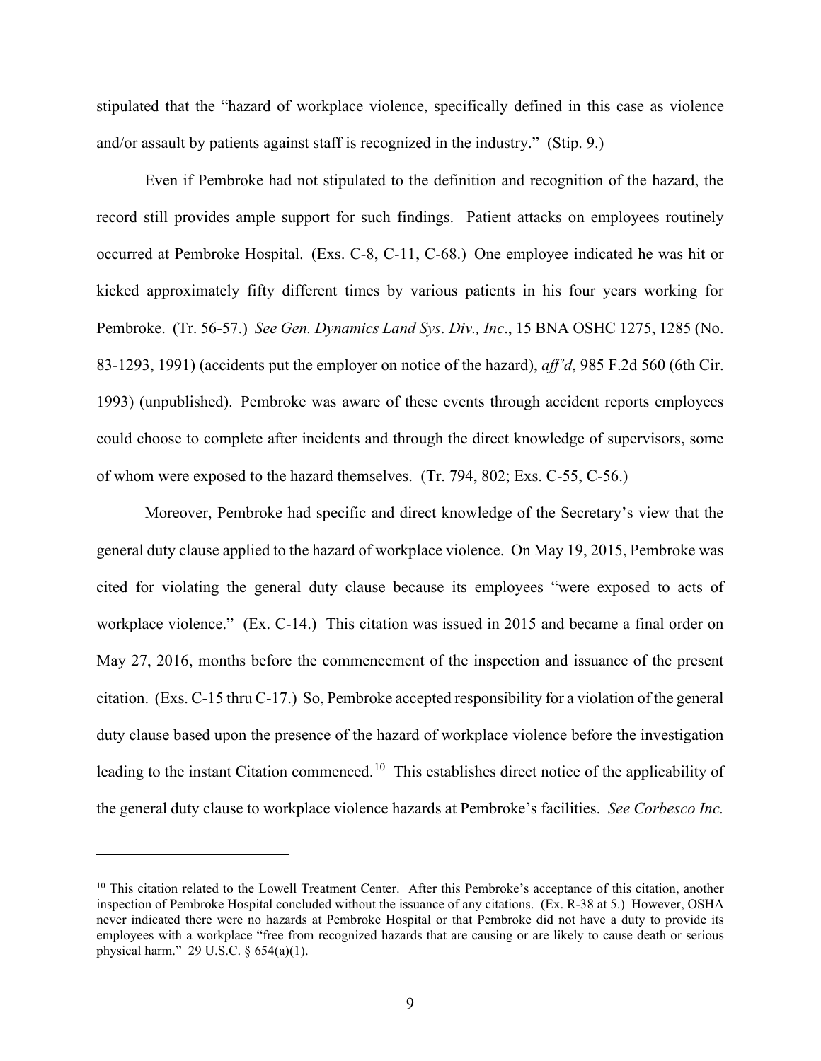stipulated that the "hazard of workplace violence, specifically defined in this case as violence and/or assault by patients against staff is recognized in the industry." (Stip. 9.)

Even if Pembroke had not stipulated to the definition and recognition of the hazard, the record still provides ample support for such findings. Patient attacks on employees routinely occurred at Pembroke Hospital. (Exs. C-8, C-11, C-68.) One employee indicated he was hit or kicked approximately fifty different times by various patients in his four years working for Pembroke. (Tr. 56-57.) *See Gen. Dynamics Land Sys. Div., Inc*., 15 BNA OSHC 1275, 1285 (No. 83-1293, 1991) (accidents put the employer on notice of the hazard), *aff'd*, 985 F.2d 560 (6th Cir. 1993) (unpublished). Pembroke was aware of these events through accident reports employees could choose to complete after incidents and through the direct knowledge of supervisors, some of whom were exposed to the hazard themselves. (Tr. 794, 802; Exs. C-55, C-56.)

Moreover, Pembroke had specific and direct knowledge of the Secretary's view that the general duty clause applied to the hazard of workplace violence. On May 19, 2015, Pembroke was cited for violating the general duty clause because its employees "were exposed to acts of workplace violence." (Ex. C-14.) This citation was issued in 2015 and became a final order on May 27, 2016, months before the commencement of the inspection and issuance of the present citation. (Exs. C-15 thru C-17.) So, Pembroke accepted responsibility for a violation of the general duty clause based upon the presence of the hazard of workplace violence before the investigation leading to the instant Citation commenced.[10] This establishes direct notice of the applicability of the general duty clause to workplace violence hazards at Pembroke's facilities. *See Corbesco Inc.*

---

[10] This citation related to the Lowell Treatment Center. After this Pembroke's acceptance of this citation, another inspection of Pembroke Hospital concluded without the issuance of any citations. (Ex. R-38 at 5.) However, OSHA never indicated there were no hazards at Pembroke Hospital or that Pembroke did not have a duty to provide its employees with a workplace "free from recognized hazards that are causing or are likely to cause death or serious physical harm." 29 U.S.C. § 654(a)(1).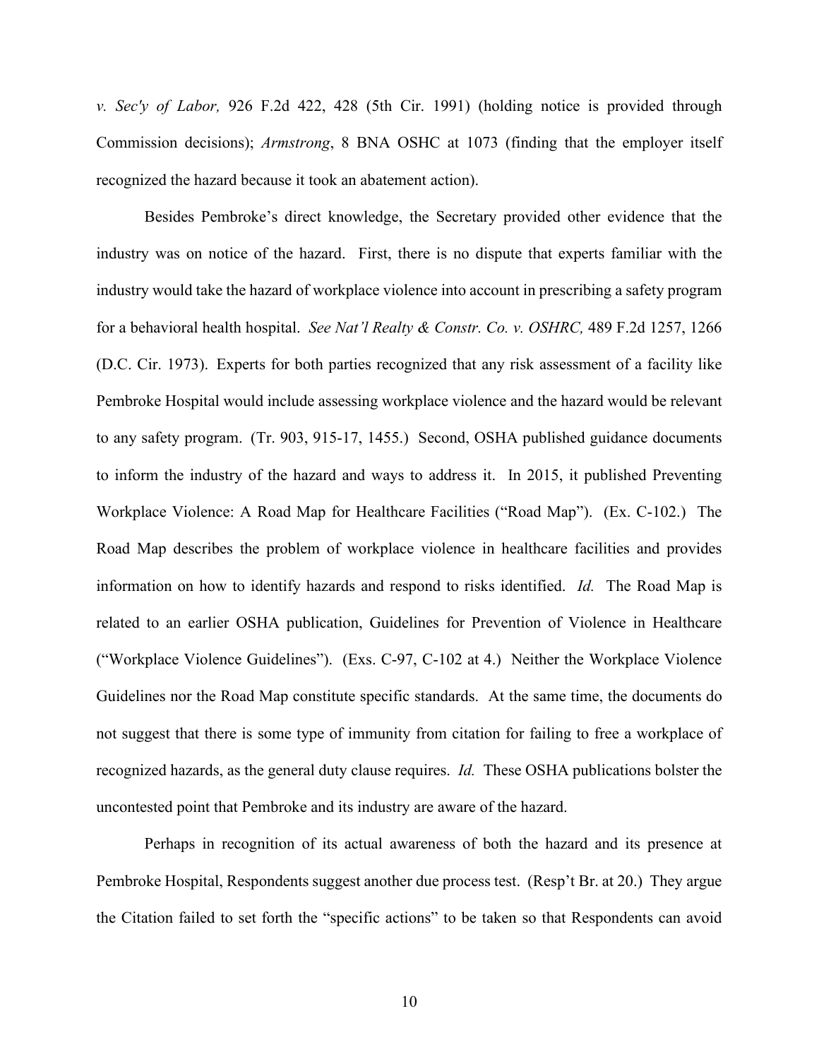*v. Sec'y of Labor,* 926 F.2d 422, 428 (5th Cir. 1991) (holding notice is provided through Commission decisions); *Armstrong*, 8 BNA OSHC at 1073 (finding that the employer itself recognized the hazard because it took an abatement action).

Besides Pembroke's direct knowledge, the Secretary provided other evidence that the industry was on notice of the hazard. First, there is no dispute that experts familiar with the industry would take the hazard of workplace violence into account in prescribing a safety program for a behavioral health hospital. *See Nat'l Realty & Constr. Co. v. OSHRC,* 489 F.2d 1257, 1266 (D.C. Cir. 1973). Experts for both parties recognized that any risk assessment of a facility like Pembroke Hospital would include assessing workplace violence and the hazard would be relevant to any safety program. (Tr. 903, 915-17, 1455.) Second, OSHA published guidance documents to inform the industry of the hazard and ways to address it. In 2015, it published Preventing Workplace Violence: A Road Map for Healthcare Facilities ("Road Map"). (Ex. C-102.) The Road Map describes the problem of workplace violence in healthcare facilities and provides information on how to identify hazards and respond to risks identified. *Id.* The Road Map is related to an earlier OSHA publication, Guidelines for Prevention of Violence in Healthcare ("Workplace Violence Guidelines"). (Exs. C-97, C-102 at 4.) Neither the Workplace Violence Guidelines nor the Road Map constitute specific standards. At the same time, the documents do not suggest that there is some type of immunity from citation for failing to free a workplace of recognized hazards, as the general duty clause requires. *Id.* These OSHA publications bolster the uncontested point that Pembroke and its industry are aware of the hazard.

Perhaps in recognition of its actual awareness of both the hazard and its presence at Pembroke Hospital, Respondents suggest another due process test. (Resp't Br. at 20.) They argue the Citation failed to set forth the "specific actions" to be taken so that Respondents can avoid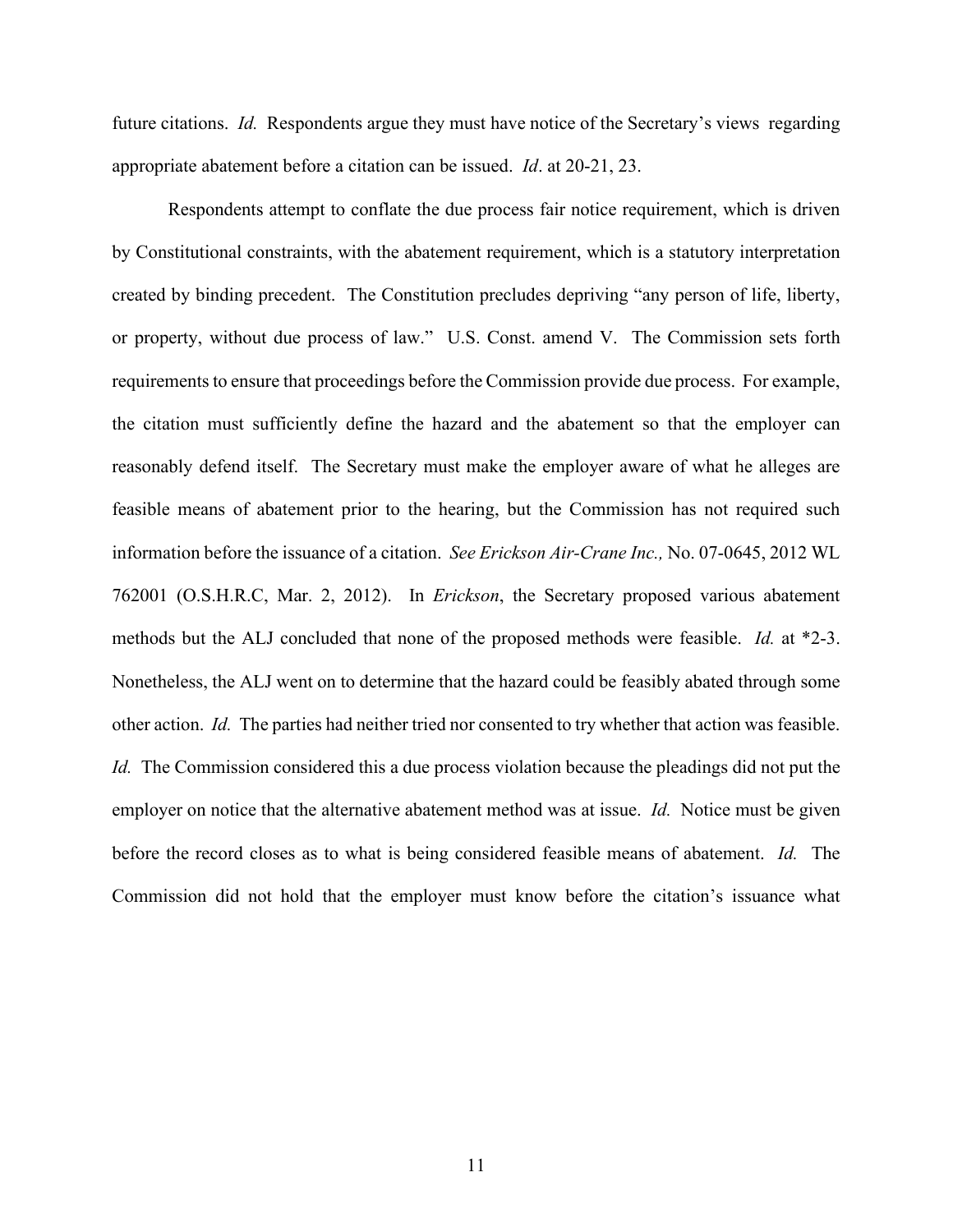future citations. *Id.* Respondents argue they must have notice of the Secretary's views regarding appropriate abatement before a citation can be issued. *Id*. at 20-21, 23.

Respondents attempt to conflate the due process fair notice requirement, which is driven by Constitutional constraints, with the abatement requirement, which is a statutory interpretation created by binding precedent. The Constitution precludes depriving "any person of life, liberty, or property, without due process of law." U.S. Const. amend V. The Commission sets forth requirements to ensure that proceedings before the Commission provide due process. For example, the citation must sufficiently define the hazard and the abatement so that the employer can reasonably defend itself. The Secretary must make the employer aware of what he alleges are feasible means of abatement prior to the hearing, but the Commission has not required such information before the issuance of a citation. *See Erickson Air-Crane Inc.,* No. 07-0645, 2012 WL 762001 (O.S.H.R.C, Mar. 2, 2012). In *Erickson*, the Secretary proposed various abatement methods but the ALJ concluded that none of the proposed methods were feasible. *Id.* at *2-3. Nonetheless, the ALJ went on to determine that the hazard could be feasibly abated through some other action. *Id.* The parties had neither tried nor consented to try whether that action was feasible. *Id.* The Commission considered this a due process violation because the pleadings did not put the employer on notice that the alternative abatement method was at issue. *Id.* Notice must be given before the record closes as to what is being considered feasible means of abatement. *Id.* The Commission did not hold that the employer must know before the citation's issuance what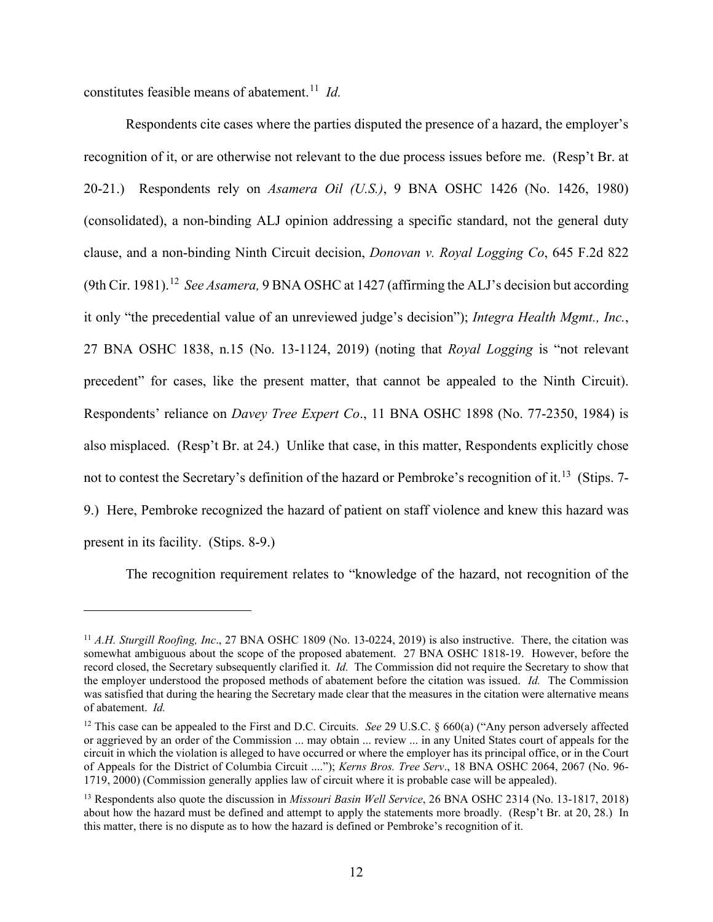constitutes feasible means of abatement.[11] *Id.*

Respondents cite cases where the parties disputed the presence of a hazard, the employer's recognition of it, or are otherwise not relevant to the due process issues before me. (Resp't Br. at 20-21.) Respondents rely on *Asamera Oil (U.S.)*, 9 BNA OSHC 1426 (No. 1426, 1980) (consolidated), a non-binding ALJ opinion addressing a specific standard, not the general duty clause, and a non-binding Ninth Circuit decision, *Donovan v. Royal Logging Co*, 645 F.2d 822 (9th Cir. 1981).[12] *See Asamera,* 9 BNA OSHC at 1427 (affirming the ALJ's decision but according it only "the precedential value of an unreviewed judge's decision"); *Integra Health Mgmt., Inc.*, 27 BNA OSHC 1838, n.15 (No. 13-1124, 2019) (noting that *Royal Logging* is "not relevant precedent" for cases, like the present matter, that cannot be appealed to the Ninth Circuit). Respondents' reliance on *Davey Tree Expert Co*., 11 BNA OSHC 1898 (No. 77-2350, 1984) is also misplaced. (Resp't Br. at 24.) Unlike that case, in this matter, Respondents explicitly chose not to contest the Secretary's definition of the hazard or Pembroke's recognition of it.[13] (Stips. 7-9.) Here, Pembroke recognized the hazard of patient on staff violence and knew this hazard was present in its facility. (Stips. 8-9.)

The recognition requirement relates to "knowledge of the hazard, not recognition of the

---

[11] *A.H. Sturgill Roofing, Inc*., 27 BNA OSHC 1809 (No. 13-0224, 2019) is also instructive. There, the citation was somewhat ambiguous about the scope of the proposed abatement. 27 BNA OSHC 1818-19. However, before the record closed, the Secretary subsequently clarified it. *Id.* The Commission did not require the Secretary to show that the employer understood the proposed methods of abatement before the citation was issued. *Id.* The Commission was satisfied that during the hearing the Secretary made clear that the measures in the citation were alternative means of abatement. *Id.*

[12] This case can be appealed to the First and D.C. Circuits. *See* 29 U.S.C. § 660(a) ("Any person adversely affected or aggrieved by an order of the Commission ... may obtain ... review ... in any United States court of appeals for the circuit in which the violation is alleged to have occurred or where the employer has its principal office, or in the Court of Appeals for the District of Columbia Circuit ...."); *Kerns Bros. Tree Serv*., 18 BNA OSHC 2064, 2067 (No. 96-1719, 2000) (Commission generally applies law of circuit where it is probable case will be appealed).

[13] Respondents also quote the discussion in *Missouri Basin Well Service*, 26 BNA OSHC 2314 (No. 13-1817, 2018) about how the hazard must be defined and attempt to apply the statements more broadly. (Resp't Br. at 20, 28.) In this matter, there is no dispute as to how the hazard is defined or Pembroke's recognition of it.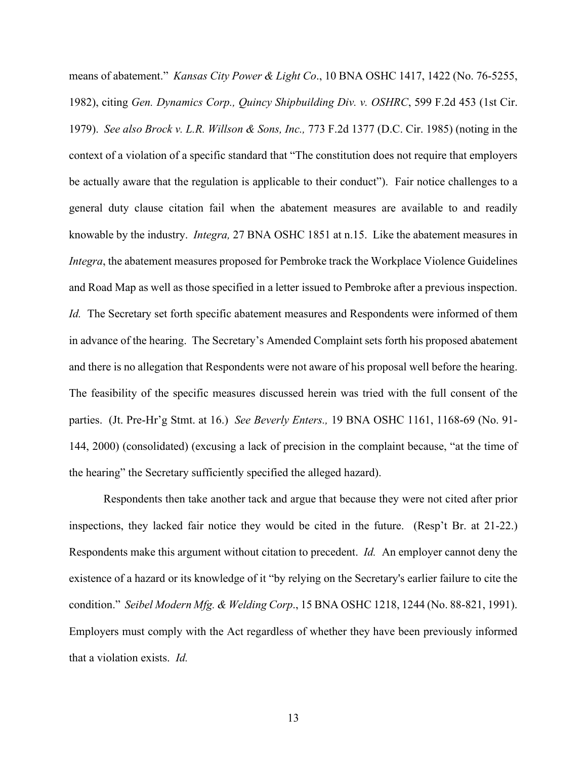means of abatement." *Kansas City Power & Light Co*., 10 BNA OSHC 1417, 1422 (No. 76-5255, 1982), citing *Gen. Dynamics Corp., Quincy Shipbuilding Div. v. OSHRC*, 599 F.2d 453 (1st Cir. 1979). *See also Brock v. L.R. Willson & Sons, Inc.,* 773 F.2d 1377 (D.C. Cir. 1985) (noting in the context of a violation of a specific standard that "The constitution does not require that employers be actually aware that the regulation is applicable to their conduct"). Fair notice challenges to a general duty clause citation fail when the abatement measures are available to and readily knowable by the industry. *Integra,* 27 BNA OSHC 1851 at n.15. Like the abatement measures in *Integra*, the abatement measures proposed for Pembroke track the Workplace Violence Guidelines and Road Map as well as those specified in a letter issued to Pembroke after a previous inspection. *Id.* The Secretary set forth specific abatement measures and Respondents were informed of them in advance of the hearing. The Secretary's Amended Complaint sets forth his proposed abatement and there is no allegation that Respondents were not aware of his proposal well before the hearing. The feasibility of the specific measures discussed herein was tried with the full consent of the parties. (Jt. Pre-Hr'g Stmt. at 16.) *See Beverly Enters.,* 19 BNA OSHC 1161, 1168-69 (No. 91-144, 2000) (consolidated) (excusing a lack of precision in the complaint because, "at the time of the hearing" the Secretary sufficiently specified the alleged hazard).

Respondents then take another tack and argue that because they were not cited after prior inspections, they lacked fair notice they would be cited in the future. (Resp't Br. at 21-22.) Respondents make this argument without citation to precedent. *Id.* An employer cannot deny the existence of a hazard or its knowledge of it "by relying on the Secretary's earlier failure to cite the condition." *Seibel Modern Mfg. & Welding Corp*., 15 BNA OSHC 1218, 1244 (No. 88-821, 1991). Employers must comply with the Act regardless of whether they have been previously informed that a violation exists. *Id.*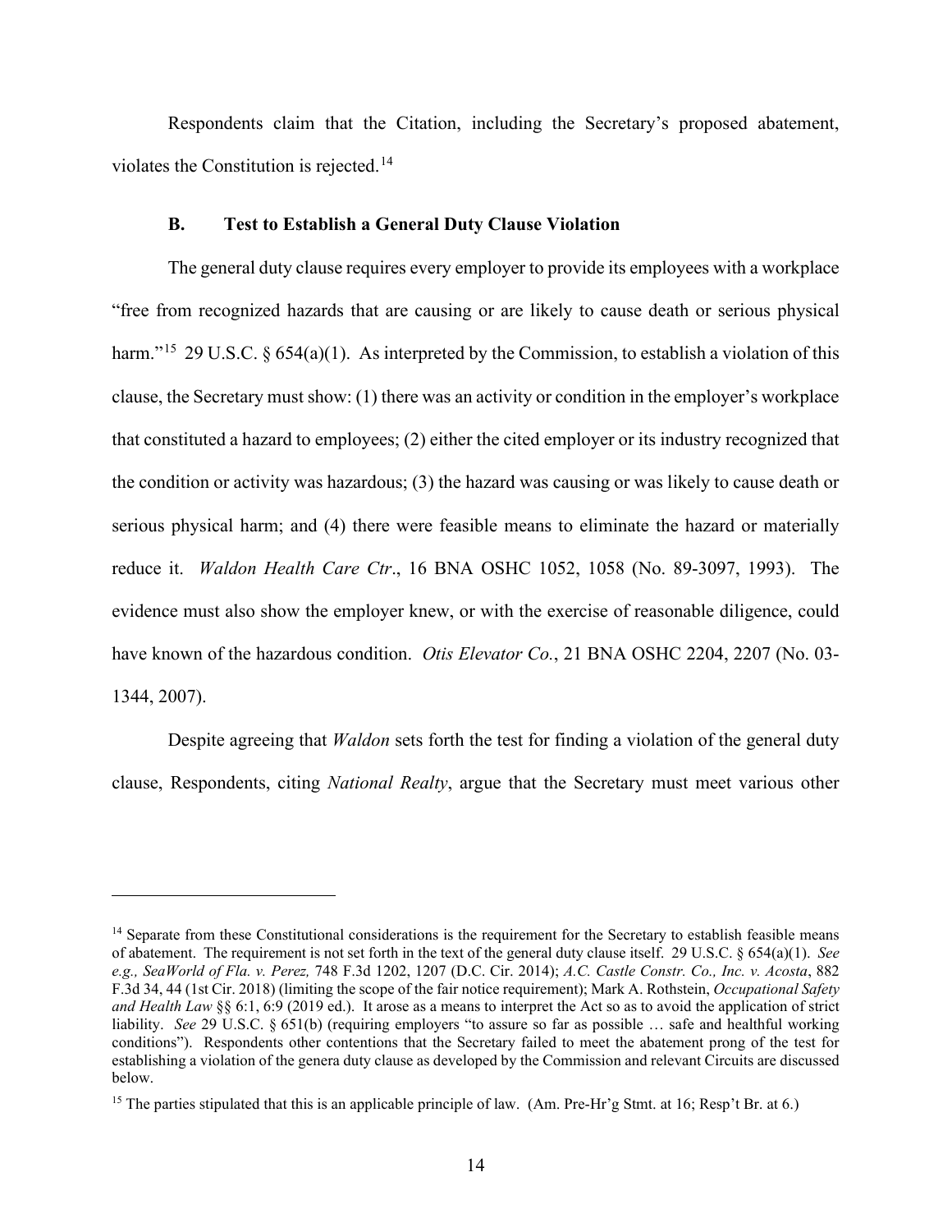Respondents claim that the Citation, including the Secretary's proposed abatement, violates the Constitution is rejected.[14]

### B. Test to Establish a General Duty Clause Violation

The general duty clause requires every employer to provide its employees with a workplace "free from recognized hazards that are causing or are likely to cause death or serious physical harm."[15] 29 U.S.C. § 654(a)(1). As interpreted by the Commission, to establish a violation of this clause, the Secretary must show: (1) there was an activity or condition in the employer's workplace that constituted a hazard to employees; (2) either the cited employer or its industry recognized that the condition or activity was hazardous; (3) the hazard was causing or was likely to cause death or serious physical harm; and (4) there were feasible means to eliminate the hazard or materially reduce it. *Waldon Health Care Ctr*., 16 BNA OSHC 1052, 1058 (No. 89-3097, 1993). The evidence must also show the employer knew, or with the exercise of reasonable diligence, could have known of the hazardous condition. *Otis Elevator Co.*, 21 BNA OSHC 2204, 2207 (No. 03-1344, 2007).

Despite agreeing that *Waldon* sets forth the test for finding a violation of the general duty clause, Respondents, citing *National Realty*, argue that the Secretary must meet various other

---

[14] Separate from these Constitutional considerations is the requirement for the Secretary to establish feasible means of abatement. The requirement is not set forth in the text of the general duty clause itself. 29 U.S.C. § 654(a)(1). *See e.g., SeaWorld of Fla. v. Perez,* 748 F.3d 1202, 1207 (D.C. Cir. 2014); *A.C. Castle Constr. Co., Inc. v. Acosta*, 882 F.3d 34, 44 (1st Cir. 2018) (limiting the scope of the fair notice requirement); Mark A. Rothstein, *Occupational Safety and Health Law* §§ 6:1, 6:9 (2019 ed.). It arose as a means to interpret the Act so as to avoid the application of strict liability. *See* 29 U.S.C. § 651(b) (requiring employers "to assure so far as possible … safe and healthful working conditions"). Respondents other contentions that the Secretary failed to meet the abatement prong of the test for establishing a violation of the genera duty clause as developed by the Commission and relevant Circuits are discussed below.

[15] The parties stipulated that this is an applicable principle of law. (Am. Pre-Hr'g Stmt. at 16; Resp't Br. at 6.)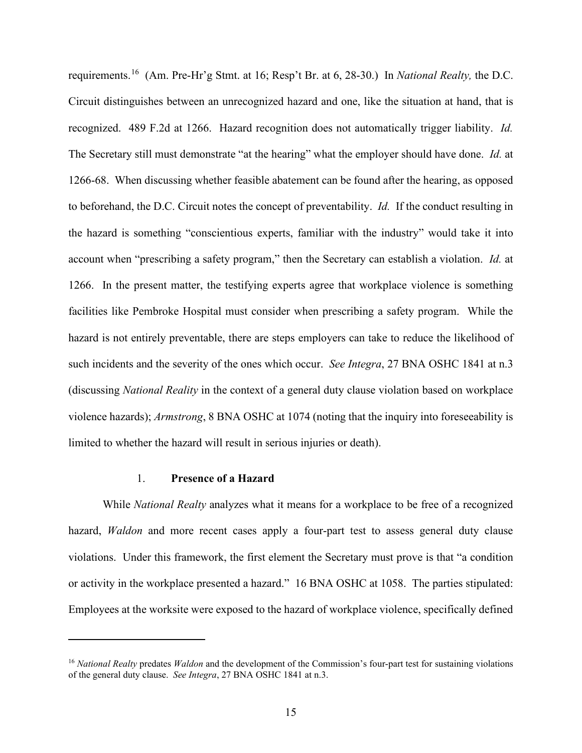requirements.[16] (Am. Pre-Hr'g Stmt. at 16; Resp't Br. at 6, 28-30.) In *National Realty,* the D.C. Circuit distinguishes between an unrecognized hazard and one, like the situation at hand, that is recognized. 489 F.2d at 1266. Hazard recognition does not automatically trigger liability. *Id.* The Secretary still must demonstrate "at the hearing" what the employer should have done. *Id.* at 1266-68. When discussing whether feasible abatement can be found after the hearing, as opposed to beforehand, the D.C. Circuit notes the concept of preventability. *Id.* If the conduct resulting in the hazard is something "conscientious experts, familiar with the industry" would take it into account when "prescribing a safety program," then the Secretary can establish a violation. *Id.* at 1266. In the present matter, the testifying experts agree that workplace violence is something facilities like Pembroke Hospital must consider when prescribing a safety program. While the hazard is not entirely preventable, there are steps employers can take to reduce the likelihood of such incidents and the severity of the ones which occur. *See Integra*, 27 BNA OSHC 1841 at n.3 (discussing *National Reality* in the context of a general duty clause violation based on workplace violence hazards); *Armstrong*, 8 BNA OSHC at 1074 (noting that the inquiry into foreseeability is limited to whether the hazard will result in serious injuries or death).

1. **Presence of a Hazard**

While *National Realty* analyzes what it means for a workplace to be free of a recognized hazard, *Waldon* and more recent cases apply a four-part test to assess general duty clause violations. Under this framework, the first element the Secretary must prove is that "a condition or activity in the workplace presented a hazard." 16 BNA OSHC at 1058. The parties stipulated: Employees at the worksite were exposed to the hazard of workplace violence, specifically defined

[16] *National Realty* predates *Waldon* and the development of the Commission's four-part test for sustaining violations of the general duty clause. *See Integra*, 27 BNA OSHC 1841 at n.3.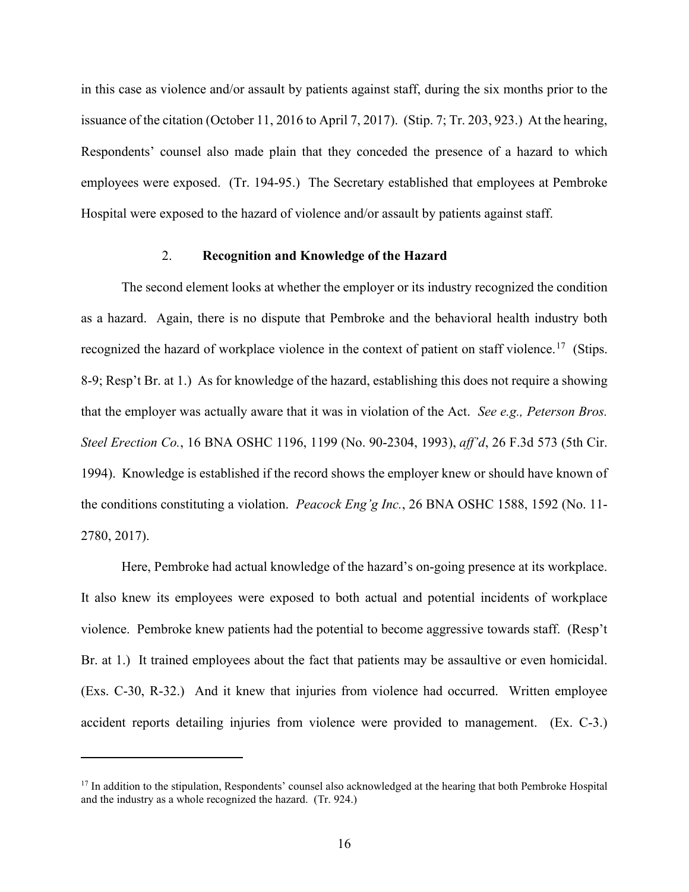in this case as violence and/or assault by patients against staff, during the six months prior to the issuance of the citation (October 11, 2016 to April 7, 2017). (Stip. 7; Tr. 203, 923.) At the hearing, Respondents' counsel also made plain that they conceded the presence of a hazard to which employees were exposed. (Tr. 194-95.) The Secretary established that employees at Pembroke Hospital were exposed to the hazard of violence and/or assault by patients against staff.

### 2. **Recognition and Knowledge of the Hazard**

The second element looks at whether the employer or its industry recognized the condition as a hazard. Again, there is no dispute that Pembroke and the behavioral health industry both recognized the hazard of workplace violence in the context of patient on staff violence.[17] (Stips. 8-9; Resp't Br. at 1.) As for knowledge of the hazard, establishing this does not require a showing that the employer was actually aware that it was in violation of the Act. *See e.g., Peterson Bros. Steel Erection Co.*, 16 BNA OSHC 1196, 1199 (No. 90-2304, 1993), *aff'd*, 26 F.3d 573 (5th Cir. 1994). Knowledge is established if the record shows the employer knew or should have known of the conditions constituting a violation. *Peacock Eng'g Inc.*, 26 BNA OSHC 1588, 1592 (No. 11-2780, 2017).

Here, Pembroke had actual knowledge of the hazard's on-going presence at its workplace. It also knew its employees were exposed to both actual and potential incidents of workplace violence. Pembroke knew patients had the potential to become aggressive towards staff. (Resp't Br. at 1.) It trained employees about the fact that patients may be assaultive or even homicidal. (Exs. C-30, R-32.) And it knew that injuries from violence had occurred. Written employee accident reports detailing injuries from violence were provided to management. (Ex. C-3.)

---

[17] In addition to the stipulation, Respondents' counsel also acknowledged at the hearing that both Pembroke Hospital and the industry as a whole recognized the hazard. (Tr. 924.)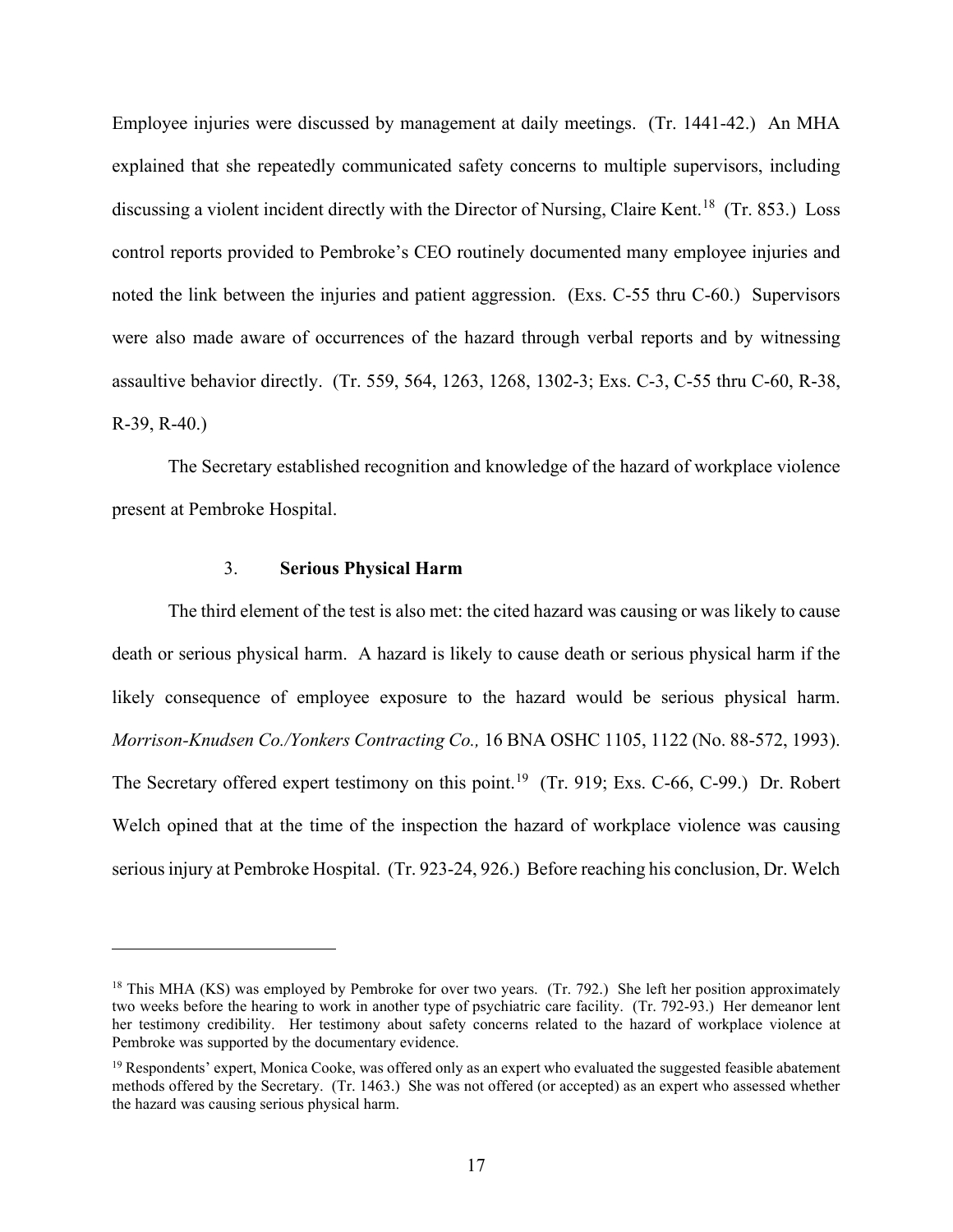Employee injuries were discussed by management at daily meetings. (Tr. 1441-42.) An MHA explained that she repeatedly communicated safety concerns to multiple supervisors, including discussing a violent incident directly with the Director of Nursing, Claire Kent.[18] (Tr. 853.) Loss control reports provided to Pembroke's CEO routinely documented many employee injuries and noted the link between the injuries and patient aggression. (Exs. C-55 thru C-60.) Supervisors were also made aware of occurrences of the hazard through verbal reports and by witnessing assaultive behavior directly. (Tr. 559, 564, 1263, 1268, 1302-3; Exs. C-3, C-55 thru C-60, R-38, R-39, R-40.)

The Secretary established recognition and knowledge of the hazard of workplace violence present at Pembroke Hospital.

### 3. **Serious Physical Harm**

The third element of the test is also met: the cited hazard was causing or was likely to cause death or serious physical harm. A hazard is likely to cause death or serious physical harm if the likely consequence of employee exposure to the hazard would be serious physical harm. *Morrison-Knudsen Co./Yonkers Contracting Co.,* 16 BNA OSHC 1105, 1122 (No. 88-572, 1993). The Secretary offered expert testimony on this point.[19] (Tr. 919; Exs. C-66, C-99.) Dr. Robert Welch opined that at the time of the inspection the hazard of workplace violence was causing serious injury at Pembroke Hospital. (Tr. 923-24, 926.) Before reaching his conclusion, Dr. Welch

---

[18] This MHA (KS) was employed by Pembroke for over two years. (Tr. 792.) She left her position approximately two weeks before the hearing to work in another type of psychiatric care facility. (Tr. 792-93.) Her demeanor lent her testimony credibility. Her testimony about safety concerns related to the hazard of workplace violence at Pembroke was supported by the documentary evidence.

[19] Respondents' expert, Monica Cooke, was offered only as an expert who evaluated the suggested feasible abatement methods offered by the Secretary. (Tr. 1463.) She was not offered (or accepted) as an expert who assessed whether the hazard was causing serious physical harm.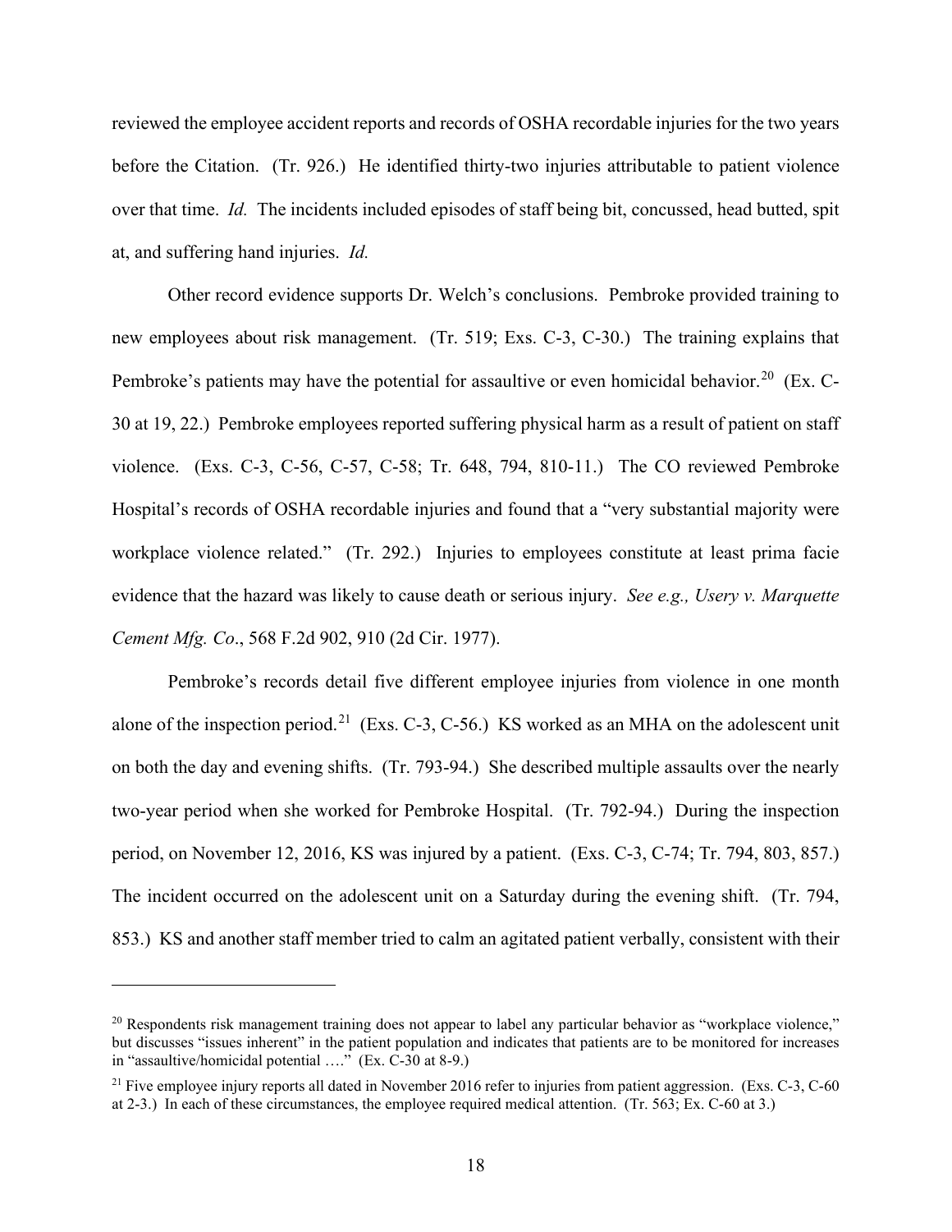reviewed the employee accident reports and records of OSHA recordable injuries for the two years before the Citation. (Tr. 926.) He identified thirty-two injuries attributable to patient violence over that time. *Id.* The incidents included episodes of staff being bit, concussed, head butted, spit at, and suffering hand injuries. *Id.*

Other record evidence supports Dr. Welch's conclusions. Pembroke provided training to new employees about risk management. (Tr. 519; Exs. C-3, C-30.) The training explains that Pembroke's patients may have the potential for assaultive or even homicidal behavior.[20] (Ex. C-30 at 19, 22.) Pembroke employees reported suffering physical harm as a result of patient on staff violence. (Exs. C-3, C-56, C-57, C-58; Tr. 648, 794, 810-11.) The CO reviewed Pembroke Hospital's records of OSHA recordable injuries and found that a "very substantial majority were workplace violence related." (Tr. 292.) Injuries to employees constitute at least prima facie evidence that the hazard was likely to cause death or serious injury. *See e.g., Usery v. Marquette Cement Mfg. Co*., 568 F.2d 902, 910 (2d Cir. 1977).

Pembroke's records detail five different employee injuries from violence in one month alone of the inspection period.[21] (Exs. C-3, C-56.) KS worked as an MHA on the adolescent unit on both the day and evening shifts. (Tr. 793-94.) She described multiple assaults over the nearly two-year period when she worked for Pembroke Hospital. (Tr. 792-94.) During the inspection period, on November 12, 2016, KS was injured by a patient. (Exs. C-3, C-74; Tr. 794, 803, 857.) The incident occurred on the adolescent unit on a Saturday during the evening shift. (Tr. 794, 853.) KS and another staff member tried to calm an agitated patient verbally, consistent with their

---

[20] Respondents risk management training does not appear to label any particular behavior as "workplace violence," but discusses "issues inherent" in the patient population and indicates that patients are to be monitored for increases in "assaultive/homicidal potential …." (Ex. C-30 at 8-9.)

[21] Five employee injury reports all dated in November 2016 refer to injuries from patient aggression. (Exs. C-3, C-60 at 2-3.) In each of these circumstances, the employee required medical attention. (Tr. 563; Ex. C-60 at 3.)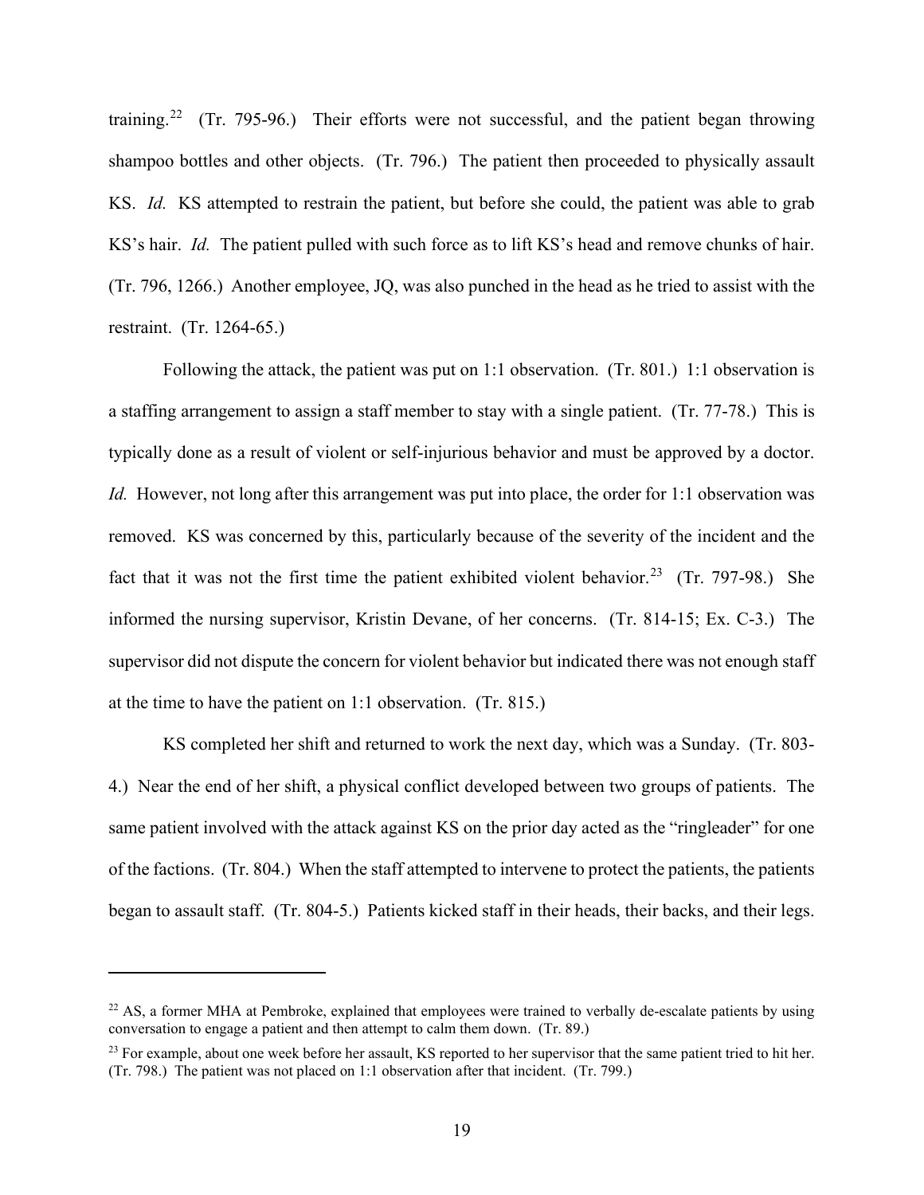training.[22] (Tr. 795-96.) Their efforts were not successful, and the patient began throwing shampoo bottles and other objects. (Tr. 796.) The patient then proceeded to physically assault KS. *Id.* KS attempted to restrain the patient, but before she could, the patient was able to grab KS's hair. *Id.* The patient pulled with such force as to lift KS's head and remove chunks of hair. (Tr. 796, 1266.) Another employee, JQ, was also punched in the head as he tried to assist with the restraint. (Tr. 1264-65.)

Following the attack, the patient was put on 1:1 observation. (Tr. 801.) 1:1 observation is a staffing arrangement to assign a staff member to stay with a single patient. (Tr. 77-78.) This is typically done as a result of violent or self-injurious behavior and must be approved by a doctor. *Id.* However, not long after this arrangement was put into place, the order for 1:1 observation was removed. KS was concerned by this, particularly because of the severity of the incident and the fact that it was not the first time the patient exhibited violent behavior.[23] (Tr. 797-98.) She informed the nursing supervisor, Kristin Devane, of her concerns. (Tr. 814-15; Ex. C-3.) The supervisor did not dispute the concern for violent behavior but indicated there was not enough staff at the time to have the patient on 1:1 observation. (Tr. 815.)

KS completed her shift and returned to work the next day, which was a Sunday. (Tr. 803-4.) Near the end of her shift, a physical conflict developed between two groups of patients. The same patient involved with the attack against KS on the prior day acted as the "ringleader" for one of the factions. (Tr. 804.) When the staff attempted to intervene to protect the patients, the patients began to assault staff. (Tr. 804-5.) Patients kicked staff in their heads, their backs, and their legs.

---

[22] AS, a former MHA at Pembroke, explained that employees were trained to verbally de-escalate patients by using conversation to engage a patient and then attempt to calm them down. (Tr. 89.)

[23] For example, about one week before her assault, KS reported to her supervisor that the same patient tried to hit her. (Tr. 798.) The patient was not placed on 1:1 observation after that incident. (Tr. 799.)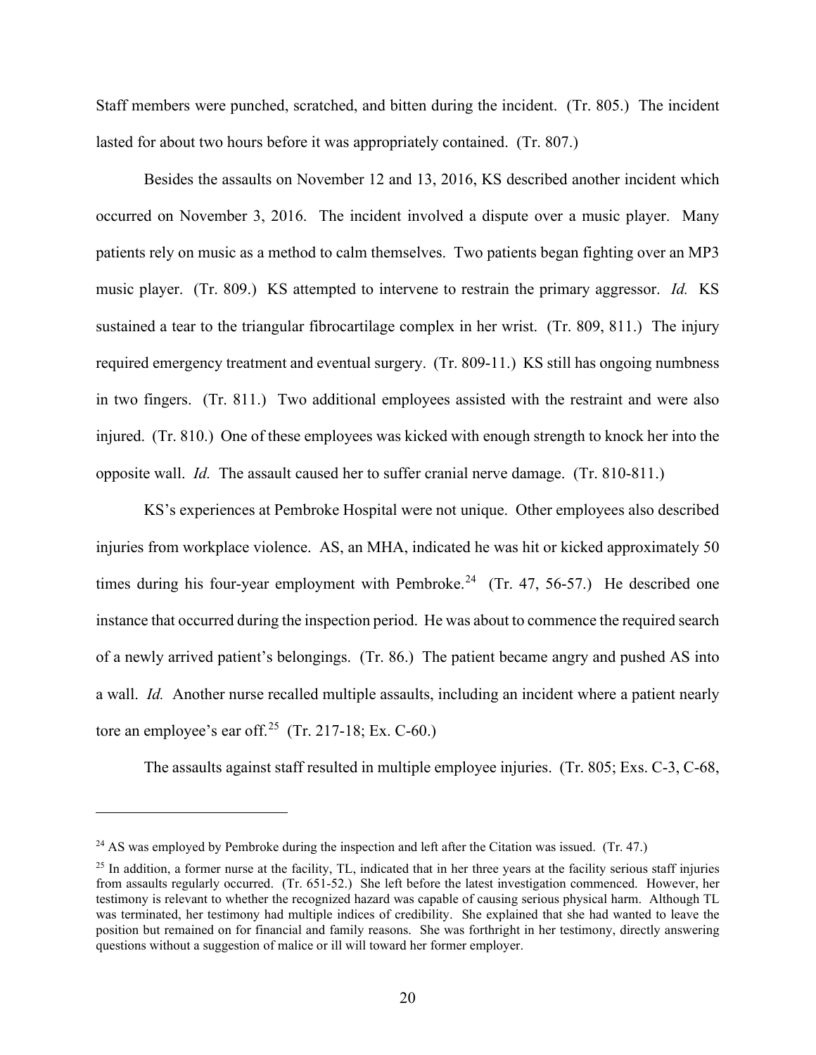Staff members were punched, scratched, and bitten during the incident. (Tr. 805.) The incident lasted for about two hours before it was appropriately contained. (Tr. 807.)

Besides the assaults on November 12 and 13, 2016, KS described another incident which occurred on November 3, 2016. The incident involved a dispute over a music player. Many patients rely on music as a method to calm themselves. Two patients began fighting over an MP3 music player. (Tr. 809.) KS attempted to intervene to restrain the primary aggressor. *Id.* KS sustained a tear to the triangular fibrocartilage complex in her wrist. (Tr. 809, 811.) The injury required emergency treatment and eventual surgery. (Tr. 809-11.) KS still has ongoing numbness in two fingers. (Tr. 811.) Two additional employees assisted with the restraint and were also injured. (Tr. 810.) One of these employees was kicked with enough strength to knock her into the opposite wall. *Id.* The assault caused her to suffer cranial nerve damage. (Tr. 810-811.)

KS's experiences at Pembroke Hospital were not unique. Other employees also described injuries from workplace violence. AS, an MHA, indicated he was hit or kicked approximately 50 times during his four-year employment with Pembroke.[24] (Tr. 47, 56-57.) He described one instance that occurred during the inspection period. He was about to commence the required search of a newly arrived patient's belongings. (Tr. 86.) The patient became angry and pushed AS into a wall. *Id.* Another nurse recalled multiple assaults, including an incident where a patient nearly tore an employee's ear off.[25] (Tr. 217-18; Ex. C-60.)

The assaults against staff resulted in multiple employee injuries. (Tr. 805; Exs. C-3, C-68,

---

[24] AS was employed by Pembroke during the inspection and left after the Citation was issued. (Tr. 47.)

[25] In addition, a former nurse at the facility, TL, indicated that in her three years at the facility serious staff injuries from assaults regularly occurred. (Tr. 651-52.) She left before the latest investigation commenced. However, her testimony is relevant to whether the recognized hazard was capable of causing serious physical harm. Although TL was terminated, her testimony had multiple indices of credibility. She explained that she had wanted to leave the position but remained on for financial and family reasons. She was forthright in her testimony, directly answering questions without a suggestion of malice or ill will toward her former employer.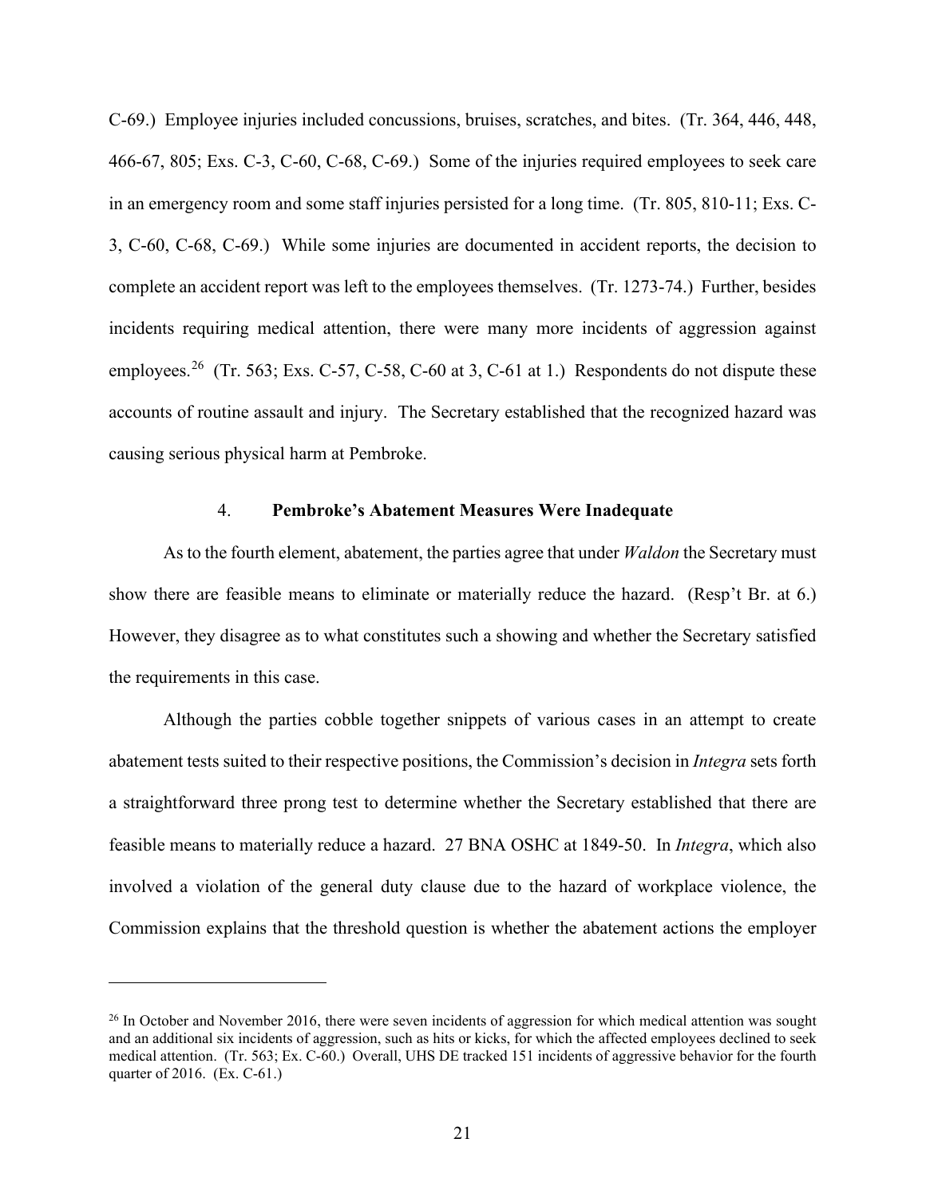C-69.) Employee injuries included concussions, bruises, scratches, and bites. (Tr. 364, 446, 448, 466-67, 805; Exs. C-3, C-60, C-68, C-69.) Some of the injuries required employees to seek care in an emergency room and some staff injuries persisted for a long time. (Tr. 805, 810-11; Exs. C-3, C-60, C-68, C-69.) While some injuries are documented in accident reports, the decision to complete an accident report was left to the employees themselves. (Tr. 1273-74.) Further, besides incidents requiring medical attention, there were many more incidents of aggression against employees.[26] (Tr. 563; Exs. C-57, C-58, C-60 at 3, C-61 at 1.) Respondents do not dispute these accounts of routine assault and injury. The Secretary established that the recognized hazard was causing serious physical harm at Pembroke.

### 4. **Pembroke's Abatement Measures Were Inadequate**

As to the fourth element, abatement, the parties agree that under *Waldon* the Secretary must show there are feasible means to eliminate or materially reduce the hazard. (Resp't Br. at 6.) However, they disagree as to what constitutes such a showing and whether the Secretary satisfied the requirements in this case.

Although the parties cobble together snippets of various cases in an attempt to create abatement tests suited to their respective positions, the Commission's decision in *Integra* sets forth a straightforward three prong test to determine whether the Secretary established that there are feasible means to materially reduce a hazard. 27 BNA OSHC at 1849-50. In *Integra*, which also involved a violation of the general duty clause due to the hazard of workplace violence, the Commission explains that the threshold question is whether the abatement actions the employer

---

[26] In October and November 2016, there were seven incidents of aggression for which medical attention was sought and an additional six incidents of aggression, such as hits or kicks, for which the affected employees declined to seek medical attention. (Tr. 563; Ex. C-60.) Overall, UHS DE tracked 151 incidents of aggressive behavior for the fourth quarter of 2016. (Ex. C-61.)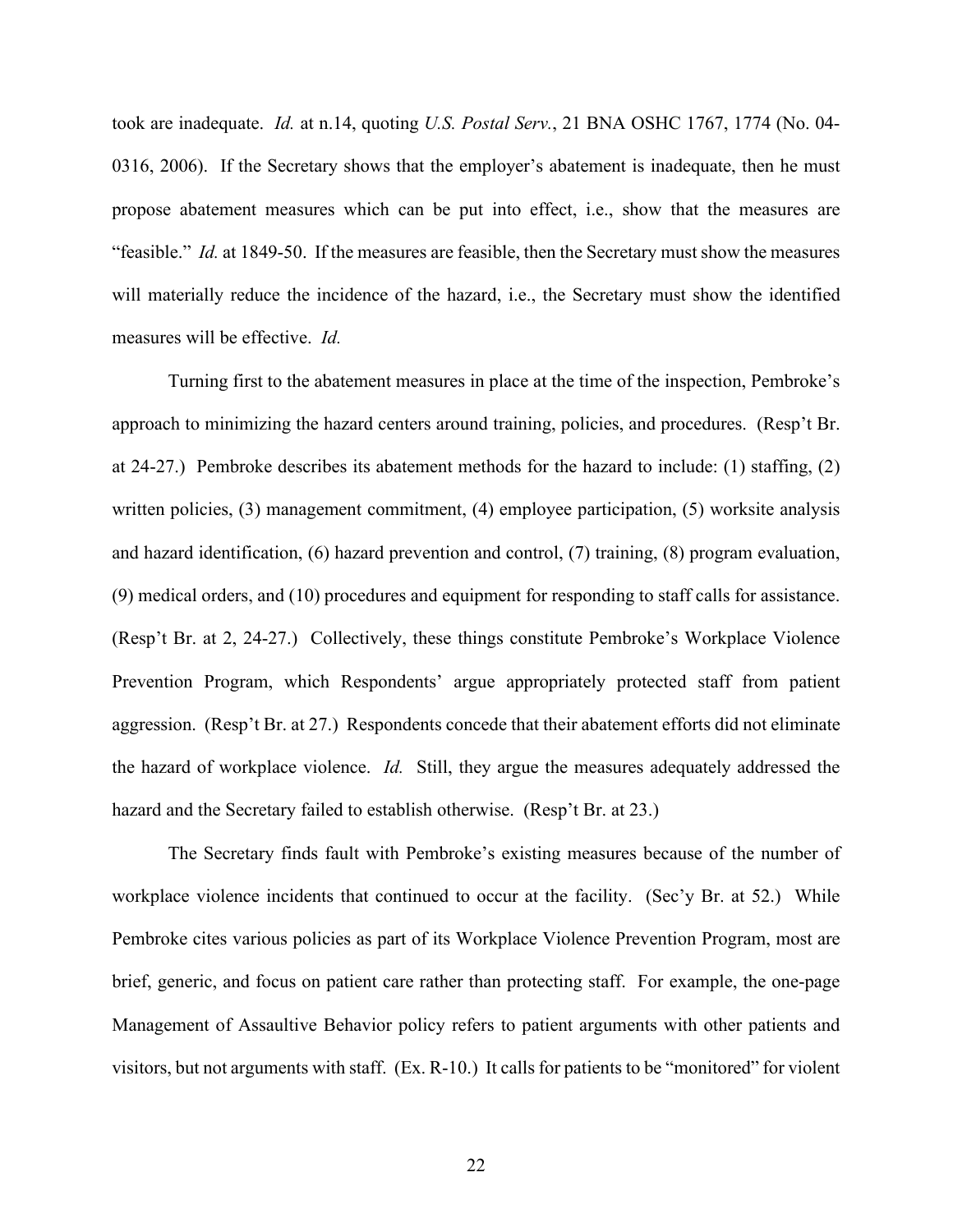took are inadequate. *Id.* at n.14, quoting *U.S. Postal Serv.*, 21 BNA OSHC 1767, 1774 (No. 04-0316, 2006). If the Secretary shows that the employer's abatement is inadequate, then he must propose abatement measures which can be put into effect, i.e., show that the measures are "feasible." *Id.* at 1849-50. If the measures are feasible, then the Secretary must show the measures will materially reduce the incidence of the hazard, i.e., the Secretary must show the identified measures will be effective. *Id.*

Turning first to the abatement measures in place at the time of the inspection, Pembroke's approach to minimizing the hazard centers around training, policies, and procedures. (Resp't Br. at 24-27.) Pembroke describes its abatement methods for the hazard to include: (1) staffing, (2) written policies, (3) management commitment, (4) employee participation, (5) worksite analysis and hazard identification, (6) hazard prevention and control, (7) training, (8) program evaluation, (9) medical orders, and (10) procedures and equipment for responding to staff calls for assistance. (Resp't Br. at 2, 24-27.) Collectively, these things constitute Pembroke's Workplace Violence Prevention Program, which Respondents' argue appropriately protected staff from patient aggression. (Resp't Br. at 27.) Respondents concede that their abatement efforts did not eliminate the hazard of workplace violence. *Id.* Still, they argue the measures adequately addressed the hazard and the Secretary failed to establish otherwise. (Resp't Br. at 23.)

The Secretary finds fault with Pembroke's existing measures because of the number of workplace violence incidents that continued to occur at the facility. (Sec'y Br. at 52.) While Pembroke cites various policies as part of its Workplace Violence Prevention Program, most are brief, generic, and focus on patient care rather than protecting staff. For example, the one-page Management of Assaultive Behavior policy refers to patient arguments with other patients and visitors, but not arguments with staff. (Ex. R-10.) It calls for patients to be "monitored" for violent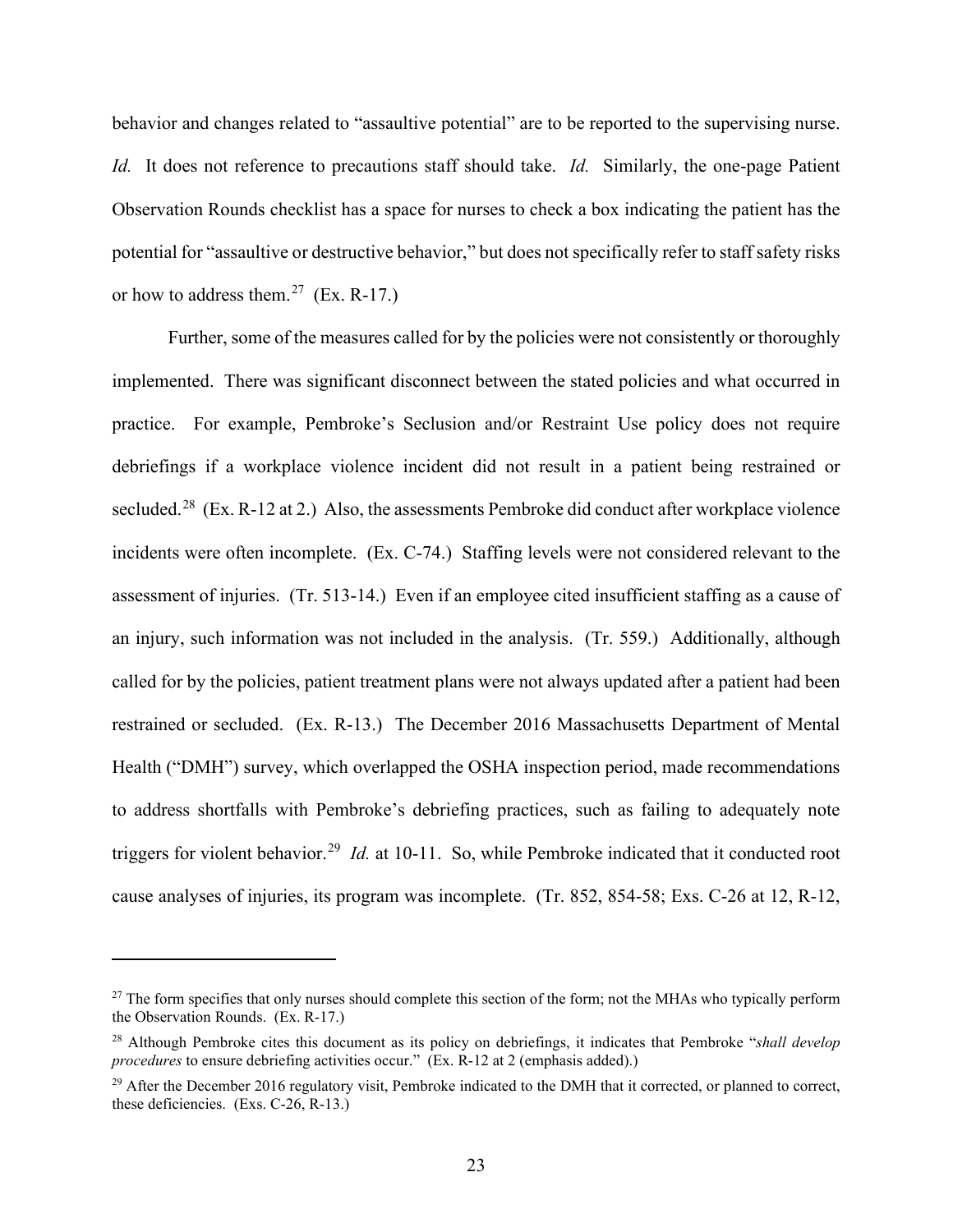behavior and changes related to "assaultive potential" are to be reported to the supervising nurse. *Id.* It does not reference to precautions staff should take. *Id.* Similarly, the one-page Patient Observation Rounds checklist has a space for nurses to check a box indicating the patient has the potential for "assaultive or destructive behavior," but does not specifically refer to staff safety risks or how to address them.[27] (Ex. R-17.)

Further, some of the measures called for by the policies were not consistently or thoroughly implemented. There was significant disconnect between the stated policies and what occurred in practice. For example, Pembroke's Seclusion and/or Restraint Use policy does not require debriefings if a workplace violence incident did not result in a patient being restrained or secluded.[28] (Ex. R-12 at 2.) Also, the assessments Pembroke did conduct after workplace violence incidents were often incomplete. (Ex. C-74.) Staffing levels were not considered relevant to the assessment of injuries. (Tr. 513-14.) Even if an employee cited insufficient staffing as a cause of an injury, such information was not included in the analysis. (Tr. 559.) Additionally, although called for by the policies, patient treatment plans were not always updated after a patient had been restrained or secluded. (Ex. R-13.) The December 2016 Massachusetts Department of Mental Health ("DMH") survey, which overlapped the OSHA inspection period, made recommendations to address shortfalls with Pembroke's debriefing practices, such as failing to adequately note triggers for violent behavior.[29] *Id.* at 10-11. So, while Pembroke indicated that it conducted root cause analyses of injuries, its program was incomplete. (Tr. 852, 854-58; Exs. C-26 at 12, R-12,

---

[27] The form specifies that only nurses should complete this section of the form; not the MHAs who typically perform the Observation Rounds. (Ex. R-17.)

[28] Although Pembroke cites this document as its policy on debriefings, it indicates that Pembroke "*shall develop procedures* to ensure debriefing activities occur." (Ex. R-12 at 2 (emphasis added).)

[29] After the December 2016 regulatory visit, Pembroke indicated to the DMH that it corrected, or planned to correct, these deficiencies. (Exs. C-26, R-13.)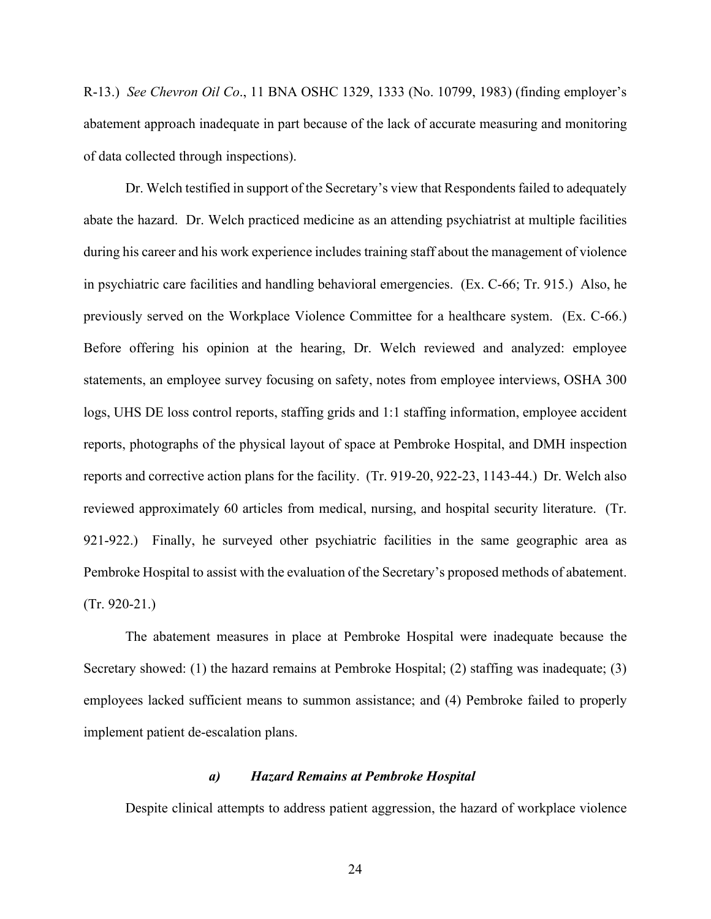R-13.) *See Chevron Oil Co*., 11 BNA OSHC 1329, 1333 (No. 10799, 1983) (finding employer's abatement approach inadequate in part because of the lack of accurate measuring and monitoring of data collected through inspections).

Dr. Welch testified in support of the Secretary's view that Respondents failed to adequately abate the hazard. Dr. Welch practiced medicine as an attending psychiatrist at multiple facilities during his career and his work experience includes training staff about the management of violence in psychiatric care facilities and handling behavioral emergencies. (Ex. C-66; Tr. 915.) Also, he previously served on the Workplace Violence Committee for a healthcare system. (Ex. C-66.) Before offering his opinion at the hearing, Dr. Welch reviewed and analyzed: employee statements, an employee survey focusing on safety, notes from employee interviews, OSHA 300 logs, UHS DE loss control reports, staffing grids and 1:1 staffing information, employee accident reports, photographs of the physical layout of space at Pembroke Hospital, and DMH inspection reports and corrective action plans for the facility. (Tr. 919-20, 922-23, 1143-44.) Dr. Welch also reviewed approximately 60 articles from medical, nursing, and hospital security literature. (Tr. 921-922.) Finally, he surveyed other psychiatric facilities in the same geographic area as Pembroke Hospital to assist with the evaluation of the Secretary's proposed methods of abatement. (Tr. 920-21.)

The abatement measures in place at Pembroke Hospital were inadequate because the Secretary showed: (1) the hazard remains at Pembroke Hospital; (2) staffing was inadequate; (3) employees lacked sufficient means to summon assistance; and (4) Pembroke failed to properly implement patient de-escalation plans.

#### ***a) Hazard Remains at Pembroke Hospital***

Despite clinical attempts to address patient aggression, the hazard of workplace violence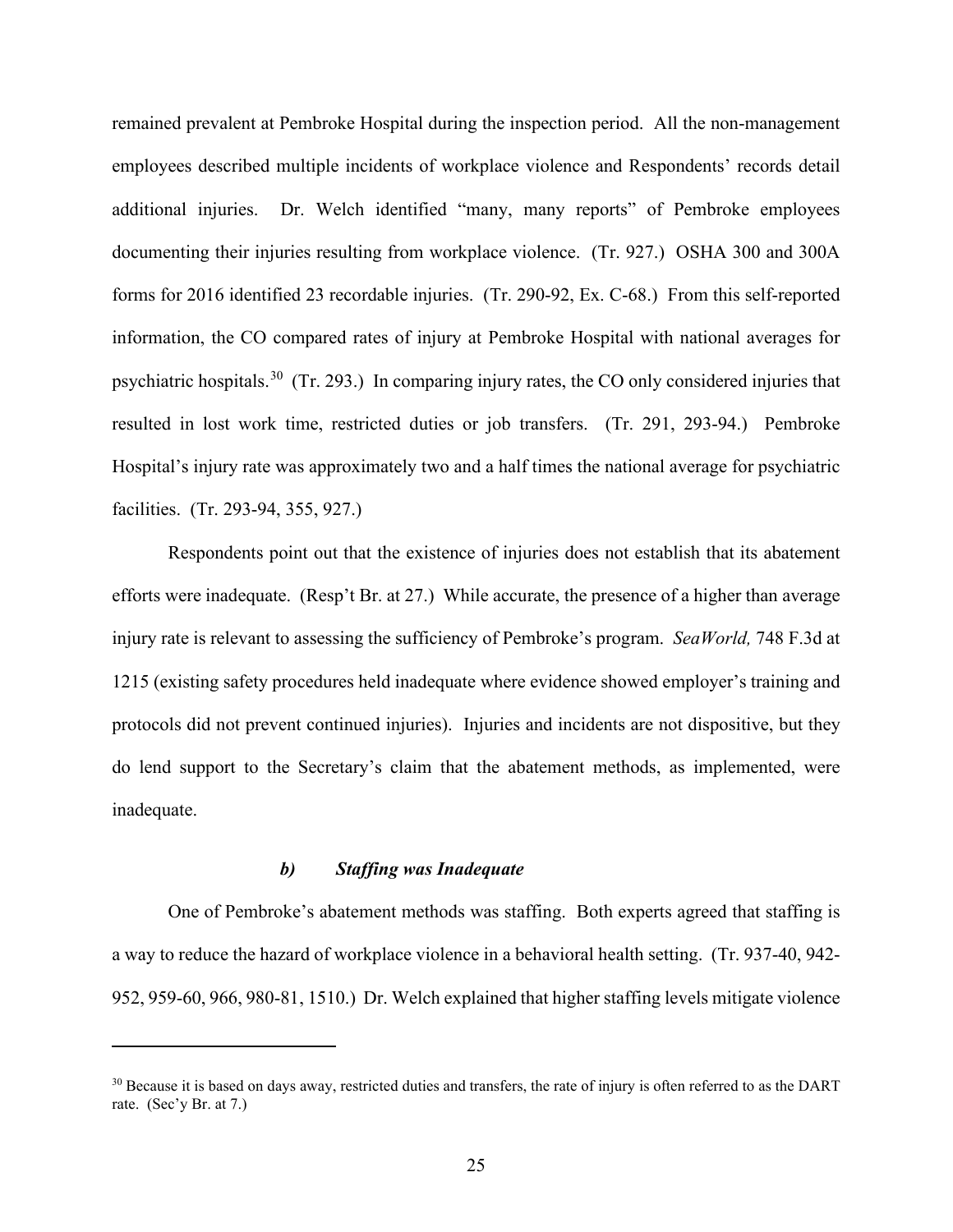remained prevalent at Pembroke Hospital during the inspection period. All the non-management employees described multiple incidents of workplace violence and Respondents' records detail additional injuries. Dr. Welch identified "many, many reports" of Pembroke employees documenting their injuries resulting from workplace violence. (Tr. 927.) OSHA 300 and 300A forms for 2016 identified 23 recordable injuries. (Tr. 290-92, Ex. C-68.) From this self-reported information, the CO compared rates of injury at Pembroke Hospital with national averages for psychiatric hospitals.[30] (Tr. 293.) In comparing injury rates, the CO only considered injuries that resulted in lost work time, restricted duties or job transfers. (Tr. 291, 293-94.) Pembroke Hospital's injury rate was approximately two and a half times the national average for psychiatric facilities. (Tr. 293-94, 355, 927.)

Respondents point out that the existence of injuries does not establish that its abatement efforts were inadequate. (Resp't Br. at 27.) While accurate, the presence of a higher than average injury rate is relevant to assessing the sufficiency of Pembroke's program. *SeaWorld,* 748 F.3d at 1215 (existing safety procedures held inadequate where evidence showed employer's training and protocols did not prevent continued injuries). Injuries and incidents are not dispositive, but they do lend support to the Secretary's claim that the abatement methods, as implemented, were inadequate.

#### ***b) Staffing was Inadequate***

One of Pembroke's abatement methods was staffing. Both experts agreed that staffing is a way to reduce the hazard of workplace violence in a behavioral health setting. (Tr. 937-40, 942-952, 959-60, 966, 980-81, 1510.) Dr. Welch explained that higher staffing levels mitigate violence

---

[30] Because it is based on days away, restricted duties and transfers, the rate of injury is often referred to as the DART rate. (Sec'y Br. at 7.)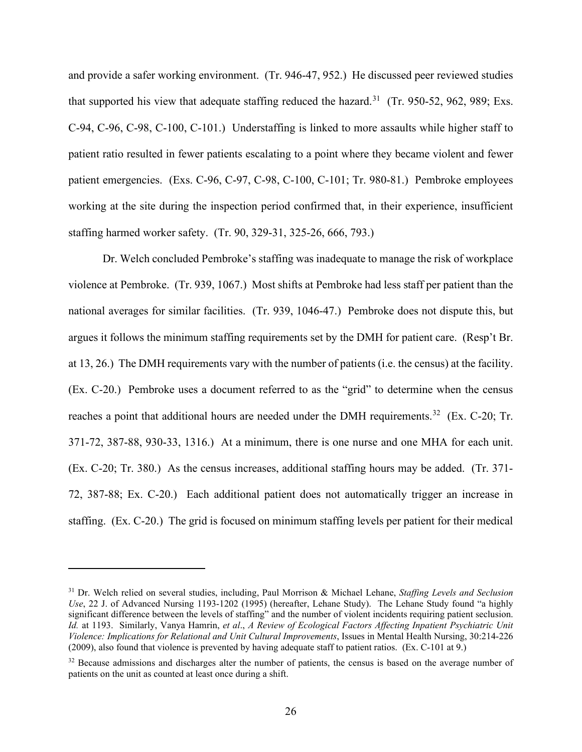and provide a safer working environment. (Tr. 946-47, 952.) He discussed peer reviewed studies that supported his view that adequate staffing reduced the hazard.[31] (Tr. 950-52, 962, 989; Exs. C-94, C-96, C-98, C-100, C-101.) Understaffing is linked to more assaults while higher staff to patient ratio resulted in fewer patients escalating to a point where they became violent and fewer patient emergencies. (Exs. C-96, C-97, C-98, C-100, C-101; Tr. 980-81.) Pembroke employees working at the site during the inspection period confirmed that, in their experience, insufficient staffing harmed worker safety. (Tr. 90, 329-31, 325-26, 666, 793.)

Dr. Welch concluded Pembroke's staffing was inadequate to manage the risk of workplace violence at Pembroke. (Tr. 939, 1067.) Most shifts at Pembroke had less staff per patient than the national averages for similar facilities. (Tr. 939, 1046-47.) Pembroke does not dispute this, but argues it follows the minimum staffing requirements set by the DMH for patient care. (Resp't Br. at 13, 26.) The DMH requirements vary with the number of patients (i.e. the census) at the facility. (Ex. C-20.) Pembroke uses a document referred to as the "grid" to determine when the census reaches a point that additional hours are needed under the DMH requirements.[32] (Ex. C-20; Tr. 371-72, 387-88, 930-33, 1316.) At a minimum, there is one nurse and one MHA for each unit. (Ex. C-20; Tr. 380.) As the census increases, additional staffing hours may be added. (Tr. 371-72, 387-88; Ex. C-20.) Each additional patient does not automatically trigger an increase in staffing. (Ex. C-20.) The grid is focused on minimum staffing levels per patient for their medical

---

[31] Dr. Welch relied on several studies, including, Paul Morrison & Michael Lehane, *Staffing Levels and Seclusion Use*, 22 J. of Advanced Nursing 1193-1202 (1995) (hereafter, Lehane Study). The Lehane Study found "a highly significant difference between the levels of staffing" and the number of violent incidents requiring patient seclusion. *Id.* at 1193. Similarly, Vanya Hamrin, *et al*., *A Review of Ecological Factors Affecting Inpatient Psychiatric Unit Violence: Implications for Relational and Unit Cultural Improvements*, Issues in Mental Health Nursing, 30:214-226 (2009), also found that violence is prevented by having adequate staff to patient ratios. (Ex. C-101 at 9.)

[32] Because admissions and discharges alter the number of patients, the census is based on the average number of patients on the unit as counted at least once during a shift.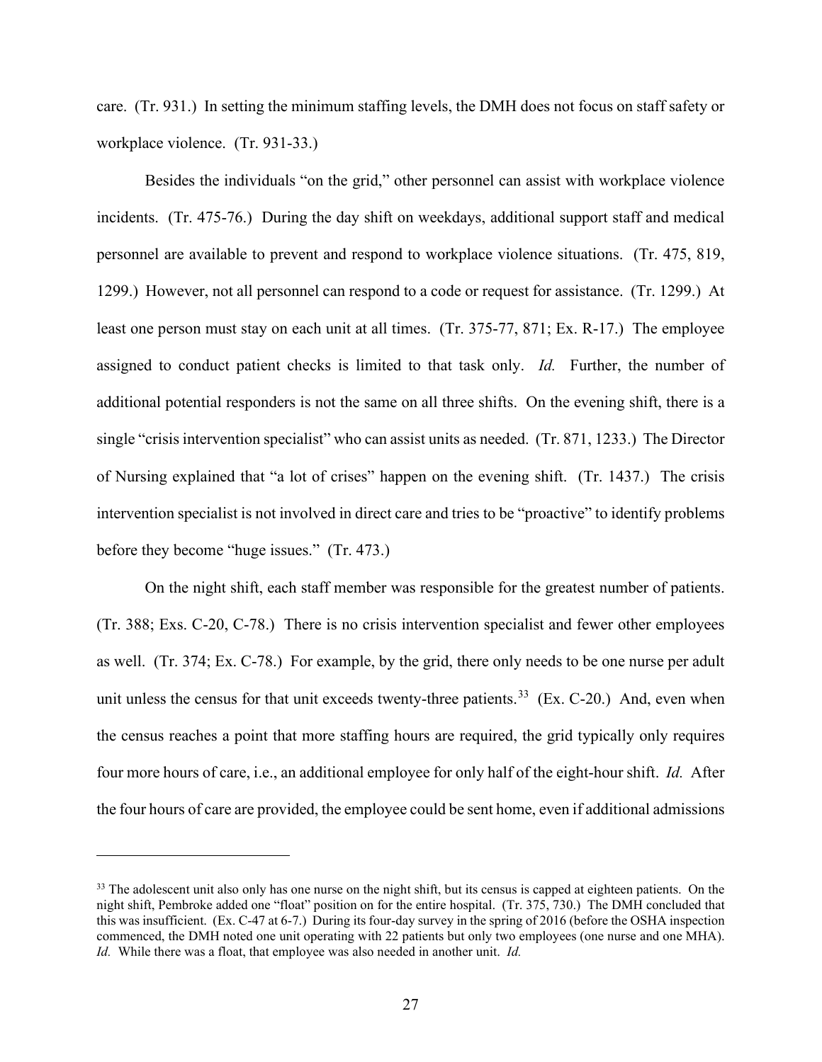care. (Tr. 931.) In setting the minimum staffing levels, the DMH does not focus on staff safety or workplace violence. (Tr. 931-33.)

Besides the individuals "on the grid," other personnel can assist with workplace violence incidents. (Tr. 475-76.) During the day shift on weekdays, additional support staff and medical personnel are available to prevent and respond to workplace violence situations. (Tr. 475, 819, 1299.) However, not all personnel can respond to a code or request for assistance. (Tr. 1299.) At least one person must stay on each unit at all times. (Tr. 375-77, 871; Ex. R-17.) The employee assigned to conduct patient checks is limited to that task only. *Id.* Further, the number of additional potential responders is not the same on all three shifts. On the evening shift, there is a single "crisis intervention specialist" who can assist units as needed. (Tr. 871, 1233.) The Director of Nursing explained that "a lot of crises" happen on the evening shift. (Tr. 1437.) The crisis intervention specialist is not involved in direct care and tries to be "proactive" to identify problems before they become "huge issues." (Tr. 473.)

On the night shift, each staff member was responsible for the greatest number of patients. (Tr. 388; Exs. C-20, C-78.) There is no crisis intervention specialist and fewer other employees as well. (Tr. 374; Ex. C-78.) For example, by the grid, there only needs to be one nurse per adult unit unless the census for that unit exceeds twenty-three patients.[33] (Ex. C-20.) And, even when the census reaches a point that more staffing hours are required, the grid typically only requires four more hours of care, i.e., an additional employee for only half of the eight-hour shift. *Id.* After the four hours of care are provided, the employee could be sent home, even if additional admissions

---

[33] The adolescent unit also only has one nurse on the night shift, but its census is capped at eighteen patients. On the night shift, Pembroke added one "float" position on for the entire hospital. (Tr. 375, 730.) The DMH concluded that this was insufficient. (Ex. C-47 at 6-7.) During its four-day survey in the spring of 2016 (before the OSHA inspection commenced, the DMH noted one unit operating with 22 patients but only two employees (one nurse and one MHA). *Id.* While there was a float, that employee was also needed in another unit. *Id.*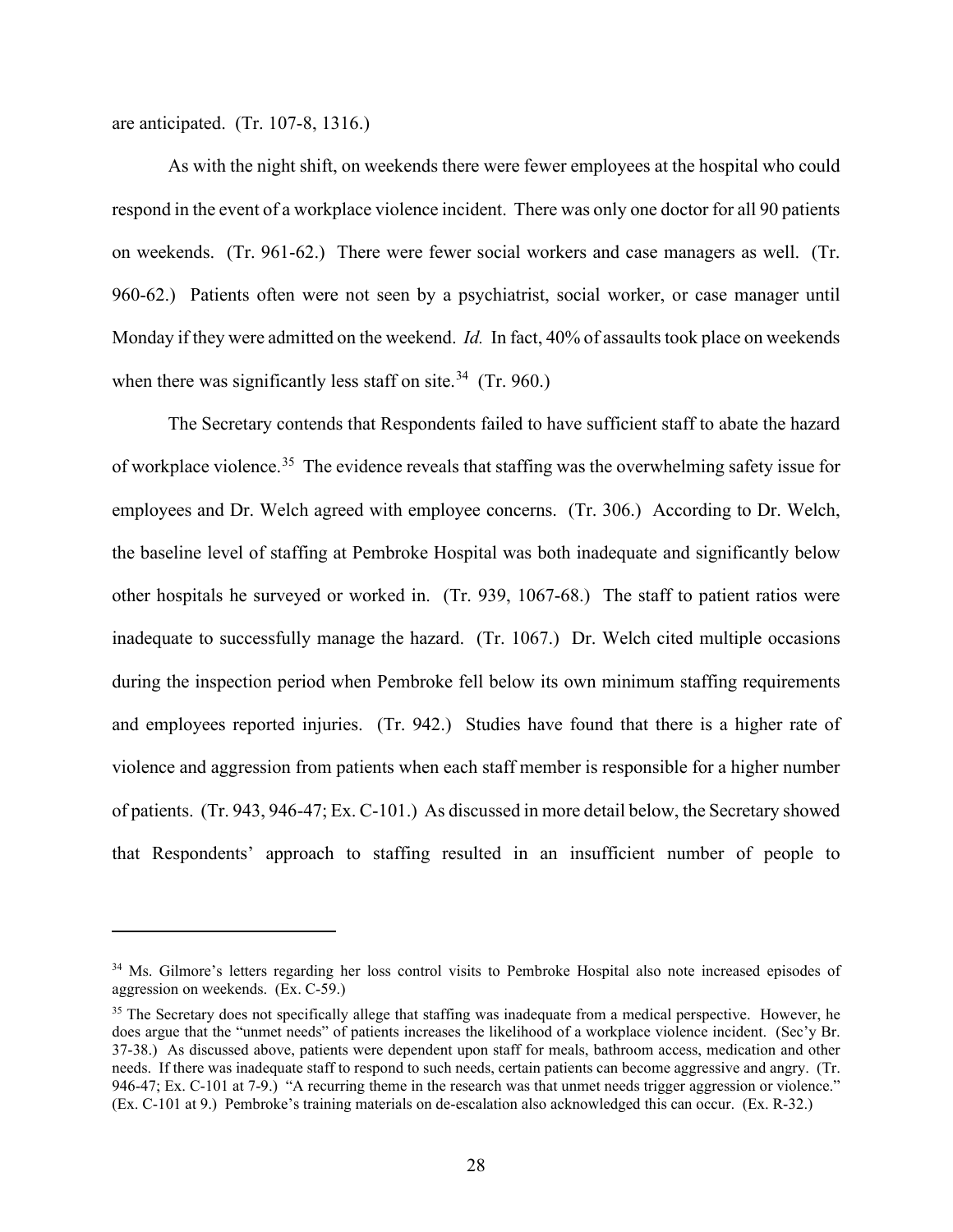are anticipated. (Tr. 107-8, 1316.)

As with the night shift, on weekends there were fewer employees at the hospital who could respond in the event of a workplace violence incident. There was only one doctor for all 90 patients on weekends. (Tr. 961-62.) There were fewer social workers and case managers as well. (Tr. 960-62.) Patients often were not seen by a psychiatrist, social worker, or case manager until Monday if they were admitted on the weekend. *Id.* In fact, 40% of assaults took place on weekends when there was significantly less staff on site.[34] (Tr. 960.)

The Secretary contends that Respondents failed to have sufficient staff to abate the hazard of workplace violence.[35] The evidence reveals that staffing was the overwhelming safety issue for employees and Dr. Welch agreed with employee concerns. (Tr. 306.) According to Dr. Welch, the baseline level of staffing at Pembroke Hospital was both inadequate and significantly below other hospitals he surveyed or worked in. (Tr. 939, 1067-68.) The staff to patient ratios were inadequate to successfully manage the hazard. (Tr. 1067.) Dr. Welch cited multiple occasions during the inspection period when Pembroke fell below its own minimum staffing requirements and employees reported injuries. (Tr. 942.) Studies have found that there is a higher rate of violence and aggression from patients when each staff member is responsible for a higher number of patients. (Tr. 943, 946-47; Ex. C-101.) As discussed in more detail below, the Secretary showed that Respondents' approach to staffing resulted in an insufficient number of people to

---

[34] Ms. Gilmore's letters regarding her loss control visits to Pembroke Hospital also note increased episodes of aggression on weekends. (Ex. C-59.)

[35] The Secretary does not specifically allege that staffing was inadequate from a medical perspective. However, he does argue that the "unmet needs" of patients increases the likelihood of a workplace violence incident. (Sec'y Br. 37-38.) As discussed above, patients were dependent upon staff for meals, bathroom access, medication and other needs. If there was inadequate staff to respond to such needs, certain patients can become aggressive and angry. (Tr. 946-47; Ex. C-101 at 7-9.) "A recurring theme in the research was that unmet needs trigger aggression or violence." (Ex. C-101 at 9.) Pembroke's training materials on de-escalation also acknowledged this can occur. (Ex. R-32.)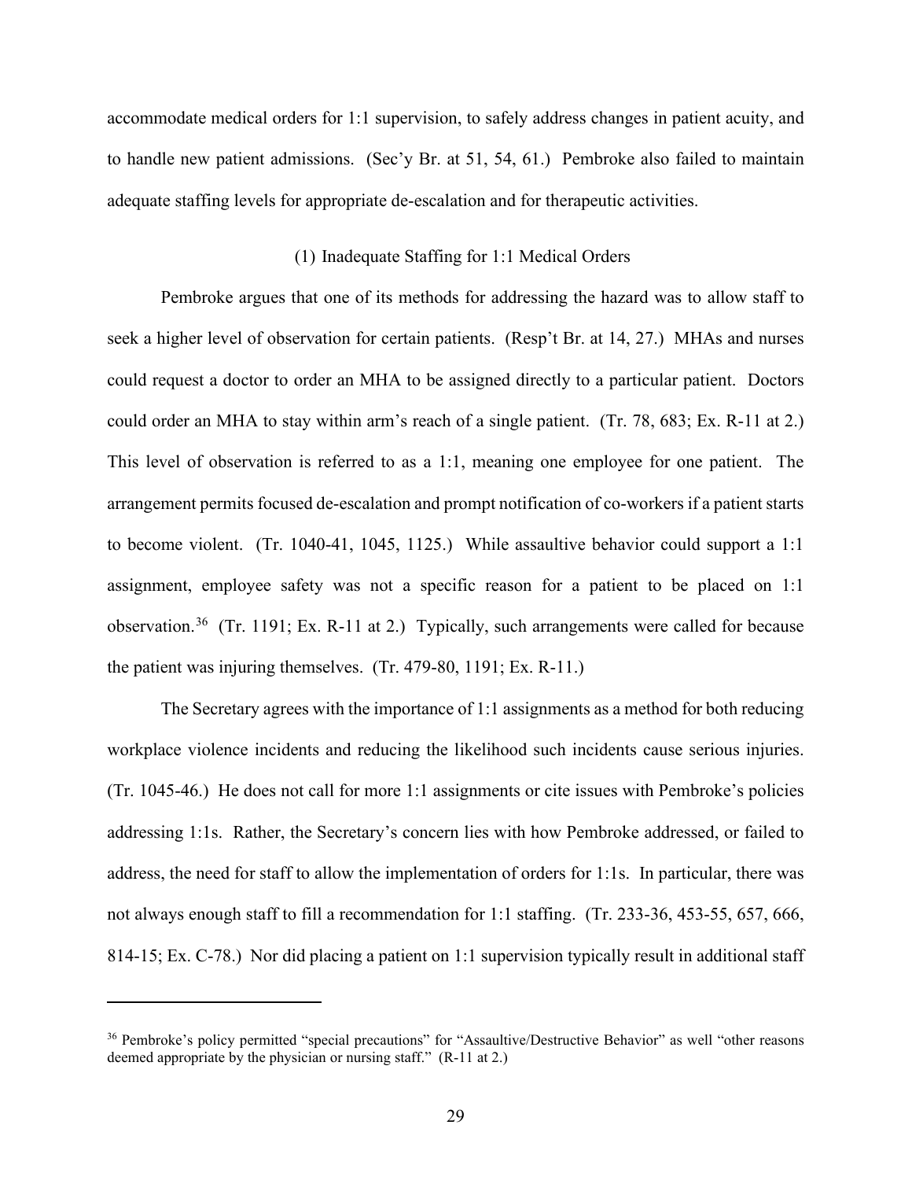accommodate medical orders for 1:1 supervision, to safely address changes in patient acuity, and to handle new patient admissions. (Sec'y Br. at 51, 54, 61.) Pembroke also failed to maintain adequate staffing levels for appropriate de-escalation and for therapeutic activities.

(1) Inadequate Staffing for 1:1 Medical Orders

Pembroke argues that one of its methods for addressing the hazard was to allow staff to seek a higher level of observation for certain patients. (Resp't Br. at 14, 27.) MHAs and nurses could request a doctor to order an MHA to be assigned directly to a particular patient. Doctors could order an MHA to stay within arm's reach of a single patient. (Tr. 78, 683; Ex. R-11 at 2.) This level of observation is referred to as a 1:1, meaning one employee for one patient. The arrangement permits focused de-escalation and prompt notification of co-workers if a patient starts to become violent. (Tr. 1040-41, 1045, 1125.) While assaultive behavior could support a 1:1 assignment, employee safety was not a specific reason for a patient to be placed on 1:1 observation.[36] (Tr. 1191; Ex. R-11 at 2.) Typically, such arrangements were called for because the patient was injuring themselves. (Tr. 479-80, 1191; Ex. R-11.)

The Secretary agrees with the importance of 1:1 assignments as a method for both reducing workplace violence incidents and reducing the likelihood such incidents cause serious injuries. (Tr. 1045-46.) He does not call for more 1:1 assignments or cite issues with Pembroke's policies addressing 1:1s. Rather, the Secretary's concern lies with how Pembroke addressed, or failed to address, the need for staff to allow the implementation of orders for 1:1s. In particular, there was not always enough staff to fill a recommendation for 1:1 staffing. (Tr. 233-36, 453-55, 657, 666, 814-15; Ex. C-78.) Nor did placing a patient on 1:1 supervision typically result in additional staff

[36] Pembroke's policy permitted "special precautions" for "Assaultive/Destructive Behavior" as well "other reasons deemed appropriate by the physician or nursing staff." (R-11 at 2.)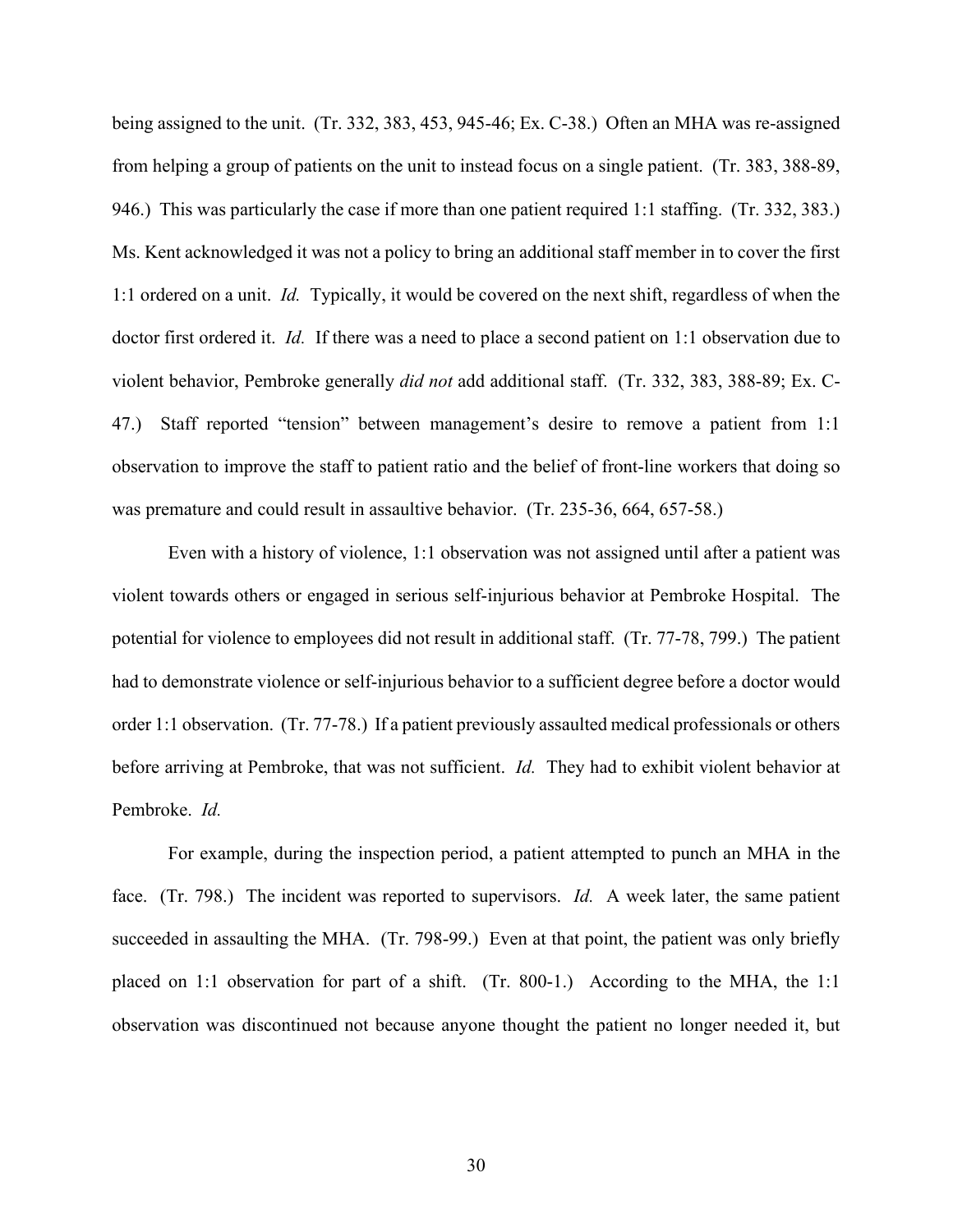being assigned to the unit. (Tr. 332, 383, 453, 945-46; Ex. C-38.) Often an MHA was re-assigned from helping a group of patients on the unit to instead focus on a single patient. (Tr. 383, 388-89, 946.) This was particularly the case if more than one patient required 1:1 staffing. (Tr. 332, 383.) Ms. Kent acknowledged it was not a policy to bring an additional staff member in to cover the first 1:1 ordered on a unit. *Id.* Typically, it would be covered on the next shift, regardless of when the doctor first ordered it. *Id.* If there was a need to place a second patient on 1:1 observation due to violent behavior, Pembroke generally *did not* add additional staff. (Tr. 332, 383, 388-89; Ex. C-47.) Staff reported "tension" between management's desire to remove a patient from 1:1 observation to improve the staff to patient ratio and the belief of front-line workers that doing so was premature and could result in assaultive behavior. (Tr. 235-36, 664, 657-58.)

Even with a history of violence, 1:1 observation was not assigned until after a patient was violent towards others or engaged in serious self-injurious behavior at Pembroke Hospital. The potential for violence to employees did not result in additional staff. (Tr. 77-78, 799.) The patient had to demonstrate violence or self-injurious behavior to a sufficient degree before a doctor would order 1:1 observation. (Tr. 77-78.) If a patient previously assaulted medical professionals or others before arriving at Pembroke, that was not sufficient. *Id.* They had to exhibit violent behavior at Pembroke. *Id.*

For example, during the inspection period, a patient attempted to punch an MHA in the face. (Tr. 798.) The incident was reported to supervisors. *Id.* A week later, the same patient succeeded in assaulting the MHA. (Tr. 798-99.) Even at that point, the patient was only briefly placed on 1:1 observation for part of a shift. (Tr. 800-1.) According to the MHA, the 1:1 observation was discontinued not because anyone thought the patient no longer needed it, but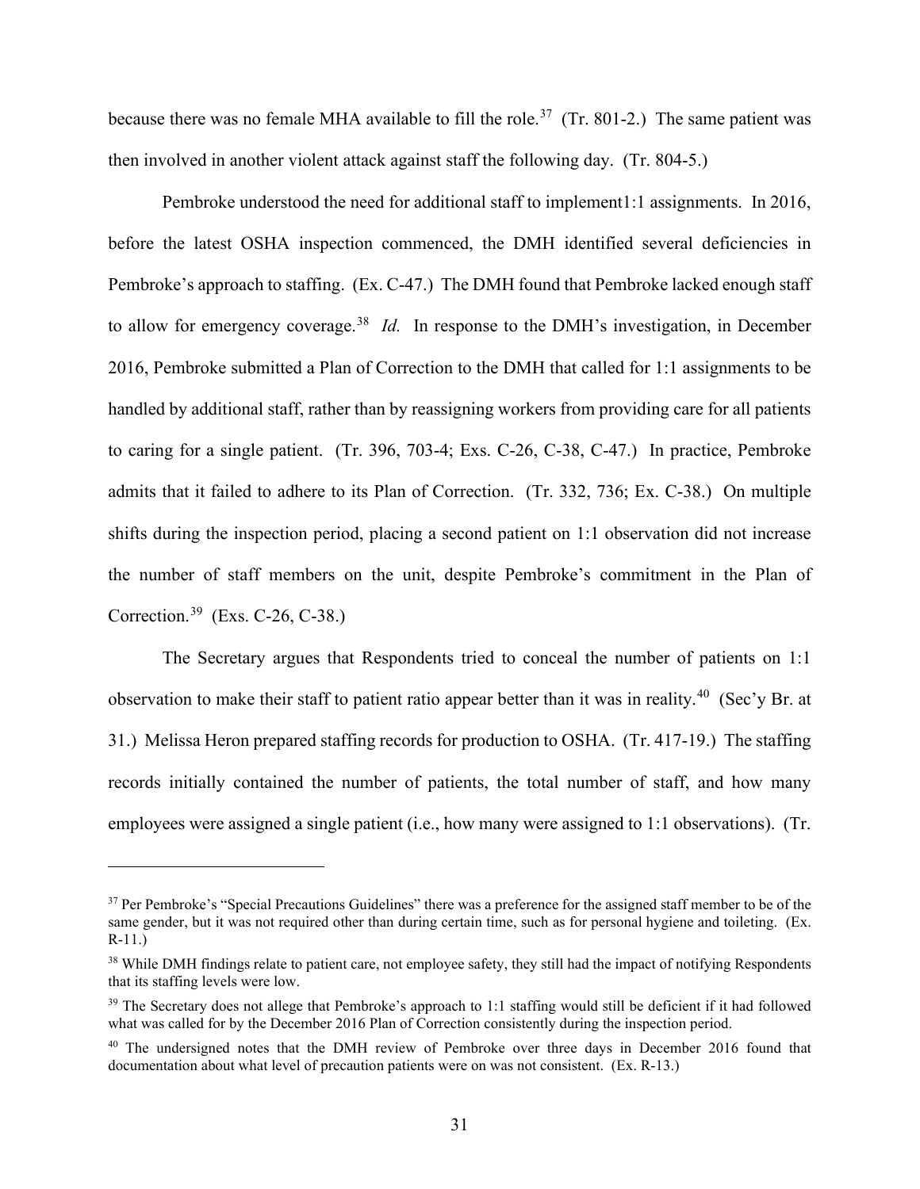because there was no female MHA available to fill the role.[37] (Tr. 801-2.) The same patient was then involved in another violent attack against staff the following day. (Tr. 804-5.)

Pembroke understood the need for additional staff to implement1:1 assignments. In 2016, before the latest OSHA inspection commenced, the DMH identified several deficiencies in Pembroke's approach to staffing. (Ex. C-47.) The DMH found that Pembroke lacked enough staff to allow for emergency coverage.[38] *Id.* In response to the DMH's investigation, in December 2016, Pembroke submitted a Plan of Correction to the DMH that called for 1:1 assignments to be handled by additional staff, rather than by reassigning workers from providing care for all patients to caring for a single patient. (Tr. 396, 703-4; Exs. C-26, C-38, C-47.) In practice, Pembroke admits that it failed to adhere to its Plan of Correction. (Tr. 332, 736; Ex. C-38.) On multiple shifts during the inspection period, placing a second patient on 1:1 observation did not increase the number of staff members on the unit, despite Pembroke's commitment in the Plan of Correction.[39] (Exs. C-26, C-38.)

The Secretary argues that Respondents tried to conceal the number of patients on 1:1 observation to make their staff to patient ratio appear better than it was in reality.[40] (Sec'y Br. at 31.) Melissa Heron prepared staffing records for production to OSHA. (Tr. 417-19.) The staffing records initially contained the number of patients, the total number of staff, and how many employees were assigned a single patient (i.e., how many were assigned to 1:1 observations). (Tr.

---

[37] Per Pembroke's "Special Precautions Guidelines" there was a preference for the assigned staff member to be of the same gender, but it was not required other than during certain time, such as for personal hygiene and toileting. (Ex. R-11.)

[38] While DMH findings relate to patient care, not employee safety, they still had the impact of notifying Respondents that its staffing levels were low.

[39] The Secretary does not allege that Pembroke's approach to 1:1 staffing would still be deficient if it had followed what was called for by the December 2016 Plan of Correction consistently during the inspection period.

[40] The undersigned notes that the DMH review of Pembroke over three days in December 2016 found that documentation about what level of precaution patients were on was not consistent. (Ex. R-13.)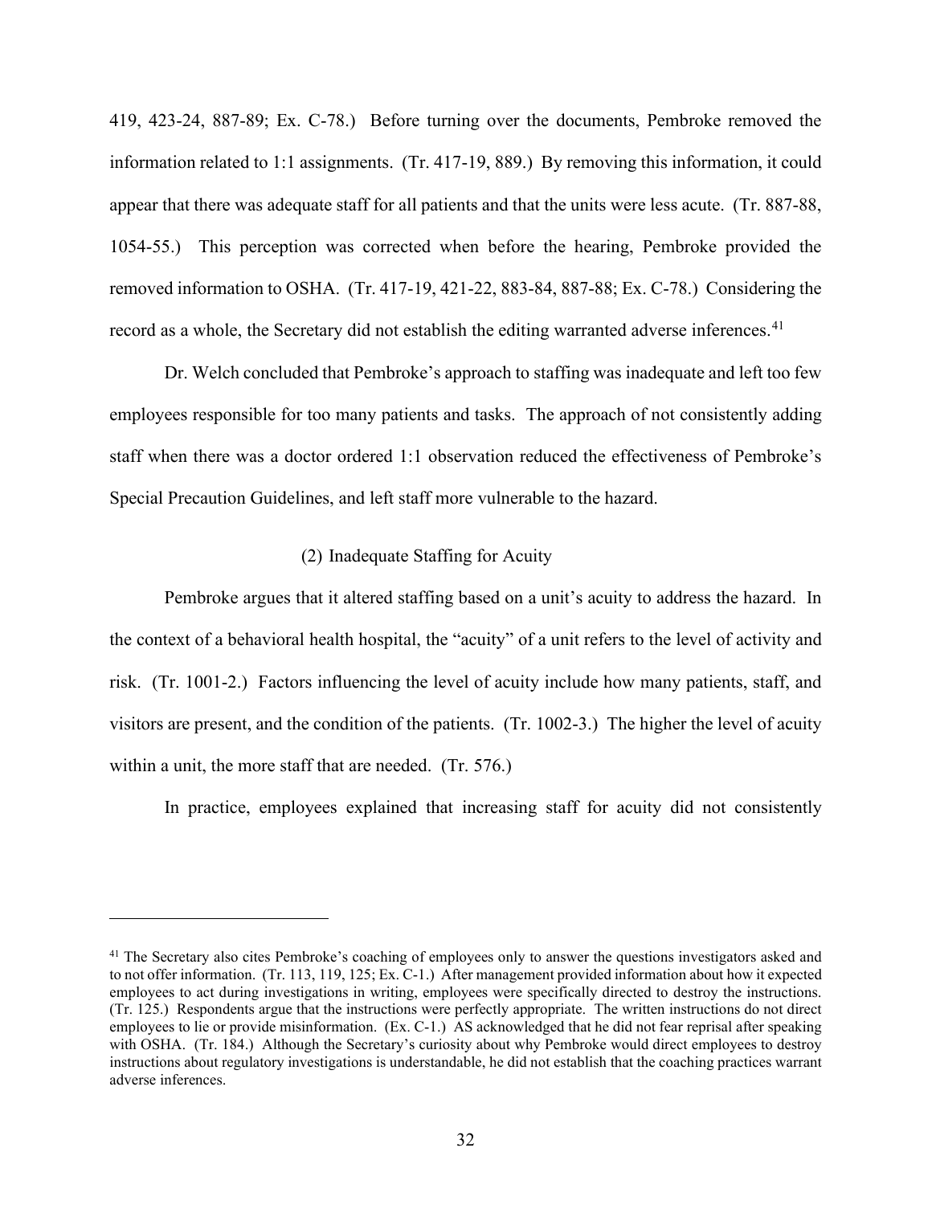419, 423-24, 887-89; Ex. C-78.) Before turning over the documents, Pembroke removed the information related to 1:1 assignments. (Tr. 417-19, 889.) By removing this information, it could appear that there was adequate staff for all patients and that the units were less acute. (Tr. 887-88, 1054-55.) This perception was corrected when before the hearing, Pembroke provided the removed information to OSHA. (Tr. 417-19, 421-22, 883-84, 887-88; Ex. C-78.) Considering the record as a whole, the Secretary did not establish the editing warranted adverse inferences.[41]

Dr. Welch concluded that Pembroke's approach to staffing was inadequate and left too few employees responsible for too many patients and tasks. The approach of not consistently adding staff when there was a doctor ordered 1:1 observation reduced the effectiveness of Pembroke's Special Precaution Guidelines, and left staff more vulnerable to the hazard.

### (2) Inadequate Staffing for Acuity

Pembroke argues that it altered staffing based on a unit's acuity to address the hazard. In the context of a behavioral health hospital, the "acuity" of a unit refers to the level of activity and risk. (Tr. 1001-2.) Factors influencing the level of acuity include how many patients, staff, and visitors are present, and the condition of the patients. (Tr. 1002-3.) The higher the level of acuity within a unit, the more staff that are needed. (Tr. 576.)

In practice, employees explained that increasing staff for acuity did not consistently

---

[41] The Secretary also cites Pembroke's coaching of employees only to answer the questions investigators asked and to not offer information. (Tr. 113, 119, 125; Ex. C-1.) After management provided information about how it expected employees to act during investigations in writing, employees were specifically directed to destroy the instructions. (Tr. 125.) Respondents argue that the instructions were perfectly appropriate. The written instructions do not direct employees to lie or provide misinformation. (Ex. C-1.) AS acknowledged that he did not fear reprisal after speaking with OSHA. (Tr. 184.) Although the Secretary's curiosity about why Pembroke would direct employees to destroy instructions about regulatory investigations is understandable, he did not establish that the coaching practices warrant adverse inferences.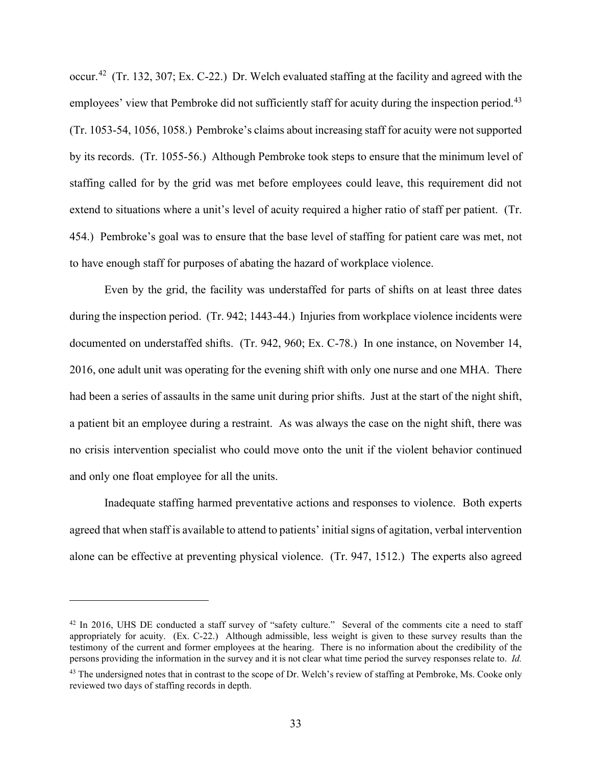occur.[42] (Tr. 132, 307; Ex. C-22.) Dr. Welch evaluated staffing at the facility and agreed with the employees' view that Pembroke did not sufficiently staff for acuity during the inspection period.[43] (Tr. 1053-54, 1056, 1058.) Pembroke's claims about increasing staff for acuity were not supported by its records. (Tr. 1055-56.) Although Pembroke took steps to ensure that the minimum level of staffing called for by the grid was met before employees could leave, this requirement did not extend to situations where a unit's level of acuity required a higher ratio of staff per patient. (Tr. 454.) Pembroke's goal was to ensure that the base level of staffing for patient care was met, not to have enough staff for purposes of abating the hazard of workplace violence.

Even by the grid, the facility was understaffed for parts of shifts on at least three dates during the inspection period. (Tr. 942; 1443-44.) Injuries from workplace violence incidents were documented on understaffed shifts. (Tr. 942, 960; Ex. C-78.) In one instance, on November 14, 2016, one adult unit was operating for the evening shift with only one nurse and one MHA. There had been a series of assaults in the same unit during prior shifts. Just at the start of the night shift, a patient bit an employee during a restraint. As was always the case on the night shift, there was no crisis intervention specialist who could move onto the unit if the violent behavior continued and only one float employee for all the units.

Inadequate staffing harmed preventative actions and responses to violence. Both experts agreed that when staff is available to attend to patients' initial signs of agitation, verbal intervention alone can be effective at preventing physical violence. (Tr. 947, 1512.) The experts also agreed

---

[42] In 2016, UHS DE conducted a staff survey of "safety culture." Several of the comments cite a need to staff appropriately for acuity. (Ex. C-22.) Although admissible, less weight is given to these survey results than the testimony of the current and former employees at the hearing. There is no information about the credibility of the persons providing the information in the survey and it is not clear what time period the survey responses relate to. *Id.*

[43] The undersigned notes that in contrast to the scope of Dr. Welch's review of staffing at Pembroke, Ms. Cooke only reviewed two days of staffing records in depth.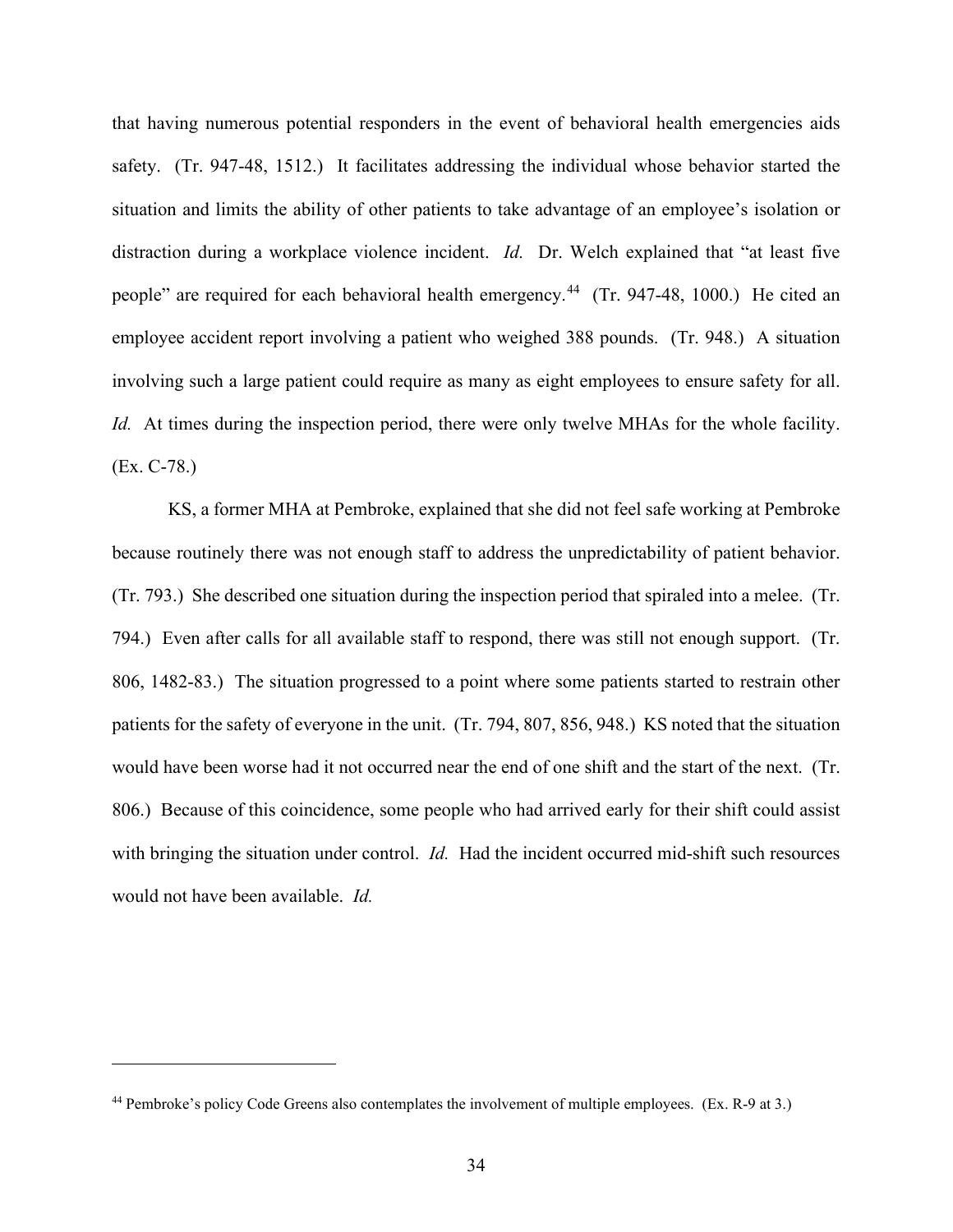that having numerous potential responders in the event of behavioral health emergencies aids safety. (Tr. 947-48, 1512.) It facilitates addressing the individual whose behavior started the situation and limits the ability of other patients to take advantage of an employee's isolation or distraction during a workplace violence incident. *Id.* Dr. Welch explained that "at least five people" are required for each behavioral health emergency.[44] (Tr. 947-48, 1000.) He cited an employee accident report involving a patient who weighed 388 pounds. (Tr. 948.) A situation involving such a large patient could require as many as eight employees to ensure safety for all. *Id.* At times during the inspection period, there were only twelve MHAs for the whole facility. (Ex. C-78.)

KS, a former MHA at Pembroke, explained that she did not feel safe working at Pembroke because routinely there was not enough staff to address the unpredictability of patient behavior. (Tr. 793.) She described one situation during the inspection period that spiraled into a melee. (Tr. 794.) Even after calls for all available staff to respond, there was still not enough support. (Tr. 806, 1482-83.) The situation progressed to a point where some patients started to restrain other patients for the safety of everyone in the unit. (Tr. 794, 807, 856, 948.) KS noted that the situation would have been worse had it not occurred near the end of one shift and the start of the next. (Tr. 806.) Because of this coincidence, some people who had arrived early for their shift could assist with bringing the situation under control. *Id.* Had the incident occurred mid-shift such resources would not have been available. *Id.*

---

[44] Pembroke's policy Code Greens also contemplates the involvement of multiple employees. (Ex. R-9 at 3.)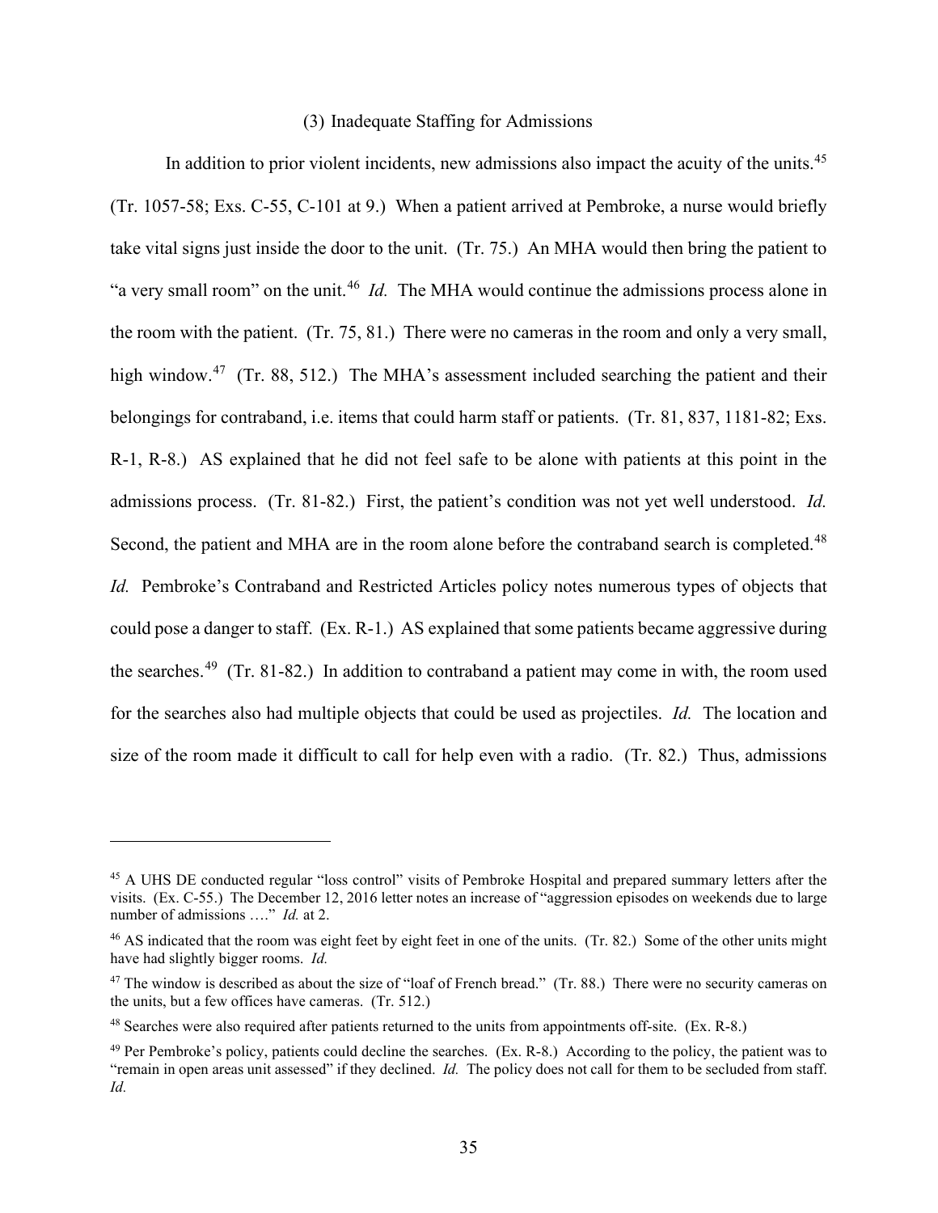### (3) Inadequate Staffing for Admissions

In addition to prior violent incidents, new admissions also impact the acuity of the units.[45] (Tr. 1057-58; Exs. C-55, C-101 at 9.) When a patient arrived at Pembroke, a nurse would briefly take vital signs just inside the door to the unit. (Tr. 75.) An MHA would then bring the patient to "a very small room" on the unit.[46] *Id.* The MHA would continue the admissions process alone in the room with the patient. (Tr. 75, 81.) There were no cameras in the room and only a very small, high window.[47] (Tr. 88, 512.) The MHA's assessment included searching the patient and their belongings for contraband, i.e. items that could harm staff or patients. (Tr. 81, 837, 1181-82; Exs. R-1, R-8.) AS explained that he did not feel safe to be alone with patients at this point in the admissions process. (Tr. 81-82.) First, the patient's condition was not yet well understood. *Id.* Second, the patient and MHA are in the room alone before the contraband search is completed.[48] *Id.* Pembroke's Contraband and Restricted Articles policy notes numerous types of objects that could pose a danger to staff. (Ex. R-1.) AS explained that some patients became aggressive during the searches.[49] (Tr. 81-82.) In addition to contraband a patient may come in with, the room used for the searches also had multiple objects that could be used as projectiles. *Id.* The location and size of the room made it difficult to call for help even with a radio. (Tr. 82.) Thus, admissions

---

[45] A UHS DE conducted regular "loss control" visits of Pembroke Hospital and prepared summary letters after the visits. (Ex. C-55.) The December 12, 2016 letter notes an increase of "aggression episodes on weekends due to large number of admissions …." *Id.* at 2.

[46] AS indicated that the room was eight feet by eight feet in one of the units. (Tr. 82.) Some of the other units might have had slightly bigger rooms. *Id.*

[47] The window is described as about the size of "loaf of French bread." (Tr. 88.) There were no security cameras on the units, but a few offices have cameras. (Tr. 512.)

[48] Searches were also required after patients returned to the units from appointments off-site. (Ex. R-8.)

[49] Per Pembroke's policy, patients could decline the searches. (Ex. R-8.) According to the policy, the patient was to "remain in open areas unit assessed" if they declined. *Id.* The policy does not call for them to be secluded from staff. *Id.*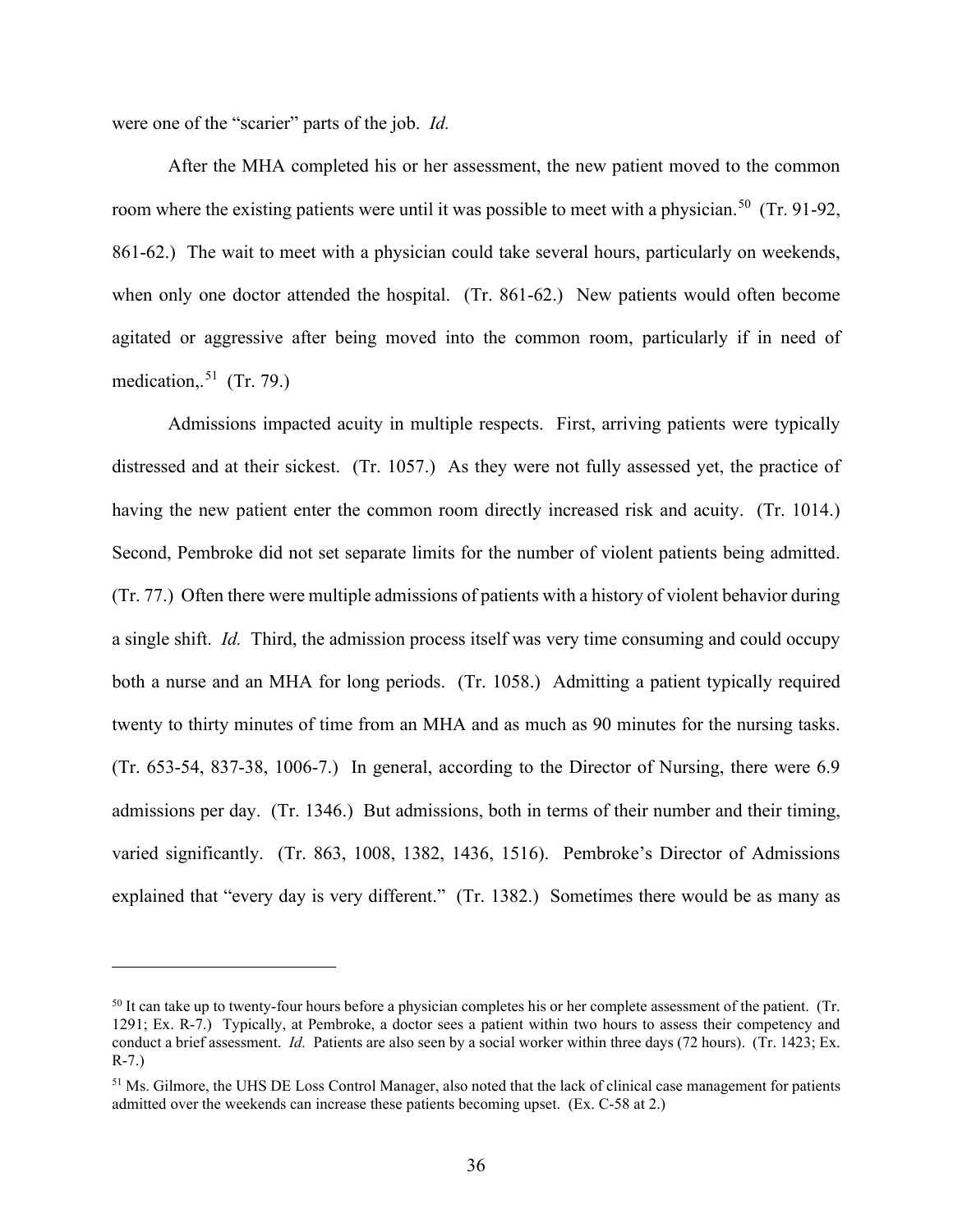were one of the "scarier" parts of the job. *Id.*

After the MHA completed his or her assessment, the new patient moved to the common room where the existing patients were until it was possible to meet with a physician.[50] (Tr. 91-92, 861-62.) The wait to meet with a physician could take several hours, particularly on weekends, when only one doctor attended the hospital. (Tr. 861-62.) New patients would often become agitated or aggressive after being moved into the common room, particularly if in need of medication,.[51] (Tr. 79.)

Admissions impacted acuity in multiple respects. First, arriving patients were typically distressed and at their sickest. (Tr. 1057.) As they were not fully assessed yet, the practice of having the new patient enter the common room directly increased risk and acuity. (Tr. 1014.) Second, Pembroke did not set separate limits for the number of violent patients being admitted. (Tr. 77.) Often there were multiple admissions of patients with a history of violent behavior during a single shift. *Id.* Third, the admission process itself was very time consuming and could occupy both a nurse and an MHA for long periods. (Tr. 1058.) Admitting a patient typically required twenty to thirty minutes of time from an MHA and as much as 90 minutes for the nursing tasks. (Tr. 653-54, 837-38, 1006-7.) In general, according to the Director of Nursing, there were 6.9 admissions per day. (Tr. 1346.) But admissions, both in terms of their number and their timing, varied significantly. (Tr. 863, 1008, 1382, 1436, 1516). Pembroke's Director of Admissions explained that "every day is very different." (Tr. 1382.) Sometimes there would be as many as

---

[50] It can take up to twenty-four hours before a physician completes his or her complete assessment of the patient. (Tr. 1291; Ex. R-7.) Typically, at Pembroke, a doctor sees a patient within two hours to assess their competency and conduct a brief assessment. *Id.* Patients are also seen by a social worker within three days (72 hours). (Tr. 1423; Ex. R-7.)

[51] Ms. Gilmore, the UHS DE Loss Control Manager, also noted that the lack of clinical case management for patients admitted over the weekends can increase these patients becoming upset. (Ex. C-58 at 2.)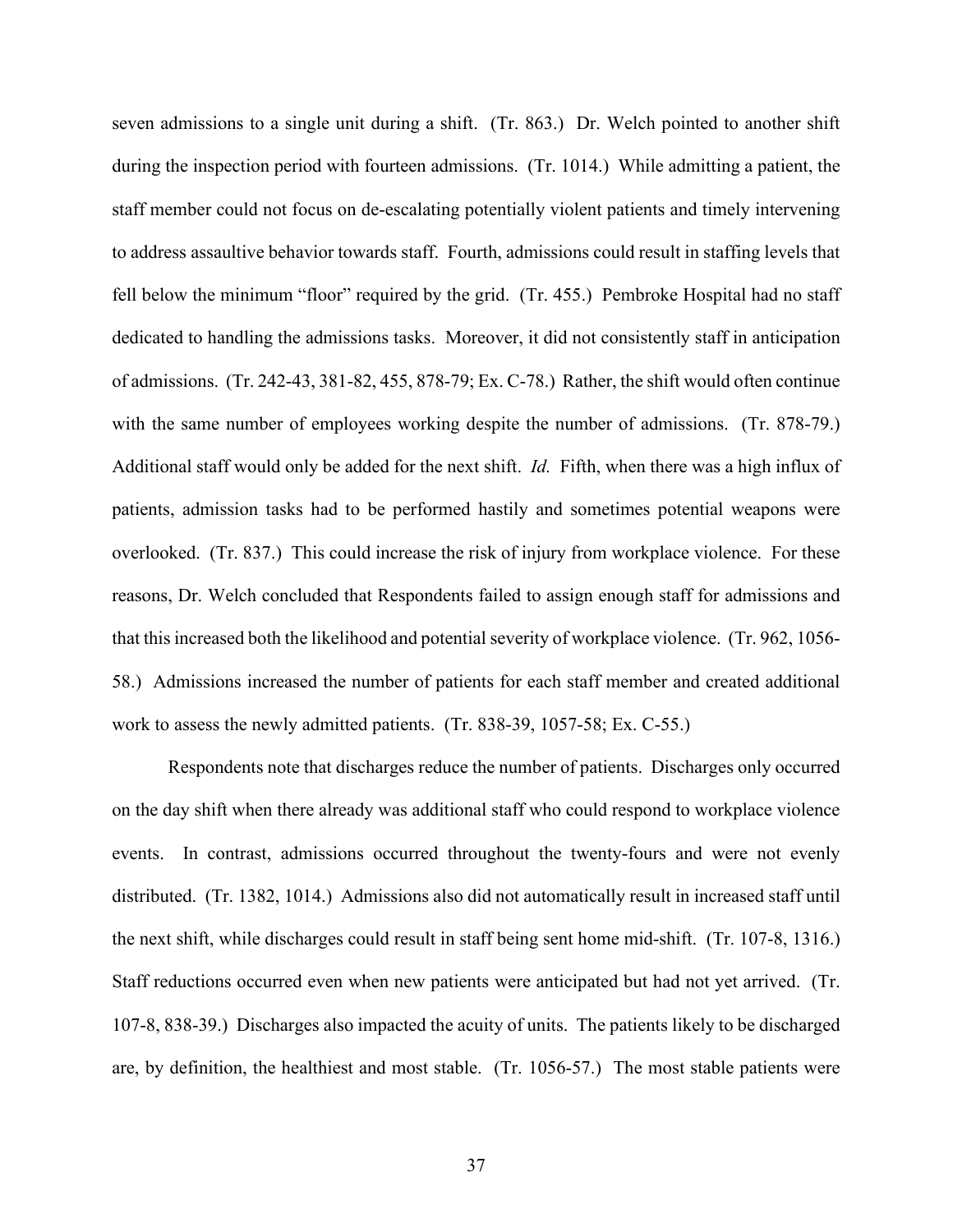seven admissions to a single unit during a shift. (Tr. 863.) Dr. Welch pointed to another shift during the inspection period with fourteen admissions. (Tr. 1014.) While admitting a patient, the staff member could not focus on de-escalating potentially violent patients and timely intervening to address assaultive behavior towards staff. Fourth, admissions could result in staffing levels that fell below the minimum "floor" required by the grid. (Tr. 455.) Pembroke Hospital had no staff dedicated to handling the admissions tasks. Moreover, it did not consistently staff in anticipation of admissions. (Tr. 242-43, 381-82, 455, 878-79; Ex. C-78.) Rather, the shift would often continue with the same number of employees working despite the number of admissions. (Tr. 878-79.) Additional staff would only be added for the next shift. *Id.* Fifth, when there was a high influx of patients, admission tasks had to be performed hastily and sometimes potential weapons were overlooked. (Tr. 837.) This could increase the risk of injury from workplace violence. For these reasons, Dr. Welch concluded that Respondents failed to assign enough staff for admissions and that this increased both the likelihood and potential severity of workplace violence. (Tr. 962, 1056-58.) Admissions increased the number of patients for each staff member and created additional work to assess the newly admitted patients. (Tr. 838-39, 1057-58; Ex. C-55.)

Respondents note that discharges reduce the number of patients. Discharges only occurred on the day shift when there already was additional staff who could respond to workplace violence events. In contrast, admissions occurred throughout the twenty-fours and were not evenly distributed. (Tr. 1382, 1014.) Admissions also did not automatically result in increased staff until the next shift, while discharges could result in staff being sent home mid-shift. (Tr. 107-8, 1316.) Staff reductions occurred even when new patients were anticipated but had not yet arrived. (Tr. 107-8, 838-39.) Discharges also impacted the acuity of units. The patients likely to be discharged are, by definition, the healthiest and most stable. (Tr. 1056-57.) The most stable patients were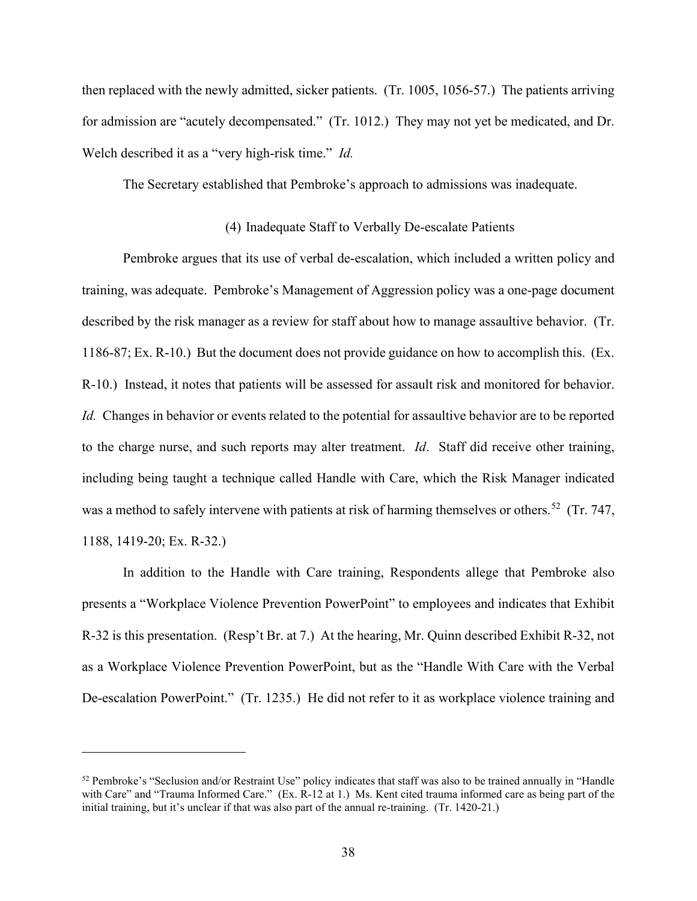then replaced with the newly admitted, sicker patients. (Tr. 1005, 1056-57.) The patients arriving for admission are "acutely decompensated." (Tr. 1012.) They may not yet be medicated, and Dr. Welch described it as a "very high-risk time." *Id.*

The Secretary established that Pembroke's approach to admissions was inadequate.

(4) Inadequate Staff to Verbally De-escalate Patients

Pembroke argues that its use of verbal de-escalation, which included a written policy and training, was adequate. Pembroke's Management of Aggression policy was a one-page document described by the risk manager as a review for staff about how to manage assaultive behavior. (Tr. 1186-87; Ex. R-10.) But the document does not provide guidance on how to accomplish this. (Ex. R-10.) Instead, it notes that patients will be assessed for assault risk and monitored for behavior. *Id.* Changes in behavior or events related to the potential for assaultive behavior are to be reported to the charge nurse, and such reports may alter treatment. *Id*. Staff did receive other training, including being taught a technique called Handle with Care, which the Risk Manager indicated was a method to safely intervene with patients at risk of harming themselves or others.[52] (Tr. 747, 1188, 1419-20; Ex. R-32.)

In addition to the Handle with Care training, Respondents allege that Pembroke also presents a "Workplace Violence Prevention PowerPoint" to employees and indicates that Exhibit R-32 is this presentation. (Resp't Br. at 7.) At the hearing, Mr. Quinn described Exhibit R-32, not as a Workplace Violence Prevention PowerPoint, but as the "Handle With Care with the Verbal De-escalation PowerPoint." (Tr. 1235.) He did not refer to it as workplace violence training and

[52] Pembroke's "Seclusion and/or Restraint Use" policy indicates that staff was also to be trained annually in "Handle with Care" and "Trauma Informed Care." (Ex. R-12 at 1.) Ms. Kent cited trauma informed care as being part of the initial training, but it's unclear if that was also part of the annual re-training. (Tr. 1420-21.)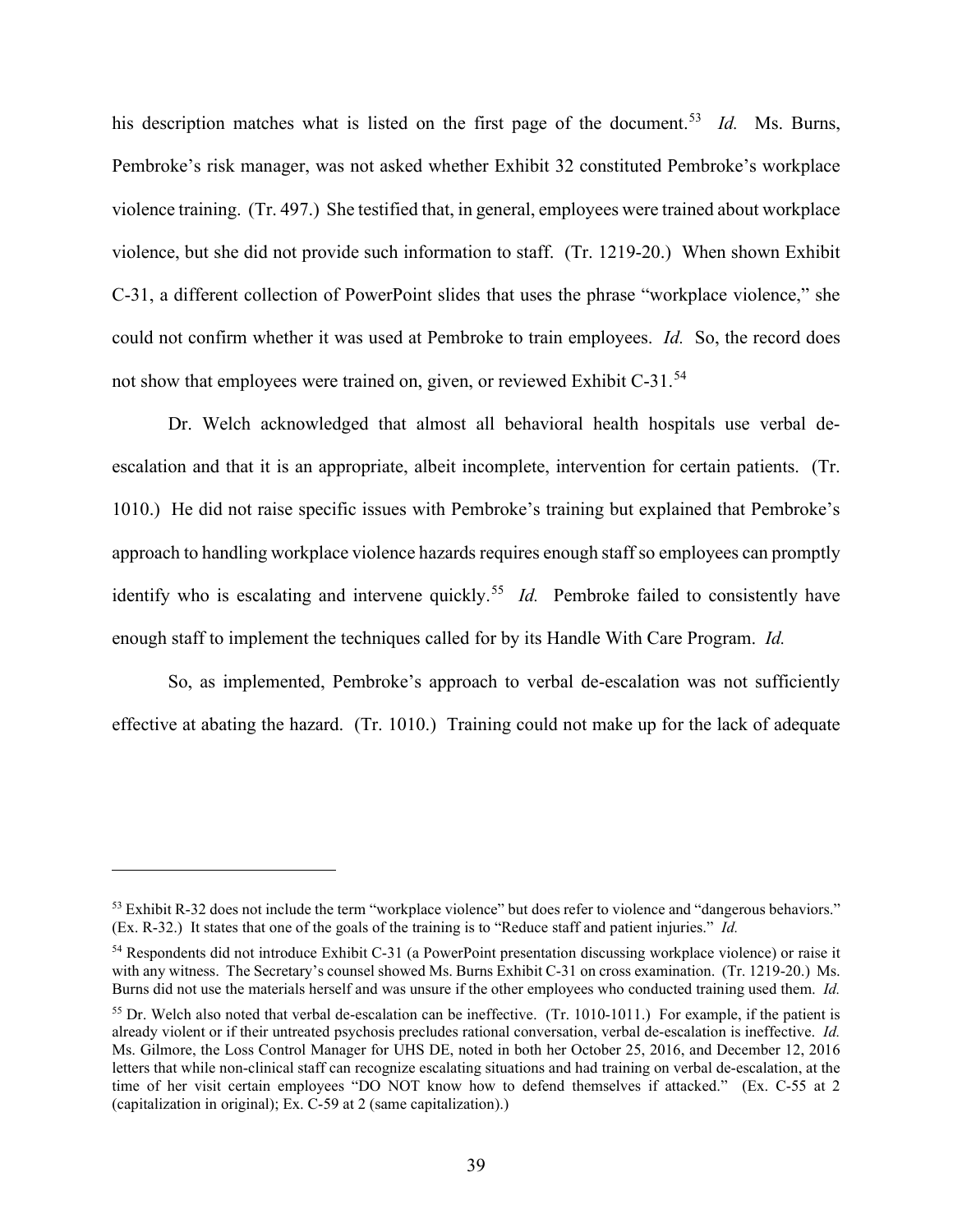his description matches what is listed on the first page of the document.[53] *Id.* Ms. Burns, Pembroke's risk manager, was not asked whether Exhibit 32 constituted Pembroke's workplace violence training. (Tr. 497.) She testified that, in general, employees were trained about workplace violence, but she did not provide such information to staff. (Tr. 1219-20.) When shown Exhibit C-31, a different collection of PowerPoint slides that uses the phrase "workplace violence," she could not confirm whether it was used at Pembroke to train employees. *Id.* So, the record does not show that employees were trained on, given, or reviewed Exhibit C-31.[54]

Dr. Welch acknowledged that almost all behavioral health hospitals use verbal de-escalation and that it is an appropriate, albeit incomplete, intervention for certain patients. (Tr. 1010.) He did not raise specific issues with Pembroke's training but explained that Pembroke's approach to handling workplace violence hazards requires enough staff so employees can promptly identify who is escalating and intervene quickly.[55] *Id.* Pembroke failed to consistently have enough staff to implement the techniques called for by its Handle With Care Program. *Id.*

So, as implemented, Pembroke's approach to verbal de-escalation was not sufficiently effective at abating the hazard. (Tr. 1010.) Training could not make up for the lack of adequate

---

[53] Exhibit R-32 does not include the term "workplace violence" but does refer to violence and "dangerous behaviors." (Ex. R-32.) It states that one of the goals of the training is to "Reduce staff and patient injuries." *Id.*

[54] Respondents did not introduce Exhibit C-31 (a PowerPoint presentation discussing workplace violence) or raise it with any witness. The Secretary's counsel showed Ms. Burns Exhibit C-31 on cross examination. (Tr. 1219-20.) Ms. Burns did not use the materials herself and was unsure if the other employees who conducted training used them. *Id.*

[55] Dr. Welch also noted that verbal de-escalation can be ineffective. (Tr. 1010-1011.) For example, if the patient is already violent or if their untreated psychosis precludes rational conversation, verbal de-escalation is ineffective. *Id.* Ms. Gilmore, the Loss Control Manager for UHS DE, noted in both her October 25, 2016, and December 12, 2016 letters that while non-clinical staff can recognize escalating situations and had training on verbal de-escalation, at the time of her visit certain employees "DO NOT know how to defend themselves if attacked." (Ex. C-55 at 2 (capitalization in original); Ex. C-59 at 2 (same capitalization).)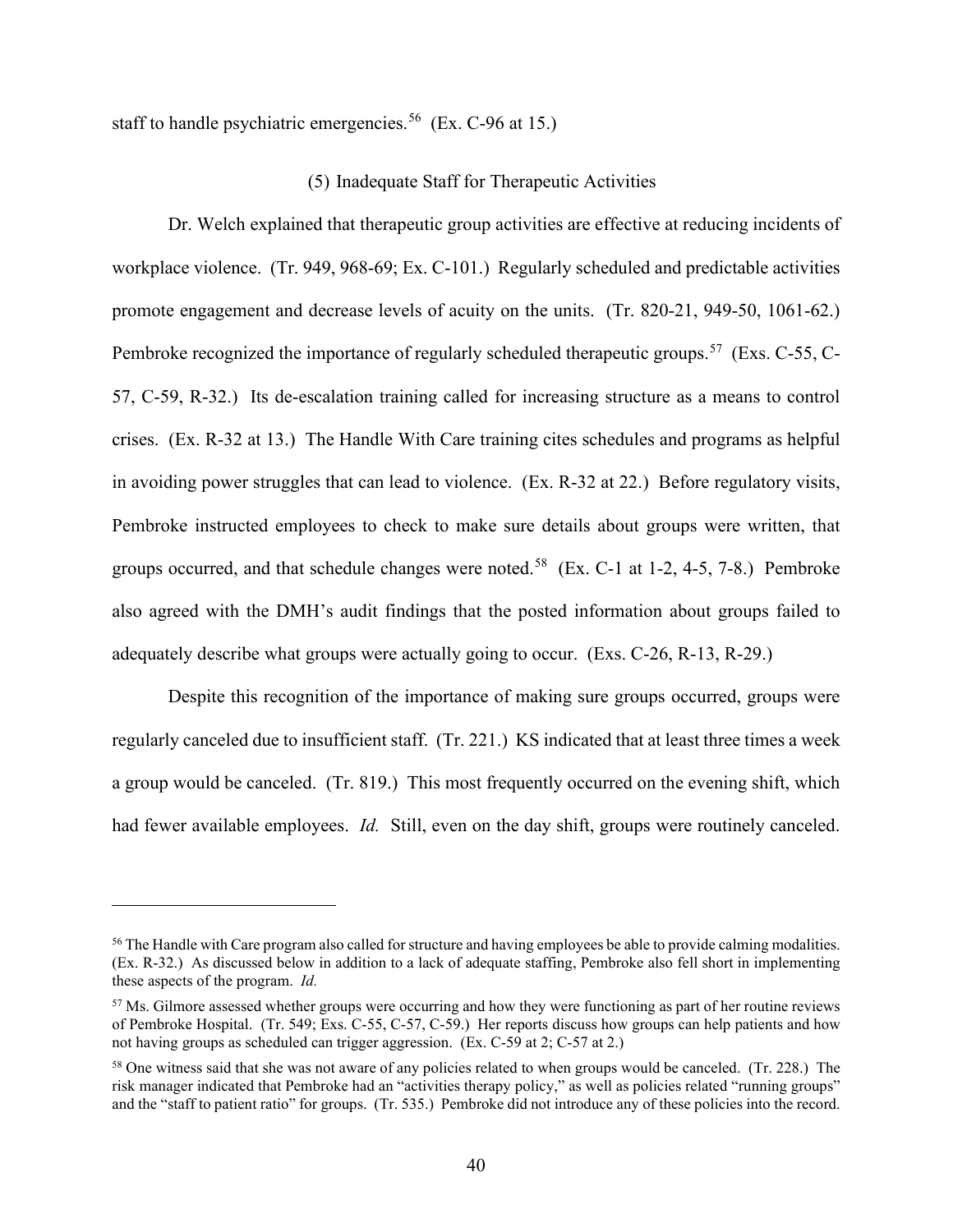staff to handle psychiatric emergencies.[56] (Ex. C-96 at 15.)

(5) Inadequate Staff for Therapeutic Activities

Dr. Welch explained that therapeutic group activities are effective at reducing incidents of workplace violence. (Tr. 949, 968-69; Ex. C-101.) Regularly scheduled and predictable activities promote engagement and decrease levels of acuity on the units. (Tr. 820-21, 949-50, 1061-62.) Pembroke recognized the importance of regularly scheduled therapeutic groups.[57] (Exs. C-55, C-57, C-59, R-32.) Its de-escalation training called for increasing structure as a means to control crises. (Ex. R-32 at 13.) The Handle With Care training cites schedules and programs as helpful in avoiding power struggles that can lead to violence. (Ex. R-32 at 22.) Before regulatory visits, Pembroke instructed employees to check to make sure details about groups were written, that groups occurred, and that schedule changes were noted.[58] (Ex. C-1 at 1-2, 4-5, 7-8.) Pembroke also agreed with the DMH's audit findings that the posted information about groups failed to adequately describe what groups were actually going to occur. (Exs. C-26, R-13, R-29.)

Despite this recognition of the importance of making sure groups occurred, groups were regularly canceled due to insufficient staff. (Tr. 221.) KS indicated that at least three times a week a group would be canceled. (Tr. 819.) This most frequently occurred on the evening shift, which had fewer available employees. *Id.* Still, even on the day shift, groups were routinely canceled.

---

[56] The Handle with Care program also called for structure and having employees be able to provide calming modalities. (Ex. R-32.) As discussed below in addition to a lack of adequate staffing, Pembroke also fell short in implementing these aspects of the program. *Id.*

[57] Ms. Gilmore assessed whether groups were occurring and how they were functioning as part of her routine reviews of Pembroke Hospital. (Tr. 549; Exs. C-55, C-57, C-59.) Her reports discuss how groups can help patients and how not having groups as scheduled can trigger aggression. (Ex. C-59 at 2; C-57 at 2.)

[58] One witness said that she was not aware of any policies related to when groups would be canceled. (Tr. 228.) The risk manager indicated that Pembroke had an "activities therapy policy," as well as policies related "running groups" and the "staff to patient ratio" for groups. (Tr. 535.) Pembroke did not introduce any of these policies into the record.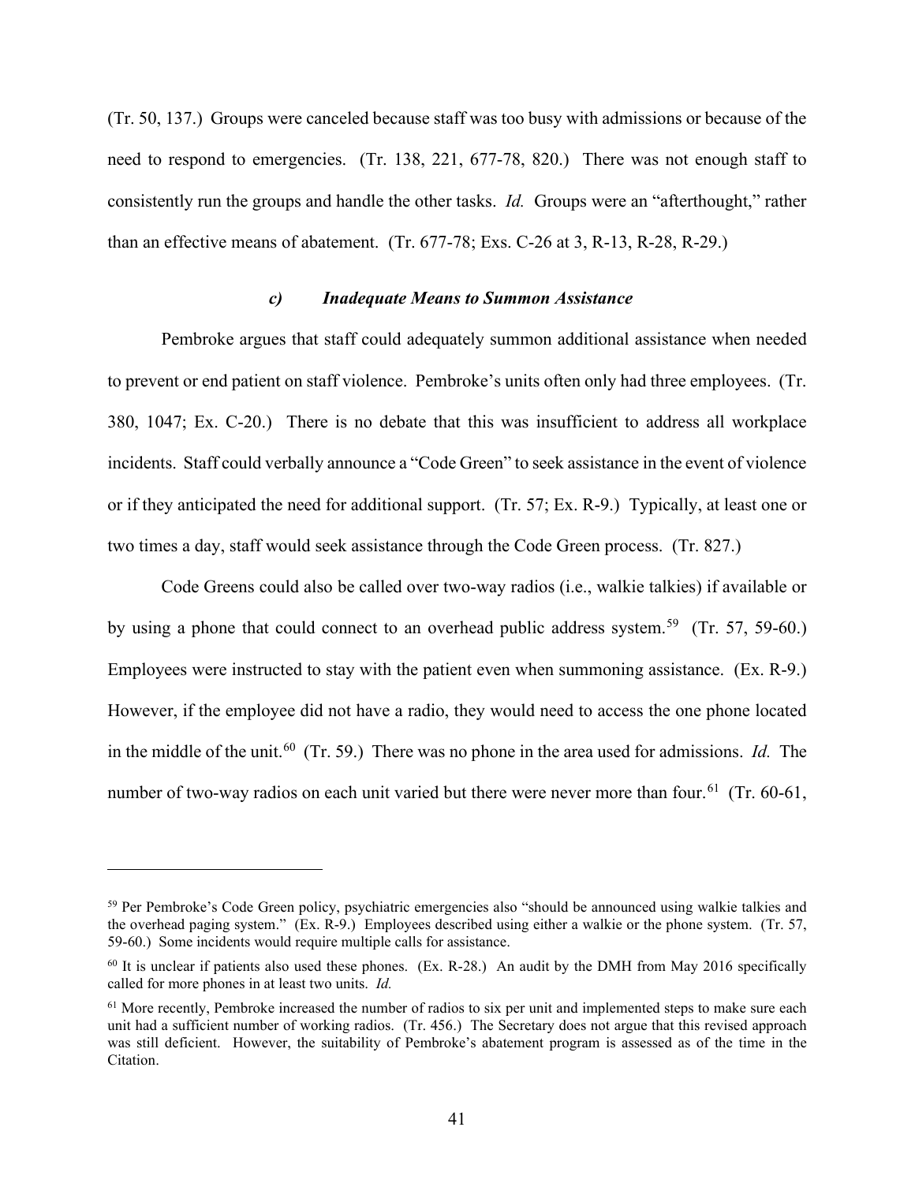(Tr. 50, 137.) Groups were canceled because staff was too busy with admissions or because of the need to respond to emergencies. (Tr. 138, 221, 677-78, 820.) There was not enough staff to consistently run the groups and handle the other tasks. *Id.* Groups were an "afterthought," rather than an effective means of abatement. (Tr. 677-78; Exs. C-26 at 3, R-13, R-28, R-29.)

#### *c) Inadequate Means to Summon Assistance*

Pembroke argues that staff could adequately summon additional assistance when needed to prevent or end patient on staff violence. Pembroke's units often only had three employees. (Tr. 380, 1047; Ex. C-20.) There is no debate that this was insufficient to address all workplace incidents. Staff could verbally announce a "Code Green" to seek assistance in the event of violence or if they anticipated the need for additional support. (Tr. 57; Ex. R-9.) Typically, at least one or two times a day, staff would seek assistance through the Code Green process. (Tr. 827.)

Code Greens could also be called over two-way radios (i.e., walkie talkies) if available or by using a phone that could connect to an overhead public address system.[59] (Tr. 57, 59-60.) Employees were instructed to stay with the patient even when summoning assistance. (Ex. R-9.) However, if the employee did not have a radio, they would need to access the one phone located in the middle of the unit.[60] (Tr. 59.) There was no phone in the area used for admissions. *Id.* The number of two-way radios on each unit varied but there were never more than four.[61] (Tr. 60-61,

---

[59] Per Pembroke's Code Green policy, psychiatric emergencies also "should be announced using walkie talkies and the overhead paging system." (Ex. R-9.) Employees described using either a walkie or the phone system. (Tr. 57, 59-60.) Some incidents would require multiple calls for assistance.

[60] It is unclear if patients also used these phones. (Ex. R-28.) An audit by the DMH from May 2016 specifically called for more phones in at least two units. *Id.*

[61] More recently, Pembroke increased the number of radios to six per unit and implemented steps to make sure each unit had a sufficient number of working radios. (Tr. 456.) The Secretary does not argue that this revised approach was still deficient. However, the suitability of Pembroke's abatement program is assessed as of the time in the Citation.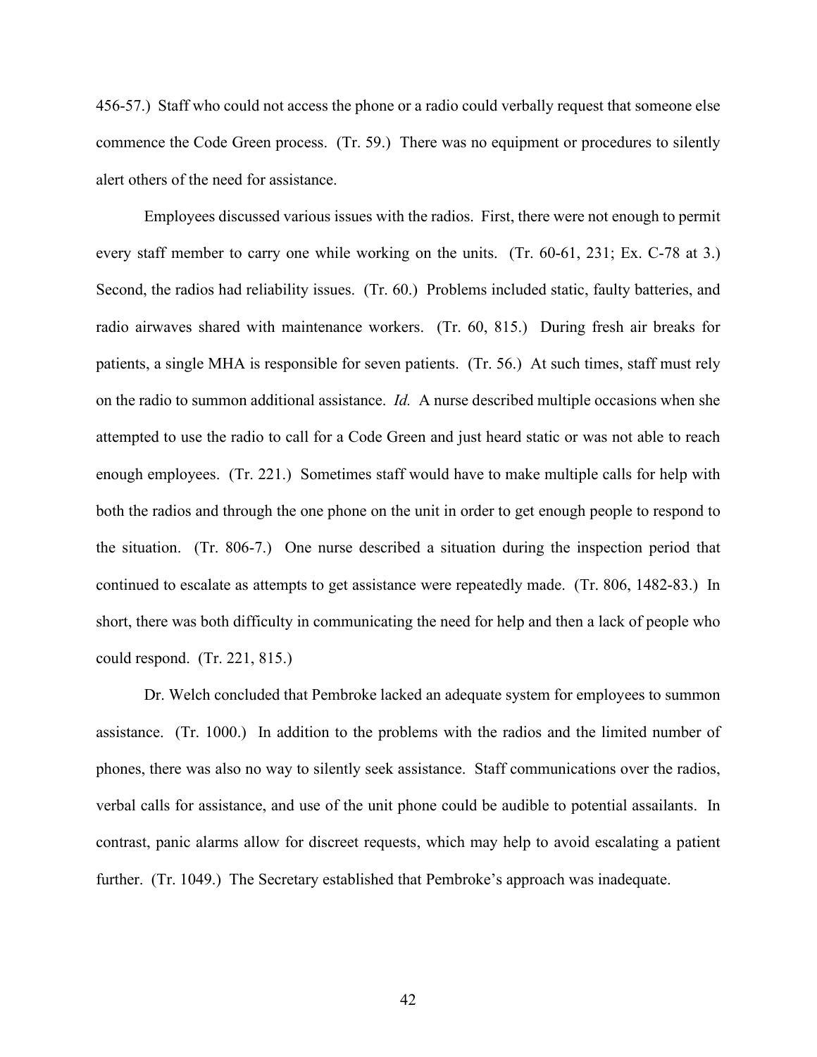456-57.) Staff who could not access the phone or a radio could verbally request that someone else commence the Code Green process. (Tr. 59.) There was no equipment or procedures to silently alert others of the need for assistance.

Employees discussed various issues with the radios. First, there were not enough to permit every staff member to carry one while working on the units. (Tr. 60-61, 231; Ex. C-78 at 3.) Second, the radios had reliability issues. (Tr. 60.) Problems included static, faulty batteries, and radio airwaves shared with maintenance workers. (Tr. 60, 815.) During fresh air breaks for patients, a single MHA is responsible for seven patients. (Tr. 56.) At such times, staff must rely on the radio to summon additional assistance. *Id.* A nurse described multiple occasions when she attempted to use the radio to call for a Code Green and just heard static or was not able to reach enough employees. (Tr. 221.) Sometimes staff would have to make multiple calls for help with both the radios and through the one phone on the unit in order to get enough people to respond to the situation. (Tr. 806-7.) One nurse described a situation during the inspection period that continued to escalate as attempts to get assistance were repeatedly made. (Tr. 806, 1482-83.) In short, there was both difficulty in communicating the need for help and then a lack of people who could respond. (Tr. 221, 815.)

Dr. Welch concluded that Pembroke lacked an adequate system for employees to summon assistance. (Tr. 1000.) In addition to the problems with the radios and the limited number of phones, there was also no way to silently seek assistance. Staff communications over the radios, verbal calls for assistance, and use of the unit phone could be audible to potential assailants. In contrast, panic alarms allow for discreet requests, which may help to avoid escalating a patient further. (Tr. 1049.) The Secretary established that Pembroke's approach was inadequate.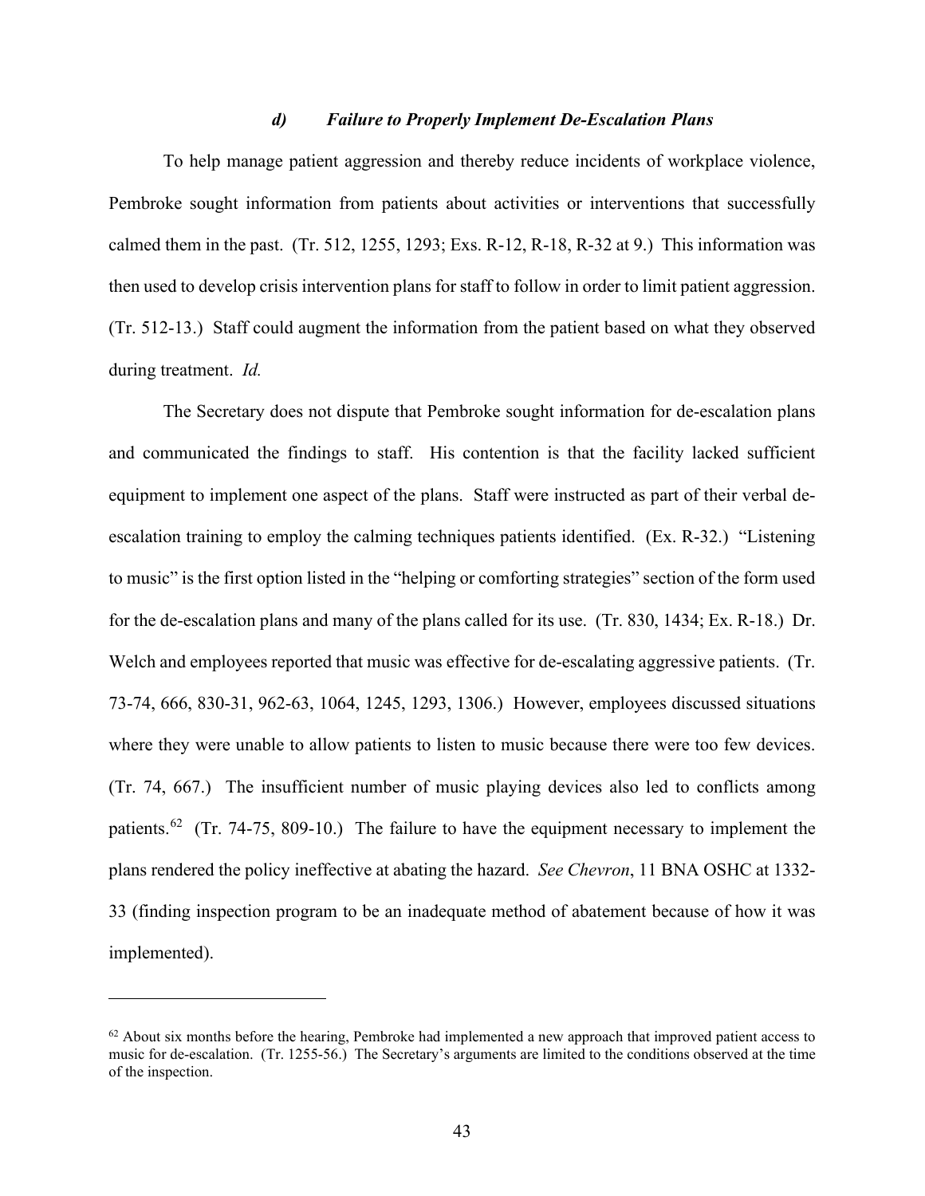#### *d) Failure to Properly Implement De-Escalation Plans*

To help manage patient aggression and thereby reduce incidents of workplace violence, Pembroke sought information from patients about activities or interventions that successfully calmed them in the past. (Tr. 512, 1255, 1293; Exs. R-12, R-18, R-32 at 9.) This information was then used to develop crisis intervention plans for staff to follow in order to limit patient aggression. (Tr. 512-13.) Staff could augment the information from the patient based on what they observed during treatment. *Id.*

The Secretary does not dispute that Pembroke sought information for de-escalation plans and communicated the findings to staff. His contention is that the facility lacked sufficient equipment to implement one aspect of the plans. Staff were instructed as part of their verbal de-escalation training to employ the calming techniques patients identified. (Ex. R-32.) "Listening to music" is the first option listed in the "helping or comforting strategies" section of the form used for the de-escalation plans and many of the plans called for its use. (Tr. 830, 1434; Ex. R-18.) Dr. Welch and employees reported that music was effective for de-escalating aggressive patients. (Tr. 73-74, 666, 830-31, 962-63, 1064, 1245, 1293, 1306.) However, employees discussed situations where they were unable to allow patients to listen to music because there were too few devices. (Tr. 74, 667.) The insufficient number of music playing devices also led to conflicts among patients.[62] (Tr. 74-75, 809-10.) The failure to have the equipment necessary to implement the plans rendered the policy ineffective at abating the hazard. *See Chevron*, 11 BNA OSHC at 1332-33 (finding inspection program to be an inadequate method of abatement because of how it was implemented).

---

[62] About six months before the hearing, Pembroke had implemented a new approach that improved patient access to music for de-escalation. (Tr. 1255-56.) The Secretary's arguments are limited to the conditions observed at the time of the inspection.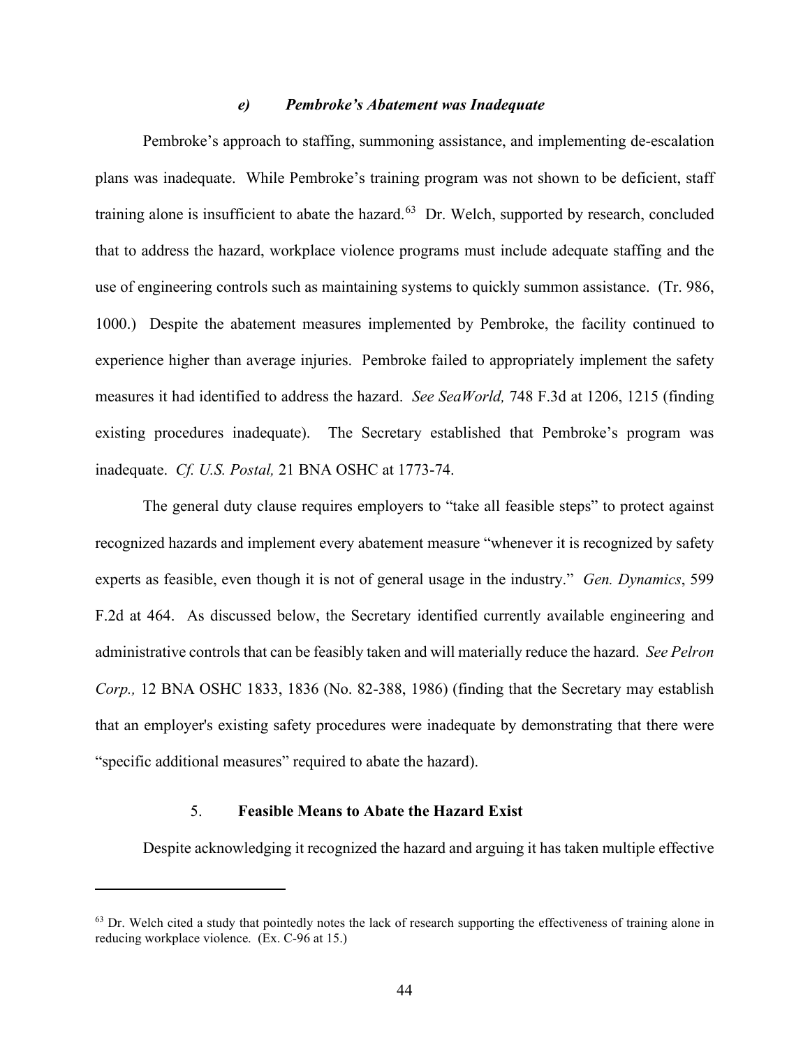#### *e) Pembroke's Abatement was Inadequate*

Pembroke's approach to staffing, summoning assistance, and implementing de-escalation plans was inadequate. While Pembroke's training program was not shown to be deficient, staff training alone is insufficient to abate the hazard.[63] Dr. Welch, supported by research, concluded that to address the hazard, workplace violence programs must include adequate staffing and the use of engineering controls such as maintaining systems to quickly summon assistance. (Tr. 986, 1000.) Despite the abatement measures implemented by Pembroke, the facility continued to experience higher than average injuries. Pembroke failed to appropriately implement the safety measures it had identified to address the hazard. *See SeaWorld,* 748 F.3d at 1206, 1215 (finding existing procedures inadequate). The Secretary established that Pembroke's program was inadequate. *Cf. U.S. Postal,* 21 BNA OSHC at 1773-74.

The general duty clause requires employers to "take all feasible steps" to protect against recognized hazards and implement every abatement measure "whenever it is recognized by safety experts as feasible, even though it is not of general usage in the industry." *Gen. Dynamics*, 599 F.2d at 464. As discussed below, the Secretary identified currently available engineering and administrative controls that can be feasibly taken and will materially reduce the hazard. *See Pelron Corp.,* 12 BNA OSHC 1833, 1836 (No. 82-388, 1986) (finding that the Secretary may establish that an employer's existing safety procedures were inadequate by demonstrating that there were "specific additional measures" required to abate the hazard).

### 5. **Feasible Means to Abate the Hazard Exist**

Despite acknowledging it recognized the hazard and arguing it has taken multiple effective

---

[63] Dr. Welch cited a study that pointedly notes the lack of research supporting the effectiveness of training alone in reducing workplace violence. (Ex. C-96 at 15.)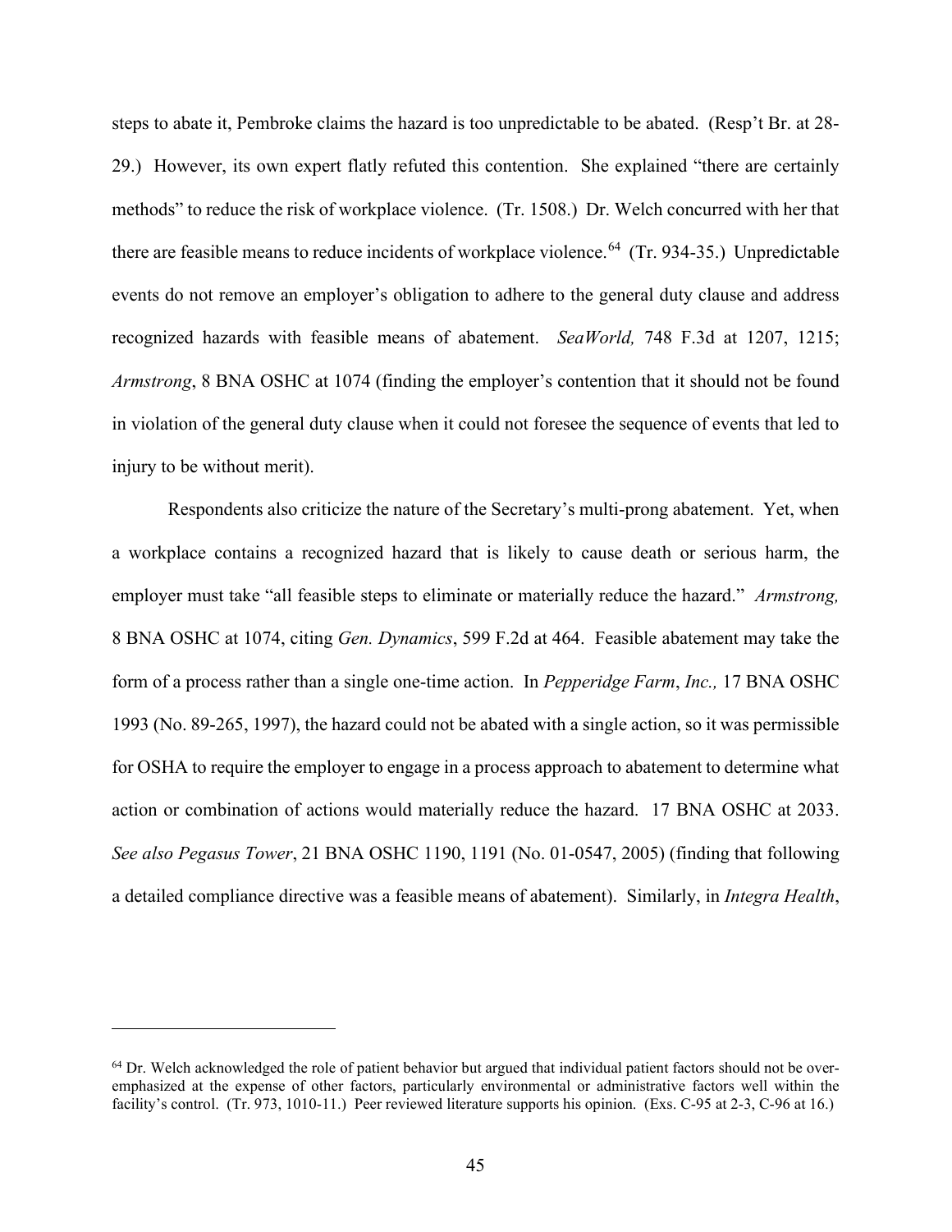steps to abate it, Pembroke claims the hazard is too unpredictable to be abated. (Resp't Br. at 28-29.) However, its own expert flatly refuted this contention. She explained "there are certainly methods" to reduce the risk of workplace violence. (Tr. 1508.) Dr. Welch concurred with her that there are feasible means to reduce incidents of workplace violence.[64] (Tr. 934-35.) Unpredictable events do not remove an employer's obligation to adhere to the general duty clause and address recognized hazards with feasible means of abatement. *SeaWorld,* 748 F.3d at 1207, 1215; *Armstrong*, 8 BNA OSHC at 1074 (finding the employer's contention that it should not be found in violation of the general duty clause when it could not foresee the sequence of events that led to injury to be without merit).

Respondents also criticize the nature of the Secretary's multi-prong abatement. Yet, when a workplace contains a recognized hazard that is likely to cause death or serious harm, the employer must take "all feasible steps to eliminate or materially reduce the hazard." *Armstrong,* 8 BNA OSHC at 1074, citing *Gen. Dynamics*, 599 F.2d at 464. Feasible abatement may take the form of a process rather than a single one-time action. In *Pepperidge Farm*, *Inc.,* 17 BNA OSHC 1993 (No. 89-265, 1997), the hazard could not be abated with a single action, so it was permissible for OSHA to require the employer to engage in a process approach to abatement to determine what action or combination of actions would materially reduce the hazard. 17 BNA OSHC at 2033. *See also Pegasus Tower*, 21 BNA OSHC 1190, 1191 (No. 01-0547, 2005) (finding that following a detailed compliance directive was a feasible means of abatement). Similarly, in *Integra Health*,

---

[64] Dr. Welch acknowledged the role of patient behavior but argued that individual patient factors should not be over-emphasized at the expense of other factors, particularly environmental or administrative factors well within the facility's control. (Tr. 973, 1010-11.) Peer reviewed literature supports his opinion. (Exs. C-95 at 2-3, C-96 at 16.)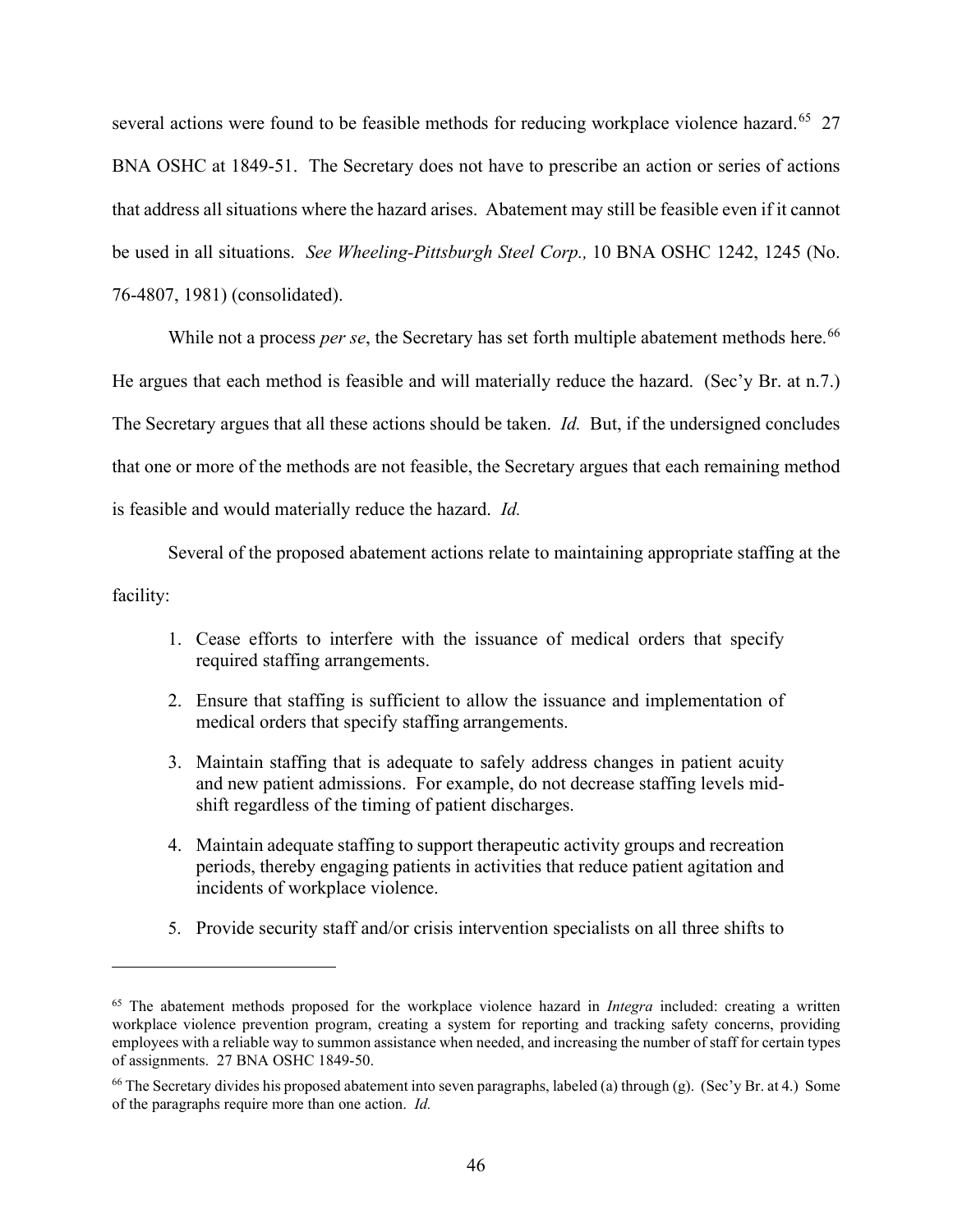several actions were found to be feasible methods for reducing workplace violence hazard.[65] 27 BNA OSHC at 1849-51. The Secretary does not have to prescribe an action or series of actions that address all situations where the hazard arises. Abatement may still be feasible even if it cannot be used in all situations. *See Wheeling-Pittsburgh Steel Corp.,* 10 BNA OSHC 1242, 1245 (No. 76-4807, 1981) (consolidated).

While not a process *per se*, the Secretary has set forth multiple abatement methods here.[66] He argues that each method is feasible and will materially reduce the hazard. (Sec'y Br. at n.7.) The Secretary argues that all these actions should be taken. *Id.* But, if the undersigned concludes that one or more of the methods are not feasible, the Secretary argues that each remaining method is feasible and would materially reduce the hazard. *Id.*

Several of the proposed abatement actions relate to maintaining appropriate staffing at the facility:

1. Cease efforts to interfere with the issuance of medical orders that specify required staffing arrangements.
2. Ensure that staffing is sufficient to allow the issuance and implementation of medical orders that specify staffing arrangements.
3. Maintain staffing that is adequate to safely address changes in patient acuity and new patient admissions. For example, do not decrease staffing levels mid-shift regardless of the timing of patient discharges.
4. Maintain adequate staffing to support therapeutic activity groups and recreation periods, thereby engaging patients in activities that reduce patient agitation and incidents of workplace violence.
5. Provide security staff and/or crisis intervention specialists on all three shifts to

---

[65] The abatement methods proposed for the workplace violence hazard in *Integra* included: creating a written workplace violence prevention program, creating a system for reporting and tracking safety concerns, providing employees with a reliable way to summon assistance when needed, and increasing the number of staff for certain types of assignments. 27 BNA OSHC 1849-50.

[66] The Secretary divides his proposed abatement into seven paragraphs, labeled (a) through (g). (Sec'y Br. at 4.) Some of the paragraphs require more than one action. *Id.*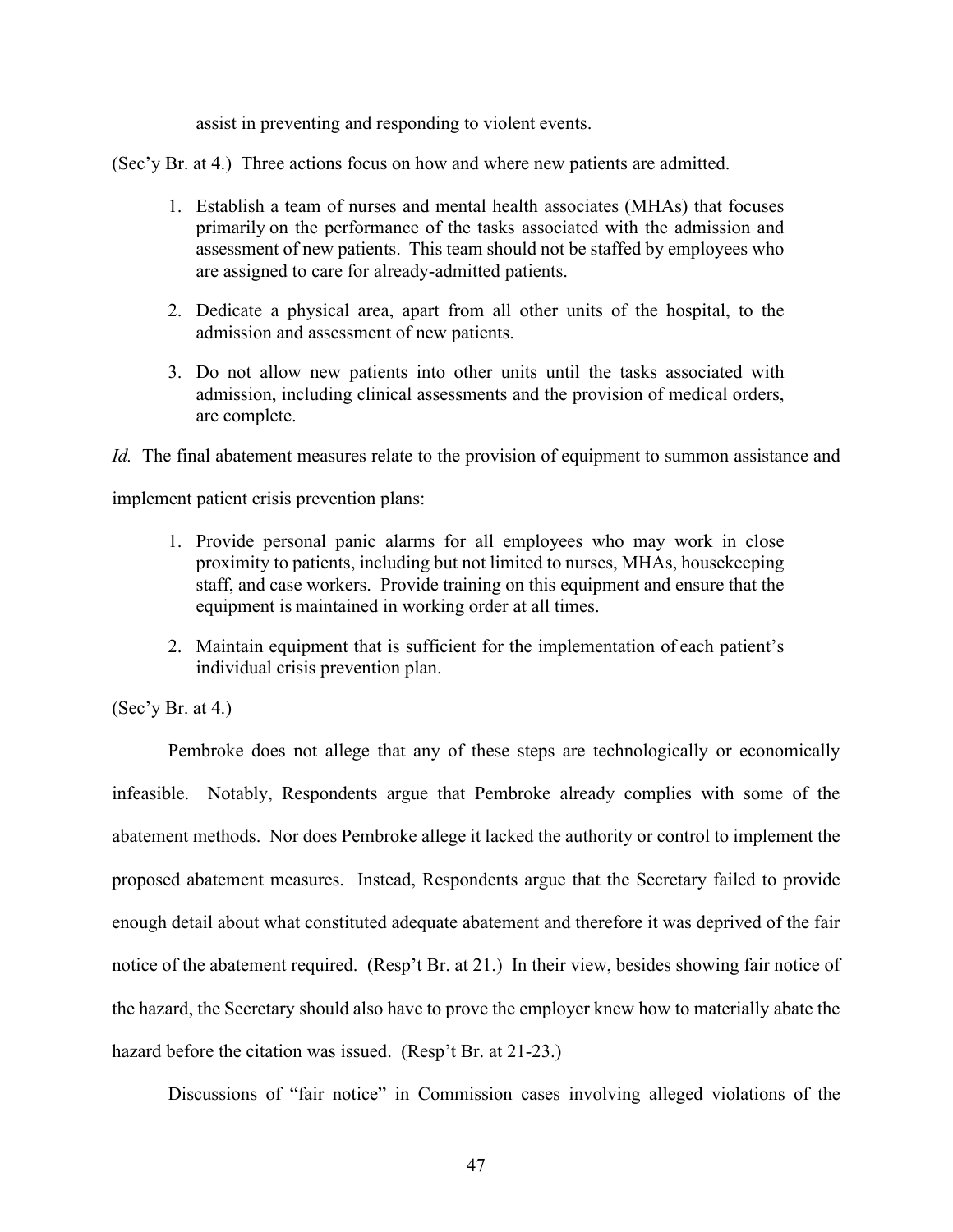assist in preventing and responding to violent events.

(Sec'y Br. at 4.) Three actions focus on how and where new patients are admitted.

> 1. Establish a team of nurses and mental health associates (MHAs) that focuses primarily on the performance of the tasks associated with the admission and assessment of new patients. This team should not be staffed by employees who are assigned to care for already-admitted patients.
>
> 2. Dedicate a physical area, apart from all other units of the hospital, to the admission and assessment of new patients.
>
> 3. Do not allow new patients into other units until the tasks associated with admission, including clinical assessments and the provision of medical orders, are complete.

*Id.* The final abatement measures relate to the provision of equipment to summon assistance and implement patient crisis prevention plans:

> 1. Provide personal panic alarms for all employees who may work in close proximity to patients, including but not limited to nurses, MHAs, housekeeping staff, and case workers. Provide training on this equipment and ensure that the equipment is maintained in working order at all times.
>
> 2. Maintain equipment that is sufficient for the implementation of each patient's individual crisis prevention plan.

(Sec'y Br. at 4.)

Pembroke does not allege that any of these steps are technologically or economically infeasible. Notably, Respondents argue that Pembroke already complies with some of the abatement methods. Nor does Pembroke allege it lacked the authority or control to implement the proposed abatement measures. Instead, Respondents argue that the Secretary failed to provide enough detail about what constituted adequate abatement and therefore it was deprived of the fair notice of the abatement required. (Resp't Br. at 21.) In their view, besides showing fair notice of the hazard, the Secretary should also have to prove the employer knew how to materially abate the hazard before the citation was issued. (Resp't Br. at 21-23.)

Discussions of "fair notice" in Commission cases involving alleged violations of the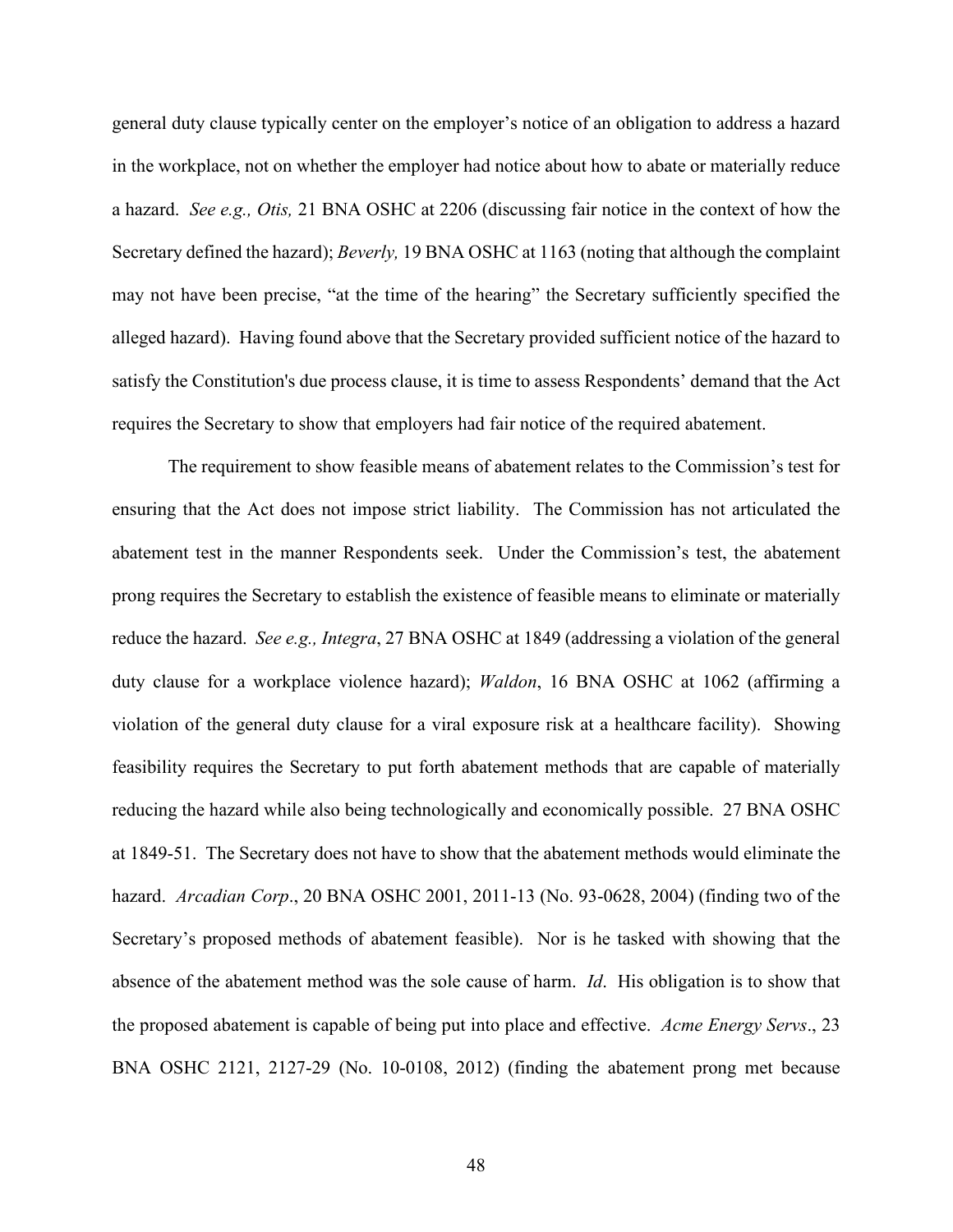general duty clause typically center on the employer's notice of an obligation to address a hazard in the workplace, not on whether the employer had notice about how to abate or materially reduce a hazard. *See e.g., Otis,* 21 BNA OSHC at 2206 (discussing fair notice in the context of how the Secretary defined the hazard); *Beverly,* 19 BNA OSHC at 1163 (noting that although the complaint may not have been precise, "at the time of the hearing" the Secretary sufficiently specified the alleged hazard). Having found above that the Secretary provided sufficient notice of the hazard to satisfy the Constitution's due process clause, it is time to assess Respondents' demand that the Act requires the Secretary to show that employers had fair notice of the required abatement.

The requirement to show feasible means of abatement relates to the Commission's test for ensuring that the Act does not impose strict liability. The Commission has not articulated the abatement test in the manner Respondents seek. Under the Commission's test, the abatement prong requires the Secretary to establish the existence of feasible means to eliminate or materially reduce the hazard. *See e.g., Integra*, 27 BNA OSHC at 1849 (addressing a violation of the general duty clause for a workplace violence hazard); *Waldon*, 16 BNA OSHC at 1062 (affirming a violation of the general duty clause for a viral exposure risk at a healthcare facility). Showing feasibility requires the Secretary to put forth abatement methods that are capable of materially reducing the hazard while also being technologically and economically possible. 27 BNA OSHC at 1849-51. The Secretary does not have to show that the abatement methods would eliminate the hazard. *Arcadian Corp*., 20 BNA OSHC 2001, 2011-13 (No. 93-0628, 2004) (finding two of the Secretary's proposed methods of abatement feasible). Nor is he tasked with showing that the absence of the abatement method was the sole cause of harm. *Id*. His obligation is to show that the proposed abatement is capable of being put into place and effective. *Acme Energy Servs*., 23 BNA OSHC 2121, 2127-29 (No. 10-0108, 2012) (finding the abatement prong met because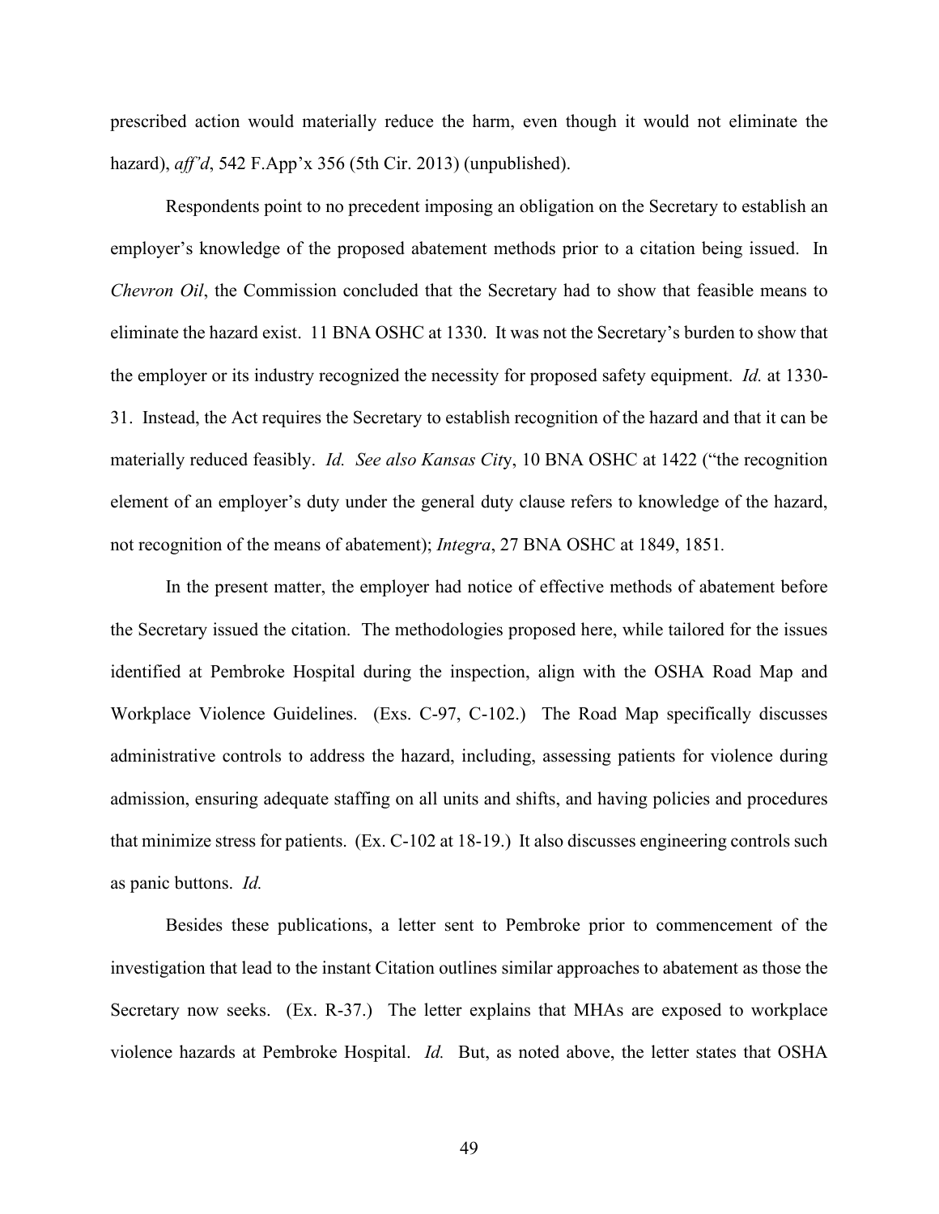prescribed action would materially reduce the harm, even though it would not eliminate the hazard), *aff'd*, 542 F.App'x 356 (5th Cir. 2013) (unpublished).

Respondents point to no precedent imposing an obligation on the Secretary to establish an employer's knowledge of the proposed abatement methods prior to a citation being issued. In *Chevron Oil*, the Commission concluded that the Secretary had to show that feasible means to eliminate the hazard exist. 11 BNA OSHC at 1330. It was not the Secretary's burden to show that the employer or its industry recognized the necessity for proposed safety equipment. *Id.* at 1330-31. Instead, the Act requires the Secretary to establish recognition of the hazard and that it can be materially reduced feasibly. *Id. See also Kansas City*, 10 BNA OSHC at 1422 ("the recognition element of an employer's duty under the general duty clause refers to knowledge of the hazard, not recognition of the means of abatement); *Integra*, 27 BNA OSHC at 1849, 1851.

In the present matter, the employer had notice of effective methods of abatement before the Secretary issued the citation. The methodologies proposed here, while tailored for the issues identified at Pembroke Hospital during the inspection, align with the OSHA Road Map and Workplace Violence Guidelines. (Exs. C-97, C-102.) The Road Map specifically discusses administrative controls to address the hazard, including, assessing patients for violence during admission, ensuring adequate staffing on all units and shifts, and having policies and procedures that minimize stress for patients. (Ex. C-102 at 18-19.) It also discusses engineering controls such as panic buttons. *Id.*

Besides these publications, a letter sent to Pembroke prior to commencement of the investigation that lead to the instant Citation outlines similar approaches to abatement as those the Secretary now seeks. (Ex. R-37.) The letter explains that MHAs are exposed to workplace violence hazards at Pembroke Hospital. *Id.* But, as noted above, the letter states that OSHA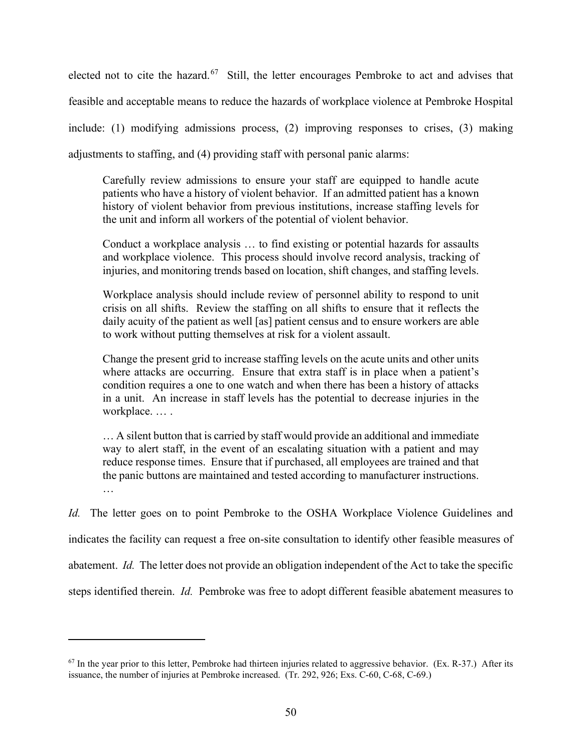elected not to cite the hazard.[67] Still, the letter encourages Pembroke to act and advises that feasible and acceptable means to reduce the hazards of workplace violence at Pembroke Hospital include: (1) modifying admissions process, (2) improving responses to crises, (3) making adjustments to staffing, and (4) providing staff with personal panic alarms:

> Carefully review admissions to ensure your staff are equipped to handle acute patients who have a history of violent behavior. If an admitted patient has a known history of violent behavior from previous institutions, increase staffing levels for the unit and inform all workers of the potential of violent behavior.
>
> Conduct a workplace analysis … to find existing or potential hazards for assaults and workplace violence. This process should involve record analysis, tracking of injuries, and monitoring trends based on location, shift changes, and staffing levels.
>
> Workplace analysis should include review of personnel ability to respond to unit crisis on all shifts. Review the staffing on all shifts to ensure that it reflects the daily acuity of the patient as well [as] patient census and to ensure workers are able to work without putting themselves at risk for a violent assault.
>
> Change the present grid to increase staffing levels on the acute units and other units where attacks are occurring. Ensure that extra staff is in place when a patient's condition requires a one to one watch and when there has been a history of attacks in a unit. An increase in staff levels has the potential to decrease injuries in the workplace. … .
>
> … A silent button that is carried by staff would provide an additional and immediate way to alert staff, in the event of an escalating situation with a patient and may reduce response times. Ensure that if purchased, all employees are trained and that the panic buttons are maintained and tested according to manufacturer instructions. …

*Id.* The letter goes on to point Pembroke to the OSHA Workplace Violence Guidelines and indicates the facility can request a free on-site consultation to identify other feasible measures of abatement. *Id.* The letter does not provide an obligation independent of the Act to take the specific steps identified therein. *Id.* Pembroke was free to adopt different feasible abatement measures to

---

[67] In the year prior to this letter, Pembroke had thirteen injuries related to aggressive behavior. (Ex. R-37.) After its issuance, the number of injuries at Pembroke increased. (Tr. 292, 926; Exs. C-60, C-68, C-69.)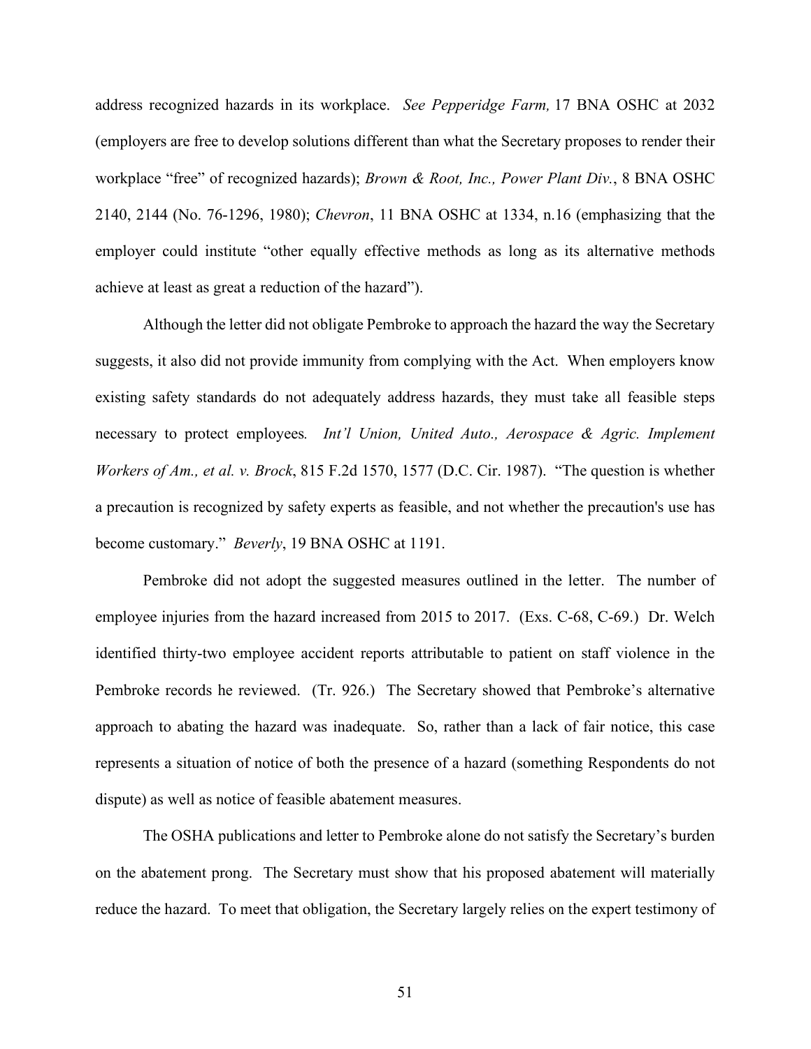address recognized hazards in its workplace. *See Pepperidge Farm,* 17 BNA OSHC at 2032 (employers are free to develop solutions different than what the Secretary proposes to render their workplace "free" of recognized hazards); *Brown & Root, Inc., Power Plant Div.*, 8 BNA OSHC 2140, 2144 (No. 76-1296, 1980); *Chevron*, 11 BNA OSHC at 1334, n.16 (emphasizing that the employer could institute "other equally effective methods as long as its alternative methods achieve at least as great a reduction of the hazard").

Although the letter did not obligate Pembroke to approach the hazard the way the Secretary suggests, it also did not provide immunity from complying with the Act. When employers know existing safety standards do not adequately address hazards, they must take all feasible steps necessary to protect employees*. Int'l Union, United Auto., Aerospace & Agric. Implement Workers of Am., et al. v. Brock*, 815 F.2d 1570, 1577 (D.C. Cir. 1987). "The question is whether a precaution is recognized by safety experts as feasible, and not whether the precaution's use has become customary." *Beverly*, 19 BNA OSHC at 1191.

Pembroke did not adopt the suggested measures outlined in the letter. The number of employee injuries from the hazard increased from 2015 to 2017. (Exs. C-68, C-69.) Dr. Welch identified thirty-two employee accident reports attributable to patient on staff violence in the Pembroke records he reviewed. (Tr. 926.) The Secretary showed that Pembroke's alternative approach to abating the hazard was inadequate. So, rather than a lack of fair notice, this case represents a situation of notice of both the presence of a hazard (something Respondents do not dispute) as well as notice of feasible abatement measures.

The OSHA publications and letter to Pembroke alone do not satisfy the Secretary's burden on the abatement prong. The Secretary must show that his proposed abatement will materially reduce the hazard. To meet that obligation, the Secretary largely relies on the expert testimony of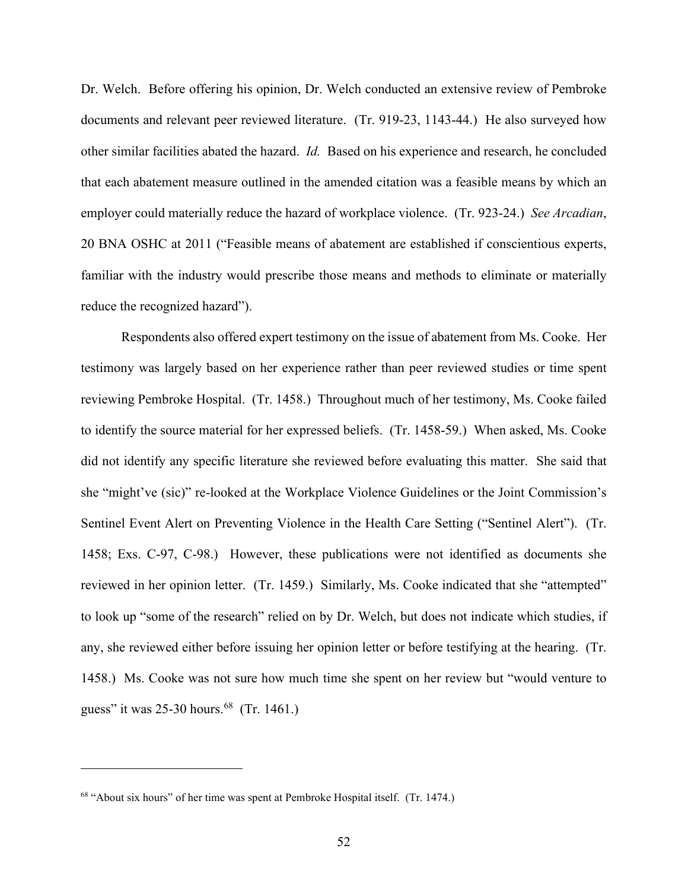Dr. Welch. Before offering his opinion, Dr. Welch conducted an extensive review of Pembroke documents and relevant peer reviewed literature. (Tr. 919-23, 1143-44.) He also surveyed how other similar facilities abated the hazard. *Id.* Based on his experience and research, he concluded that each abatement measure outlined in the amended citation was a feasible means by which an employer could materially reduce the hazard of workplace violence. (Tr. 923-24.) *See Arcadian*, 20 BNA OSHC at 2011 ("Feasible means of abatement are established if conscientious experts, familiar with the industry would prescribe those means and methods to eliminate or materially reduce the recognized hazard").

Respondents also offered expert testimony on the issue of abatement from Ms. Cooke. Her testimony was largely based on her experience rather than peer reviewed studies or time spent reviewing Pembroke Hospital. (Tr. 1458.) Throughout much of her testimony, Ms. Cooke failed to identify the source material for her expressed beliefs. (Tr. 1458-59.) When asked, Ms. Cooke did not identify any specific literature she reviewed before evaluating this matter. She said that she "might've (sic)" re-looked at the Workplace Violence Guidelines or the Joint Commission's Sentinel Event Alert on Preventing Violence in the Health Care Setting ("Sentinel Alert"). (Tr. 1458; Exs. C-97, C-98.) However, these publications were not identified as documents she reviewed in her opinion letter. (Tr. 1459.) Similarly, Ms. Cooke indicated that she "attempted" to look up "some of the research" relied on by Dr. Welch, but does not indicate which studies, if any, she reviewed either before issuing her opinion letter or before testifying at the hearing. (Tr. 1458.) Ms. Cooke was not sure how much time she spent on her review but "would venture to guess" it was 25-30 hours.[68] (Tr. 1461.)

---

[68] "About six hours" of her time was spent at Pembroke Hospital itself. (Tr. 1474.)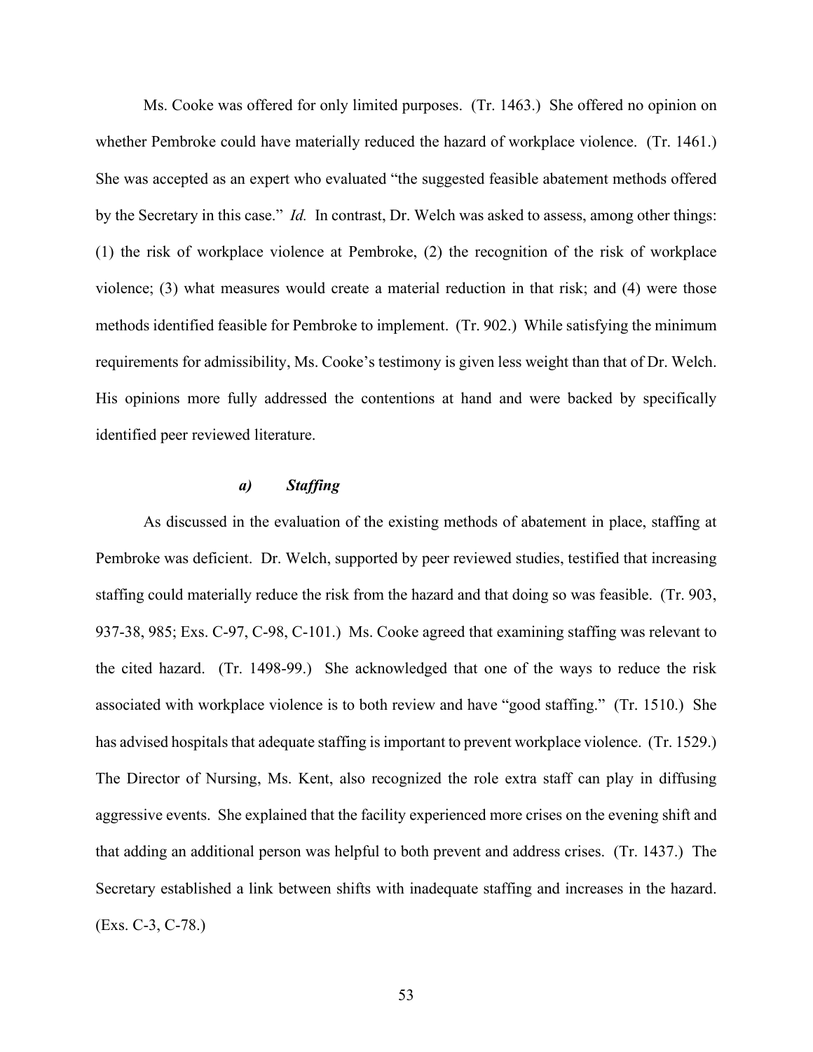Ms. Cooke was offered for only limited purposes. (Tr. 1463.) She offered no opinion on whether Pembroke could have materially reduced the hazard of workplace violence. (Tr. 1461.) She was accepted as an expert who evaluated "the suggested feasible abatement methods offered by the Secretary in this case." *Id.* In contrast, Dr. Welch was asked to assess, among other things: (1) the risk of workplace violence at Pembroke, (2) the recognition of the risk of workplace violence; (3) what measures would create a material reduction in that risk; and (4) were those methods identified feasible for Pembroke to implement. (Tr. 902.) While satisfying the minimum requirements for admissibility, Ms. Cooke's testimony is given less weight than that of Dr. Welch. His opinions more fully addressed the contentions at hand and were backed by specifically identified peer reviewed literature.

***a) Staffing***

As discussed in the evaluation of the existing methods of abatement in place, staffing at Pembroke was deficient. Dr. Welch, supported by peer reviewed studies, testified that increasing staffing could materially reduce the risk from the hazard and that doing so was feasible. (Tr. 903, 937-38, 985; Exs. C-97, C-98, C-101.) Ms. Cooke agreed that examining staffing was relevant to the cited hazard. (Tr. 1498-99.) She acknowledged that one of the ways to reduce the risk associated with workplace violence is to both review and have "good staffing." (Tr. 1510.) She has advised hospitals that adequate staffing is important to prevent workplace violence. (Tr. 1529.) The Director of Nursing, Ms. Kent, also recognized the role extra staff can play in diffusing aggressive events. She explained that the facility experienced more crises on the evening shift and that adding an additional person was helpful to both prevent and address crises. (Tr. 1437.) The Secretary established a link between shifts with inadequate staffing and increases in the hazard. (Exs. C-3, C-78.)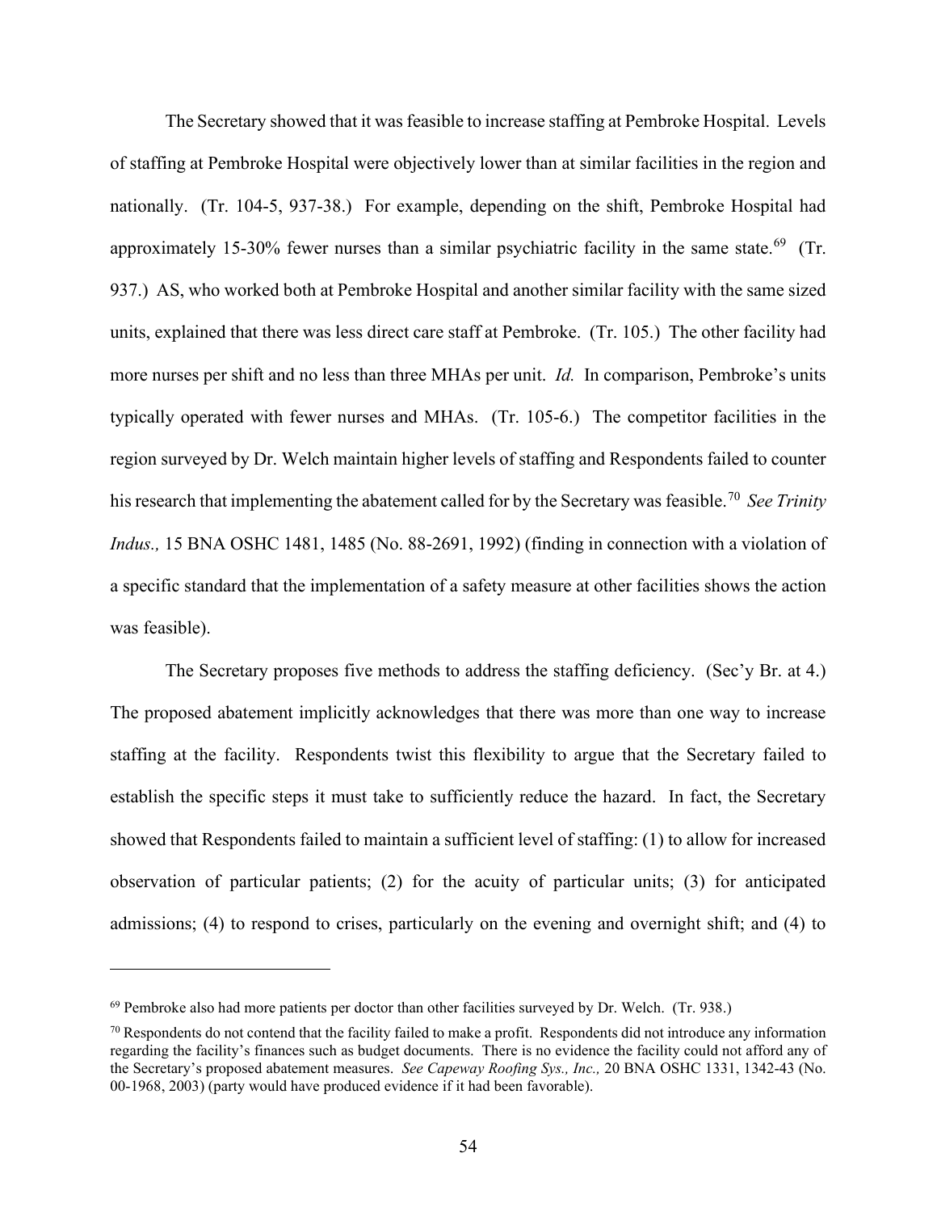The Secretary showed that it was feasible to increase staffing at Pembroke Hospital. Levels of staffing at Pembroke Hospital were objectively lower than at similar facilities in the region and nationally. (Tr. 104-5, 937-38.) For example, depending on the shift, Pembroke Hospital had approximately 15-30% fewer nurses than a similar psychiatric facility in the same state.[69] (Tr. 937.) AS, who worked both at Pembroke Hospital and another similar facility with the same sized units, explained that there was less direct care staff at Pembroke. (Tr. 105.) The other facility had more nurses per shift and no less than three MHAs per unit. *Id.* In comparison, Pembroke's units typically operated with fewer nurses and MHAs. (Tr. 105-6.) The competitor facilities in the region surveyed by Dr. Welch maintain higher levels of staffing and Respondents failed to counter his research that implementing the abatement called for by the Secretary was feasible.[70] *See Trinity Indus.,* 15 BNA OSHC 1481, 1485 (No. 88-2691, 1992) (finding in connection with a violation of a specific standard that the implementation of a safety measure at other facilities shows the action was feasible).

The Secretary proposes five methods to address the staffing deficiency. (Sec'y Br. at 4.) The proposed abatement implicitly acknowledges that there was more than one way to increase staffing at the facility. Respondents twist this flexibility to argue that the Secretary failed to establish the specific steps it must take to sufficiently reduce the hazard. In fact, the Secretary showed that Respondents failed to maintain a sufficient level of staffing: (1) to allow for increased observation of particular patients; (2) for the acuity of particular units; (3) for anticipated admissions; (4) to respond to crises, particularly on the evening and overnight shift; and (4) to

---

[69] Pembroke also had more patients per doctor than other facilities surveyed by Dr. Welch. (Tr. 938.)

[70] Respondents do not contend that the facility failed to make a profit. Respondents did not introduce any information regarding the facility's finances such as budget documents. There is no evidence the facility could not afford any of the Secretary's proposed abatement measures. *See Capeway Roofing Sys., Inc.,* 20 BNA OSHC 1331, 1342-43 (No. 00-1968, 2003) (party would have produced evidence if it had been favorable).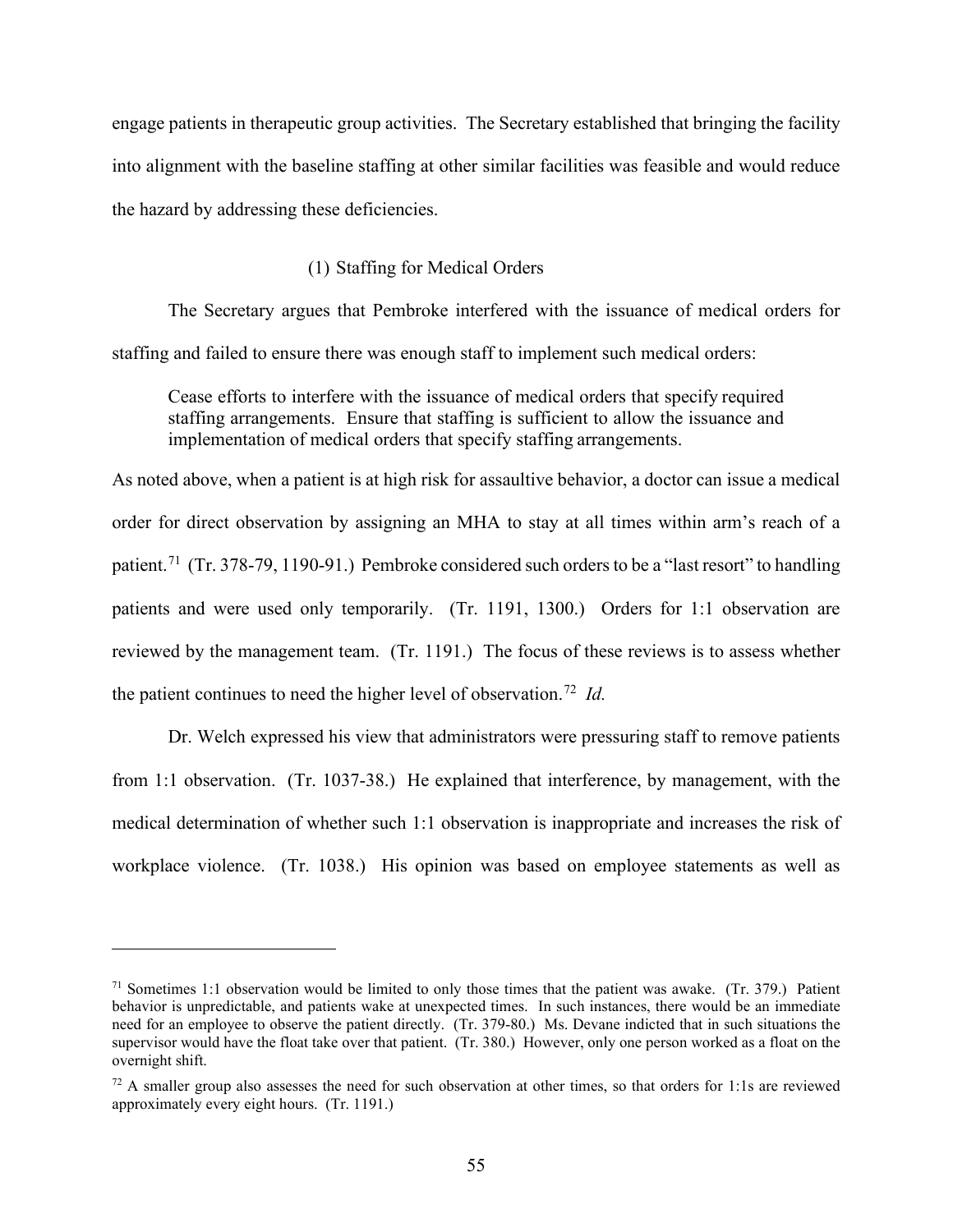engage patients in therapeutic group activities. The Secretary established that bringing the facility into alignment with the baseline staffing at other similar facilities was feasible and would reduce the hazard by addressing these deficiencies.

(1) Staffing for Medical Orders

The Secretary argues that Pembroke interfered with the issuance of medical orders for staffing and failed to ensure there was enough staff to implement such medical orders:

> Cease efforts to interfere with the issuance of medical orders that specify required staffing arrangements. Ensure that staffing is sufficient to allow the issuance and implementation of medical orders that specify staffing arrangements.

As noted above, when a patient is at high risk for assaultive behavior, a doctor can issue a medical order for direct observation by assigning an MHA to stay at all times within arm's reach of a patient.[71] (Tr. 378-79, 1190-91.) Pembroke considered such orders to be a "last resort" to handling patients and were used only temporarily. (Tr. 1191, 1300.) Orders for 1:1 observation are reviewed by the management team. (Tr. 1191.) The focus of these reviews is to assess whether the patient continues to need the higher level of observation.[72] *Id.*

Dr. Welch expressed his view that administrators were pressuring staff to remove patients from 1:1 observation. (Tr. 1037-38.) He explained that interference, by management, with the medical determination of whether such 1:1 observation is inappropriate and increases the risk of workplace violence. (Tr. 1038.) His opinion was based on employee statements as well as

---

[71] Sometimes 1:1 observation would be limited to only those times that the patient was awake. (Tr. 379.) Patient behavior is unpredictable, and patients wake at unexpected times. In such instances, there would be an immediate need for an employee to observe the patient directly. (Tr. 379-80.) Ms. Devane indicted that in such situations the supervisor would have the float take over that patient. (Tr. 380.) However, only one person worked as a float on the overnight shift.

[72] A smaller group also assesses the need for such observation at other times, so that orders for 1:1s are reviewed approximately every eight hours. (Tr. 1191.)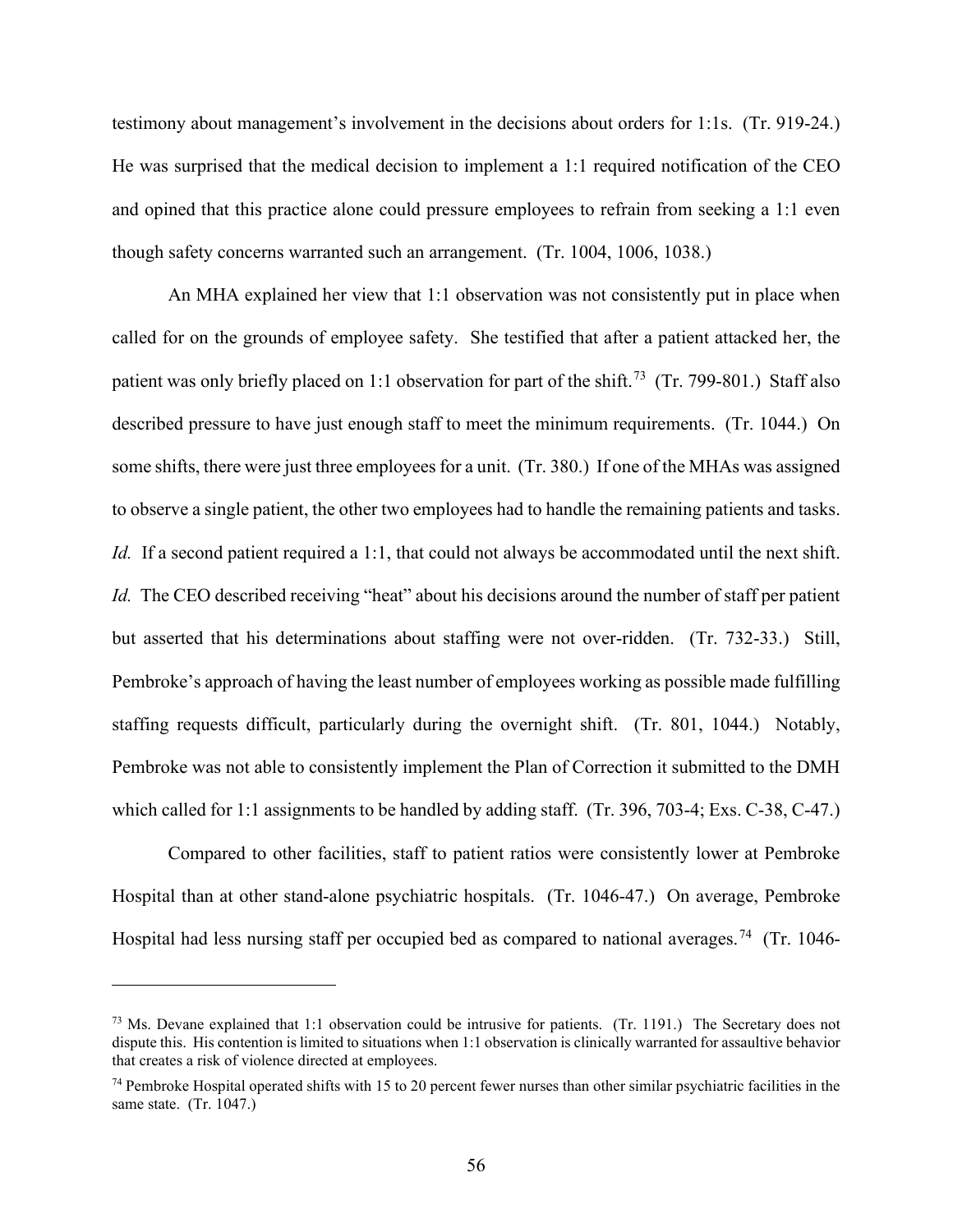testimony about management's involvement in the decisions about orders for 1:1s. (Tr. 919-24.) He was surprised that the medical decision to implement a 1:1 required notification of the CEO and opined that this practice alone could pressure employees to refrain from seeking a 1:1 even though safety concerns warranted such an arrangement. (Tr. 1004, 1006, 1038.)

An MHA explained her view that 1:1 observation was not consistently put in place when called for on the grounds of employee safety. She testified that after a patient attacked her, the patient was only briefly placed on 1:1 observation for part of the shift.[73] (Tr. 799-801.) Staff also described pressure to have just enough staff to meet the minimum requirements. (Tr. 1044.) On some shifts, there were just three employees for a unit. (Tr. 380.) If one of the MHAs was assigned to observe a single patient, the other two employees had to handle the remaining patients and tasks. *Id.* If a second patient required a 1:1, that could not always be accommodated until the next shift. *Id.* The CEO described receiving "heat" about his decisions around the number of staff per patient but asserted that his determinations about staffing were not over-ridden. (Tr. 732-33.) Still, Pembroke's approach of having the least number of employees working as possible made fulfilling staffing requests difficult, particularly during the overnight shift. (Tr. 801, 1044.) Notably, Pembroke was not able to consistently implement the Plan of Correction it submitted to the DMH which called for 1:1 assignments to be handled by adding staff. (Tr. 396, 703-4; Exs. C-38, C-47.)

Compared to other facilities, staff to patient ratios were consistently lower at Pembroke Hospital than at other stand-alone psychiatric hospitals. (Tr. 1046-47.) On average, Pembroke Hospital had less nursing staff per occupied bed as compared to national averages.[74] (Tr. 1046-

---

[73] Ms. Devane explained that 1:1 observation could be intrusive for patients. (Tr. 1191.) The Secretary does not dispute this. His contention is limited to situations when 1:1 observation is clinically warranted for assaultive behavior that creates a risk of violence directed at employees.

[74] Pembroke Hospital operated shifts with 15 to 20 percent fewer nurses than other similar psychiatric facilities in the same state. (Tr. 1047.)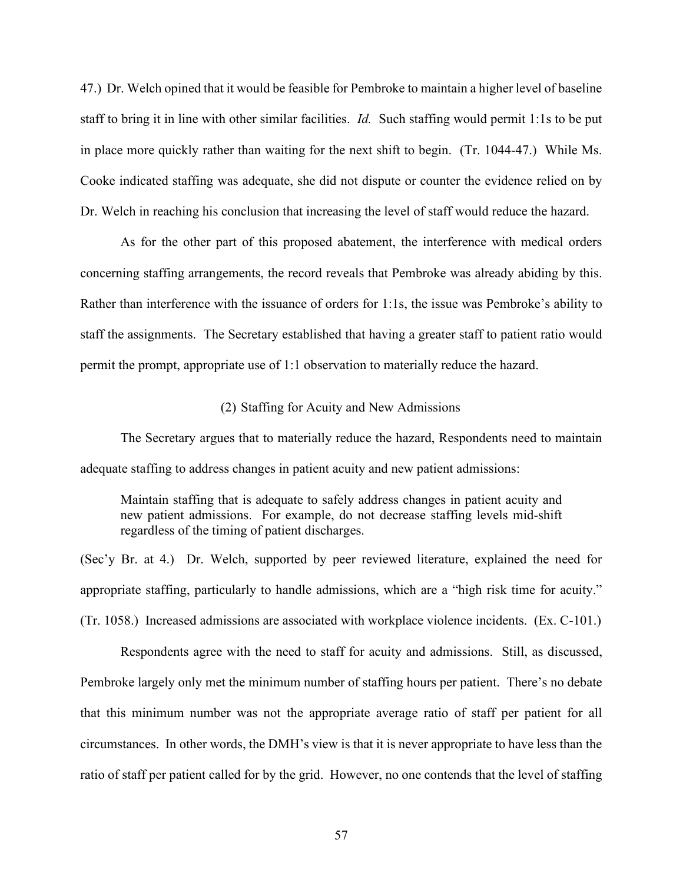47.) Dr. Welch opined that it would be feasible for Pembroke to maintain a higher level of baseline staff to bring it in line with other similar facilities. *Id.* Such staffing would permit 1:1s to be put in place more quickly rather than waiting for the next shift to begin. (Tr. 1044-47.) While Ms. Cooke indicated staffing was adequate, she did not dispute or counter the evidence relied on by Dr. Welch in reaching his conclusion that increasing the level of staff would reduce the hazard.

As for the other part of this proposed abatement, the interference with medical orders concerning staffing arrangements, the record reveals that Pembroke was already abiding by this. Rather than interference with the issuance of orders for 1:1s, the issue was Pembroke's ability to staff the assignments. The Secretary established that having a greater staff to patient ratio would permit the prompt, appropriate use of 1:1 observation to materially reduce the hazard.

(2) Staffing for Acuity and New Admissions

The Secretary argues that to materially reduce the hazard, Respondents need to maintain adequate staffing to address changes in patient acuity and new patient admissions:

> Maintain staffing that is adequate to safely address changes in patient acuity and new patient admissions. For example, do not decrease staffing levels mid-shift regardless of the timing of patient discharges.

(Sec'y Br. at 4.) Dr. Welch, supported by peer reviewed literature, explained the need for appropriate staffing, particularly to handle admissions, which are a "high risk time for acuity." (Tr. 1058.) Increased admissions are associated with workplace violence incidents. (Ex. C-101.)

Respondents agree with the need to staff for acuity and admissions. Still, as discussed, Pembroke largely only met the minimum number of staffing hours per patient. There's no debate that this minimum number was not the appropriate average ratio of staff per patient for all circumstances. In other words, the DMH's view is that it is never appropriate to have less than the ratio of staff per patient called for by the grid. However, no one contends that the level of staffing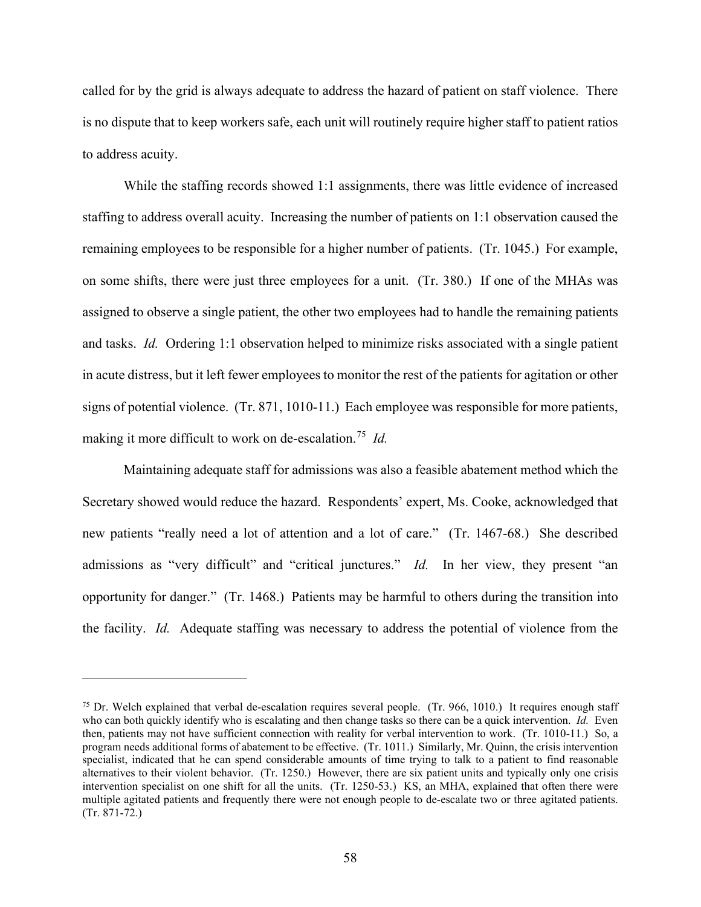called for by the grid is always adequate to address the hazard of patient on staff violence. There is no dispute that to keep workers safe, each unit will routinely require higher staff to patient ratios to address acuity.

While the staffing records showed 1:1 assignments, there was little evidence of increased staffing to address overall acuity. Increasing the number of patients on 1:1 observation caused the remaining employees to be responsible for a higher number of patients. (Tr. 1045.) For example, on some shifts, there were just three employees for a unit. (Tr. 380.) If one of the MHAs was assigned to observe a single patient, the other two employees had to handle the remaining patients and tasks. *Id.* Ordering 1:1 observation helped to minimize risks associated with a single patient in acute distress, but it left fewer employees to monitor the rest of the patients for agitation or other signs of potential violence. (Tr. 871, 1010-11.) Each employee was responsible for more patients, making it more difficult to work on de-escalation.[75] *Id.*

Maintaining adequate staff for admissions was also a feasible abatement method which the Secretary showed would reduce the hazard. Respondents' expert, Ms. Cooke, acknowledged that new patients "really need a lot of attention and a lot of care." (Tr. 1467-68.) She described admissions as "very difficult" and "critical junctures." *Id.* In her view, they present "an opportunity for danger." (Tr. 1468.) Patients may be harmful to others during the transition into the facility. *Id.* Adequate staffing was necessary to address the potential of violence from the

---

[75] Dr. Welch explained that verbal de-escalation requires several people. (Tr. 966, 1010.) It requires enough staff who can both quickly identify who is escalating and then change tasks so there can be a quick intervention. *Id.* Even then, patients may not have sufficient connection with reality for verbal intervention to work. (Tr. 1010-11.) So, a program needs additional forms of abatement to be effective. (Tr. 1011.) Similarly, Mr. Quinn, the crisis intervention specialist, indicated that he can spend considerable amounts of time trying to talk to a patient to find reasonable alternatives to their violent behavior. (Tr. 1250.) However, there are six patient units and typically only one crisis intervention specialist on one shift for all the units. (Tr. 1250-53.) KS, an MHA, explained that often there were multiple agitated patients and frequently there were not enough people to de-escalate two or three agitated patients. (Tr. 871-72.)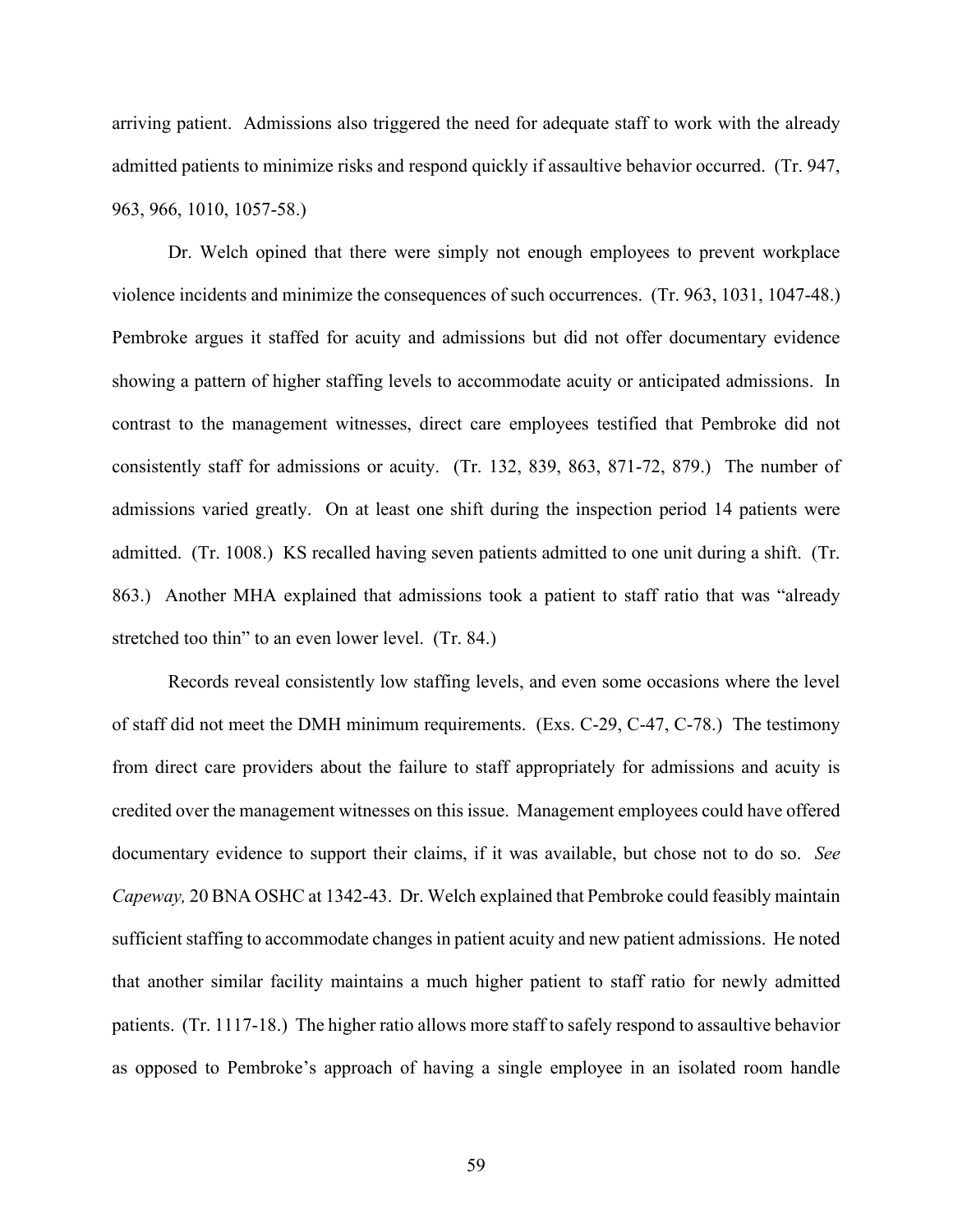arriving patient. Admissions also triggered the need for adequate staff to work with the already admitted patients to minimize risks and respond quickly if assaultive behavior occurred. (Tr. 947, 963, 966, 1010, 1057-58.)

Dr. Welch opined that there were simply not enough employees to prevent workplace violence incidents and minimize the consequences of such occurrences. (Tr. 963, 1031, 1047-48.) Pembroke argues it staffed for acuity and admissions but did not offer documentary evidence showing a pattern of higher staffing levels to accommodate acuity or anticipated admissions. In contrast to the management witnesses, direct care employees testified that Pembroke did not consistently staff for admissions or acuity. (Tr. 132, 839, 863, 871-72, 879.) The number of admissions varied greatly. On at least one shift during the inspection period 14 patients were admitted. (Tr. 1008.) KS recalled having seven patients admitted to one unit during a shift. (Tr. 863.) Another MHA explained that admissions took a patient to staff ratio that was "already stretched too thin" to an even lower level. (Tr. 84.)

Records reveal consistently low staffing levels, and even some occasions where the level of staff did not meet the DMH minimum requirements. (Exs. C-29, C-47, C-78.) The testimony from direct care providers about the failure to staff appropriately for admissions and acuity is credited over the management witnesses on this issue. Management employees could have offered documentary evidence to support their claims, if it was available, but chose not to do so. *See Capeway,* 20 BNA OSHC at 1342-43. Dr. Welch explained that Pembroke could feasibly maintain sufficient staffing to accommodate changes in patient acuity and new patient admissions. He noted that another similar facility maintains a much higher patient to staff ratio for newly admitted patients. (Tr. 1117-18.) The higher ratio allows more staff to safely respond to assaultive behavior as opposed to Pembroke's approach of having a single employee in an isolated room handle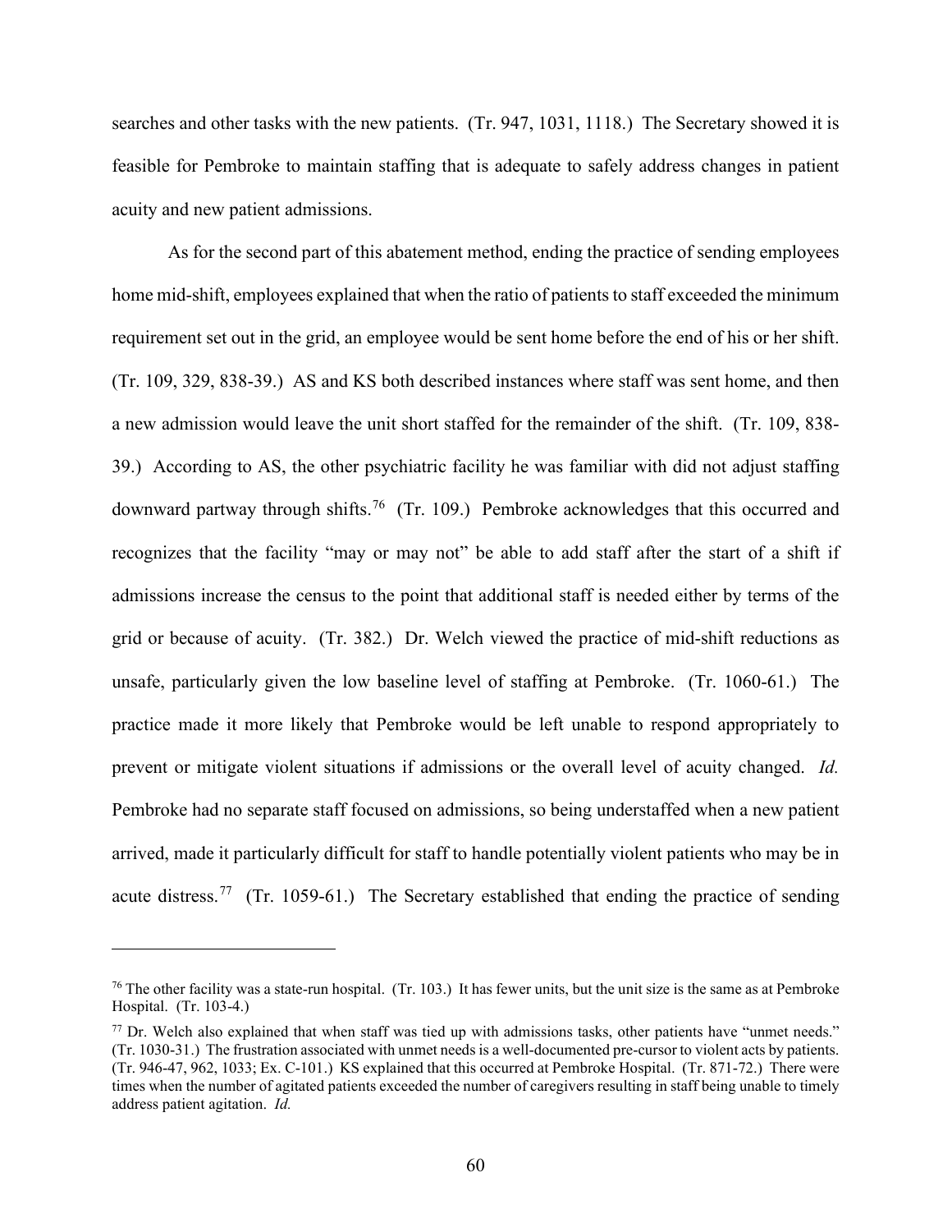searches and other tasks with the new patients. (Tr. 947, 1031, 1118.) The Secretary showed it is feasible for Pembroke to maintain staffing that is adequate to safely address changes in patient acuity and new patient admissions.

As for the second part of this abatement method, ending the practice of sending employees home mid-shift, employees explained that when the ratio of patients to staff exceeded the minimum requirement set out in the grid, an employee would be sent home before the end of his or her shift. (Tr. 109, 329, 838-39.) AS and KS both described instances where staff was sent home, and then a new admission would leave the unit short staffed for the remainder of the shift. (Tr. 109, 838-39.) According to AS, the other psychiatric facility he was familiar with did not adjust staffing downward partway through shifts.[76] (Tr. 109.) Pembroke acknowledges that this occurred and recognizes that the facility "may or may not" be able to add staff after the start of a shift if admissions increase the census to the point that additional staff is needed either by terms of the grid or because of acuity. (Tr. 382.) Dr. Welch viewed the practice of mid-shift reductions as unsafe, particularly given the low baseline level of staffing at Pembroke. (Tr. 1060-61.) The practice made it more likely that Pembroke would be left unable to respond appropriately to prevent or mitigate violent situations if admissions or the overall level of acuity changed. *Id.* Pembroke had no separate staff focused on admissions, so being understaffed when a new patient arrived, made it particularly difficult for staff to handle potentially violent patients who may be in acute distress.[77] (Tr. 1059-61.) The Secretary established that ending the practice of sending

---

[76] The other facility was a state-run hospital. (Tr. 103.) It has fewer units, but the unit size is the same as at Pembroke Hospital. (Tr. 103-4.)

[77] Dr. Welch also explained that when staff was tied up with admissions tasks, other patients have "unmet needs." (Tr. 1030-31.) The frustration associated with unmet needs is a well-documented pre-cursor to violent acts by patients. (Tr. 946-47, 962, 1033; Ex. C-101.) KS explained that this occurred at Pembroke Hospital. (Tr. 871-72.) There were times when the number of agitated patients exceeded the number of caregivers resulting in staff being unable to timely address patient agitation. *Id.*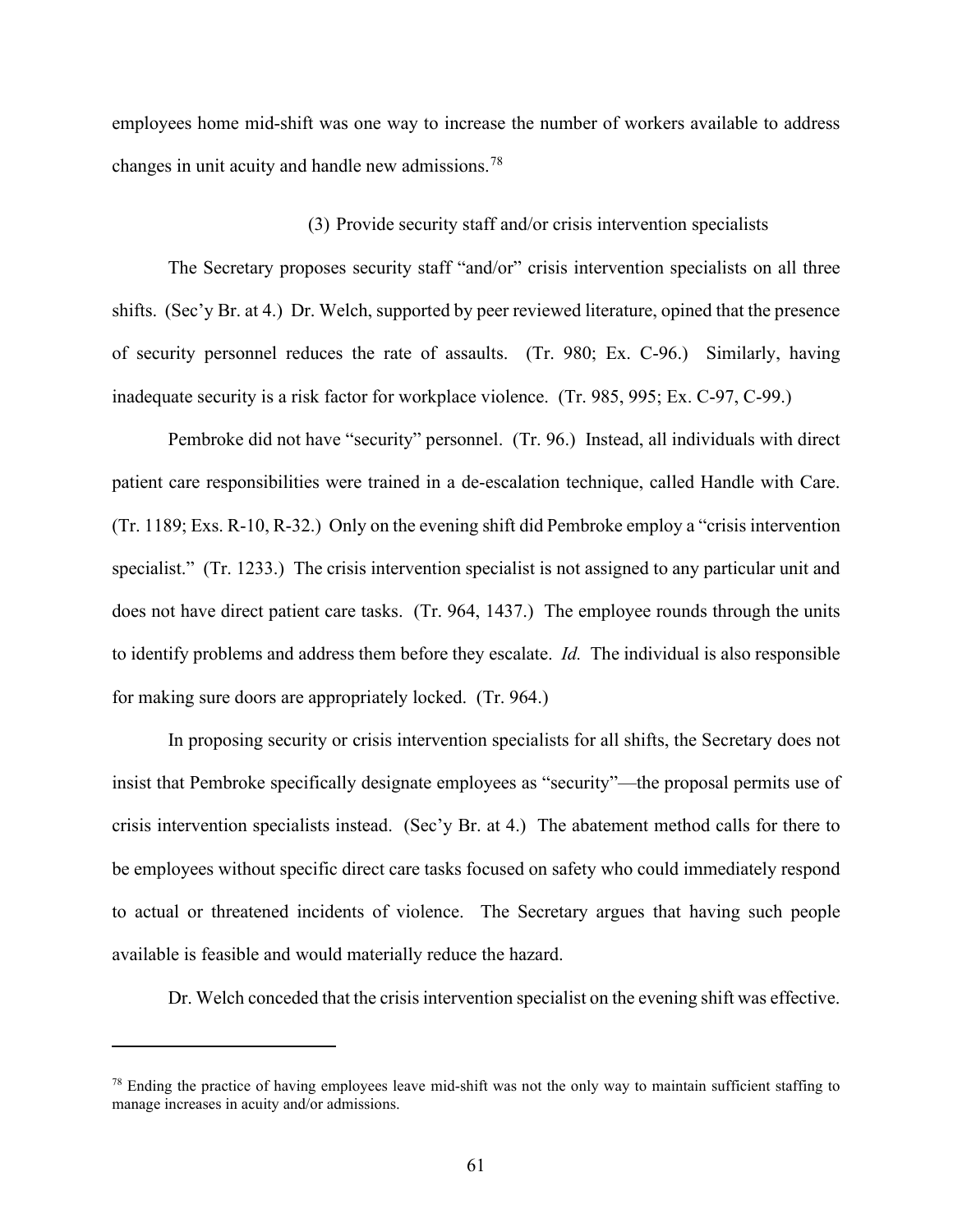employees home mid-shift was one way to increase the number of workers available to address changes in unit acuity and handle new admissions.[78]

(3) Provide security staff and/or crisis intervention specialists

The Secretary proposes security staff "and/or" crisis intervention specialists on all three shifts. (Sec'y Br. at 4.) Dr. Welch, supported by peer reviewed literature, opined that the presence of security personnel reduces the rate of assaults. (Tr. 980; Ex. C-96.) Similarly, having inadequate security is a risk factor for workplace violence. (Tr. 985, 995; Ex. C-97, C-99.)

Pembroke did not have "security" personnel. (Tr. 96.) Instead, all individuals with direct patient care responsibilities were trained in a de-escalation technique, called Handle with Care. (Tr. 1189; Exs. R-10, R-32.) Only on the evening shift did Pembroke employ a "crisis intervention specialist." (Tr. 1233.) The crisis intervention specialist is not assigned to any particular unit and does not have direct patient care tasks. (Tr. 964, 1437.) The employee rounds through the units to identify problems and address them before they escalate. *Id.* The individual is also responsible for making sure doors are appropriately locked. (Tr. 964.)

In proposing security or crisis intervention specialists for all shifts, the Secretary does not insist that Pembroke specifically designate employees as "security"—the proposal permits use of crisis intervention specialists instead. (Sec'y Br. at 4.) The abatement method calls for there to be employees without specific direct care tasks focused on safety who could immediately respond to actual or threatened incidents of violence. The Secretary argues that having such people available is feasible and would materially reduce the hazard.

Dr. Welch conceded that the crisis intervention specialist on the evening shift was effective.

---

[78] Ending the practice of having employees leave mid-shift was not the only way to maintain sufficient staffing to manage increases in acuity and/or admissions.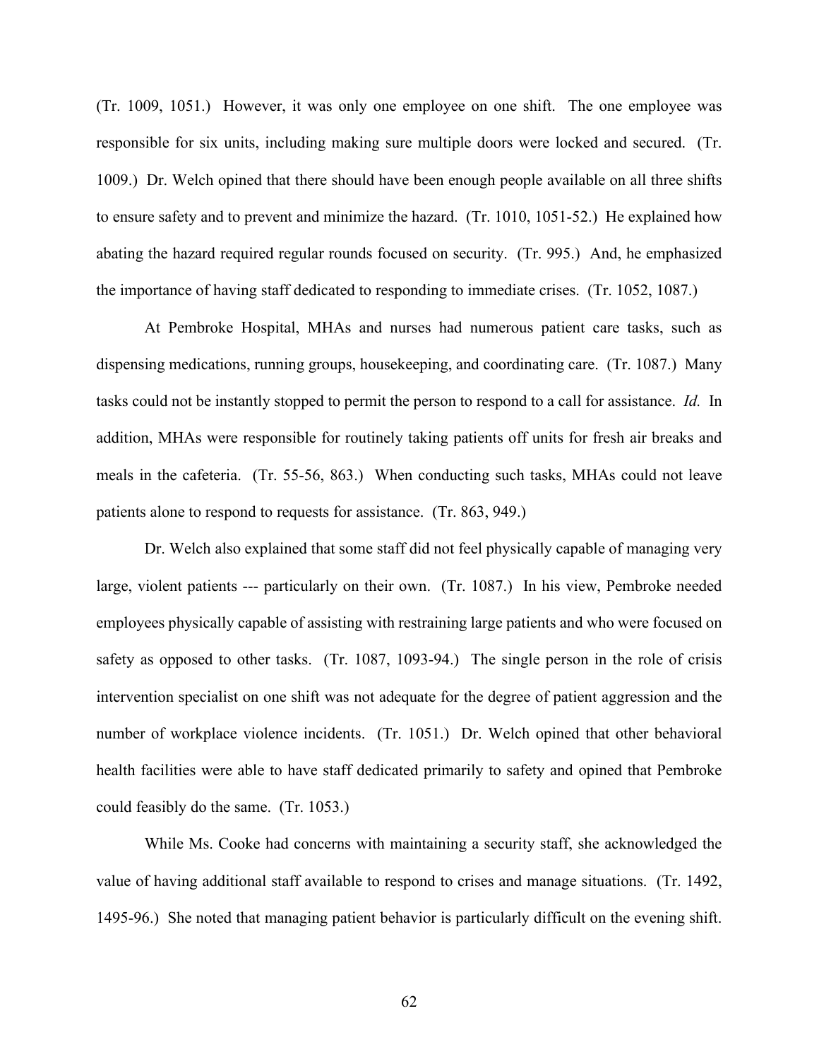(Tr. 1009, 1051.) However, it was only one employee on one shift. The one employee was responsible for six units, including making sure multiple doors were locked and secured. (Tr. 1009.) Dr. Welch opined that there should have been enough people available on all three shifts to ensure safety and to prevent and minimize the hazard. (Tr. 1010, 1051-52.) He explained how abating the hazard required regular rounds focused on security. (Tr. 995.) And, he emphasized the importance of having staff dedicated to responding to immediate crises. (Tr. 1052, 1087.)

At Pembroke Hospital, MHAs and nurses had numerous patient care tasks, such as dispensing medications, running groups, housekeeping, and coordinating care. (Tr. 1087.) Many tasks could not be instantly stopped to permit the person to respond to a call for assistance. *Id.* In addition, MHAs were responsible for routinely taking patients off units for fresh air breaks and meals in the cafeteria. (Tr. 55-56, 863.) When conducting such tasks, MHAs could not leave patients alone to respond to requests for assistance. (Tr. 863, 949.)

Dr. Welch also explained that some staff did not feel physically capable of managing very large, violent patients --- particularly on their own. (Tr. 1087.) In his view, Pembroke needed employees physically capable of assisting with restraining large patients and who were focused on safety as opposed to other tasks. (Tr. 1087, 1093-94.) The single person in the role of crisis intervention specialist on one shift was not adequate for the degree of patient aggression and the number of workplace violence incidents. (Tr. 1051.) Dr. Welch opined that other behavioral health facilities were able to have staff dedicated primarily to safety and opined that Pembroke could feasibly do the same. (Tr. 1053.)

While Ms. Cooke had concerns with maintaining a security staff, she acknowledged the value of having additional staff available to respond to crises and manage situations. (Tr. 1492, 1495-96.) She noted that managing patient behavior is particularly difficult on the evening shift.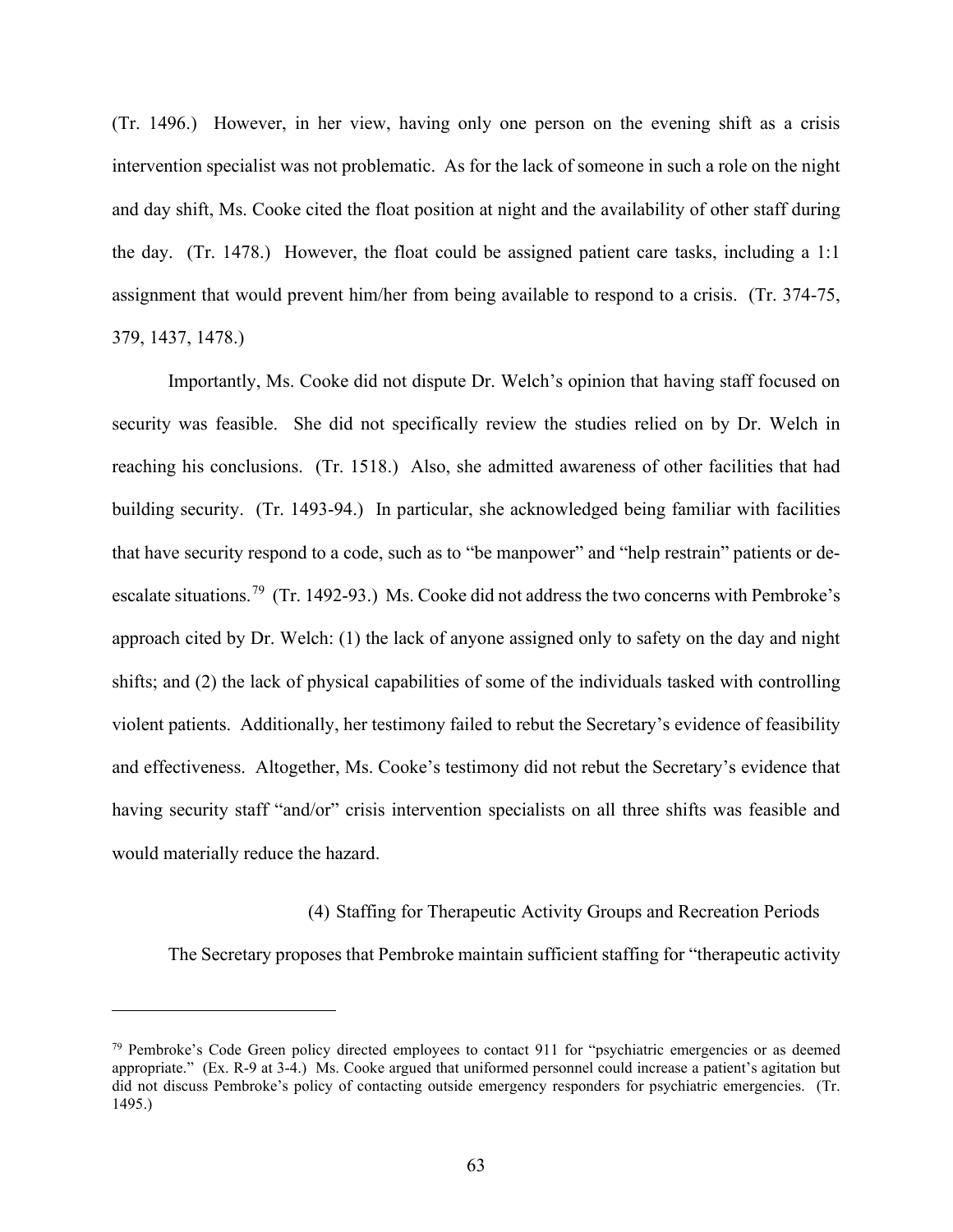(Tr. 1496.) However, in her view, having only one person on the evening shift as a crisis intervention specialist was not problematic. As for the lack of someone in such a role on the night and day shift, Ms. Cooke cited the float position at night and the availability of other staff during the day. (Tr. 1478.) However, the float could be assigned patient care tasks, including a 1:1 assignment that would prevent him/her from being available to respond to a crisis. (Tr. 374-75, 379, 1437, 1478.)

Importantly, Ms. Cooke did not dispute Dr. Welch's opinion that having staff focused on security was feasible. She did not specifically review the studies relied on by Dr. Welch in reaching his conclusions. (Tr. 1518.) Also, she admitted awareness of other facilities that had building security. (Tr. 1493-94.) In particular, she acknowledged being familiar with facilities that have security respond to a code, such as to "be manpower" and "help restrain" patients or de-escalate situations.[79] (Tr. 1492-93.) Ms. Cooke did not address the two concerns with Pembroke's approach cited by Dr. Welch: (1) the lack of anyone assigned only to safety on the day and night shifts; and (2) the lack of physical capabilities of some of the individuals tasked with controlling violent patients. Additionally, her testimony failed to rebut the Secretary's evidence of feasibility and effectiveness. Altogether, Ms. Cooke's testimony did not rebut the Secretary's evidence that having security staff "and/or" crisis intervention specialists on all three shifts was feasible and would materially reduce the hazard.

(4) Staffing for Therapeutic Activity Groups and Recreation Periods

The Secretary proposes that Pembroke maintain sufficient staffing for "therapeutic activity

[79] Pembroke's Code Green policy directed employees to contact 911 for "psychiatric emergencies or as deemed appropriate." (Ex. R-9 at 3-4.) Ms. Cooke argued that uniformed personnel could increase a patient's agitation but did not discuss Pembroke's policy of contacting outside emergency responders for psychiatric emergencies. (Tr. 1495.)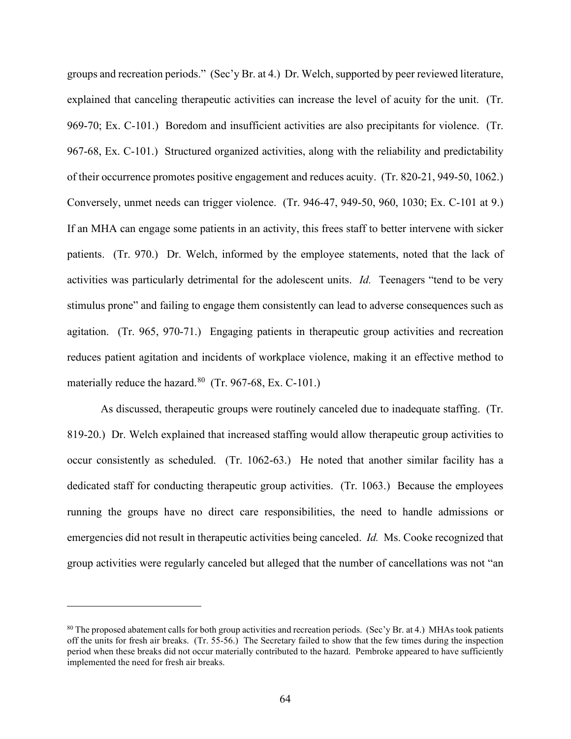groups and recreation periods." (Sec'y Br. at 4.) Dr. Welch, supported by peer reviewed literature, explained that canceling therapeutic activities can increase the level of acuity for the unit. (Tr. 969-70; Ex. C-101.) Boredom and insufficient activities are also precipitants for violence. (Tr. 967-68, Ex. C-101.) Structured organized activities, along with the reliability and predictability of their occurrence promotes positive engagement and reduces acuity. (Tr. 820-21, 949-50, 1062.) Conversely, unmet needs can trigger violence. (Tr. 946-47, 949-50, 960, 1030; Ex. C-101 at 9.) If an MHA can engage some patients in an activity, this frees staff to better intervene with sicker patients. (Tr. 970.) Dr. Welch, informed by the employee statements, noted that the lack of activities was particularly detrimental for the adolescent units. *Id.* Teenagers "tend to be very stimulus prone" and failing to engage them consistently can lead to adverse consequences such as agitation. (Tr. 965, 970-71.) Engaging patients in therapeutic group activities and recreation reduces patient agitation and incidents of workplace violence, making it an effective method to materially reduce the hazard.[80] (Tr. 967-68, Ex. C-101.)

As discussed, therapeutic groups were routinely canceled due to inadequate staffing. (Tr. 819-20.) Dr. Welch explained that increased staffing would allow therapeutic group activities to occur consistently as scheduled. (Tr. 1062-63.) He noted that another similar facility has a dedicated staff for conducting therapeutic group activities. (Tr. 1063.) Because the employees running the groups have no direct care responsibilities, the need to handle admissions or emergencies did not result in therapeutic activities being canceled. *Id.* Ms. Cooke recognized that group activities were regularly canceled but alleged that the number of cancellations was not "an

---

[80] The proposed abatement calls for both group activities and recreation periods. (Sec'y Br. at 4.) MHAs took patients off the units for fresh air breaks. (Tr. 55-56.) The Secretary failed to show that the few times during the inspection period when these breaks did not occur materially contributed to the hazard. Pembroke appeared to have sufficiently implemented the need for fresh air breaks.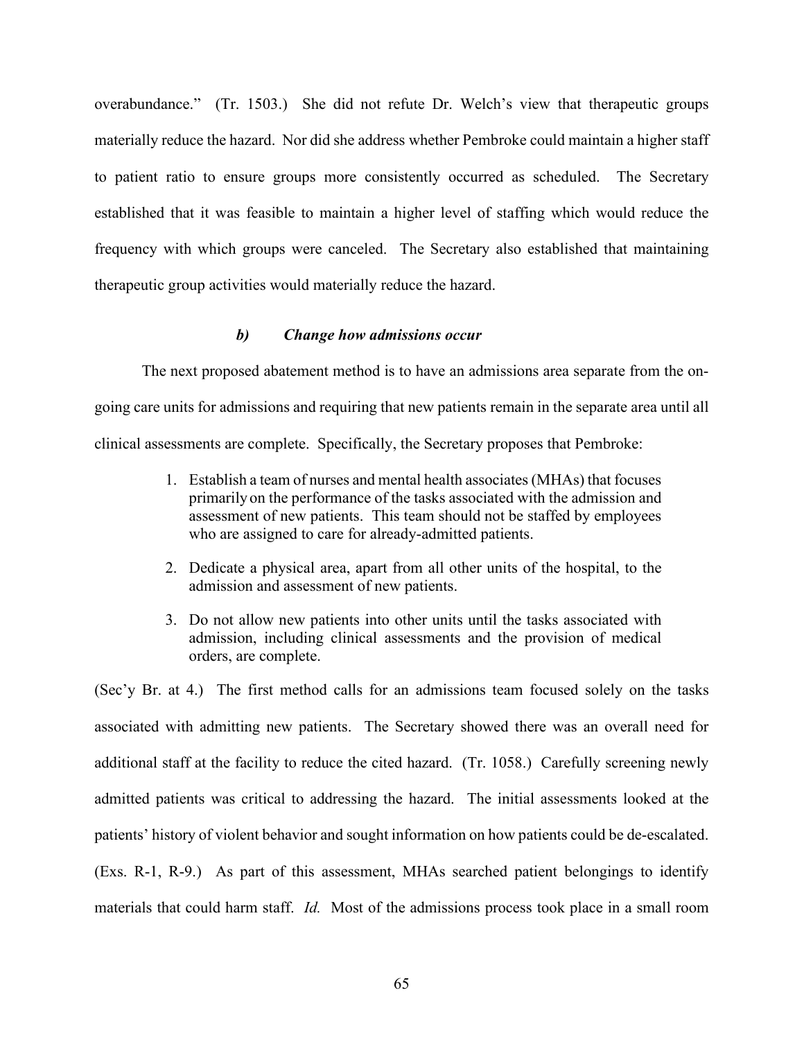overabundance." (Tr. 1503.) She did not refute Dr. Welch's view that therapeutic groups materially reduce the hazard. Nor did she address whether Pembroke could maintain a higher staff to patient ratio to ensure groups more consistently occurred as scheduled. The Secretary established that it was feasible to maintain a higher level of staffing which would reduce the frequency with which groups were canceled. The Secretary also established that maintaining therapeutic group activities would materially reduce the hazard.

#### *b) Change how admissions occur*

The next proposed abatement method is to have an admissions area separate from the on-going care units for admissions and requiring that new patients remain in the separate area until all clinical assessments are complete. Specifically, the Secretary proposes that Pembroke:

> 1. Establish a team of nurses and mental health associates (MHAs) that focuses primarily on the performance of the tasks associated with the admission and assessment of new patients. This team should not be staffed by employees who are assigned to care for already-admitted patients.
> 2. Dedicate a physical area, apart from all other units of the hospital, to the admission and assessment of new patients.
> 3. Do not allow new patients into other units until the tasks associated with admission, including clinical assessments and the provision of medical orders, are complete.

(Sec'y Br. at 4.) The first method calls for an admissions team focused solely on the tasks associated with admitting new patients. The Secretary showed there was an overall need for additional staff at the facility to reduce the cited hazard. (Tr. 1058.) Carefully screening newly admitted patients was critical to addressing the hazard. The initial assessments looked at the patients' history of violent behavior and sought information on how patients could be de-escalated. (Exs. R-1, R-9.) As part of this assessment, MHAs searched patient belongings to identify materials that could harm staff. *Id.* Most of the admissions process took place in a small room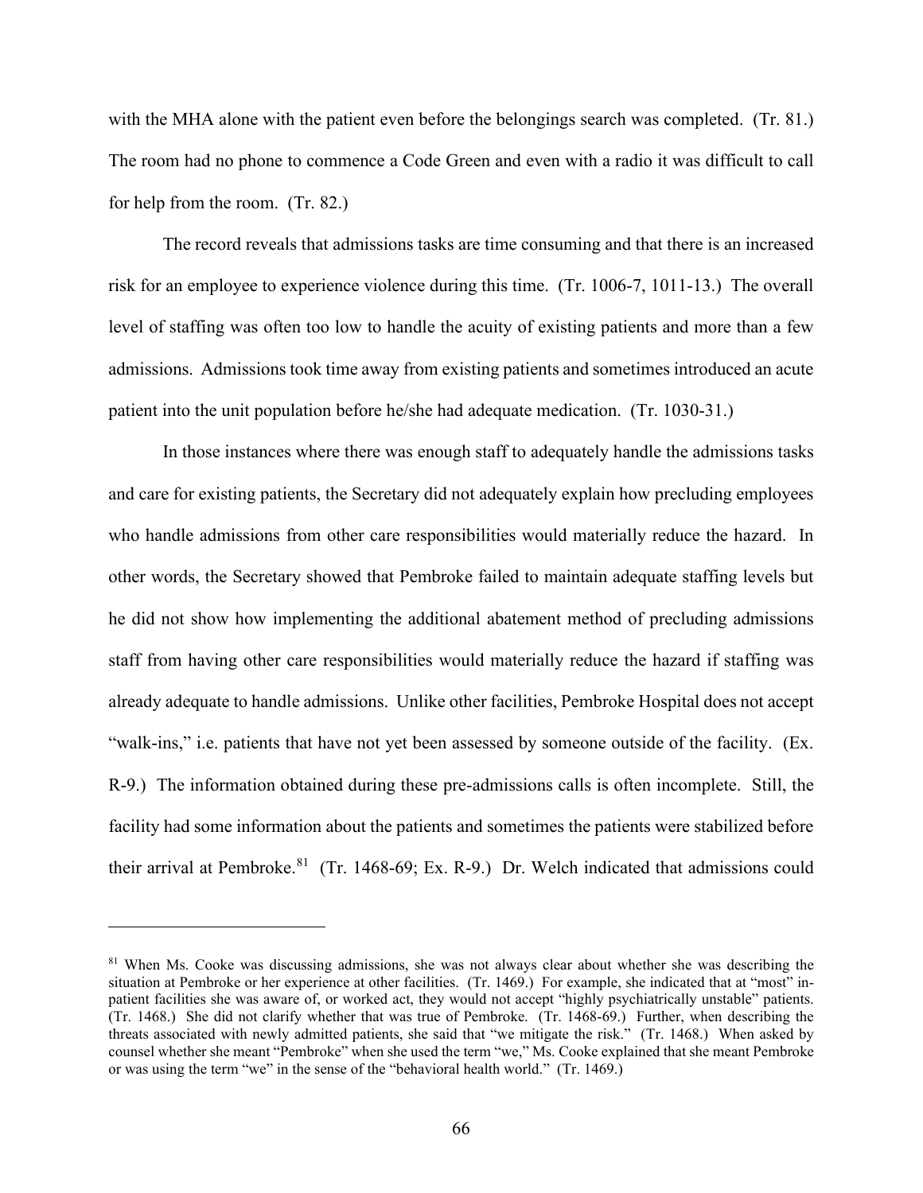with the MHA alone with the patient even before the belongings search was completed. (Tr. 81.) The room had no phone to commence a Code Green and even with a radio it was difficult to call for help from the room. (Tr. 82.)

The record reveals that admissions tasks are time consuming and that there is an increased risk for an employee to experience violence during this time. (Tr. 1006-7, 1011-13.) The overall level of staffing was often too low to handle the acuity of existing patients and more than a few admissions. Admissions took time away from existing patients and sometimes introduced an acute patient into the unit population before he/she had adequate medication. (Tr. 1030-31.)

In those instances where there was enough staff to adequately handle the admissions tasks and care for existing patients, the Secretary did not adequately explain how precluding employees who handle admissions from other care responsibilities would materially reduce the hazard. In other words, the Secretary showed that Pembroke failed to maintain adequate staffing levels but he did not show how implementing the additional abatement method of precluding admissions staff from having other care responsibilities would materially reduce the hazard if staffing was already adequate to handle admissions. Unlike other facilities, Pembroke Hospital does not accept "walk-ins," i.e. patients that have not yet been assessed by someone outside of the facility. (Ex. R-9.) The information obtained during these pre-admissions calls is often incomplete. Still, the facility had some information about the patients and sometimes the patients were stabilized before their arrival at Pembroke.[81] (Tr. 1468-69; Ex. R-9.) Dr. Welch indicated that admissions could

[81] When Ms. Cooke was discussing admissions, she was not always clear about whether she was describing the situation at Pembroke or her experience at other facilities. (Tr. 1469.) For example, she indicated that at "most" in-patient facilities she was aware of, or worked act, they would not accept "highly psychiatrically unstable" patients. (Tr. 1468.) She did not clarify whether that was true of Pembroke. (Tr. 1468-69.) Further, when describing the threats associated with newly admitted patients, she said that "we mitigate the risk." (Tr. 1468.) When asked by counsel whether she meant "Pembroke" when she used the term "we," Ms. Cooke explained that she meant Pembroke or was using the term "we" in the sense of the "behavioral health world." (Tr. 1469.)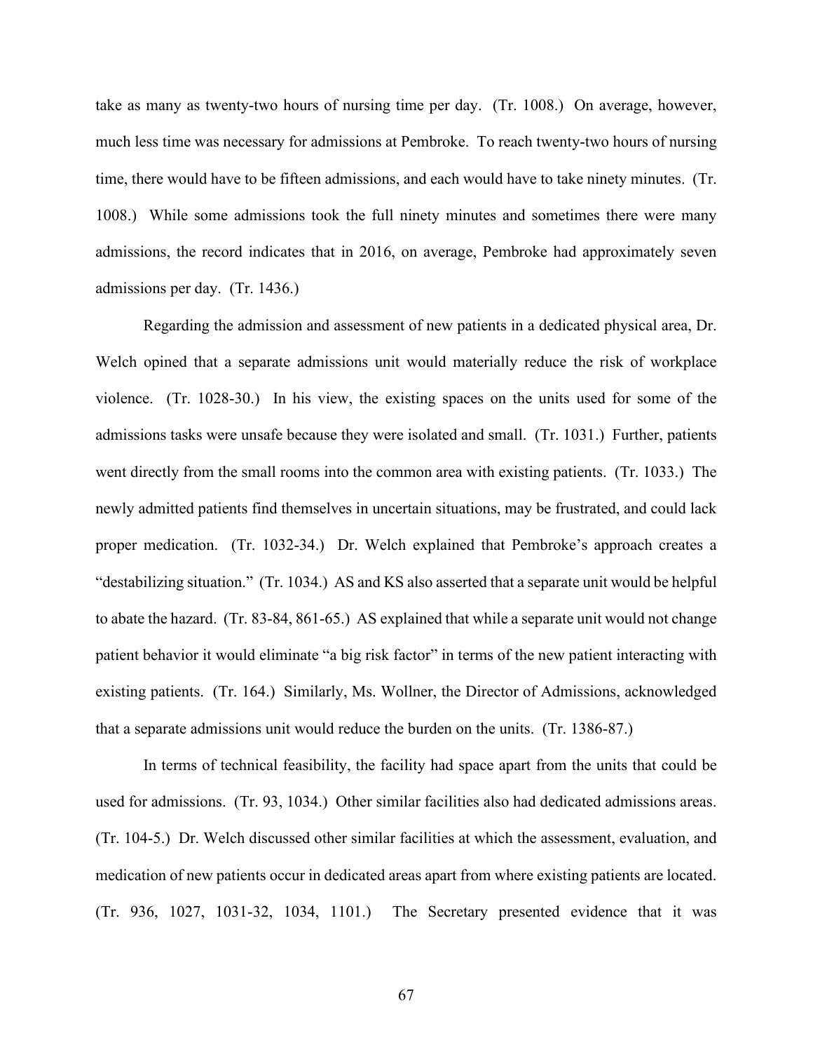take as many as twenty-two hours of nursing time per day. (Tr. 1008.) On average, however, much less time was necessary for admissions at Pembroke. To reach twenty-two hours of nursing time, there would have to be fifteen admissions, and each would have to take ninety minutes. (Tr. 1008.) While some admissions took the full ninety minutes and sometimes there were many admissions, the record indicates that in 2016, on average, Pembroke had approximately seven admissions per day. (Tr. 1436.)

Regarding the admission and assessment of new patients in a dedicated physical area, Dr. Welch opined that a separate admissions unit would materially reduce the risk of workplace violence. (Tr. 1028-30.) In his view, the existing spaces on the units used for some of the admissions tasks were unsafe because they were isolated and small. (Tr. 1031.) Further, patients went directly from the small rooms into the common area with existing patients. (Tr. 1033.) The newly admitted patients find themselves in uncertain situations, may be frustrated, and could lack proper medication. (Tr. 1032-34.) Dr. Welch explained that Pembroke's approach creates a "destabilizing situation." (Tr. 1034.) AS and KS also asserted that a separate unit would be helpful to abate the hazard. (Tr. 83-84, 861-65.) AS explained that while a separate unit would not change patient behavior it would eliminate "a big risk factor" in terms of the new patient interacting with existing patients. (Tr. 164.) Similarly, Ms. Wollner, the Director of Admissions, acknowledged that a separate admissions unit would reduce the burden on the units. (Tr. 1386-87.)

In terms of technical feasibility, the facility had space apart from the units that could be used for admissions. (Tr. 93, 1034.) Other similar facilities also had dedicated admissions areas. (Tr. 104-5.) Dr. Welch discussed other similar facilities at which the assessment, evaluation, and medication of new patients occur in dedicated areas apart from where existing patients are located. (Tr. 936, 1027, 1031-32, 1034, 1101.) The Secretary presented evidence that it was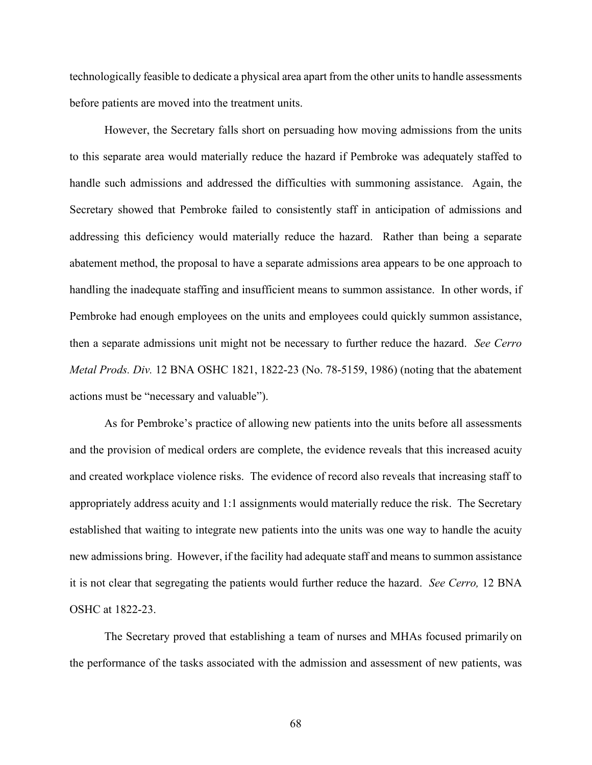technologically feasible to dedicate a physical area apart from the other units to handle assessments before patients are moved into the treatment units.

However, the Secretary falls short on persuading how moving admissions from the units to this separate area would materially reduce the hazard if Pembroke was adequately staffed to handle such admissions and addressed the difficulties with summoning assistance. Again, the Secretary showed that Pembroke failed to consistently staff in anticipation of admissions and addressing this deficiency would materially reduce the hazard. Rather than being a separate abatement method, the proposal to have a separate admissions area appears to be one approach to handling the inadequate staffing and insufficient means to summon assistance. In other words, if Pembroke had enough employees on the units and employees could quickly summon assistance, then a separate admissions unit might not be necessary to further reduce the hazard. *See Cerro Metal Prods. Div.* 12 BNA OSHC 1821, 1822-23 (No. 78-5159, 1986) (noting that the abatement actions must be "necessary and valuable").

As for Pembroke's practice of allowing new patients into the units before all assessments and the provision of medical orders are complete, the evidence reveals that this increased acuity and created workplace violence risks. The evidence of record also reveals that increasing staff to appropriately address acuity and 1:1 assignments would materially reduce the risk. The Secretary established that waiting to integrate new patients into the units was one way to handle the acuity new admissions bring. However, if the facility had adequate staff and means to summon assistance it is not clear that segregating the patients would further reduce the hazard. *See Cerro,* 12 BNA OSHC at 1822-23.

The Secretary proved that establishing a team of nurses and MHAs focused primarily on the performance of the tasks associated with the admission and assessment of new patients, was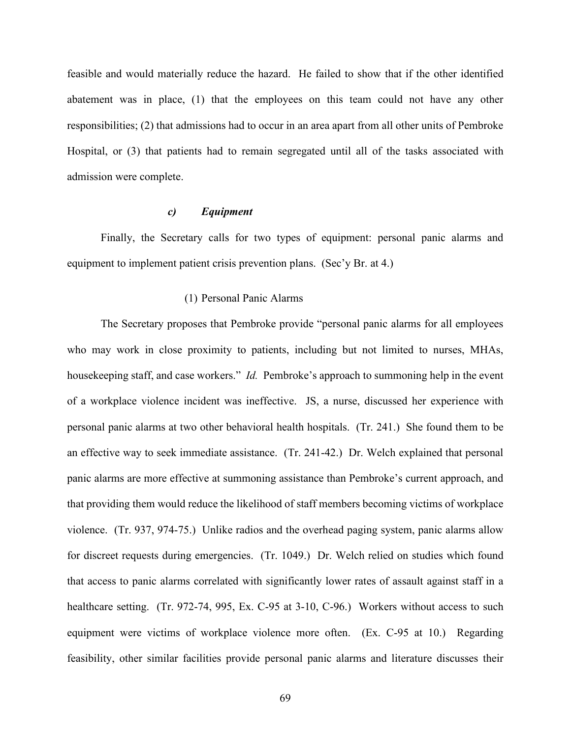feasible and would materially reduce the hazard. He failed to show that if the other identified abatement was in place, (1) that the employees on this team could not have any other responsibilities; (2) that admissions had to occur in an area apart from all other units of Pembroke Hospital, or (3) that patients had to remain segregated until all of the tasks associated with admission were complete.

#### *c) Equipment*

Finally, the Secretary calls for two types of equipment: personal panic alarms and equipment to implement patient crisis prevention plans. (Sec'y Br. at 4.)

##### (1) Personal Panic Alarms

The Secretary proposes that Pembroke provide "personal panic alarms for all employees who may work in close proximity to patients, including but not limited to nurses, MHAs, housekeeping staff, and case workers." *Id.* Pembroke's approach to summoning help in the event of a workplace violence incident was ineffective. JS, a nurse, discussed her experience with personal panic alarms at two other behavioral health hospitals. (Tr. 241.) She found them to be an effective way to seek immediate assistance. (Tr. 241-42.) Dr. Welch explained that personal panic alarms are more effective at summoning assistance than Pembroke's current approach, and that providing them would reduce the likelihood of staff members becoming victims of workplace violence. (Tr. 937, 974-75.) Unlike radios and the overhead paging system, panic alarms allow for discreet requests during emergencies. (Tr. 1049.) Dr. Welch relied on studies which found that access to panic alarms correlated with significantly lower rates of assault against staff in a healthcare setting. (Tr. 972-74, 995, Ex. C-95 at 3-10, C-96.) Workers without access to such equipment were victims of workplace violence more often. (Ex. C-95 at 10.) Regarding feasibility, other similar facilities provide personal panic alarms and literature discusses their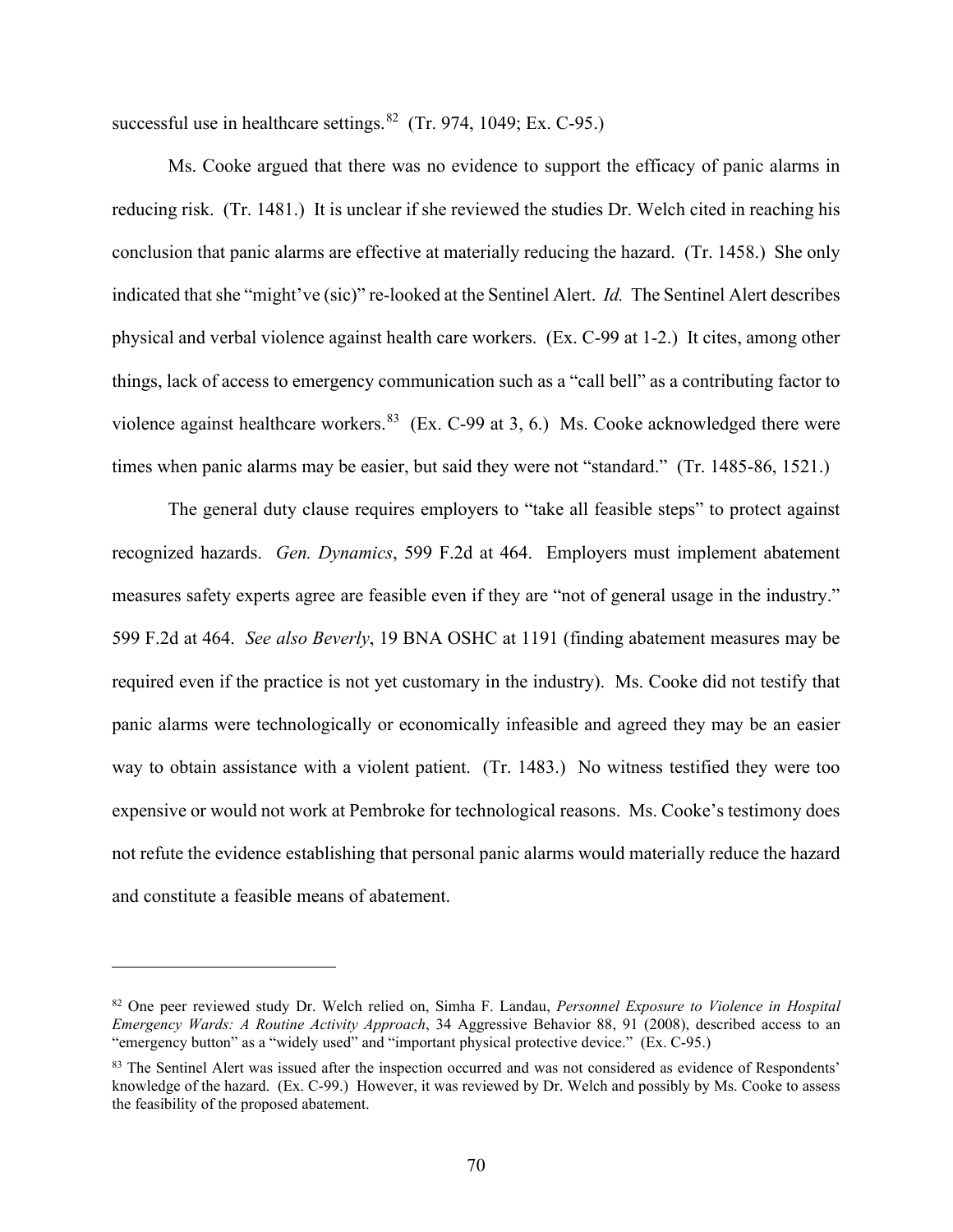successful use in healthcare settings.[82] (Tr. 974, 1049; Ex. C-95.)

Ms. Cooke argued that there was no evidence to support the efficacy of panic alarms in reducing risk. (Tr. 1481.) It is unclear if she reviewed the studies Dr. Welch cited in reaching his conclusion that panic alarms are effective at materially reducing the hazard. (Tr. 1458.) She only indicated that she "might've (sic)" re-looked at the Sentinel Alert. *Id.* The Sentinel Alert describes physical and verbal violence against health care workers. (Ex. C-99 at 1-2.) It cites, among other things, lack of access to emergency communication such as a "call bell" as a contributing factor to violence against healthcare workers.[83] (Ex. C-99 at 3, 6.) Ms. Cooke acknowledged there were times when panic alarms may be easier, but said they were not "standard." (Tr. 1485-86, 1521.)

The general duty clause requires employers to "take all feasible steps" to protect against recognized hazards. *Gen. Dynamics*, 599 F.2d at 464. Employers must implement abatement measures safety experts agree are feasible even if they are "not of general usage in the industry." 599 F.2d at 464. *See also Beverly*, 19 BNA OSHC at 1191 (finding abatement measures may be required even if the practice is not yet customary in the industry). Ms. Cooke did not testify that panic alarms were technologically or economically infeasible and agreed they may be an easier way to obtain assistance with a violent patient. (Tr. 1483.) No witness testified they were too expensive or would not work at Pembroke for technological reasons. Ms. Cooke's testimony does not refute the evidence establishing that personal panic alarms would materially reduce the hazard and constitute a feasible means of abatement.

---

[82] One peer reviewed study Dr. Welch relied on, Simha F. Landau, *Personnel Exposure to Violence in Hospital Emergency Wards: A Routine Activity Approach*, 34 Aggressive Behavior 88, 91 (2008), described access to an "emergency button" as a "widely used" and "important physical protective device." (Ex. C-95.)

[83] The Sentinel Alert was issued after the inspection occurred and was not considered as evidence of Respondents' knowledge of the hazard. (Ex. C-99.) However, it was reviewed by Dr. Welch and possibly by Ms. Cooke to assess the feasibility of the proposed abatement.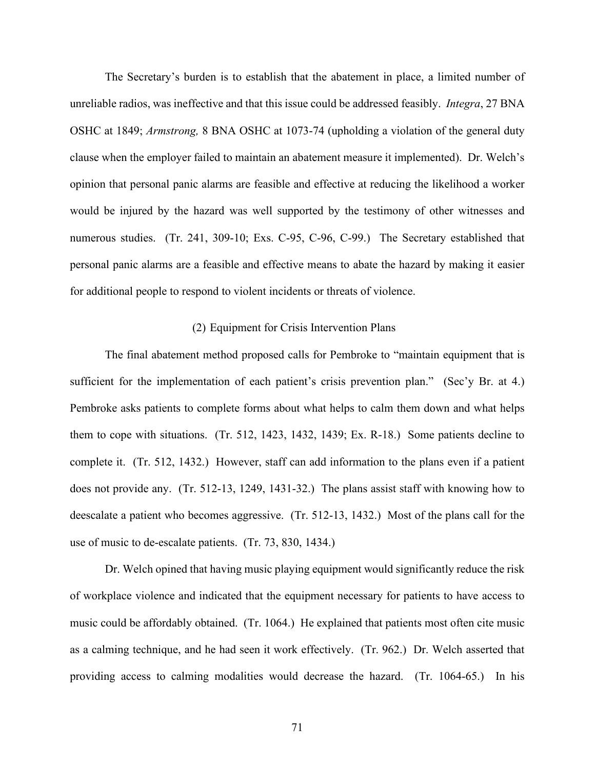The Secretary's burden is to establish that the abatement in place, a limited number of unreliable radios, was ineffective and that this issue could be addressed feasibly. *Integra*, 27 BNA OSHC at 1849; *Armstrong,* 8 BNA OSHC at 1073-74 (upholding a violation of the general duty clause when the employer failed to maintain an abatement measure it implemented). Dr. Welch's opinion that personal panic alarms are feasible and effective at reducing the likelihood a worker would be injured by the hazard was well supported by the testimony of other witnesses and numerous studies. (Tr. 241, 309-10; Exs. C-95, C-96, C-99.) The Secretary established that personal panic alarms are a feasible and effective means to abate the hazard by making it easier for additional people to respond to violent incidents or threats of violence.

(2) Equipment for Crisis Intervention Plans

The final abatement method proposed calls for Pembroke to "maintain equipment that is sufficient for the implementation of each patient's crisis prevention plan." (Sec'y Br. at 4.) Pembroke asks patients to complete forms about what helps to calm them down and what helps them to cope with situations. (Tr. 512, 1423, 1432, 1439; Ex. R-18.) Some patients decline to complete it. (Tr. 512, 1432.) However, staff can add information to the plans even if a patient does not provide any. (Tr. 512-13, 1249, 1431-32.) The plans assist staff with knowing how to deescalate a patient who becomes aggressive. (Tr. 512-13, 1432.) Most of the plans call for the use of music to de-escalate patients. (Tr. 73, 830, 1434.)

Dr. Welch opined that having music playing equipment would significantly reduce the risk of workplace violence and indicated that the equipment necessary for patients to have access to music could be affordably obtained. (Tr. 1064.) He explained that patients most often cite music as a calming technique, and he had seen it work effectively. (Tr. 962.) Dr. Welch asserted that providing access to calming modalities would decrease the hazard. (Tr. 1064-65.) In his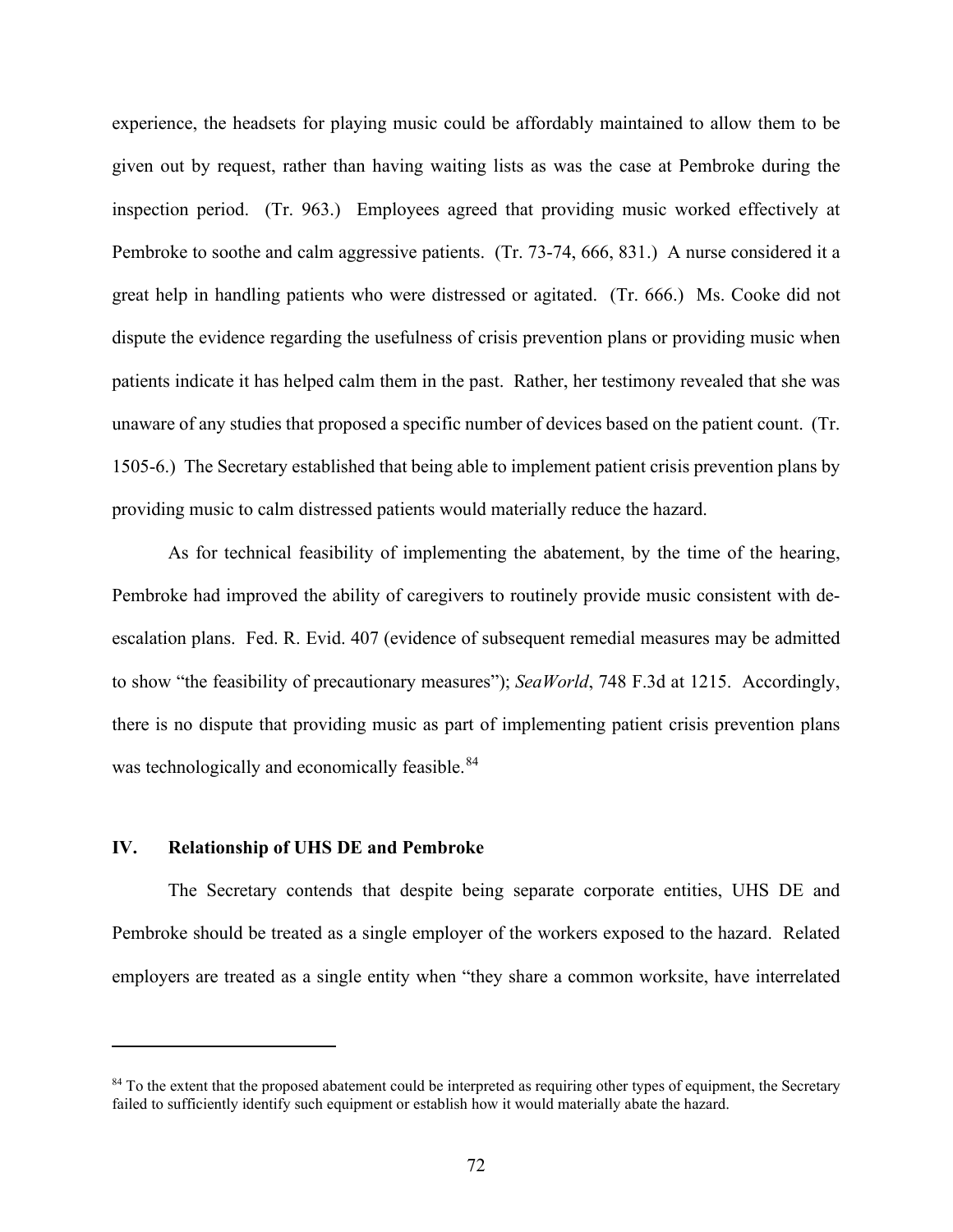experience, the headsets for playing music could be affordably maintained to allow them to be given out by request, rather than having waiting lists as was the case at Pembroke during the inspection period. (Tr. 963.) Employees agreed that providing music worked effectively at Pembroke to soothe and calm aggressive patients. (Tr. 73-74, 666, 831.) A nurse considered it a great help in handling patients who were distressed or agitated. (Tr. 666.) Ms. Cooke did not dispute the evidence regarding the usefulness of crisis prevention plans or providing music when patients indicate it has helped calm them in the past. Rather, her testimony revealed that she was unaware of any studies that proposed a specific number of devices based on the patient count. (Tr. 1505-6.) The Secretary established that being able to implement patient crisis prevention plans by providing music to calm distressed patients would materially reduce the hazard.

As for technical feasibility of implementing the abatement, by the time of the hearing, Pembroke had improved the ability of caregivers to routinely provide music consistent with de-escalation plans. Fed. R. Evid. 407 (evidence of subsequent remedial measures may be admitted to show "the feasibility of precautionary measures"); *SeaWorld*, 748 F.3d at 1215. Accordingly, there is no dispute that providing music as part of implementing patient crisis prevention plans was technologically and economically feasible.[84]

## IV. Relationship of UHS DE and Pembroke

The Secretary contends that despite being separate corporate entities, UHS DE and Pembroke should be treated as a single employer of the workers exposed to the hazard. Related employers are treated as a single entity when "they share a common worksite, have interrelated

---

[84] To the extent that the proposed abatement could be interpreted as requiring other types of equipment, the Secretary failed to sufficiently identify such equipment or establish how it would materially abate the hazard.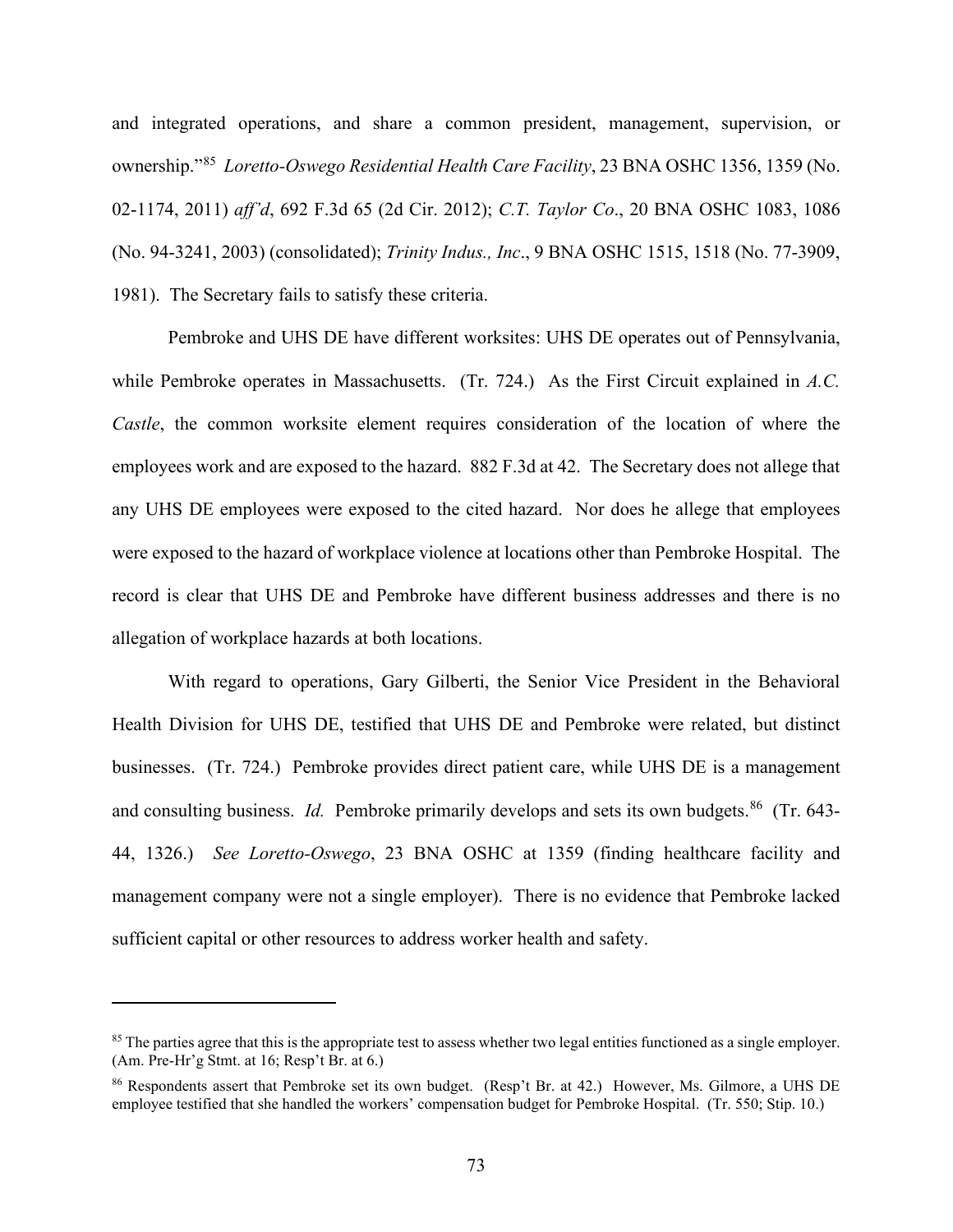and integrated operations, and share a common president, management, supervision, or ownership."[85] *Loretto-Oswego Residential Health Care Facility*, 23 BNA OSHC 1356, 1359 (No. 02-1174, 2011) *aff'd*, 692 F.3d 65 (2d Cir. 2012); *C.T. Taylor Co*., 20 BNA OSHC 1083, 1086 (No. 94-3241, 2003) (consolidated); *Trinity Indus., Inc*., 9 BNA OSHC 1515, 1518 (No. 77-3909, 1981). The Secretary fails to satisfy these criteria.

Pembroke and UHS DE have different worksites: UHS DE operates out of Pennsylvania, while Pembroke operates in Massachusetts. (Tr. 724.) As the First Circuit explained in *A.C. Castle*, the common worksite element requires consideration of the location of where the employees work and are exposed to the hazard. 882 F.3d at 42. The Secretary does not allege that any UHS DE employees were exposed to the cited hazard. Nor does he allege that employees were exposed to the hazard of workplace violence at locations other than Pembroke Hospital. The record is clear that UHS DE and Pembroke have different business addresses and there is no allegation of workplace hazards at both locations.

With regard to operations, Gary Gilberti, the Senior Vice President in the Behavioral Health Division for UHS DE, testified that UHS DE and Pembroke were related, but distinct businesses. (Tr. 724.) Pembroke provides direct patient care, while UHS DE is a management and consulting business. *Id.* Pembroke primarily develops and sets its own budgets.[86] (Tr. 643-44, 1326.) *See Loretto-Oswego*, 23 BNA OSHC at 1359 (finding healthcare facility and management company were not a single employer). There is no evidence that Pembroke lacked sufficient capital or other resources to address worker health and safety.

---

[85] The parties agree that this is the appropriate test to assess whether two legal entities functioned as a single employer. (Am. Pre-Hr'g Stmt. at 16; Resp't Br. at 6.)

[86] Respondents assert that Pembroke set its own budget. (Resp't Br. at 42.) However, Ms. Gilmore, a UHS DE employee testified that she handled the workers' compensation budget for Pembroke Hospital. (Tr. 550; Stip. 10.)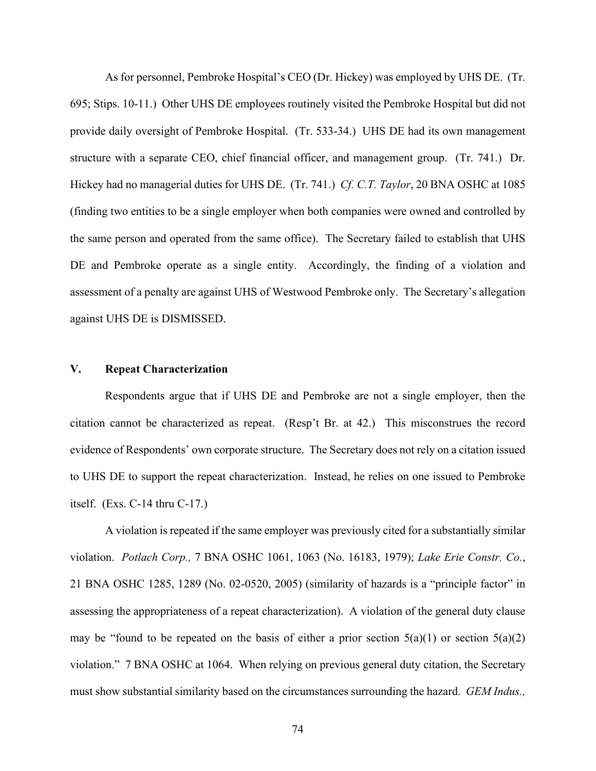As for personnel, Pembroke Hospital's CEO (Dr. Hickey) was employed by UHS DE. (Tr. 695; Stips. 10-11.) Other UHS DE employees routinely visited the Pembroke Hospital but did not provide daily oversight of Pembroke Hospital. (Tr. 533-34.) UHS DE had its own management structure with a separate CEO, chief financial officer, and management group. (Tr. 741.) Dr. Hickey had no managerial duties for UHS DE. (Tr. 741.) *Cf. C.T. Taylor*, 20 BNA OSHC at 1085 (finding two entities to be a single employer when both companies were owned and controlled by the same person and operated from the same office). The Secretary failed to establish that UHS DE and Pembroke operate as a single entity. Accordingly, the finding of a violation and assessment of a penalty are against UHS of Westwood Pembroke only. The Secretary's allegation against UHS DE is DISMISSED.

## V. Repeat Characterization

Respondents argue that if UHS DE and Pembroke are not a single employer, then the citation cannot be characterized as repeat. (Resp't Br. at 42.) This misconstrues the record evidence of Respondents' own corporate structure. The Secretary does not rely on a citation issued to UHS DE to support the repeat characterization. Instead, he relies on one issued to Pembroke itself. (Exs. C-14 thru C-17.)

A violation is repeated if the same employer was previously cited for a substantially similar violation. *Potlach Corp.,* 7 BNA OSHC 1061, 1063 (No. 16183, 1979); *Lake Erie Constr. Co.*, 21 BNA OSHC 1285, 1289 (No. 02-0520, 2005) (similarity of hazards is a "principle factor" in assessing the appropriateness of a repeat characterization). A violation of the general duty clause may be "found to be repeated on the basis of either a prior section 5(a)(1) or section 5(a)(2) violation." 7 BNA OSHC at 1064. When relying on previous general duty citation, the Secretary must show substantial similarity based on the circumstances surrounding the hazard. *GEM Indus.,*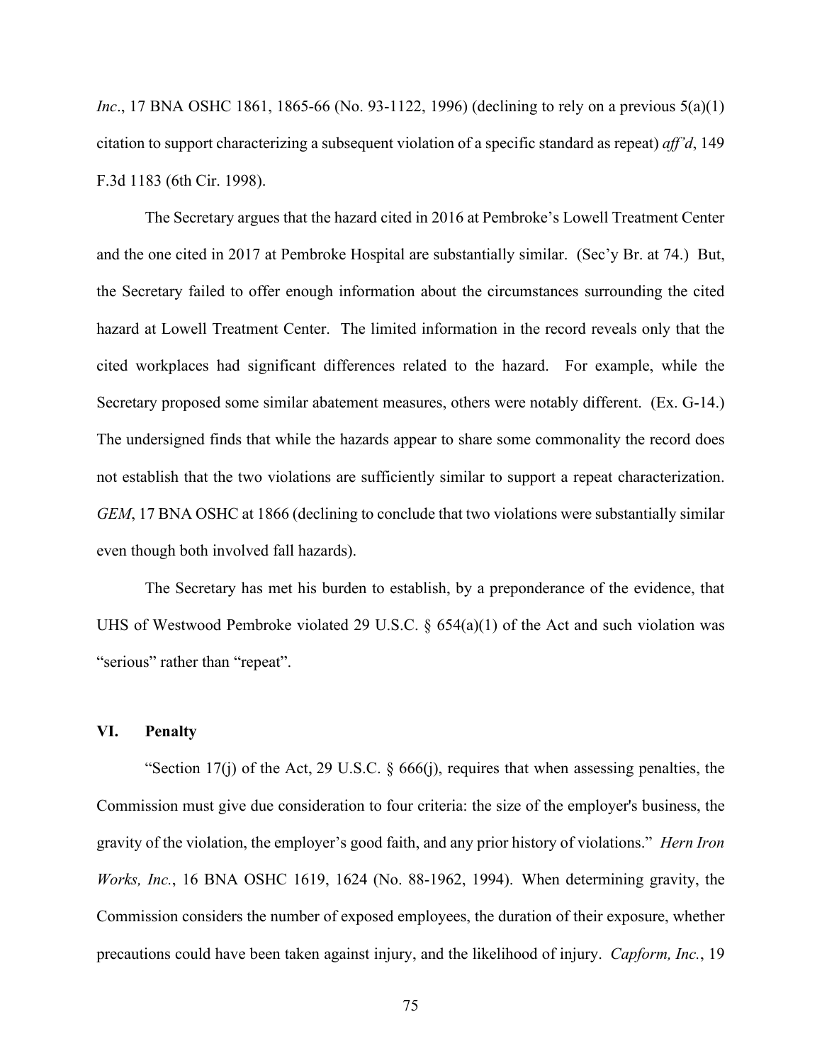*Inc*., 17 BNA OSHC 1861, 1865-66 (No. 93-1122, 1996) (declining to rely on a previous 5(a)(1) citation to support characterizing a subsequent violation of a specific standard as repeat) *aff'd*, 149 F.3d 1183 (6th Cir. 1998).

The Secretary argues that the hazard cited in 2016 at Pembroke's Lowell Treatment Center and the one cited in 2017 at Pembroke Hospital are substantially similar. (Sec'y Br. at 74.) But, the Secretary failed to offer enough information about the circumstances surrounding the cited hazard at Lowell Treatment Center. The limited information in the record reveals only that the cited workplaces had significant differences related to the hazard. For example, while the Secretary proposed some similar abatement measures, others were notably different. (Ex. G-14.) The undersigned finds that while the hazards appear to share some commonality the record does not establish that the two violations are sufficiently similar to support a repeat characterization. *GEM*, 17 BNA OSHC at 1866 (declining to conclude that two violations were substantially similar even though both involved fall hazards).

The Secretary has met his burden to establish, by a preponderance of the evidence, that UHS of Westwood Pembroke violated 29 U.S.C. § 654(a)(1) of the Act and such violation was "serious" rather than "repeat".

## VI. Penalty

"Section 17(j) of the Act, 29 U.S.C. § 666(j), requires that when assessing penalties, the Commission must give due consideration to four criteria: the size of the employer's business, the gravity of the violation, the employer's good faith, and any prior history of violations." *Hern Iron Works, Inc.*, 16 BNA OSHC 1619, 1624 (No. 88-1962, 1994). When determining gravity, the Commission considers the number of exposed employees, the duration of their exposure, whether precautions could have been taken against injury, and the likelihood of injury. *Capform, Inc.*, 19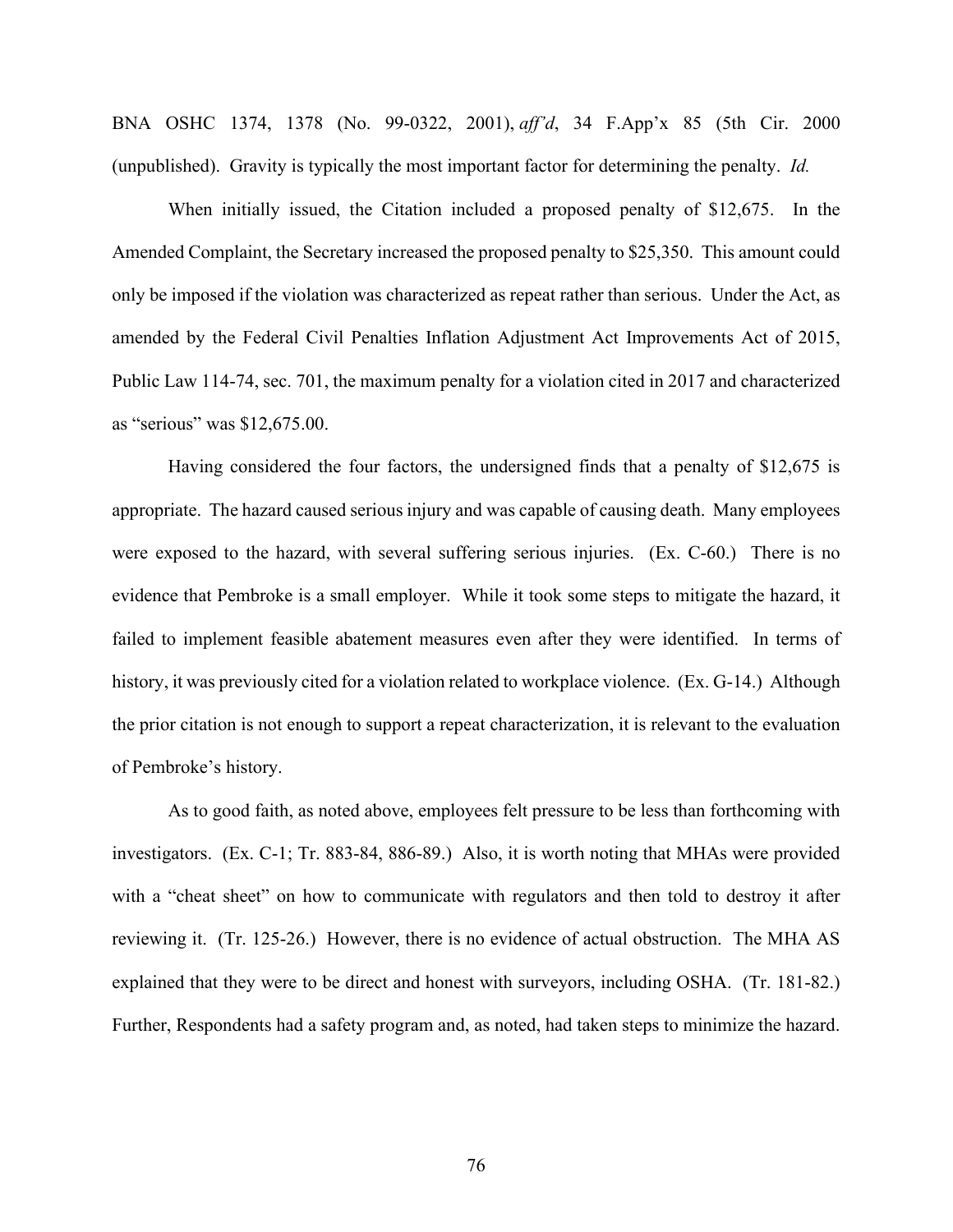BNA OSHC 1374, 1378 (No. 99-0322, 2001), *aff'd*, 34 F.App'x 85 (5th Cir. 2000 (unpublished). Gravity is typically the most important factor for determining the penalty. *Id.*

When initially issued, the Citation included a proposed penalty of $12,675. In the Amended Complaint, the Secretary increased the proposed penalty to $25,350. This amount could only be imposed if the violation was characterized as repeat rather than serious. Under the Act, as amended by the Federal Civil Penalties Inflation Adjustment Act Improvements Act of 2015, Public Law 114-74, sec. 701, the maximum penalty for a violation cited in 2017 and characterized as "serious" was $12,675.00.

Having considered the four factors, the undersigned finds that a penalty of $12,675 is appropriate. The hazard caused serious injury and was capable of causing death. Many employees were exposed to the hazard, with several suffering serious injuries. (Ex. C-60.) There is no evidence that Pembroke is a small employer. While it took some steps to mitigate the hazard, it failed to implement feasible abatement measures even after they were identified. In terms of history, it was previously cited for a violation related to workplace violence. (Ex. G-14.) Although the prior citation is not enough to support a repeat characterization, it is relevant to the evaluation of Pembroke's history.

As to good faith, as noted above, employees felt pressure to be less than forthcoming with investigators. (Ex. C-1; Tr. 883-84, 886-89.) Also, it is worth noting that MHAs were provided with a "cheat sheet" on how to communicate with regulators and then told to destroy it after reviewing it. (Tr. 125-26.) However, there is no evidence of actual obstruction. The MHA AS explained that they were to be direct and honest with surveyors, including OSHA. (Tr. 181-82.) Further, Respondents had a safety program and, as noted, had taken steps to minimize the hazard.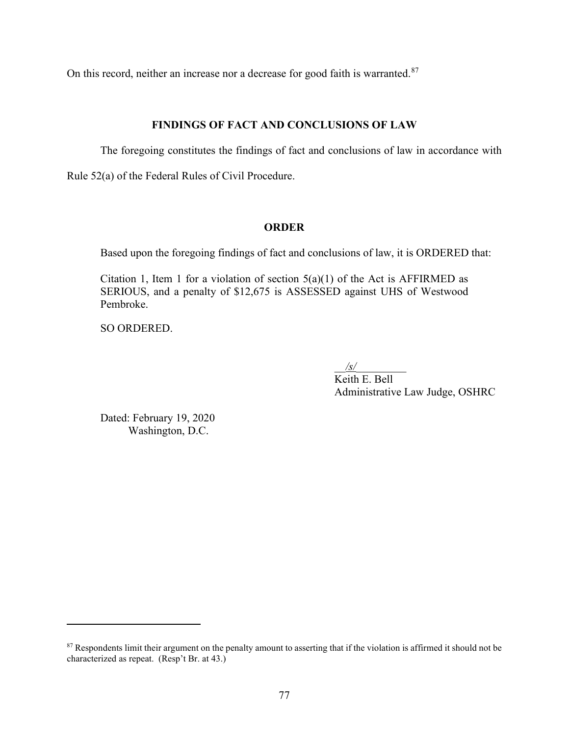On this record, neither an increase nor a decrease for good faith is warranted.[87]

## FINDINGS OF FACT AND CONCLUSIONS OF LAW

The foregoing constitutes the findings of fact and conclusions of law in accordance with Rule 52(a) of the Federal Rules of Civil Procedure.

## ORDER

Based upon the foregoing findings of fact and conclusions of law, it is ORDERED that:

Citation 1, Item 1 for a violation of section 5(a)(1) of the Act is AFFIRMED as SERIOUS, and a penalty of $12,675 is ASSESSED against UHS of Westwood Pembroke.

SO ORDERED.

*/s/*
Keith E. Bell
Administrative Law Judge, OSHRC

Dated: February 19, 2020
Washington, D.C.

---

[87] Respondents limit their argument on the penalty amount to asserting that if the violation is affirmed it should not be characterized as repeat. (Resp't Br. at 43.)